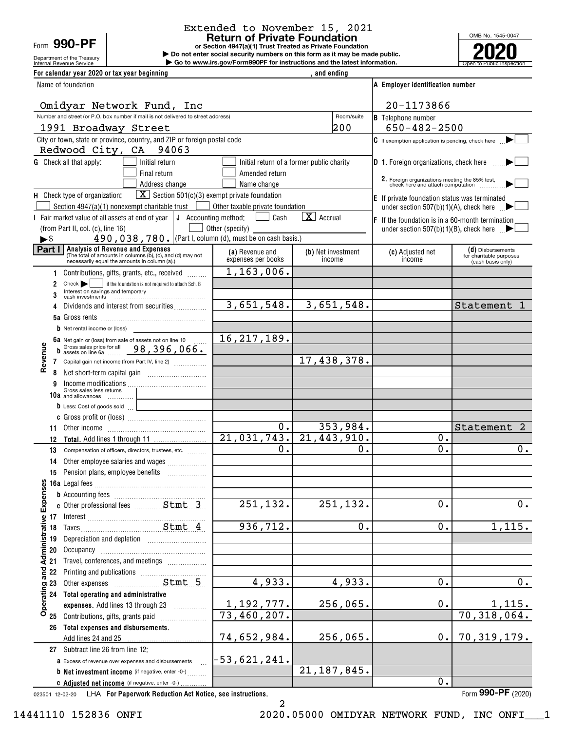Extended to November 15, 2021

# Form 990-PF — Return of Private Foundation

or Section 4947(a)(1) Trust Treated as Private Foundation

▶ Do not enter social security numbers on this form as it may be made public.

▶ Go to www.irs.gov/Form990PF for instructions and the latest information.

Department of the Treasury Internal Revenue Service

OMB No. 1545-0047

**2020** Open to Public Inspection

For calendar year 2020 or tax year beginning , and ending

Name of foundation: Omidyar Network Fund, Inc

A Employer identification number: 20-1173866

Number and street (or P.O. box number if mail is not delivered to street address): 1991 Broadway Street — Room/suite: 200

B Telephone number: 650-482-2500

City or town, state or province, country, and ZIP or foreign postal code: Redwood City, CA 94063

C If exemption application is pending, check here ▶ [ ]

G Check all that apply: [ ] Initial return [ ] Initial return of a former public charity [ ] Final return [ ] Amended return [ ] Address change [ ] Name change

D 1. Foreign organizations, check here ▶ [ ]

2. Foreign organizations meeting the 85% test, check here and attach computation ▶ [ ]

H Check type of organization: [X] Section 501(c)(3) exempt private foundation [ ] Section 4947(a)(1) nonexempt charitable trust [ ] Other taxable private foundation

E If private foundation status was terminated under section 507(b)(1)(A), check here ▶ [ ]

I Fair market value of all assets at end of year (from Part II, col. (c), line 16) ▶$ 490,038,780.

J Accounting method: [ ] Cash [X] Accrual [ ] Other (specify) (Part I, column (d), must be on cash basis.)

F If the foundation is in a 60-month termination under section 507(b)(1)(B), check here ▶ [ ]

## Part I — Analysis of Revenue and Expenses

(The total of amounts in columns (b), (c), and (d) may not necessarily equal the amounts in column (a).)

| | Line | (a) Revenue and expenses per books | (b) Net investment income | (c) Adjusted net income | (d) Disbursements for charitable purposes (cash basis only) |
|---|---|---|---|---|---|
| Revenue | 1 Contributions, gifts, grants, etc., received | 1,163,006. | | | |
| | 2 Check ▶ [ ] if the foundation is not required to attach Sch. B | | | | |
| | 3 Interest on savings and temporary cash investments | | | | |
| | 4 Dividends and interest from securities | 3,651,548. | 3,651,548. | | Statement 1 |
| | 5a Gross rents | | | | |
| | b Net rental income or (loss) | | | | |
| | 6a Net gain or (loss) from sale of assets not on line 10 | 16,217,189. | | | |
| | b Gross sales price for all assets on line 6a 98,396,066. | | | | |
| | 7 Capital gain net income (from Part IV, line 2) | | 17,438,378. | | |
| | 8 Net short-term capital gain | | | | |
| | 9 Income modifications | | | | |
| | 10a Gross sales less returns and allowances | | | | |
| | b Less: Cost of goods sold | | | | |
| | c Gross profit or (loss) | | | | |
| | 11 Other income | 0. | 353,984. | | Statement 2 |
| | 12 **Total.** Add lines 1 through 11 | 21,031,743. | 21,443,910. | 0. | |
| Operating and Administrative Expenses | 13 Compensation of officers, directors, trustees, etc. | 0. | 0. | 0. | 0. |
| | 14 Other employee salaries and wages | | | | |
| | 15 Pension plans, employee benefits | | | | |
| | 16a Legal fees | | | | |
| | b Accounting fees | | | | |
| | c Other professional fees Stmt 3 | 251,132. | 251,132. | 0. | 0. |
| | 17 Interest | | | | |
| | 18 Taxes Stmt 4 | 936,712. | 0. | 0. | 1,115. |
| | 19 Depreciation and depletion | | | | |
| | 20 Occupancy | | | | |
| | 21 Travel, conferences, and meetings | | | | |
| | 22 Printing and publications | | | | |
| | 23 Other expenses Stmt 5 | 4,933. | 4,933. | 0. | 0. |
| | 24 **Total operating and administrative expenses.** Add lines 13 through 23 | 1,192,777. | 256,065. | 0. | 1,115. |
| | 25 Contributions, gifts, grants paid | 73,460,207. | | | 70,318,064. |
| | 26 **Total expenses and disbursements.** Add lines 24 and 25 | 74,652,984. | 256,065. | 0. | 70,319,179. |
| | 27 Subtract line 26 from line 12: | | | | |
| | a Excess of revenue over expenses and disbursements | -53,621,241. | | | |
| | b **Net investment income** (if negative, enter -0-) | | 21,187,845. | | |
| | c **Adjusted net income** (if negative, enter -0-) | | | 0. | |

023501 12-02-20 LHA For Paperwork Reduction Act Notice, see instructions. Form **990-PF** (2020)

14441110 152836 ONFI 2020.05000 OMIDYAR NETWORK FUND, INC ONFI___1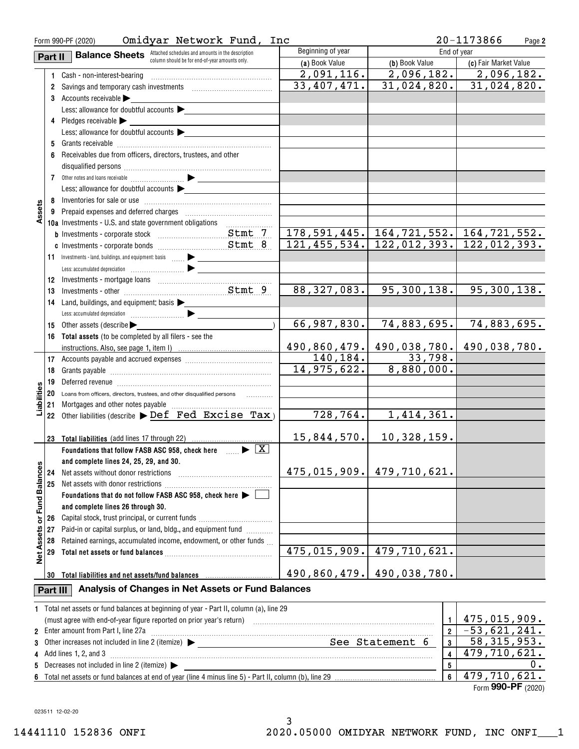Form 990-PF (2020) Omidyar Network Fund, Inc 20-1173866

## Part II Balance Sheets

Attached schedules and amounts in the description column should be for end-of-year amounts only.

| | | Beginning of year (a) Book Value | End of year (b) Book Value | End of year (c) Fair Market Value |
|---|---|---|---|---|
| **Assets** | 1 Cash - non-interest-bearing | 2,091,116. | 2,096,182. | 2,096,182. |
| | 2 Savings and temporary cash investments | 33,407,471. | 31,024,820. | 31,024,820. |
| | 3 Accounts receivable ▶ | | | |
| | Less: allowance for doubtful accounts ▶ | | | |
| | 4 Pledges receivable ▶ | | | |
| | Less: allowance for doubtful accounts ▶ | | | |
| | 5 Grants receivable | | | |
| | 6 Receivables due from officers, directors, trustees, and other disqualified persons | | | |
| | 7 Other notes and loans receivable ▶ | | | |
| | Less: allowance for doubtful accounts ▶ | | | |
| | 8 Inventories for sale or use | | | |
| | 9 Prepaid expenses and deferred charges | | | |
| | 10a Investments - U.S. and state government obligations | | | |
| | b Investments - corporate stock Stmt 7 | 178,591,445. | 164,721,552. | 164,721,552. |
| | c Investments - corporate bonds Stmt 8 | 121,455,534. | 122,012,393. | 122,012,393. |
| | 11 Investments - land, buildings, and equipment: basis ▶ | | | |
| | Less: accumulated depreciation ▶ | | | |
| | 12 Investments - mortgage loans | | | |
| | 13 Investments - other Stmt 9 | 88,327,083. | 95,300,138. | 95,300,138. |
| | 14 Land, buildings, and equipment: basis ▶ | | | |
| | Less: accumulated depreciation ▶ | | | |
| | 15 Other assets (describe ▶ ) | 66,987,830. | 74,883,695. | 74,883,695. |
| | 16 Total assets (to be completed by all filers - see the instructions. Also, see page 1, item I) | 490,860,479. | 490,038,780. | 490,038,780. |
| **Liabilities** | 17 Accounts payable and accrued expenses | 140,184. | 33,798. | |
| | 18 Grants payable | 14,975,622. | 8,880,000. | |
| | 19 Deferred revenue | | | |
| | 20 Loans from officers, directors, trustees, and other disqualified persons | | | |
| | 21 Mortgages and other notes payable | | | |
| | 22 Other liabilities (describe ▶ Def Fed Excise Tax) | 728,764. | 1,414,361. | |
| | 23 Total liabilities (add lines 17 through 22) | 15,844,570. | 10,328,159. | |
| **Net Assets or Fund Balances** | Foundations that follow FASB ASC 958, check here ▶ [X] and complete lines 24, 25, 29, and 30. | | | |
| | 24 Net assets without donor restrictions | 475,015,909. | 479,710,621. | |
| | 25 Net assets with donor restrictions | | | |
| | Foundations that do not follow FASB ASC 958, check here ▶ [ ] and complete lines 26 through 30. | | | |
| | 26 Capital stock, trust principal, or current funds | | | |
| | 27 Paid-in or capital surplus, or land, bldg., and equipment fund | | | |
| | 28 Retained earnings, accumulated income, endowment, or other funds | | | |
| | 29 Total net assets or fund balances | 475,015,909. | 479,710,621. | |
| | 30 Total liabilities and net assets/fund balances | 490,860,479. | 490,038,780. | |

## Part III Analysis of Changes in Net Assets or Fund Balances

| | | | |
|---|---|---|---|
| 1 | Total net assets or fund balances at beginning of year - Part II, column (a), line 29 (must agree with end-of-year figure reported on prior year's return) | 1 | 475,015,909. |
| 2 | Enter amount from Part I, line 27a | 2 | -53,621,241. |
| 3 | Other increases not included in line 2 (itemize) ▶ See Statement 6 | 3 | 58,315,953. |
| 4 | Add lines 1, 2, and 3 | 4 | 479,710,621. |
| 5 | Decreases not included in line 2 (itemize) ▶ | 5 | 0. |
| 6 | Total net assets or fund balances at end of year (line 4 minus line 5) - Part II, column (b), line 29 | 6 | 479,710,621. |

Form **990-PF** (2020)

023511 12-02-20

14441110 152836 ONFI 2020.05000 OMIDYAR NETWORK FUND, INC ONFI___1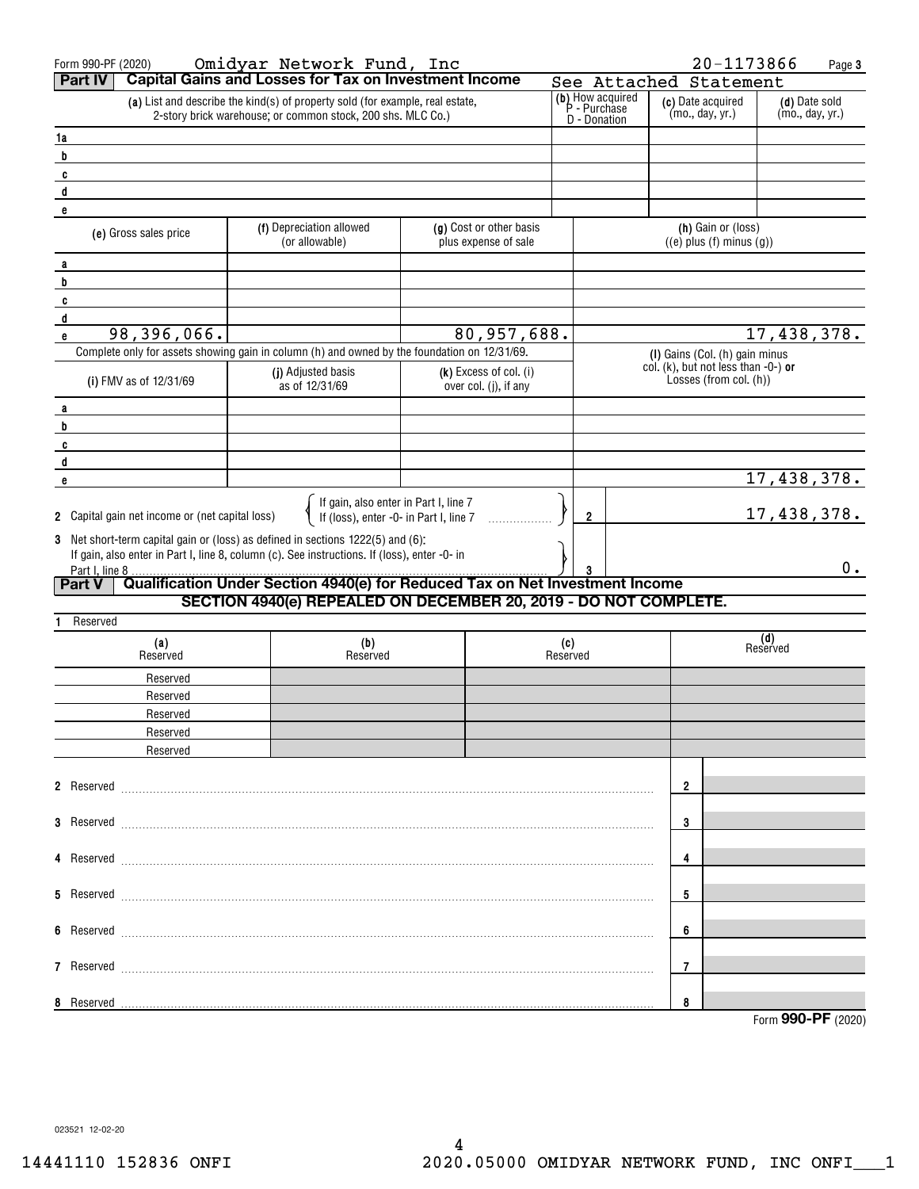Form 990-PF (2020) Omidyar Network Fund, Inc 20-1173866

## Part IV Capital Gains and Losses for Tax on Investment Income

See Attached Statement

| | (a) List and describe the kind(s) of property sold (for example, real estate, 2-story brick warehouse; or common stock, 200 shs. MLC Co.) | (b) How acquired P - Purchase D - Donation | (c) Date acquired (mo., day, yr.) | (d) Date sold (mo., day, yr.) |
|---|---|---|---|---|
| 1a | | | | |
| b | | | | |
| c | | | | |
| d | | | | |
| e | | | | |

| | (e) Gross sales price | (f) Depreciation allowed (or allowable) | (g) Cost or other basis plus expense of sale | (h) Gain or (loss) ((e) plus (f) minus (g)) |
|---|---|---|---|---|
| a | | | | |
| b | | | | |
| c | | | | |
| d | | | | |
| e | 98,396,066. | | 80,957,688. | 17,438,378. |

Complete only for assets showing gain in column (h) and owned by the foundation on 12/31/69.

| | (i) FMV as of 12/31/69 | (j) Adjusted basis as of 12/31/69 | (k) Excess of col. (i) over col. (j), if any | (l) Gains (Col. (h) gain minus col. (k), but not less than -0-) or Losses (from col. (h)) |
|---|---|---|---|---|
| a | | | | |
| b | | | | |
| c | | | | |
| d | | | | |
| e | | | | 17,438,378. |

2 Capital gain net income or (net capital loss) — If gain, also enter in Part I, line 7; If (loss), enter -0- in Part I, line 7 ..... **2** 17,438,378.

3 Net short-term capital gain or (loss) as defined in sections 1222(5) and (6): If gain, also enter in Part I, line 8, column (c). See instructions. If (loss), enter -0- in Part I, line 8 ..... **3** 0.

## Part V Qualification Under Section 4940(e) for Reduced Tax on Net Investment Income

**SECTION 4940(e) REPEALED ON DECEMBER 20, 2019 - DO NOT COMPLETE.**

1 Reserved

| (a) Reserved | (b) Reserved | (c) Reserved | (d) Reserved |
|---|---|---|---|
| Reserved | | | |
| Reserved | | | |
| Reserved | | | |
| Reserved | | | |
| Reserved | | | |

2 Reserved ..... **2**

3 Reserved ..... **3**

4 Reserved ..... **4**

5 Reserved ..... **5**

6 Reserved ..... **6**

7 Reserved ..... **7**

8 Reserved ..... **8**

Form **990-PF** (2020)

023521 12-02-20

14441110 152836 ONFI 2020.05000 OMIDYAR NETWORK FUND, INC ONFI___1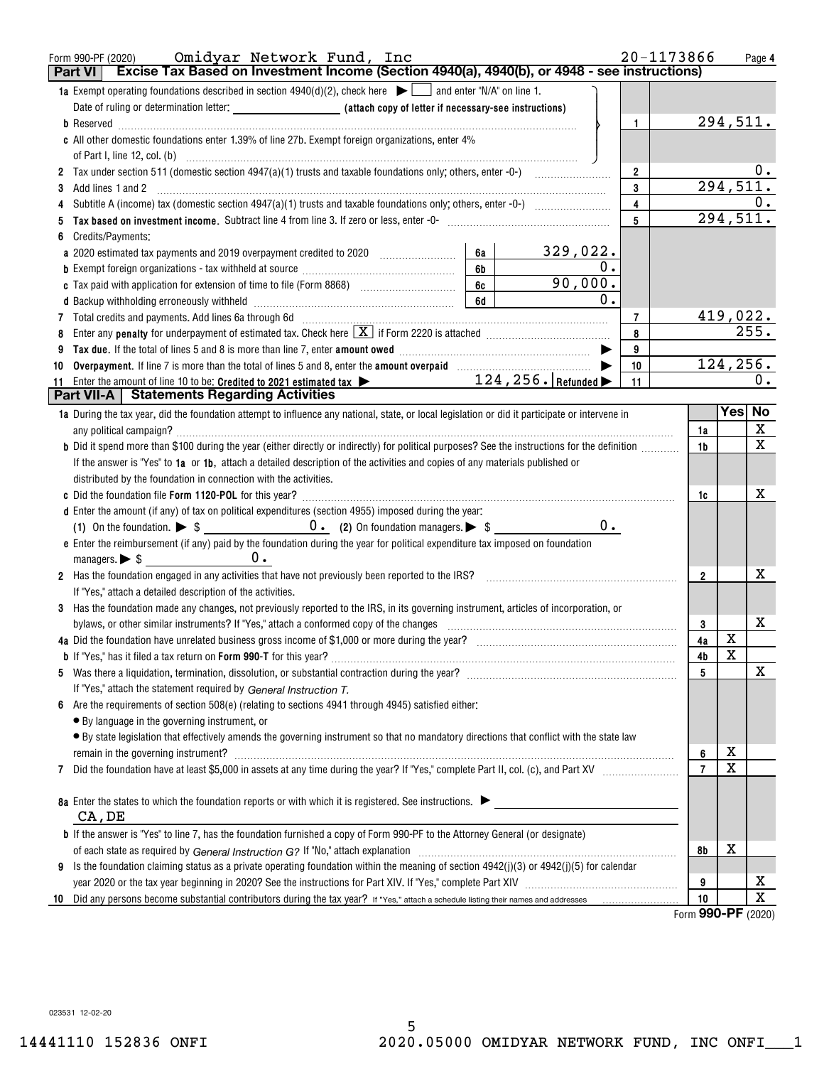Form 990-PF (2020) Omidyar Network Fund, Inc 20-1173866 Page 4

## Part VI Excise Tax Based on Investment Income (Section 4940(a), 4940(b), or 4948 - see instructions)

| | | | | |
|---|---|---|---|---|
| **1a** Exempt operating foundations described in section 4940(d)(2), check here ▶ ☐ and enter "N/A" on line 1. | | | | |
| Date of ruling or determination letter: ________ (attach copy of letter if necessary-see instructions) | | | | |
| **b** Reserved | | | 1 | 294,511. |
| **c** All other domestic foundations enter 1.39% of line 27b. Exempt foreign organizations, enter 4% of Part I, line 12, col. (b) | | | | |
| **2** Tax under section 511 (domestic section 4947(a)(1) trusts and taxable foundations only; others, enter -0-) | | | 2 | 0. |
| **3** Add lines 1 and 2 | | | 3 | 294,511. |
| **4** Subtitle A (income) tax (domestic section 4947(a)(1) trusts and taxable foundations only; others, enter -0-) | | | 4 | 0. |
| **5** **Tax based on investment income.** Subtract line 4 from line 3. If zero or less, enter -0- | | | 5 | 294,511. |
| **6** Credits/Payments: | | | | |
| **a** 2020 estimated tax payments and 2019 overpayment credited to 2020 | 6a | 329,022. | | |
| **b** Exempt foreign organizations - tax withheld at source | 6b | 0. | | |
| **c** Tax paid with application for extension of time to file (Form 8868) | 6c | 90,000. | | |
| **d** Backup withholding erroneously withheld | 6d | 0. | | |
| **7** Total credits and payments. Add lines 6a through 6d | | | 7 | 419,022. |
| **8** Enter any **penalty** for underpayment of estimated tax. Check here [X] if Form 2220 is attached | | | 8 | 255. |
| **9** **Tax due.** If the total of lines 5 and 8 is more than line 7, enter **amount owed** ▶ | | | 9 | |
| **10** **Overpayment.** If line 7 is more than the total of lines 5 and 8, enter the **amount overpaid** ▶ | | | 10 | 124,256. |
| **11** Enter the amount of line 10 to be: **Credited to 2021 estimated tax** ▶ 124,256. **Refunded** ▶ | | | 11 | 0. |

## Part VII-A Statements Regarding Activities

| | | Yes | No |
|---|---|---|---|
| **1a** During the tax year, did the foundation attempt to influence any national, state, or local legislation or did it participate or intervene in any political campaign? | 1a | | X |
| **b** Did it spend more than $100 during the year (either directly or indirectly) for political purposes? See the instructions for the definition | 1b | | X |
| If the answer is "Yes" to **1a** or **1b**, attach a detailed description of the activities and copies of any materials published or distributed by the foundation in connection with the activities. | | | |
| **c** Did the foundation file **Form 1120-POL** for this year? | 1c | | X |
| **d** Enter the amount (if any) of tax on political expenditures (section 4955) imposed during the year: (1) On the foundation. ▶ $ 0. (2) On foundation managers. ▶ $ 0. | | | |
| **e** Enter the reimbursement (if any) paid by the foundation during the year for political expenditure tax imposed on foundation managers. ▶ $ 0. | | | |
| **2** Has the foundation engaged in any activities that have not previously been reported to the IRS? If "Yes," attach a detailed description of the activities. | 2 | | X |
| **3** Has the foundation made any changes, not previously reported to the IRS, in its governing instrument, articles of incorporation, or bylaws, or other similar instruments? If "Yes," attach a conformed copy of the changes | 3 | | X |
| **4a** Did the foundation have unrelated business gross income of $1,000 or more during the year? | 4a | X | |
| **b** If "Yes," has it filed a tax return on **Form 990-T** for this year? | 4b | X | |
| **5** Was there a liquidation, termination, dissolution, or substantial contraction during the year? If "Yes," attach the statement required by *General Instruction T.* | 5 | | X |
| **6** Are the requirements of section 508(e) (relating to sections 4941 through 4945) satisfied either: • By language in the governing instrument, or • By state legislation that effectively amends the governing instrument so that no mandatory directions that conflict with the state law remain in the governing instrument? | 6 | X | |
| **7** Did the foundation have at least $5,000 in assets at any time during the year? If "Yes," complete Part II, col. (c), and Part XV | 7 | X | |
| **8a** Enter the states to which the foundation reports or with which it is registered. See instructions. ▶ CA,DE | | | |
| **b** If the answer is "Yes" to line 7, has the foundation furnished a copy of Form 990-PF to the Attorney General (or designate) of each state as required by *General Instruction G?* If "No," attach explanation | 8b | X | |
| **9** Is the foundation claiming status as a private operating foundation within the meaning of section 4942(j)(3) or 4942(j)(5) for calendar year 2020 or the tax year beginning in 2020? See the instructions for Part XIV. If "Yes," complete Part XIV | 9 | | X |
| **10** Did any persons become substantial contributors during the tax year? If "Yes," attach a schedule listing their names and addresses | 10 | | X |

Form **990-PF** (2020)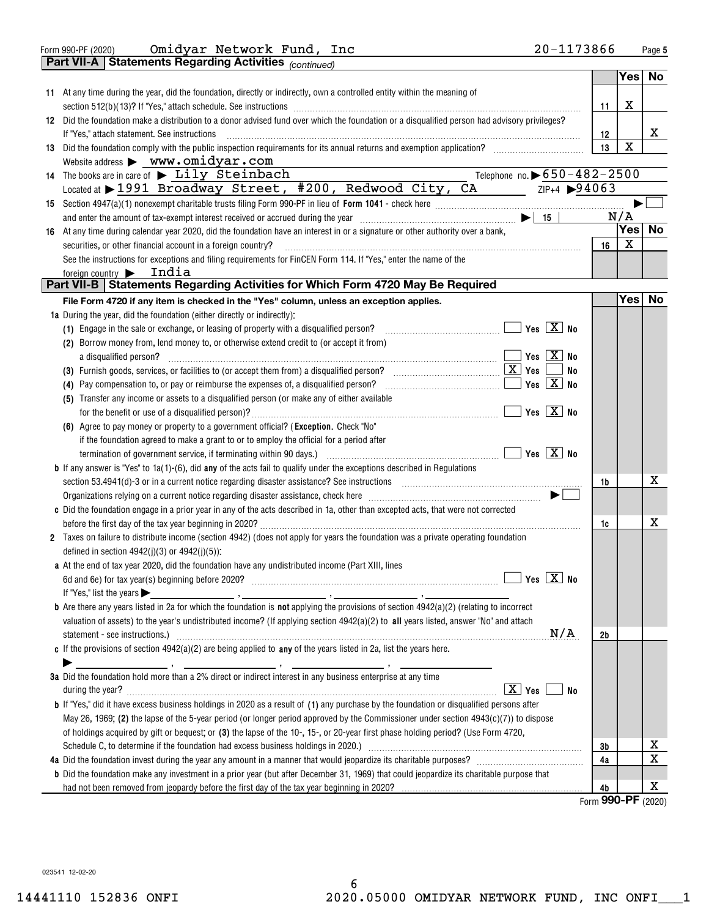Form 990-PF (2020) Omidyar Network Fund, Inc 20-1173866

## Part VII-A | Statements Regarding Activities *(continued)*

| | | | Yes | No |
|---|---|---|---|---|
| 11 | At any time during the year, did the foundation, directly or indirectly, own a controlled entity within the meaning of section 512(b)(13)? If "Yes," attach schedule. See instructions | 11 | X | |
| 12 | Did the foundation make a distribution to a donor advised fund over which the foundation or a disqualified person had advisory privileges? If "Yes," attach statement. See instructions | 12 | | X |
| 13 | Did the foundation comply with the public inspection requirements for its annual returns and exemption application? | 13 | X | |

Website address ▶ www.omidyar.com

14 The books are in care of ▶ Lily Steinbach Telephone no. ▶ 650-482-2500

Located at ▶ 1991 Broadway Street, #200, Redwood City, CA ZIP+4 ▶ 94063

15 Section 4947(a)(1) nonexempt charitable trusts filing Form 990-PF in lieu of **Form 1041** - check here ▶ ☐

and enter the amount of tax-exempt interest received or accrued during the year ▶ 15 N/A

| | | | Yes | No |
|---|---|---|---|---|
| 16 | At any time during calendar year 2020, did the foundation have an interest in or a signature or other authority over a bank, securities, or other financial account in a foreign country? | 16 | X | |

See the instructions for exceptions and filing requirements for FinCEN Form 114. If "Yes," enter the name of the foreign country ▶ India

## Part VII-B | Statements Regarding Activities for Which Form 4720 May Be Required

**File Form 4720 if any item is checked in the "Yes" column, unless an exception applies.**

**1a** During the year, did the foundation (either directly or indirectly):

(1) Engage in the sale or exchange, or leasing of property with a disqualified person? ☐ Yes ☒ No

(2) Borrow money from, lend money to, or otherwise extend credit to (or accept it from) a disqualified person? ☐ Yes ☒ No

(3) Furnish goods, services, or facilities to (or accept them from) a disqualified person? ☒ Yes ☐ No

(4) Pay compensation to, or pay or reimburse the expenses of, a disqualified person? ☐ Yes ☒ No

(5) Transfer any income or assets to a disqualified person (or make any of either available for the benefit or use of a disqualified person)? ☐ Yes ☒ No

(6) Agree to pay money or property to a government official? (**Exception.** Check "No" if the foundation agreed to make a grant to or to employ the official for a period after termination of government service, if terminating within 90 days.) ☐ Yes ☒ No

| | | | Yes | No |
|---|---|---|---|---|
| **b** | If any answer is "Yes" to 1a(1)-(6), did **any** of the acts fail to qualify under the exceptions described in Regulations section 53.4941(d)-3 or in a current notice regarding disaster assistance? See instructions | 1b | | X |

Organizations relying on a current notice regarding disaster assistance, check here ▶ ☐

| | | | Yes | No |
|---|---|---|---|---|
| **c** | Did the foundation engage in a prior year in any of the acts described in 1a, other than excepted acts, that were not corrected before the first day of the tax year beginning in 2020? | 1c | | X |

**2** Taxes on failure to distribute income (section 4942) (does not apply for years the foundation was a private operating foundation defined in section 4942(j)(3) or 4942(j)(5)):

**a** At the end of tax year 2020, did the foundation have any undistributed income (Part XIII, lines 6d and 6e) for tax year(s) beginning before 2020? ☐ Yes ☒ No

If "Yes," list the years ▶ ______, ______, ______, ______

**b** Are there any years listed in 2a for which the foundation is **not** applying the provisions of section 4942(a)(2) (relating to incorrect valuation of assets) to the year's undistributed income? (If applying section 4942(a)(2) to **all** years listed, answer "No" and attach statement - see instructions.) N/A | 2b | | |

**c** If the provisions of section 4942(a)(2) are being applied to **any** of the years listed in 2a, list the years here.

▶ ______, ______, ______, ______

**3a** Did the foundation hold more than a 2% direct or indirect interest in any business enterprise at any time during the year? ☒ Yes ☐ No

| | | | Yes | No |
|---|---|---|---|---|
| **b** | If "Yes," did it have excess business holdings in 2020 as a result of **(1)** any purchase by the foundation or disqualified persons after May 26, 1969; **(2)** the lapse of the 5-year period (or longer period approved by the Commissioner under section 4943(c)(7)) to dispose of holdings acquired by gift or bequest; or **(3)** the lapse of the 10-, 15-, or 20-year first phase holding period? (Use Form 4720, Schedule C, to determine if the foundation had excess business holdings in 2020.) | 3b | | X |
| **4a** | Did the foundation invest during the year any amount in a manner that would jeopardize its charitable purposes? | 4a | | X |
| **b** | Did the foundation make any investment in a prior year (but after December 31, 1969) that could jeopardize its charitable purpose that had not been removed from jeopardy before the first day of the tax year beginning in 2020? | 4b | | X |

Form **990-PF** (2020)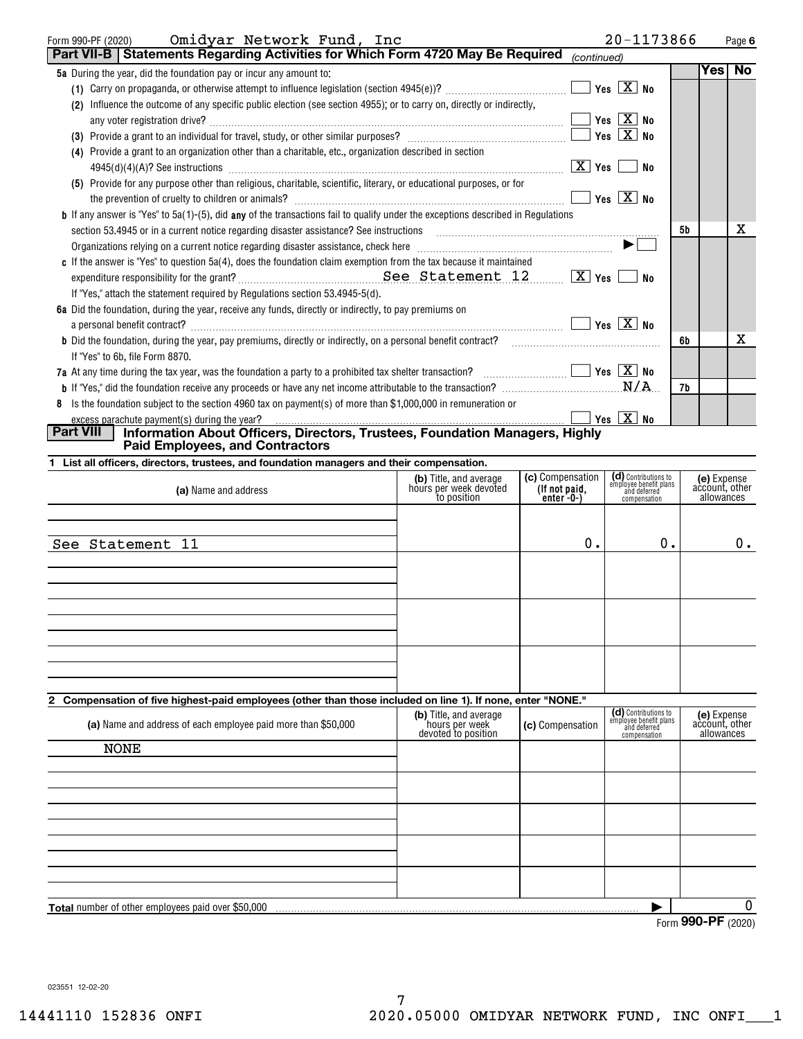Form 990-PF (2020) Omidyar Network Fund, Inc 20-1173866 Page 6

## Part VII-B Statements Regarding Activities for Which Form 4720 May Be Required *(continued)*

| | | Yes | No |
|---|---|---|---|
| **5a** During the year, did the foundation pay or incur any amount to: | | | |
| (1) Carry on propaganda, or otherwise attempt to influence legislation (section 4945(e))? ☐ Yes ☒ No | | | |
| (2) Influence the outcome of any specific public election (see section 4955); or to carry on, directly or indirectly, any voter registration drive? ☐ Yes ☒ No | | | |
| (3) Provide a grant to an individual for travel, study, or other similar purposes? ☐ Yes ☒ No | | | |
| (4) Provide a grant to an organization other than a charitable, etc., organization described in section 4945(d)(4)(A)? See instructions ☒ Yes ☐ No | | | |
| (5) Provide for any purpose other than religious, charitable, scientific, literary, or educational purposes, or for the prevention of cruelty to children or animals? ☐ Yes ☒ No | | | |
| **b** If any answer is "Yes" to 5a(1)-(5), did **any** of the transactions fail to qualify under the exceptions described in Regulations section 53.4945 or in a current notice regarding disaster assistance? See instructions | 5b | | X |
| Organizations relying on a current notice regarding disaster assistance, check here ▶ ☐ | | | |
| **c** If the answer is "Yes" to question 5a(4), does the foundation claim exemption from the tax because it maintained expenditure responsibility for the grant? See Statement 12 ☒ Yes ☐ No | | | |
| If "Yes," attach the statement required by Regulations section 53.4945-5(d). | | | |
| **6a** Did the foundation, during the year, receive any funds, directly or indirectly, to pay premiums on a personal benefit contract? ☐ Yes ☒ No | | | |
| **b** Did the foundation, during the year, pay premiums, directly or indirectly, on a personal benefit contract? | 6b | | X |
| If "Yes" to 6b, file Form 8870. | | | |
| **7a** At any time during the tax year, was the foundation a party to a prohibited tax shelter transaction? ☐ Yes ☒ No | | | |
| **b** If "Yes," did the foundation receive any proceeds or have any net income attributable to the transaction? N/A | 7b | | |
| **8** Is the foundation subject to the section 4960 tax on payment(s) of more than $1,000,000 in remuneration or excess parachute payment(s) during the year? ☐ Yes ☒ No | | | |

## Part VIII Information About Officers, Directors, Trustees, Foundation Managers, Highly Paid Employees, and Contractors

**1 List all officers, directors, trustees, and foundation managers and their compensation.**

| (a) Name and address | (b) Title, and average hours per week devoted to position | (c) Compensation (If not paid, enter -0-) | (d) Contributions to employee benefit plans and deferred compensation | (e) Expense account, other allowances |
|---|---|---|---|---|
| See Statement 11 | | 0. | 0. | 0. |

**2 Compensation of five highest-paid employees (other than those included on line 1). If none, enter "NONE."**

| (a) Name and address of each employee paid more than $50,000 | (b) Title, and average hours per week devoted to position | (c) Compensation | (d) Contributions to employee benefit plans and deferred compensation | (e) Expense account, other allowances |
|---|---|---|---|---|
| NONE | | | | |

**Total** number of other employees paid over $50,000 ▶ 0

Form **990-PF** (2020)

023551 12-02-20

14441110 152836 ONFI 2020.05000 OMIDYAR NETWORK FUND, INC ONFI___1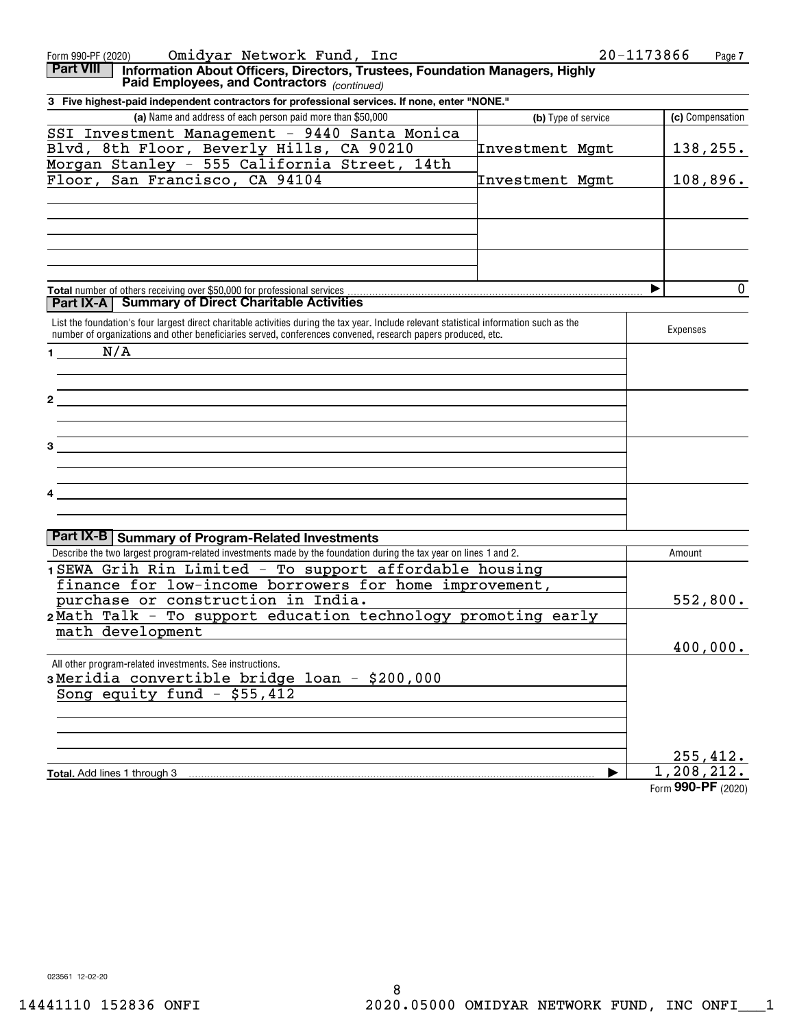Form 990-PF (2020) Omidyar Network Fund, Inc 20-1173866 Page 7

**Part VIII** **Information About Officers, Directors, Trustees, Foundation Managers, Highly Paid Employees, and Contractors** *(continued)*

**3 Five highest-paid independent contractors for professional services. If none, enter "NONE."**

| (a) Name and address of each person paid more than $50,000 | (b) Type of service | (c) Compensation |
|---|---|---|
| SSI Investment Management - 9440 Santa Monica Blvd, 8th Floor, Beverly Hills, CA 90210 | Investment Mgmt | 138,255. |
| Morgan Stanley - 555 California Street, 14th Floor, San Francisco, CA 94104 | Investment Mgmt | 108,896. |
| | | |
| | | |
| | | |
| **Total** number of others receiving over $50,000 for professional services ▶ | | 0 |

**Part IX-A** **Summary of Direct Charitable Activities**

| List the foundation's four largest direct charitable activities during the tax year. Include relevant statistical information such as the number of organizations and other beneficiaries served, conferences convened, research papers produced, etc. | Expenses |
|---|---|
| 1 N/A | |
| 2 | |
| 3 | |
| 4 | |

**Part IX-B** **Summary of Program-Related Investments**

| Describe the two largest program-related investments made by the foundation during the tax year on lines 1 and 2. | Amount |
|---|---|
| 1 SEWA Grih Rin Limited - To support affordable housing finance for low-income borrowers for home improvement, purchase or construction in India. | 552,800. |
| 2 Math Talk - To support education technology promoting early math development | 400,000. |
| All other program-related investments. See instructions. | |
| 3 Meridia convertible bridge loan - $200,000<br>Song equity fund - $55,412 | 255,412. |
| **Total.** Add lines 1 through 3 ▶ | 1,208,212. |

Form **990-PF** (2020)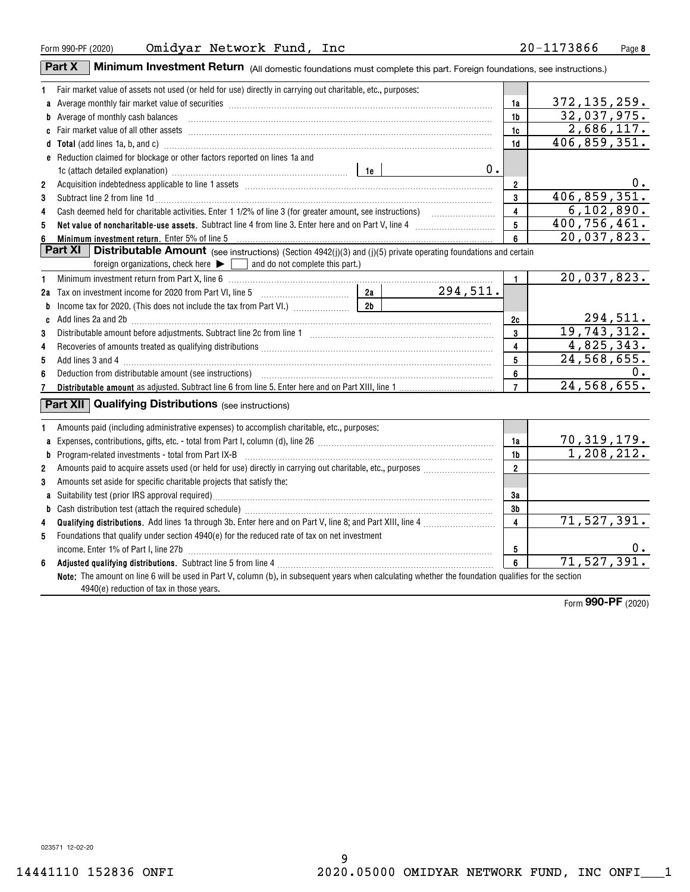Form 990-PF (2020) Omidyar Network Fund, Inc 20-1173866

## Part X Minimum Investment Return (All domestic foundations must complete this part. Foreign foundations, see instructions.)

| | | | | |
|---|---|---|---|---|
| 1 | Fair market value of assets not used (or held for use) directly in carrying out charitable, etc., purposes: | | | |
| a | Average monthly fair market value of securities | | 1a | 372,135,259. |
| b | Average of monthly cash balances | | 1b | 32,037,975. |
| c | Fair market value of all other assets | | 1c | 2,686,117. |
| d | **Total** (add lines 1a, b, and c) | | 1d | 406,859,351. |
| e | Reduction claimed for blockage or other factors reported on lines 1a and 1c (attach detailed explanation) | 1e 0. | | |
| 2 | Acquisition indebtedness applicable to line 1 assets | | 2 | 0. |
| 3 | Subtract line 2 from line 1d | | 3 | 406,859,351. |
| 4 | Cash deemed held for charitable activities. Enter 1 1/2% of line 3 (for greater amount, see instructions) | | 4 | 6,102,890. |
| 5 | **Net value of noncharitable-use assets.** Subtract line 4 from line 3. Enter here and on Part V, line 4 | | 5 | 400,756,461. |
| 6 | **Minimum investment return.** Enter 5% of line 5 | | 6 | 20,037,823. |

## Part XI Distributable Amount (see instructions) (Section 4942(j)(3) and (j)(5) private operating foundations and certain foreign organizations, check here ▶ ☐ and do not complete this part.)

| | | | | |
|---|---|---|---|---|
| 1 | Minimum investment return from Part X, line 6 | | 1 | 20,037,823. |
| 2a | Tax on investment income for 2020 from Part VI, line 5 | 2a 294,511. | | |
| b | Income tax for 2020. (This does not include the tax from Part VI.) | 2b | | |
| c | Add lines 2a and 2b | | 2c | 294,511. |
| 3 | Distributable amount before adjustments. Subtract line 2c from line 1 | | 3 | 19,743,312. |
| 4 | Recoveries of amounts treated as qualifying distributions | | 4 | 4,825,343. |
| 5 | Add lines 3 and 4 | | 5 | 24,568,655. |
| 6 | Deduction from distributable amount (see instructions) | | 6 | 0. |
| 7 | **Distributable amount** as adjusted. Subtract line 6 from line 5. Enter here and on Part XIII, line 1 | | 7 | 24,568,655. |

## Part XII Qualifying Distributions (see instructions)

| | | | |
|---|---|---|---|
| 1 | Amounts paid (including administrative expenses) to accomplish charitable, etc., purposes: | | |
| a | Expenses, contributions, gifts, etc. - total from Part I, column (d), line 26 | 1a | 70,319,179. |
| b | Program-related investments - total from Part IX-B | 1b | 1,208,212. |
| 2 | Amounts paid to acquire assets used (or held for use) directly in carrying out charitable, etc., purposes | 2 | |
| 3 | Amounts set aside for specific charitable projects that satisfy the: | | |
| a | Suitability test (prior IRS approval required) | 3a | |
| b | Cash distribution test (attach the required schedule) | 3b | |
| 4 | **Qualifying distributions.** Add lines 1a through 3b. Enter here and on Part V, line 8; and Part XIII, line 4 | 4 | 71,527,391. |
| 5 | Foundations that qualify under section 4940(e) for the reduced rate of tax on net investment income. Enter 1% of Part I, line 27b | 5 | 0. |
| 6 | **Adjusted qualifying distributions.** Subtract line 5 from line 4 | 6 | 71,527,391. |

**Note:** The amount on line 6 will be used in Part V, column (b), in subsequent years when calculating whether the foundation qualifies for the section 4940(e) reduction of tax in those years.

Form **990-PF** (2020)

023571 12-02-20

14441110 152836 ONFI 2020.05000 OMIDYAR NETWORK FUND, INC ONFI___1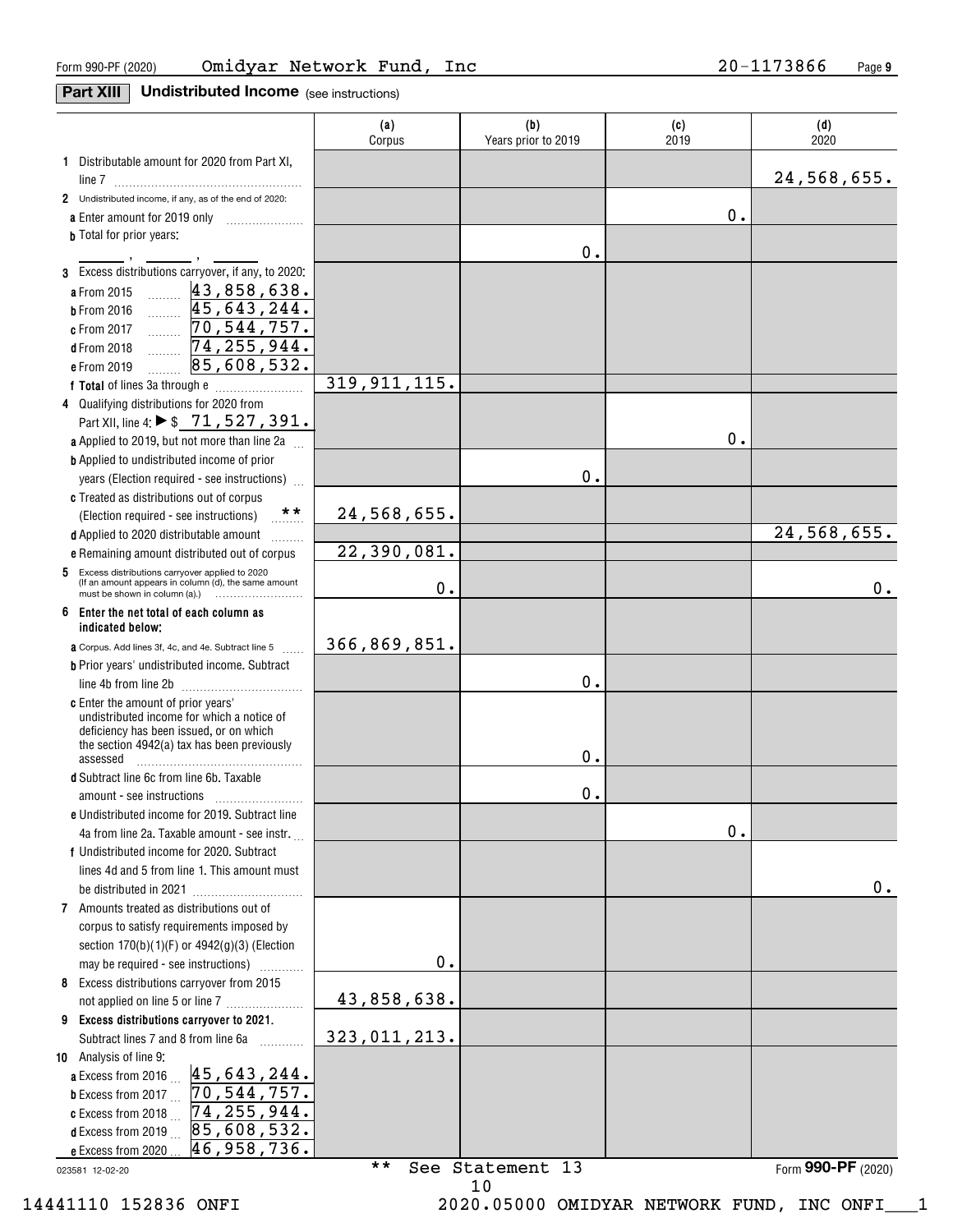Form 990-PF (2020) Omidyar Network Fund, Inc 20-1173866

**Part XIII Undistributed Income** (see instructions)

| | (a) Corpus | (b) Years prior to 2019 | (c) 2019 | (d) 2020 |
|---|---|---|---|---|
| **1** Distributable amount for 2020 from Part XI, line 7 | | | | 24,568,655. |
| **2** Undistributed income, if any, as of the end of 2020: | | | | |
| **a** Enter amount for 2019 only | | | 0. | |
| **b** Total for prior years: ____ , ____ , ____ | | 0. | | |
| **3** Excess distributions carryover, if any, to 2020: | | | | |
| **a** From 2015 43,858,638. | | | | |
| **b** From 2016 45,643,244. | | | | |
| **c** From 2017 70,544,757. | | | | |
| **d** From 2018 74,255,944. | | | | |
| **e** From 2019 85,608,532. | | | | |
| **f Total** of lines 3a through e | 319,911,115. | | | |
| **4** Qualifying distributions for 2020 from Part XII, line 4: ▶ $ 71,527,391. | | | | |
| **a** Applied to 2019, but not more than line 2a | | | 0. | |
| **b** Applied to undistributed income of prior years (Election required - see instructions) | | 0. | | |
| **c** Treated as distributions out of corpus (Election required - see instructions) ** | 24,568,655. | | | |
| **d** Applied to 2020 distributable amount | | | | 24,568,655. |
| **e** Remaining amount distributed out of corpus | 22,390,081. | | | |
| **5** Excess distributions carryover applied to 2020 (If an amount appears in column (d), the same amount must be shown in column (a).) | 0. | | | 0. |
| **6 Enter the net total of each column as indicated below:** | | | | |
| **a** Corpus. Add lines 3f, 4c, and 4e. Subtract line 5 | 366,869,851. | | | |
| **b** Prior years' undistributed income. Subtract line 4b from line 2b | | 0. | | |
| **c** Enter the amount of prior years' undistributed income for which a notice of deficiency has been issued, or on which the section 4942(a) tax has been previously assessed | | 0. | | |
| **d** Subtract line 6c from line 6b. Taxable amount - see instructions | | 0. | | |
| **e** Undistributed income for 2019. Subtract line 4a from line 2a. Taxable amount - see instr. | | | 0. | |
| **f** Undistributed income for 2020. Subtract lines 4d and 5 from line 1. This amount must be distributed in 2021 | | | | 0. |
| **7** Amounts treated as distributions out of corpus to satisfy requirements imposed by section 170(b)(1)(F) or 4942(g)(3) (Election may be required - see instructions) | 0. | | | |
| **8** Excess distributions carryover from 2015 not applied on line 5 or line 7 | 43,858,638. | | | |
| **9 Excess distributions carryover to 2021.** Subtract lines 7 and 8 from line 6a | 323,011,213. | | | |
| **10** Analysis of line 9: | | | | |
| **a** Excess from 2016 45,643,244. | | | | |
| **b** Excess from 2017 70,544,757. | | | | |
| **c** Excess from 2018 74,255,944. | | | | |
| **d** Excess from 2019 85,608,532. | | | | |
| **e** Excess from 2020 46,958,736. | | | | |

** See Statement 13

023581 12-02-20 Form **990-PF** (2020)

14441110 152836 ONFI 2020.05000 OMIDYAR NETWORK FUND, INC ONFI___1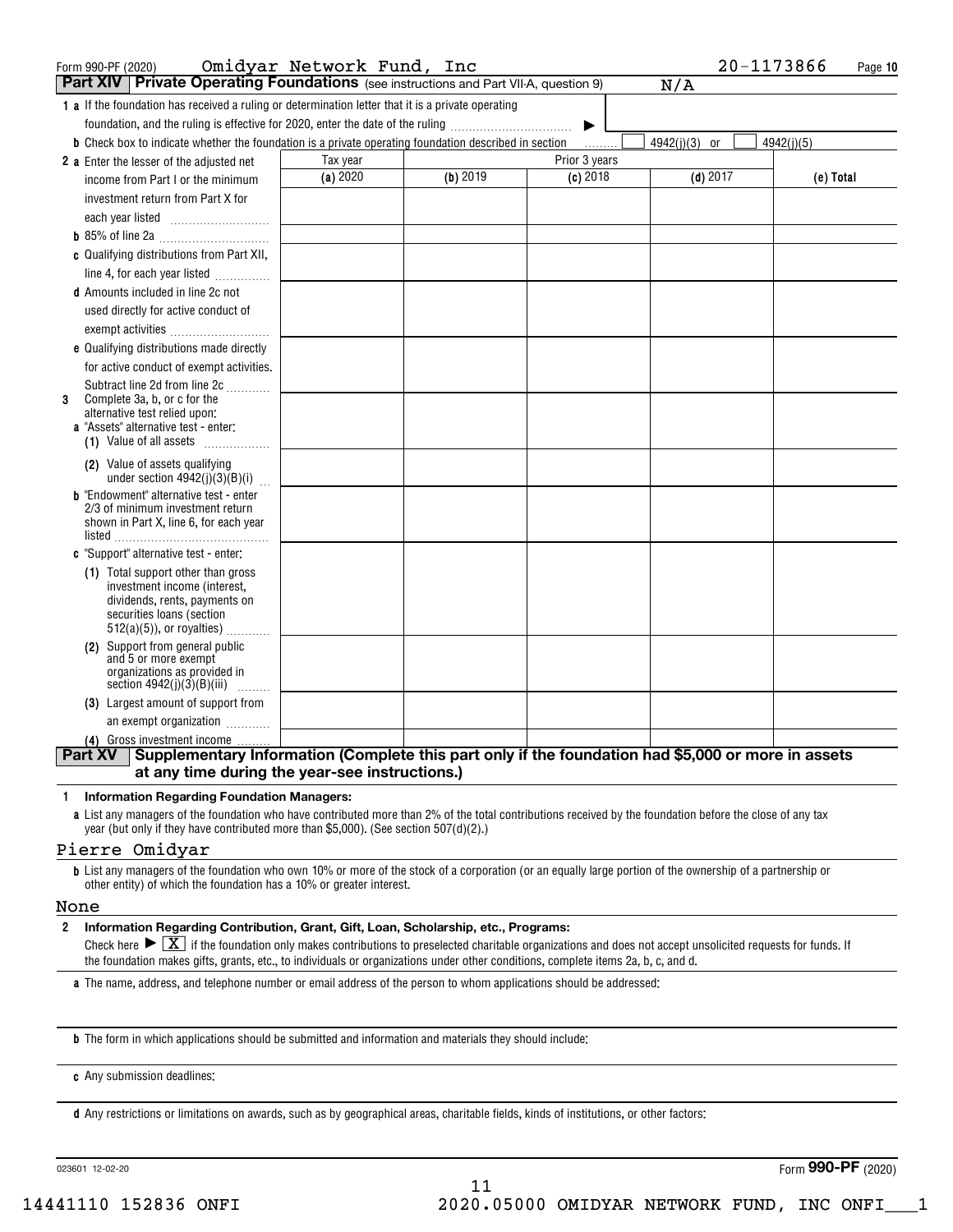Form 990-PF (2020) Omidyar Network Fund, Inc 20-1173866 Page 10

**Part XIV | Private Operating Foundations** (see instructions and Part VII-A, question 9) N/A

**1 a** If the foundation has received a ruling or determination letter that it is a private operating foundation, and the ruling is effective for 2020, enter the date of the ruling ▶

**b** Check box to indicate whether the foundation is a private operating foundation described in section ☐ 4942(j)(3) or ☐ 4942(j)(5)

| | Tax year | Prior 3 years | | | |
|---|---|---|---|---|---|
| | **(a)** 2020 | **(b)** 2019 | **(c)** 2018 | **(d)** 2017 | **(e) Total** |
| **2 a** Enter the lesser of the adjusted net income from Part I or the minimum investment return from Part X for each year listed | | | | | |
| **b** 85% of line 2a | | | | | |
| **c** Qualifying distributions from Part XII, line 4, for each year listed | | | | | |
| **d** Amounts included in line 2c not used directly for active conduct of exempt activities | | | | | |
| **e** Qualifying distributions made directly for active conduct of exempt activities. Subtract line 2d from line 2c | | | | | |
| **3** Complete 3a, b, or c for the alternative test relied upon: **a** "Assets" alternative test - enter: **(1)** Value of all assets | | | | | |
| **(2)** Value of assets qualifying under section 4942(j)(3)(B)(i) | | | | | |
| **b** "Endowment" alternative test - enter 2/3 of minimum investment return shown in Part X, line 6, for each year listed | | | | | |
| **c** "Support" alternative test - enter: **(1)** Total support other than gross investment income (interest, dividends, rents, payments on securities loans (section 512(a)(5)), or royalties) | | | | | |
| **(2)** Support from general public and 5 or more exempt organizations as provided in section 4942(j)(3)(B)(iii) | | | | | |
| **(3)** Largest amount of support from an exempt organization | | | | | |
| **(4)** Gross investment income | | | | | |

**Part XV | Supplementary Information (Complete this part only if the foundation had $5,000 or more in assets at any time during the year-see instructions.)**

**1 Information Regarding Foundation Managers:**

**a** List any managers of the foundation who have contributed more than 2% of the total contributions received by the foundation before the close of any tax year (but only if they have contributed more than $5,000). (See section 507(d)(2).)

Pierre Omidyar

**b** List any managers of the foundation who own 10% or more of the stock of a corporation (or an equally large portion of the ownership of a partnership or other entity) of which the foundation has a 10% or greater interest.

None

**2 Information Regarding Contribution, Grant, Gift, Loan, Scholarship, etc., Programs:**

Check here ▶ ☒ if the foundation only makes contributions to preselected charitable organizations and does not accept unsolicited requests for funds. If the foundation makes gifts, grants, etc., to individuals or organizations under other conditions, complete items 2a, b, c, and d.

**a** The name, address, and telephone number or email address of the person to whom applications should be addressed:

**b** The form in which applications should be submitted and information and materials they should include:

**c** Any submission deadlines:

**d** Any restrictions or limitations on awards, such as by geographical areas, charitable fields, kinds of institutions, or other factors:

023601 12-02-20 Form **990-PF** (2020)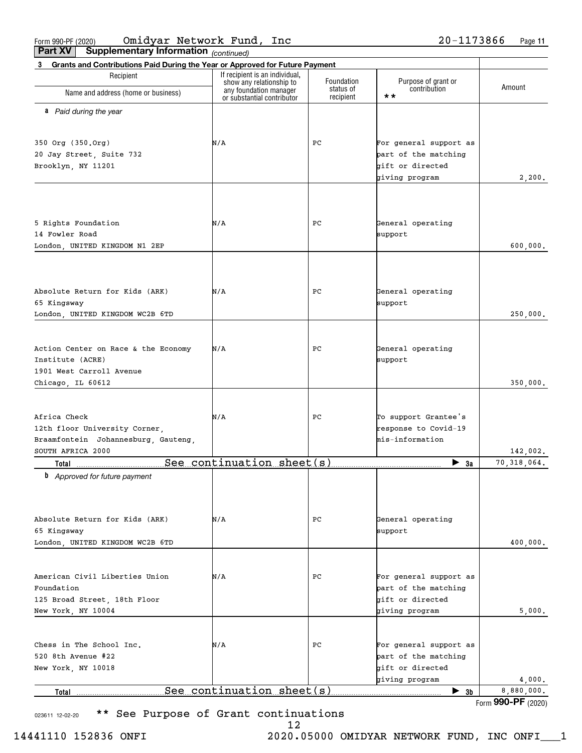Form 990-PF (2020) Omidyar Network Fund, Inc 20-1173866

## Part XV Supplementary Information *(continued)*

### 3 Grants and Contributions Paid During the Year or Approved for Future Payment

| Recipient Name and address (home or business) | If recipient is an individual, show any relationship to any foundation manager or substantial contributor | Foundation status of recipient | Purpose of grant or contribution ** | Amount |
|---|---|---|---|---|
| ***a** Paid during the year* | | | | |
| 350 Org (350.Org)<br>20 Jay Street, Suite 732<br>Brooklyn, NY 11201 | N/A | PC | For general support as part of the matching gift or directed giving program | 2,200. |
| 5 Rights Foundation<br>14 Fowler Road<br>London, UNITED KINGDOM N1 2EP | N/A | PC | General operating support | 600,000. |
| Absolute Return for Kids (ARK)<br>65 Kingsway<br>London, UNITED KINGDOM WC2B 6TD | N/A | PC | General operating support | 250,000. |
| Action Center on Race & the Economy Institute (ACRE)<br>1901 West Carroll Avenue<br>Chicago, IL 60612 | N/A | PC | General operating support | 350,000. |
| Africa Check<br>12th floor University Corner,<br>Braamfontein Johannesburg, Gauteng,<br>SOUTH AFRICA 2000 | N/A | PC | To support Grantee's response to Covid-19 mis-information | 142,002. |
| **Total** See continuation sheet(s) | | | ▶ **3a** | 70,318,064. |
| ***b** Approved for future payment* | | | | |
| Absolute Return for Kids (ARK)<br>65 Kingsway<br>London, UNITED KINGDOM WC2B 6TD | N/A | PC | General operating support | 400,000. |
| American Civil Liberties Union Foundation<br>125 Broad Street, 18th Floor<br>New York, NY 10004 | N/A | PC | For general support as part of the matching gift or directed giving program | 5,000. |
| Chess in The School Inc.<br>520 8th Avenue #22<br>New York, NY 10018 | N/A | PC | For general support as part of the matching gift or directed giving program | 4,000. |
| **Total** See continuation sheet(s) | | | ▶ **3b** | 8,880,000. |

Form **990-PF** (2020)

023611 12-02-20 ** See Purpose of Grant continuations

14441110 152836 ONFI 2020.05000 OMIDYAR NETWORK FUND, INC ONFI___1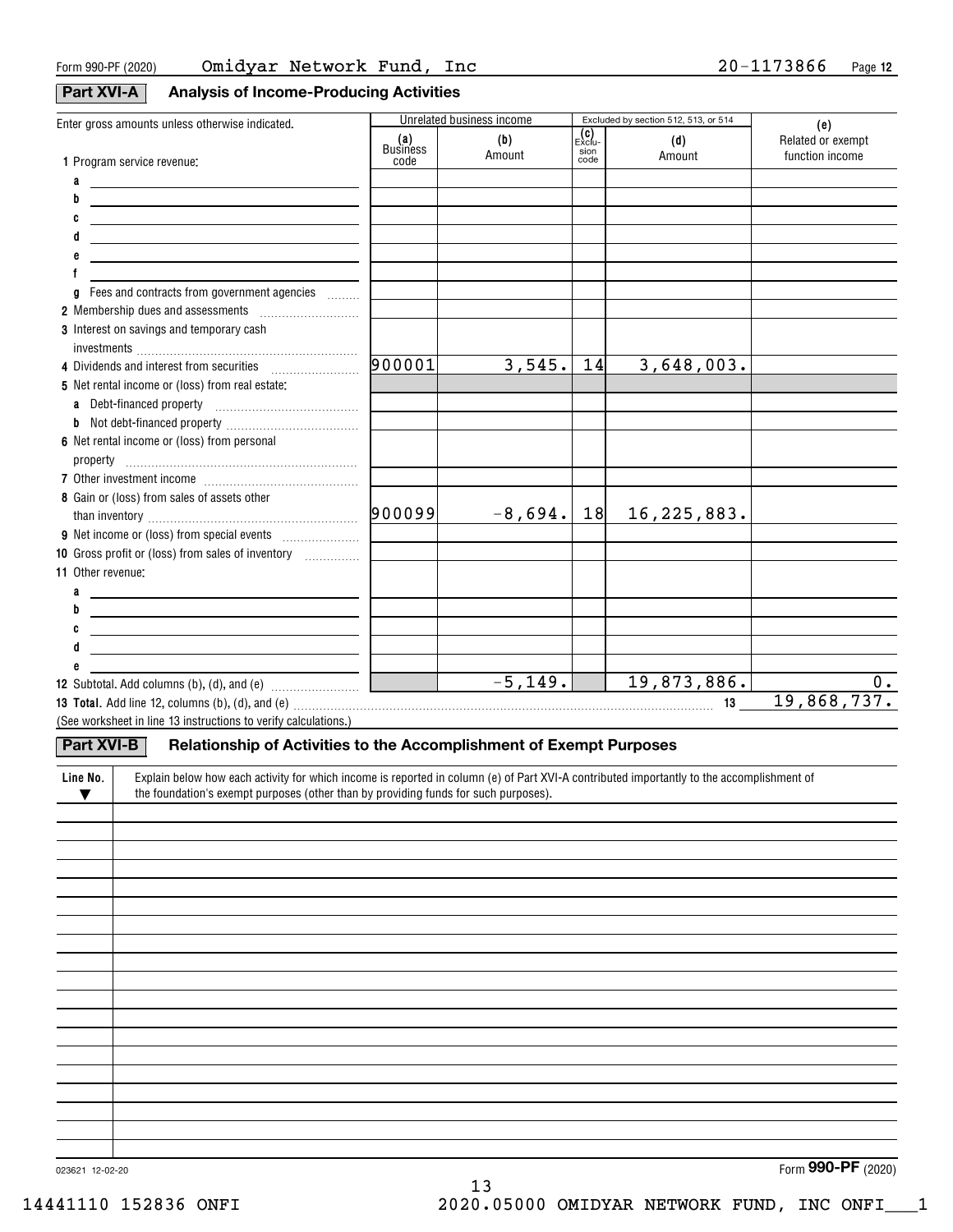Form 990-PF (2020) Omidyar Network Fund, Inc 20-1173866 Page 12

## Part XVI-A Analysis of Income-Producing Activities

| Enter gross amounts unless otherwise indicated. | Unrelated business income | | Excluded by section 512, 513, or 514 | | (e) |
|---|---|---|---|---|---|
| | (a) Business code | (b) Amount | (c) Exclusion code | (d) Amount | Related or exempt function income |
| 1 Program service revenue: | | | | | |
| a | | | | | |
| b | | | | | |
| c | | | | | |
| d | | | | | |
| e | | | | | |
| f | | | | | |
| g Fees and contracts from government agencies | | | | | |
| 2 Membership dues and assessments | | | | | |
| 3 Interest on savings and temporary cash investments | | | | | |
| 4 Dividends and interest from securities | 900001 | 3,545. | 14 | 3,648,003. | |
| 5 Net rental income or (loss) from real estate: | | | | | |
| a Debt-financed property | | | | | |
| b Not debt-financed property | | | | | |
| 6 Net rental income or (loss) from personal property | | | | | |
| 7 Other investment income | | | | | |
| 8 Gain or (loss) from sales of assets other than inventory | 900099 | -8,694. | 18 | 16,225,883. | |
| 9 Net income or (loss) from special events | | | | | |
| 10 Gross profit or (loss) from sales of inventory | | | | | |
| 11 Other revenue: | | | | | |
| a | | | | | |
| b | | | | | |
| c | | | | | |
| d | | | | | |
| e | | | | | |
| 12 Subtotal. Add columns (b), (d), and (e) | | -5,149. | | 19,873,886. | 0. |
| **13 Total.** Add line 12, columns (b), (d), and (e) | | | | 13 | 19,868,737. |

(See worksheet in line 13 instructions to verify calculations.)

## Part XVI-B Relationship of Activities to the Accomplishment of Exempt Purposes

| Line No. ▼ | Explain below how each activity for which income is reported in column (e) of Part XVI-A contributed importantly to the accomplishment of the foundation's exempt purposes (other than by providing funds for such purposes). |
|---|---|
| | |

023621 12-02-20 Form **990-PF** (2020)

14441110 152836 ONFI 2020.05000 OMIDYAR NETWORK FUND, INC ONFI___1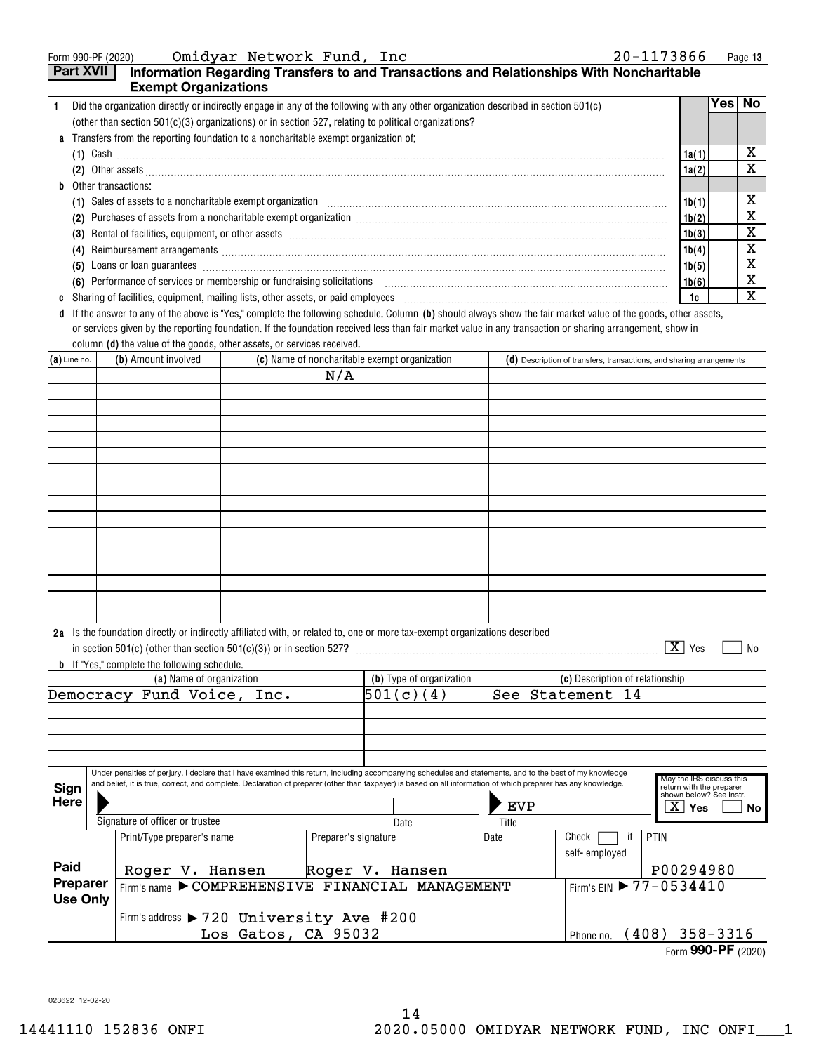Form 990-PF (2020) Omidyar Network Fund, Inc 20-1173866

## Part XVII Information Regarding Transfers to and Transactions and Relationships With Noncharitable Exempt Organizations

| | | | Yes | No |
|---|---|---|---|---|
| **1** | Did the organization directly or indirectly engage in any of the following with any other organization described in section 501(c) (other than section 501(c)(3) organizations) or in section 527, relating to political organizations? | | | |
| **a** | Transfers from the reporting foundation to a noncharitable exempt organization of: | | | |
| | (1) Cash | 1a(1) | | X |
| | (2) Other assets | 1a(2) | | X |
| **b** | Other transactions: | | | |
| | (1) Sales of assets to a noncharitable exempt organization | 1b(1) | | X |
| | (2) Purchases of assets from a noncharitable exempt organization | 1b(2) | | X |
| | (3) Rental of facilities, equipment, or other assets | 1b(3) | | X |
| | (4) Reimbursement arrangements | 1b(4) | | X |
| | (5) Loans or loan guarantees | 1b(5) | | X |
| | (6) Performance of services or membership or fundraising solicitations | 1b(6) | | X |
| **c** | Sharing of facilities, equipment, mailing lists, other assets, or paid employees | 1c | | X |

**d** If the answer to any of the above is "Yes," complete the following schedule. Column **(b)** should always show the fair market value of the goods, other assets, or services given by the reporting foundation. If the foundation received less than fair market value in any transaction or sharing arrangement, show in column **(d)** the value of the goods, other assets, or services received.

| (a) Line no. | (b) Amount involved | (c) Name of noncharitable exempt organization | (d) Description of transfers, transactions, and sharing arrangements |
|---|---|---|---|
| | | N/A | |

**2a** Is the foundation directly or indirectly affiliated with, or related to, one or more tax-exempt organizations described in section 501(c) (other than section 501(c)(3)) or in section 527? [X] Yes [ ] No

**b** If "Yes," complete the following schedule.

| (a) Name of organization | (b) Type of organization | (c) Description of relationship |
|---|---|---|
| Democracy Fund Voice, Inc. | 501(c)(4) | See Statement 14 |

**Sign Here**

Under penalties of perjury, I declare that I have examined this return, including accompanying schedules and statements, and to the best of my knowledge and belief, it is true, correct, and complete. Declaration of preparer (other than taxpayer) is based on all information of which preparer has any knowledge.

Signature of officer or trustee | Date | Title: EVP

May the IRS discuss this return with the preparer shown below? See instr. [X] Yes [ ] No

**Paid Preparer Use Only**

| Print/Type preparer's name | Preparer's signature | Date | Check [ ] if self-employed | PTIN |
|---|---|---|---|---|
| Roger V. Hansen | Roger V. Hansen | | | P00294980 |

Firm's name ▶ COMPREHENSIVE FINANCIAL MANAGEMENT — Firm's EIN ▶ 77-0534410

Firm's address ▶ 720 University Ave #200, Los Gatos, CA 95032 — Phone no. (408) 358-3316

Form **990-PF** (2020)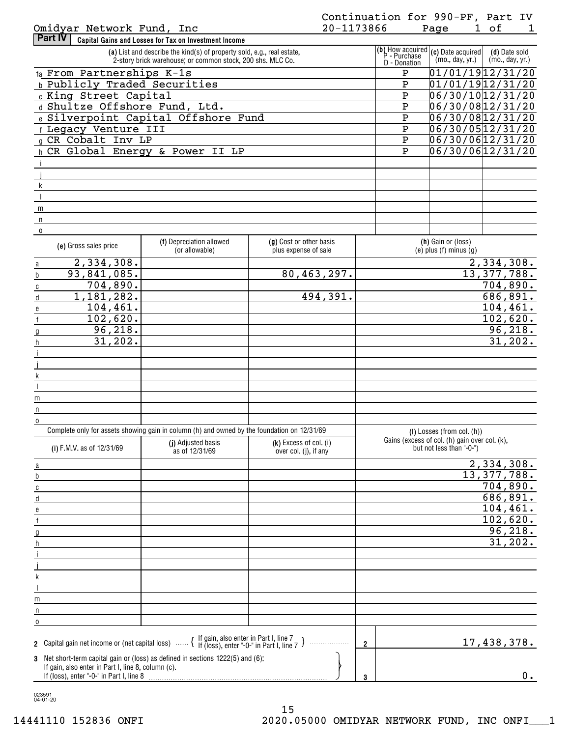Omidyar Network Fund, Inc — 20-1173866 — Continuation for 990-PF, Part IV

**Part IV — Capital Gains and Losses for Tax on Investment Income**

| | (a) List and describe the kind(s) of property sold, e.g., real estate, 2-story brick warehouse; or common stock, 200 shs. MLC Co. | (b) How acquired P - Purchase D - Donation | (c) Date acquired (mo., day, yr.) | (d) Date sold (mo., day, yr.) |
|---|---|---|---|---|
| 1a | From Partnerships K-1s | P | 01/01/19 | 12/31/20 |
| b | Publicly Traded Securities | P | 01/01/19 | 12/31/20 |
| c | King Street Capital | P | 06/30/10 | 12/31/20 |
| d | Shultze Offshore Fund, Ltd. | P | 06/30/08 | 12/31/20 |
| e | Silverpoint Capital Offshore Fund | P | 06/30/08 | 12/31/20 |
| f | Legacy Venture III | P | 06/30/05 | 12/31/20 |
| g | CR Cobalt Inv LP | P | 06/30/06 | 12/31/20 |
| h | CR Global Energy & Power II LP | P | 06/30/06 | 12/31/20 |
| i | | | | |
| j | | | | |
| k | | | | |
| l | | | | |
| m | | | | |
| n | | | | |
| o | | | | |

| | (e) Gross sales price | (f) Depreciation allowed (or allowable) | (g) Cost or other basis plus expense of sale | (h) Gain or (loss) (e) plus (f) minus (g) |
|---|---|---|---|---|
| a | 2,334,308. | | | 2,334,308. |
| b | 93,841,085. | | 80,463,297. | 13,377,788. |
| c | 704,890. | | | 704,890. |
| d | 1,181,282. | | 494,391. | 686,891. |
| e | 104,461. | | | 104,461. |
| f | 102,620. | | | 102,620. |
| g | 96,218. | | | 96,218. |
| h | 31,202. | | | 31,202. |
| i | | | | |
| j | | | | |
| k | | | | |
| l | | | | |
| m | | | | |
| n | | | | |
| o | | | | |

Complete only for assets showing gain in column (h) and owned by the foundation on 12/31/69

| | (i) F.M.V. as of 12/31/69 | (j) Adjusted basis as of 12/31/69 | (k) Excess of col. (i) over col. (j), if any | (l) Losses (from col. (h)) Gains (excess of col. (h) gain over col. (k), but not less than "-0-") |
|---|---|---|---|---|
| a | | | | 2,334,308. |
| b | | | | 13,377,788. |
| c | | | | 704,890. |
| d | | | | 686,891. |
| e | | | | 104,461. |
| f | | | | 102,620. |
| g | | | | 96,218. |
| h | | | | 31,202. |
| i | | | | |
| j | | | | |
| k | | | | |
| l | | | | |
| m | | | | |
| n | | | | |
| o | | | | |

| | | | |
|---|---|---|---|
| 2 | Capital gain net income or (net capital loss) { If gain, also enter in Part I, line 7; If (loss), enter "-0-" in Part I, line 7 } | 2 | 17,438,378. |
| 3 | Net short-term capital gain or (loss) as defined in sections 1222(5) and (6): If gain, also enter in Part I, line 8, column (c). If (loss), enter "-0-" in Part I, line 8 | 3 | 0. |

023591 04-01-20

14441110 152836 ONFI 2020.05000 OMIDYAR NETWORK FUND, INC ONFI___1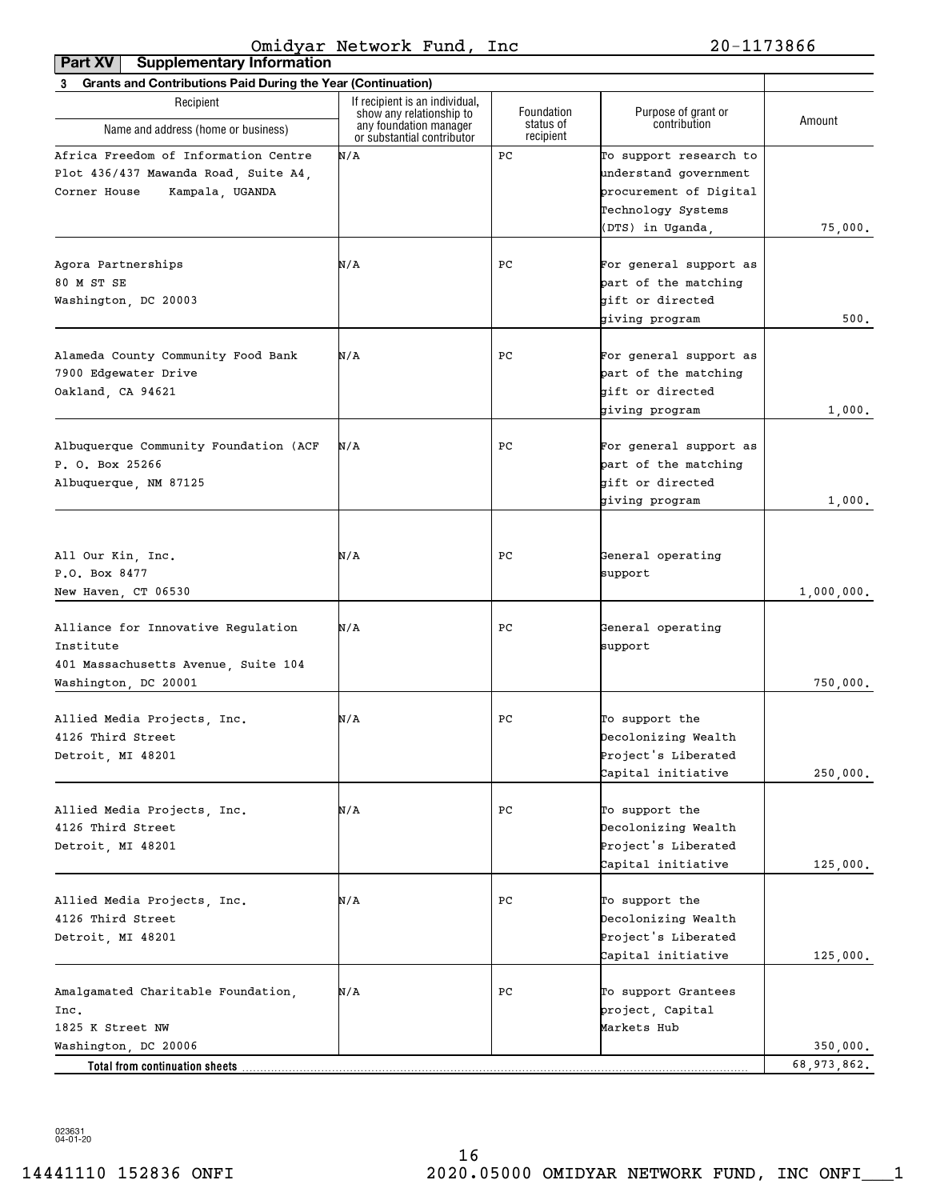Omidyar Network Fund, Inc 20-1173866

**Part XV Supplementary Information**

**3 Grants and Contributions Paid During the Year (Continuation)**

| Recipient Name and address (home or business) | If recipient is an individual, show any relationship to any foundation manager or substantial contributor | Foundation status of recipient | Purpose of grant or contribution | Amount |
|---|---|---|---|---|
| Africa Freedom of Information Centre Plot 436/437 Mawanda Road, Suite A4, Corner House Kampala, UGANDA | N/A | PC | To support research to understand government procurement of Digital Technology Systems (DTS) in Uganda, | 75,000. |
| Agora Partnerships 80 M ST SE Washington, DC 20003 | N/A | PC | For general support as part of the matching gift or directed giving program | 500. |
| Alameda County Community Food Bank 7900 Edgewater Drive Oakland, CA 94621 | N/A | PC | For general support as part of the matching gift or directed giving program | 1,000. |
| Albuquerque Community Foundation (ACF P. O. Box 25266 Albuquerque, NM 87125 | N/A | PC | For general support as part of the matching gift or directed giving program | 1,000. |
| All Our Kin, Inc. P.O. Box 8477 New Haven, CT 06530 | N/A | PC | General operating support | 1,000,000. |
| Alliance for Innovative Regulation Institute 401 Massachusetts Avenue, Suite 104 Washington, DC 20001 | N/A | PC | General operating support | 750,000. |
| Allied Media Projects, Inc. 4126 Third Street Detroit, MI 48201 | N/A | PC | To support the Decolonizing Wealth Project's Liberated Capital initiative | 250,000. |
| Allied Media Projects, Inc. 4126 Third Street Detroit, MI 48201 | N/A | PC | To support the Decolonizing Wealth Project's Liberated Capital initiative | 125,000. |
| Allied Media Projects, Inc. 4126 Third Street Detroit, MI 48201 | N/A | PC | To support the Decolonizing Wealth Project's Liberated Capital initiative | 125,000. |
| Amalgamated Charitable Foundation, Inc. 1825 K Street NW Washington, DC 20006 | N/A | PC | To support Grantees project, Capital Markets Hub | 350,000. |
| **Total from continuation sheets** | | | | 68,973,862. |

023631 04-01-20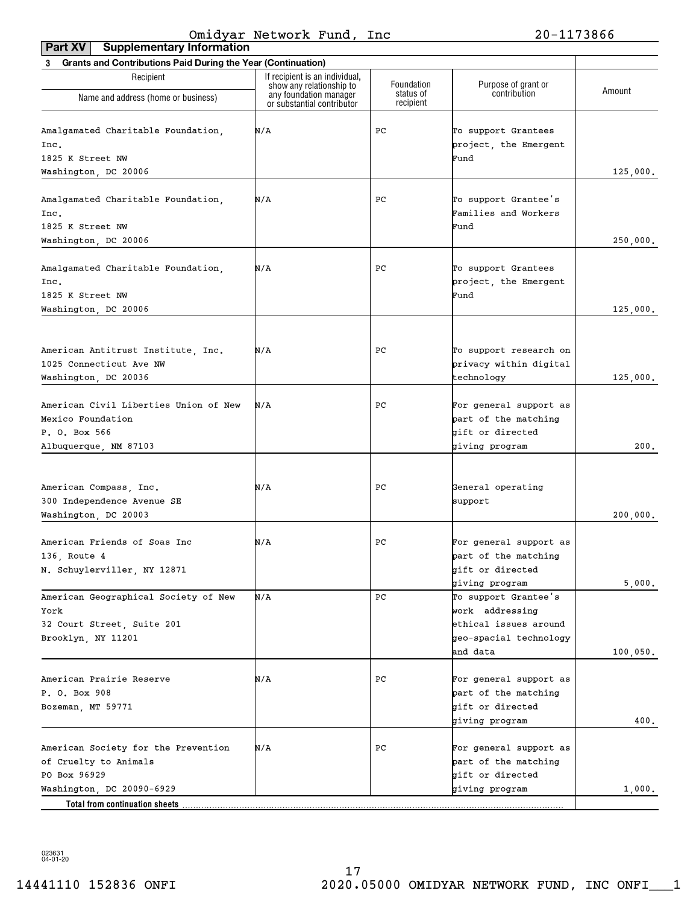Omidyar Network Fund, Inc 20-1173866

**Part XV Supplementary Information**

**3 Grants and Contributions Paid During the Year (Continuation)**

| Recipient Name and address (home or business) | If recipient is an individual, show any relationship to any foundation manager or substantial contributor | Foundation status of recipient | Purpose of grant or contribution | Amount |
|---|---|---|---|---|
| Amalgamated Charitable Foundation, Inc. 1825 K Street NW Washington, DC 20006 | N/A | PC | To support Grantees project, the Emergent Fund | 125,000. |
| Amalgamated Charitable Foundation, Inc. 1825 K Street NW Washington, DC 20006 | N/A | PC | To support Grantee's Families and Workers Fund | 250,000. |
| Amalgamated Charitable Foundation, Inc. 1825 K Street NW Washington, DC 20006 | N/A | PC | To support Grantees project, the Emergent Fund | 125,000. |
| American Antitrust Institute, Inc. 1025 Connecticut Ave NW Washington, DC 20036 | N/A | PC | To support research on privacy within digital technology | 125,000. |
| American Civil Liberties Union of New Mexico Foundation P. O. Box 566 Albuquerque, NM 87103 | N/A | PC | For general support as part of the matching gift or directed giving program | 200. |
| American Compass, Inc. 300 Independence Avenue SE Washington, DC 20003 | N/A | PC | General operating support | 200,000. |
| American Friends of Soas Inc 136, Route 4 N. Schuylerviller, NY 12871 | N/A | PC | For general support as part of the matching gift or directed giving program | 5,000. |
| American Geographical Society of New York 32 Court Street, Suite 201 Brooklyn, NY 11201 | N/A | PC | To support Grantee's work addressing ethical issues around geo-spacial technology and data | 100,050. |
| American Prairie Reserve P. O. Box 908 Bozeman, MT 59771 | N/A | PC | For general support as part of the matching gift or directed giving program | 400. |
| American Society for the Prevention of Cruelty to Animals PO Box 96929 Washington, DC 20090-6929 | N/A | PC | For general support as part of the matching gift or directed giving program | 1,000. |
| **Total from continuation sheets** | | | | |

023631 04-01-20

14441110 152836 ONFI 2020.05000 OMIDYAR NETWORK FUND, INC ONFI___1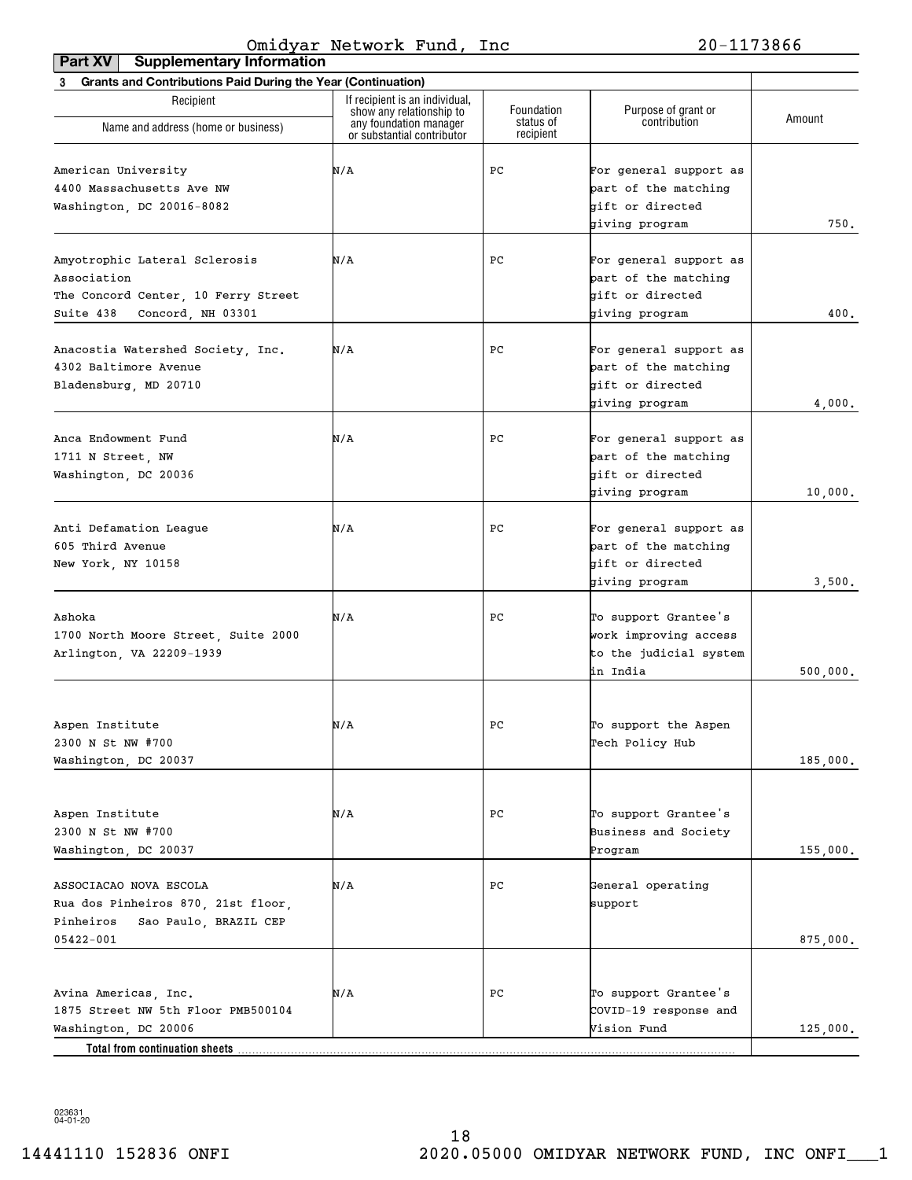Omidyar Network Fund, Inc 20-1173866

**Part XV Supplementary Information**

**3 Grants and Contributions Paid During the Year (Continuation)**

| Recipient Name and address (home or business) | If recipient is an individual, show any relationship to any foundation manager or substantial contributor | Foundation status of recipient | Purpose of grant or contribution | Amount |
|---|---|---|---|---|
| American University 4400 Massachusetts Ave NW Washington, DC 20016-8082 | N/A | PC | For general support as part of the matching gift or directed giving program | 750. |
| Amyotrophic Lateral Sclerosis Association The Concord Center, 10 Ferry Street Suite 438 Concord, NH 03301 | N/A | PC | For general support as part of the matching gift or directed giving program | 400. |
| Anacostia Watershed Society, Inc. 4302 Baltimore Avenue Bladensburg, MD 20710 | N/A | PC | For general support as part of the matching gift or directed giving program | 4,000. |
| Anca Endowment Fund 1711 N Street, NW Washington, DC 20036 | N/A | PC | For general support as part of the matching gift or directed giving program | 10,000. |
| Anti Defamation League 605 Third Avenue New York, NY 10158 | N/A | PC | For general support as part of the matching gift or directed giving program | 3,500. |
| Ashoka 1700 North Moore Street, Suite 2000 Arlington, VA 22209-1939 | N/A | PC | To support Grantee's work improving access to the judicial system in India | 500,000. |
| Aspen Institute 2300 N St NW #700 Washington, DC 20037 | N/A | PC | To support the Aspen Tech Policy Hub | 185,000. |
| Aspen Institute 2300 N St NW #700 Washington, DC 20037 | N/A | PC | To support Grantee's Business and Society Program | 155,000. |
| ASSOCIACAO NOVA ESCOLA Rua dos Pinheiros 870, 21st floor, Pinheiros Sao Paulo, BRAZIL CEP 05422-001 | N/A | PC | General operating support | 875,000. |
| Avina Americas, Inc. 1875 Street NW 5th Floor PMB500104 Washington, DC 20006 | N/A | PC | To support Grantee's COVID-19 response and Vision Fund | 125,000. |
| **Total from continuation sheets** | | | | |

023631 04-01-20

14441110 152836 ONFI 2020.05000 OMIDYAR NETWORK FUND, INC ONFI___1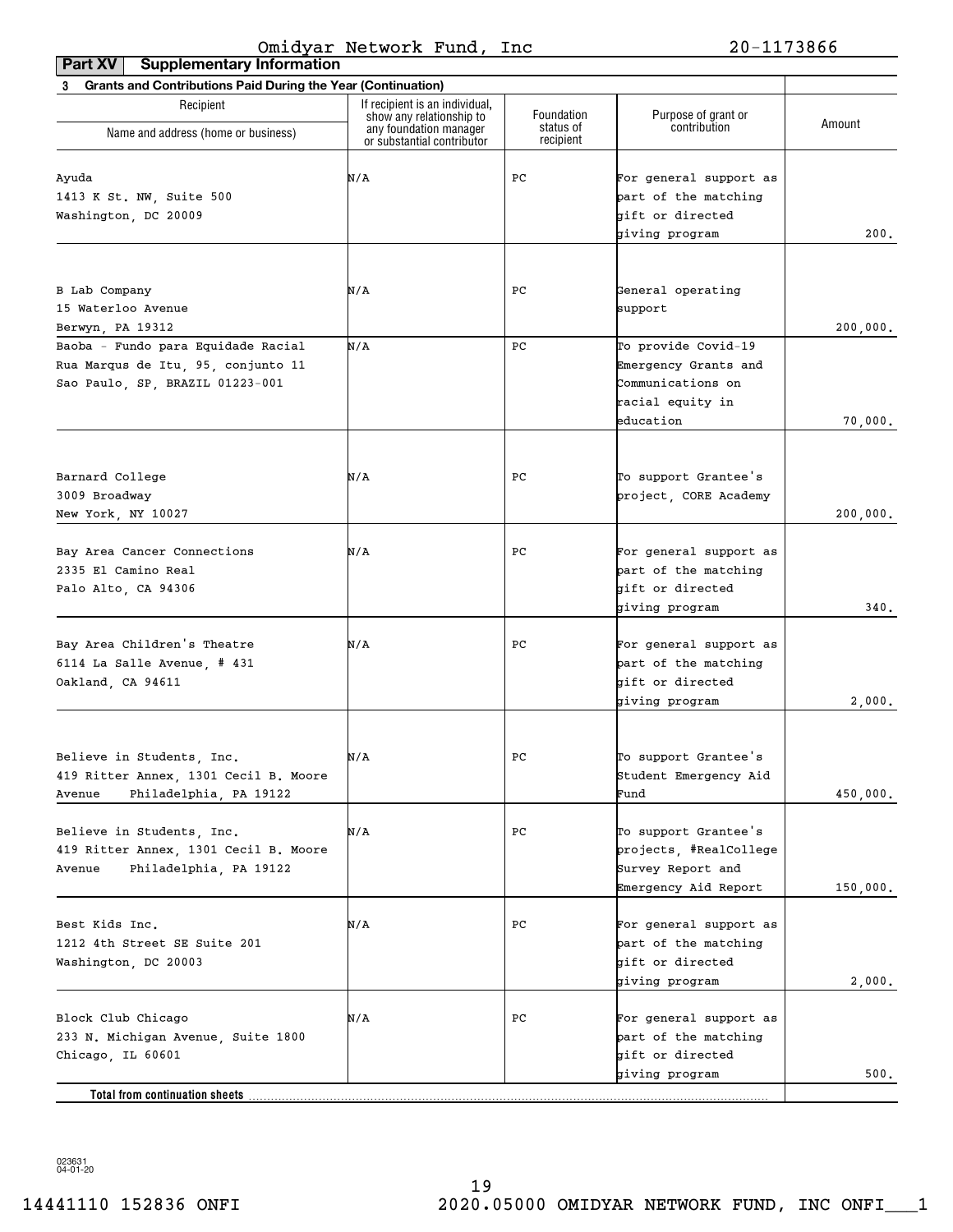Omidyar Network Fund, Inc 20-1173866

**Part XV Supplementary Information**

**3 Grants and Contributions Paid During the Year (Continuation)**

| Recipient Name and address (home or business) | If recipient is an individual, show any relationship to any foundation manager or substantial contributor | Foundation status of recipient | Purpose of grant or contribution | Amount |
|---|---|---|---|---|
| Ayuda<br>1413 K St. NW, Suite 500<br>Washington, DC 20009 | N/A | PC | For general support as part of the matching gift or directed giving program | 200. |
| B Lab Company<br>15 Waterloo Avenue<br>Berwyn, PA 19312 | N/A | PC | General operating support | 200,000. |
| Baoba - Fundo para Equidade Racial<br>Rua Marqus de Itu, 95, conjunto 11<br>Sao Paulo, SP, BRAZIL 01223-001 | N/A | PC | To provide Covid-19 Emergency Grants and Communications on racial equity in education | 70,000. |
| Barnard College<br>3009 Broadway<br>New York, NY 10027 | N/A | PC | To support Grantee's project, CORE Academy | 200,000. |
| Bay Area Cancer Connections<br>2335 El Camino Real<br>Palo Alto, CA 94306 | N/A | PC | For general support as part of the matching gift or directed giving program | 340. |
| Bay Area Children's Theatre<br>6114 La Salle Avenue, # 431<br>Oakland, CA 94611 | N/A | PC | For general support as part of the matching gift or directed giving program | 2,000. |
| Believe in Students, Inc.<br>419 Ritter Annex, 1301 Cecil B. Moore Avenue Philadelphia, PA 19122 | N/A | PC | To support Grantee's Student Emergency Aid Fund | 450,000. |
| Believe in Students, Inc.<br>419 Ritter Annex, 1301 Cecil B. Moore Avenue Philadelphia, PA 19122 | N/A | PC | To support Grantee's projects, #RealCollege Survey Report and Emergency Aid Report | 150,000. |
| Best Kids Inc.<br>1212 4th Street SE Suite 201<br>Washington, DC 20003 | N/A | PC | For general support as part of the matching gift or directed giving program | 2,000. |
| Block Club Chicago<br>233 N. Michigan Avenue, Suite 1800<br>Chicago, IL 60601 | N/A | PC | For general support as part of the matching gift or directed giving program | 500. |
| **Total from continuation sheets** | | | | |

023631 04-01-20

14441110 152836 ONFI 2020.05000 OMIDYAR NETWORK FUND, INC ONFI___1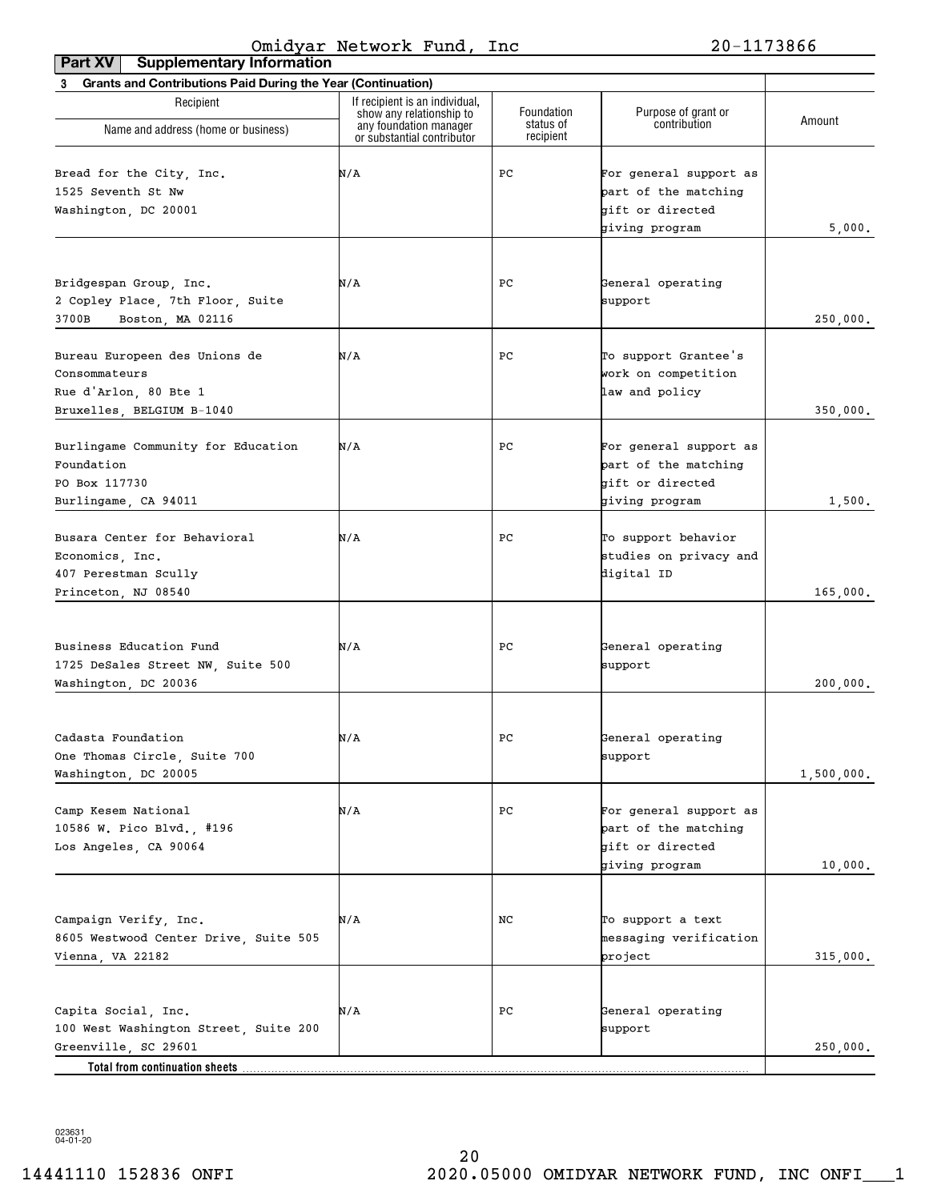Omidyar Network Fund, Inc 20-1173866

**Part XV Supplementary Information**

**3 Grants and Contributions Paid During the Year (Continuation)**

| Recipient Name and address (home or business) | If recipient is an individual, show any relationship to any foundation manager or substantial contributor | Foundation status of recipient | Purpose of grant or contribution | Amount |
|---|---|---|---|---|
| Bread for the City, Inc. 1525 Seventh St Nw Washington, DC 20001 | N/A | PC | For general support as part of the matching gift or directed giving program | 5,000. |
| Bridgespan Group, Inc. 2 Copley Place, 7th Floor, Suite 3700B Boston, MA 02116 | N/A | PC | General operating support | 250,000. |
| Bureau Europeen des Unions de Consommateurs Rue d'Arlon, 80 Bte 1 Bruxelles, BELGIUM B-1040 | N/A | PC | To support Grantee's work on competition law and policy | 350,000. |
| Burlingame Community for Education Foundation PO Box 117730 Burlingame, CA 94011 | N/A | PC | For general support as part of the matching gift or directed giving program | 1,500. |
| Busara Center for Behavioral Economics, Inc. 407 Perestman Scully Princeton, NJ 08540 | N/A | PC | To support behavior studies on privacy and digital ID | 165,000. |
| Business Education Fund 1725 DeSales Street NW, Suite 500 Washington, DC 20036 | N/A | PC | General operating support | 200,000. |
| Cadasta Foundation One Thomas Circle, Suite 700 Washington, DC 20005 | N/A | PC | General operating support | 1,500,000. |
| Camp Kesem National 10586 W. Pico Blvd., #196 Los Angeles, CA 90064 | N/A | PC | For general support as part of the matching gift or directed giving program | 10,000. |
| Campaign Verify, Inc. 8605 Westwood Center Drive, Suite 505 Vienna, VA 22182 | N/A | NC | To support a text messaging verification project | 315,000. |
| Capita Social, Inc. 100 West Washington Street, Suite 200 Greenville, SC 29601 | N/A | PC | General operating support | 250,000. |
| **Total from continuation sheets** | | | | |

023631 04-01-20

14441110 152836 ONFI 2020.05000 OMIDYAR NETWORK FUND, INC ONFI___1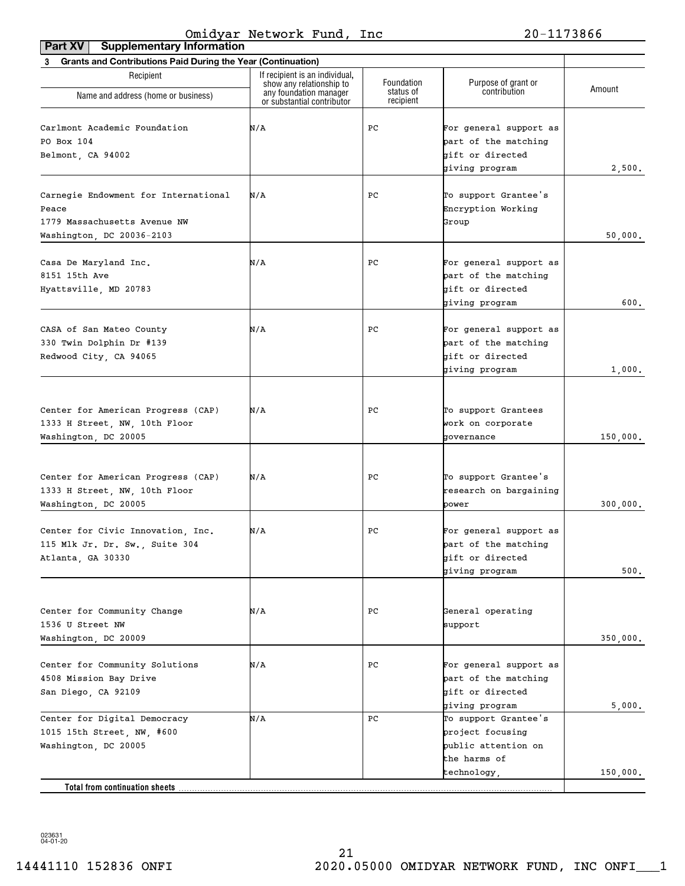Omidyar Network Fund, Inc 20-1173866

**Part XV Supplementary Information**

**3 Grants and Contributions Paid During the Year (Continuation)**

| Recipient Name and address (home or business) | If recipient is an individual, show any relationship to any foundation manager or substantial contributor | Foundation status of recipient | Purpose of grant or contribution | Amount |
|---|---|---|---|---|
| Carlmont Academic Foundation<br>PO Box 104<br>Belmont, CA 94002 | N/A | PC | For general support as part of the matching gift or directed giving program | 2,500. |
| Carnegie Endowment for International Peace<br>1779 Massachusetts Avenue NW<br>Washington, DC 20036-2103 | N/A | PC | To support Grantee's Encryption Working Group | 50,000. |
| Casa De Maryland Inc.<br>8151 15th Ave<br>Hyattsville, MD 20783 | N/A | PC | For general support as part of the matching gift or directed giving program | 600. |
| CASA of San Mateo County<br>330 Twin Dolphin Dr #139<br>Redwood City, CA 94065 | N/A | PC | For general support as part of the matching gift or directed giving program | 1,000. |
| Center for American Progress (CAP)<br>1333 H Street, NW, 10th Floor<br>Washington, DC 20005 | N/A | PC | To support Grantees work on corporate governance | 150,000. |
| Center for American Progress (CAP)<br>1333 H Street, NW, 10th Floor<br>Washington, DC 20005 | N/A | PC | To support Grantee's research on bargaining power | 300,000. |
| Center for Civic Innovation, Inc.<br>115 Mlk Jr. Dr. Sw., Suite 304<br>Atlanta, GA 30330 | N/A | PC | For general support as part of the matching gift or directed giving program | 500. |
| Center for Community Change<br>1536 U Street NW<br>Washington, DC 20009 | N/A | PC | General operating support | 350,000. |
| Center for Community Solutions<br>4508 Mission Bay Drive<br>San Diego, CA 92109 | N/A | PC | For general support as part of the matching gift or directed giving program | 5,000. |
| Center for Digital Democracy<br>1015 15th Street, NW, #600<br>Washington, DC 20005 | N/A | PC | To support Grantee's project focusing public attention on the harms of technology, | 150,000. |
| **Total from continuation sheets** | | | | |

023631 04-01-20

14441110 152836 ONFI 2020.05000 OMIDYAR NETWORK FUND, INC ONFI___1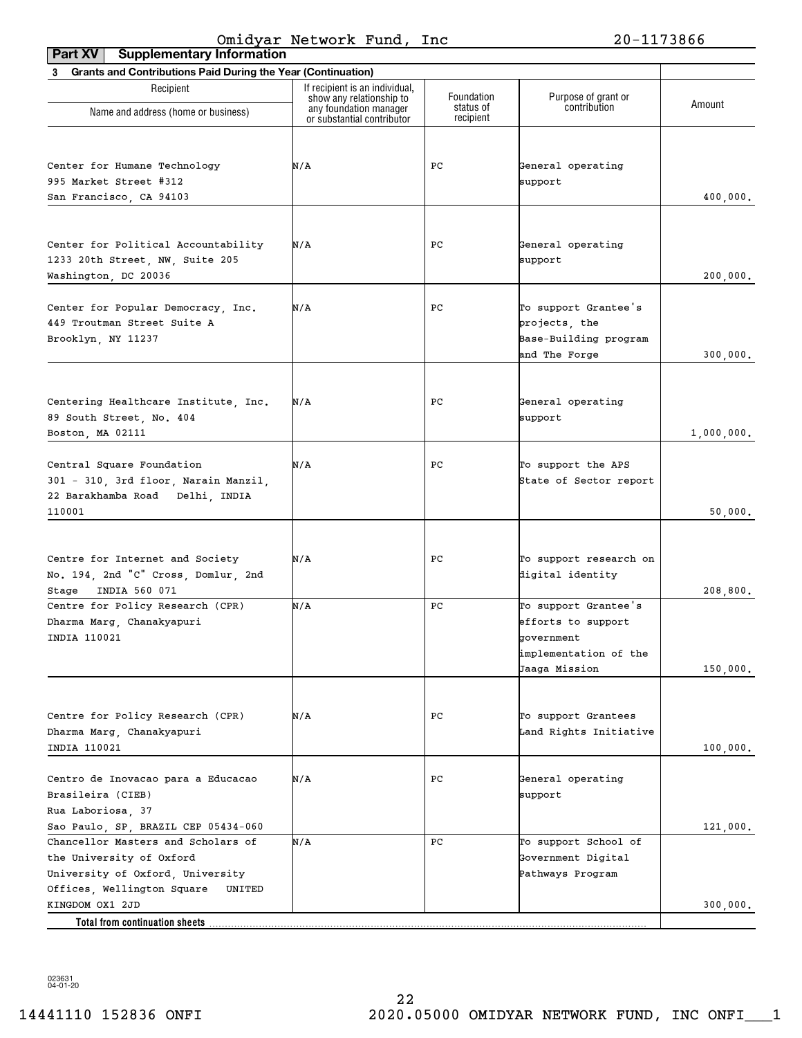Omidyar Network Fund, Inc 20-1173866

**Part XV Supplementary Information**

**3 Grants and Contributions Paid During the Year (Continuation)**

| Recipient Name and address (home or business) | If recipient is an individual, show any relationship to any foundation manager or substantial contributor | Foundation status of recipient | Purpose of grant or contribution | Amount |
|---|---|---|---|---|
| Center for Humane Technology 995 Market Street #312 San Francisco, CA 94103 | N/A | PC | General operating support | 400,000. |
| Center for Political Accountability 1233 20th Street, NW, Suite 205 Washington, DC 20036 | N/A | PC | General operating support | 200,000. |
| Center for Popular Democracy, Inc. 449 Troutman Street Suite A Brooklyn, NY 11237 | N/A | PC | To support Grantee's projects, the Base-Building program and The Forge | 300,000. |
| Centering Healthcare Institute, Inc. 89 South Street, No. 404 Boston, MA 02111 | N/A | PC | General operating support | 1,000,000. |
| Central Square Foundation 301 - 310, 3rd floor, Narain Manzil, 22 Barakhamba Road Delhi, INDIA 110001 | N/A | PC | To support the APS State of Sector report | 50,000. |
| Centre for Internet and Society No. 194, 2nd "C" Cross, Domlur, 2nd Stage INDIA 560 071 | N/A | PC | To support research on digital identity | 208,800. |
| Centre for Policy Research (CPR) Dharma Marg, Chanakyapuri INDIA 110021 | N/A | PC | To support Grantee's efforts to support government implementation of the Jaaga Mission | 150,000. |
| Centre for Policy Research (CPR) Dharma Marg, Chanakyapuri INDIA 110021 | N/A | PC | To support Grantees Land Rights Initiative | 100,000. |
| Centro de Inovacao para a Educacao Brasileira (CIEB) Rua Laboriosa, 37 Sao Paulo, SP, BRAZIL CEP 05434-060 | N/A | PC | General operating support | 121,000. |
| Chancellor Masters and Scholars of the University of Oxford University of Oxford, University Offices, Wellington Square UNITED KINGDOM OX1 2JD | N/A | PC | To support School of Government Digital Pathways Program | 300,000. |
| **Total from continuation sheets** | | | | |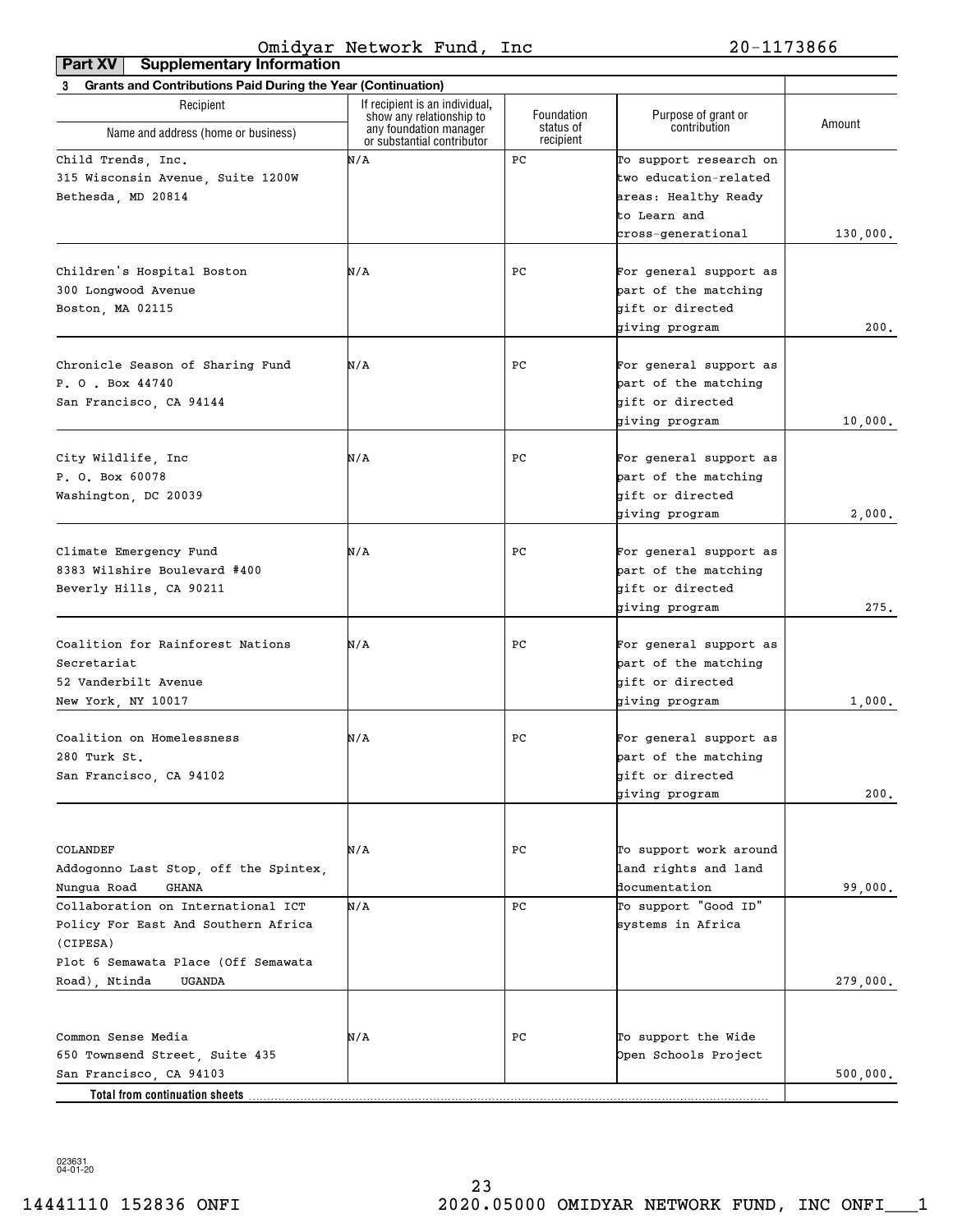Omidyar Network Fund, Inc 20-1173866

**Part XV Supplementary Information**

**3 Grants and Contributions Paid During the Year (Continuation)**

| Recipient Name and address (home or business) | If recipient is an individual, show any relationship to any foundation manager or substantial contributor | Foundation status of recipient | Purpose of grant or contribution | Amount |
|---|---|---|---|---|
| Child Trends, Inc. 315 Wisconsin Avenue, Suite 1200W Bethesda, MD 20814 | N/A | PC | To support research on two education-related areas: Healthy Ready to Learn and cross-generational | 130,000. |
| Children's Hospital Boston 300 Longwood Avenue Boston, MA 02115 | N/A | PC | For general support as part of the matching gift or directed giving program | 200. |
| Chronicle Season of Sharing Fund P. O . Box 44740 San Francisco, CA 94144 | N/A | PC | For general support as part of the matching gift or directed giving program | 10,000. |
| City Wildlife, Inc P. O. Box 60078 Washington, DC 20039 | N/A | PC | For general support as part of the matching gift or directed giving program | 2,000. |
| Climate Emergency Fund 8383 Wilshire Boulevard #400 Beverly Hills, CA 90211 | N/A | PC | For general support as part of the matching gift or directed giving program | 275. |
| Coalition for Rainforest Nations Secretariat 52 Vanderbilt Avenue New York, NY 10017 | N/A | PC | For general support as part of the matching gift or directed giving program | 1,000. |
| Coalition on Homelessness 280 Turk St. San Francisco, CA 94102 | N/A | PC | For general support as part of the matching gift or directed giving program | 200. |
| COLANDEF Addogonno Last Stop, off the Spintex, Nungua Road GHANA | N/A | PC | To support work around land rights and land documentation | 99,000. |
| Collaboration on International ICT Policy For East And Southern Africa (CIPESA) Plot 6 Semawata Place (Off Semawata Road), Ntinda UGANDA | N/A | PC | To support "Good ID" systems in Africa | 279,000. |
| Common Sense Media 650 Townsend Street, Suite 435 San Francisco, CA 94103 | N/A | PC | To support the Wide Open Schools Project | 500,000. |
| **Total from continuation sheets** | | | | |

023631 04-01-20

14441110 152836 ONFI 2020.05000 OMIDYAR NETWORK FUND, INC ONFI___1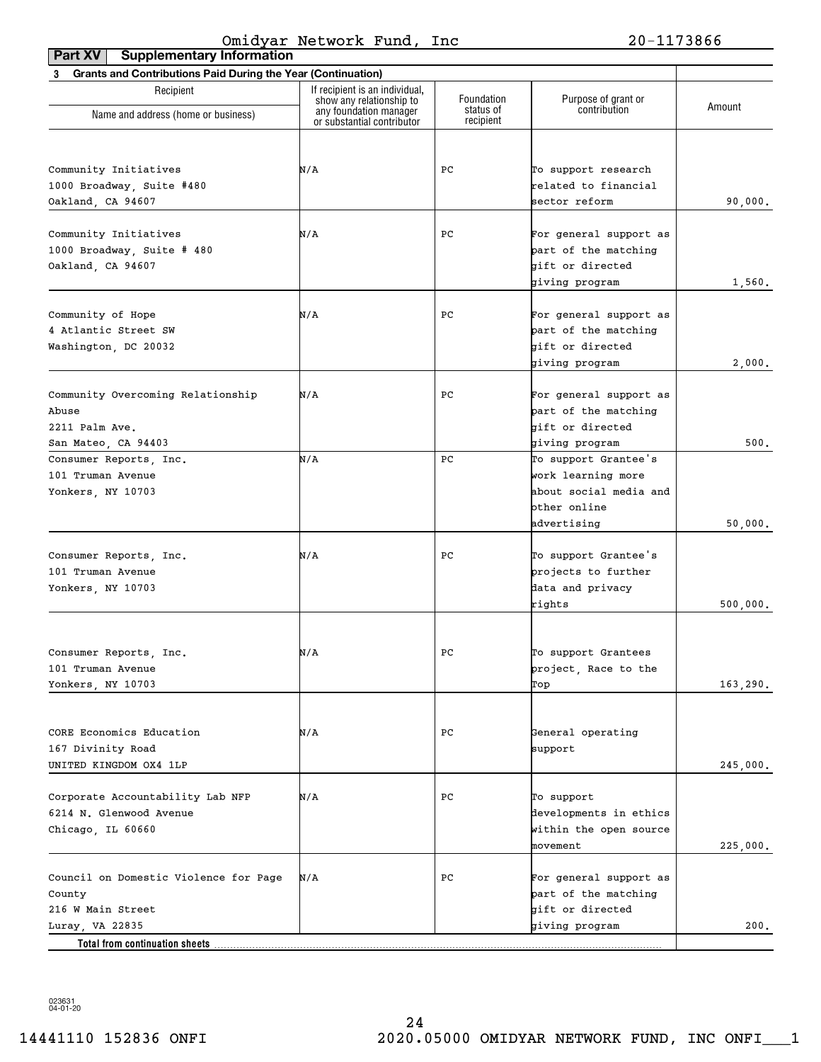Omidyar Network Fund, Inc 20-1173866

**Part XV Supplementary Information**

**3 Grants and Contributions Paid During the Year (Continuation)**

| Recipient Name and address (home or business) | If recipient is an individual, show any relationship to any foundation manager or substantial contributor | Foundation status of recipient | Purpose of grant or contribution | Amount |
|---|---|---|---|---|
| Community Initiatives<br>1000 Broadway, Suite #480<br>Oakland, CA 94607 | N/A | PC | To support research related to financial sector reform | 90,000. |
| Community Initiatives<br>1000 Broadway, Suite # 480<br>Oakland, CA 94607 | N/A | PC | For general support as part of the matching gift or directed giving program | 1,560. |
| Community of Hope<br>4 Atlantic Street SW<br>Washington, DC 20032 | N/A | PC | For general support as part of the matching gift or directed giving program | 2,000. |
| Community Overcoming Relationship Abuse<br>2211 Palm Ave.<br>San Mateo, CA 94403 | N/A | PC | For general support as part of the matching gift or directed giving program | 500. |
| Consumer Reports, Inc.<br>101 Truman Avenue<br>Yonkers, NY 10703 | N/A | PC | To support Grantee's work learning more about social media and other online advertising | 50,000. |
| Consumer Reports, Inc.<br>101 Truman Avenue<br>Yonkers, NY 10703 | N/A | PC | To support Grantee's projects to further data and privacy rights | 500,000. |
| Consumer Reports, Inc.<br>101 Truman Avenue<br>Yonkers, NY 10703 | N/A | PC | To support Grantees project, Race to the Top | 163,290. |
| CORE Economics Education<br>167 Divinity Road<br>UNITED KINGDOM OX4 1LP | N/A | PC | General operating support | 245,000. |
| Corporate Accountability Lab NFP<br>6214 N. Glenwood Avenue<br>Chicago, IL 60660 | N/A | PC | To support developments in ethics within the open source movement | 225,000. |
| Council on Domestic Violence for Page County<br>216 W Main Street<br>Luray, VA 22835 | N/A | PC | For general support as part of the matching gift or directed giving program | 200. |
| **Total from continuation sheets** | | | | |

023631 04-01-20

14441110 152836 ONFI 2020.05000 OMIDYAR NETWORK FUND, INC ONFI___1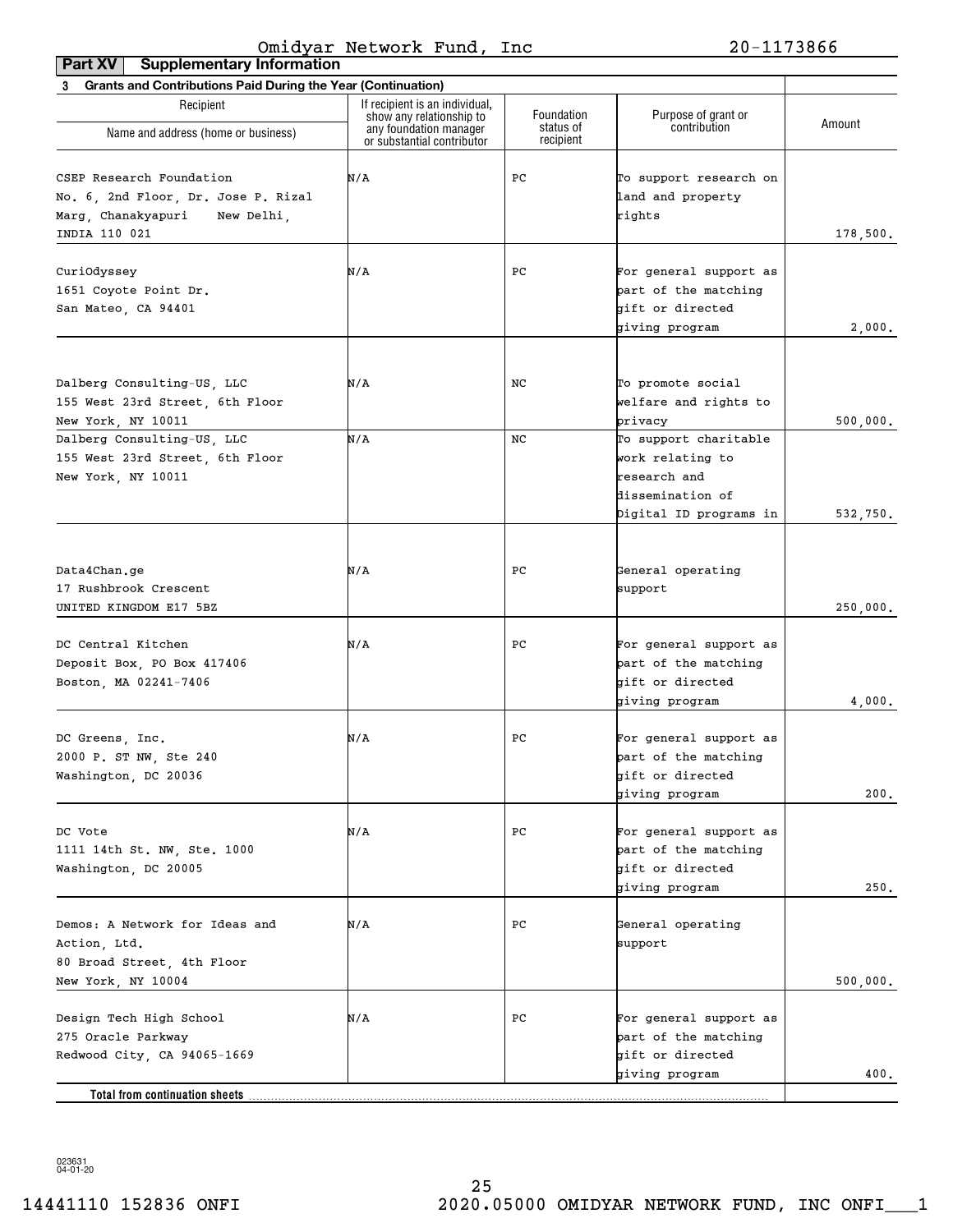Omidyar Network Fund, Inc 20-1173866

**Part XV Supplementary Information**

**3 Grants and Contributions Paid During the Year (Continuation)**

| Recipient Name and address (home or business) | If recipient is an individual, show any relationship to any foundation manager or substantial contributor | Foundation status of recipient | Purpose of grant or contribution | Amount |
|---|---|---|---|---|
| CSEP Research Foundation No. 6, 2nd Floor, Dr. Jose P. Rizal Marg, Chanakyapuri New Delhi, INDIA 110 021 | N/A | PC | To support research on land and property rights | 178,500. |
| CuriOdyssey 1651 Coyote Point Dr. San Mateo, CA 94401 | N/A | PC | For general support as part of the matching gift or directed giving program | 2,000. |
| Dalberg Consulting-US, LLC 155 West 23rd Street, 6th Floor New York, NY 10011 | N/A | NC | To promote social welfare and rights to privacy | 500,000. |
| Dalberg Consulting-US, LLC 155 West 23rd Street, 6th Floor New York, NY 10011 | N/A | NC | To support charitable work relating to research and dissemination of Digital ID programs in | 532,750. |
| Data4Chan.ge 17 Rushbrook Crescent UNITED KINGDOM E17 5BZ | N/A | PC | General operating support | 250,000. |
| DC Central Kitchen Deposit Box, PO Box 417406 Boston, MA 02241-7406 | N/A | PC | For general support as part of the matching gift or directed giving program | 4,000. |
| DC Greens, Inc. 2000 P. ST NW, Ste 240 Washington, DC 20036 | N/A | PC | For general support as part of the matching gift or directed giving program | 200. |
| DC Vote 1111 14th St. NW, Ste. 1000 Washington, DC 20005 | N/A | PC | For general support as part of the matching gift or directed giving program | 250. |
| Demos: A Network for Ideas and Action, Ltd. 80 Broad Street, 4th Floor New York, NY 10004 | N/A | PC | General operating support | 500,000. |
| Design Tech High School 275 Oracle Parkway Redwood City, CA 94065-1669 | N/A | PC | For general support as part of the matching gift or directed giving program | 400. |
| **Total from continuation sheets** | | | | |

023631 04-01-20

14441110 152836 ONFI 2020.05000 OMIDYAR NETWORK FUND, INC ONFI___1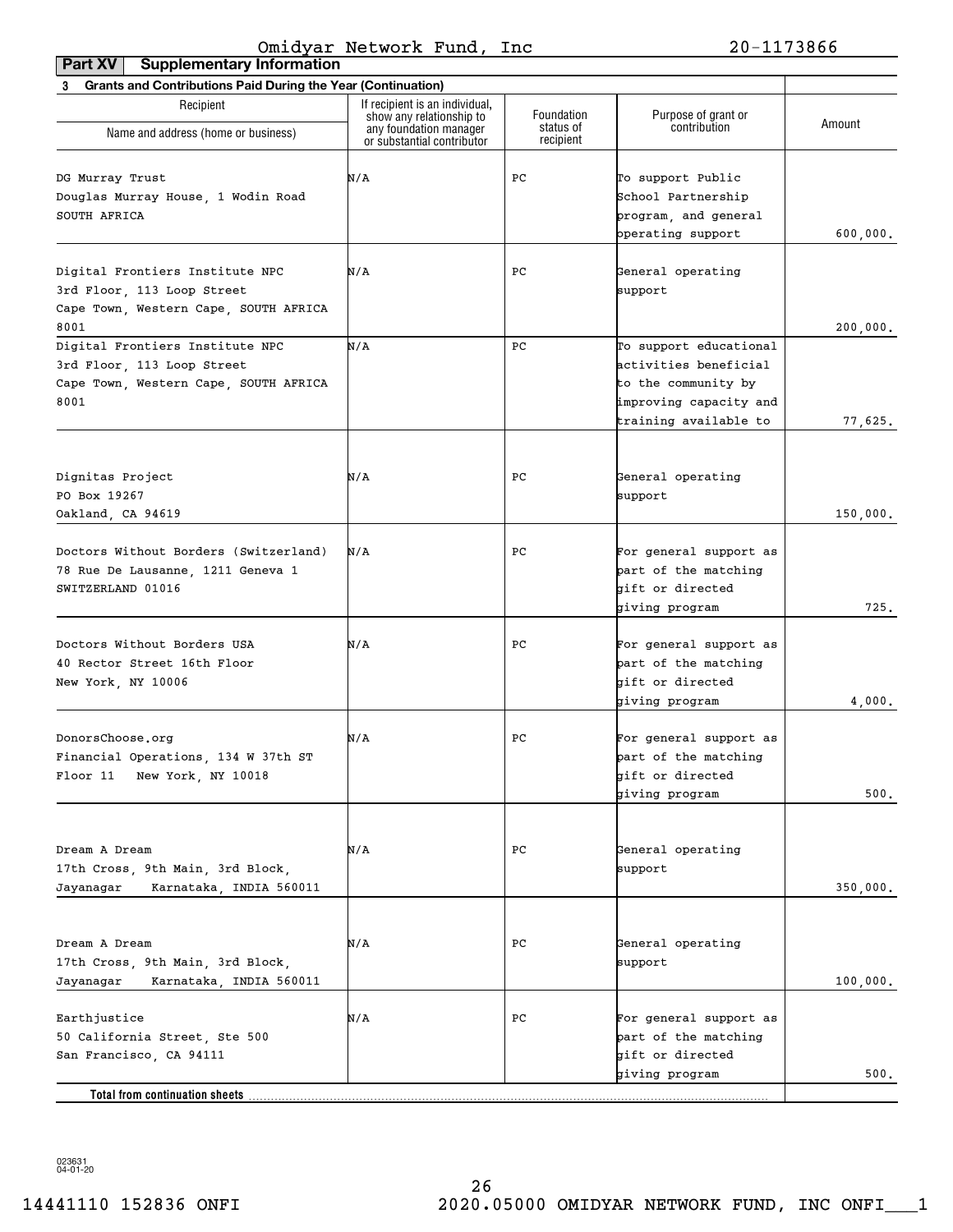Omidyar Network Fund, Inc 20-1173866

**Part XV Supplementary Information**

**3 Grants and Contributions Paid During the Year (Continuation)**

| Recipient Name and address (home or business) | If recipient is an individual, show any relationship to any foundation manager or substantial contributor | Foundation status of recipient | Purpose of grant or contribution | Amount |
|---|---|---|---|---|
| DG Murray Trust<br>Douglas Murray House, 1 Wodin Road<br>SOUTH AFRICA | N/A | PC | To support Public School Partnership program, and general operating support | 600,000. |
| Digital Frontiers Institute NPC<br>3rd Floor, 113 Loop Street<br>Cape Town, Western Cape, SOUTH AFRICA 8001 | N/A | PC | General operating support | 200,000. |
| Digital Frontiers Institute NPC<br>3rd Floor, 113 Loop Street<br>Cape Town, Western Cape, SOUTH AFRICA 8001 | N/A | PC | To support educational activities beneficial to the community by improving capacity and training available to | 77,625. |
| Dignitas Project<br>PO Box 19267<br>Oakland, CA 94619 | N/A | PC | General operating support | 150,000. |
| Doctors Without Borders (Switzerland)<br>78 Rue De Lausanne, 1211 Geneva 1<br>SWITZERLAND 01016 | N/A | PC | For general support as part of the matching gift or directed giving program | 725. |
| Doctors Without Borders USA<br>40 Rector Street 16th Floor<br>New York, NY 10006 | N/A | PC | For general support as part of the matching gift or directed giving program | 4,000. |
| DonorsChoose.org<br>Financial Operations, 134 W 37th ST<br>Floor 11 New York, NY 10018 | N/A | PC | For general support as part of the matching gift or directed giving program | 500. |
| Dream A Dream<br>17th Cross, 9th Main, 3rd Block,<br>Jayanagar Karnataka, INDIA 560011 | N/A | PC | General operating support | 350,000. |
| Dream A Dream<br>17th Cross, 9th Main, 3rd Block,<br>Jayanagar Karnataka, INDIA 560011 | N/A | PC | General operating support | 100,000. |
| Earthjustice<br>50 California Street, Ste 500<br>San Francisco, CA 94111 | N/A | PC | For general support as part of the matching gift or directed giving program | 500. |
| **Total from continuation sheets** | | | | |

023631 04-01-20

14441110 152836 ONFI 2020.05000 OMIDYAR NETWORK FUND, INC ONFI___1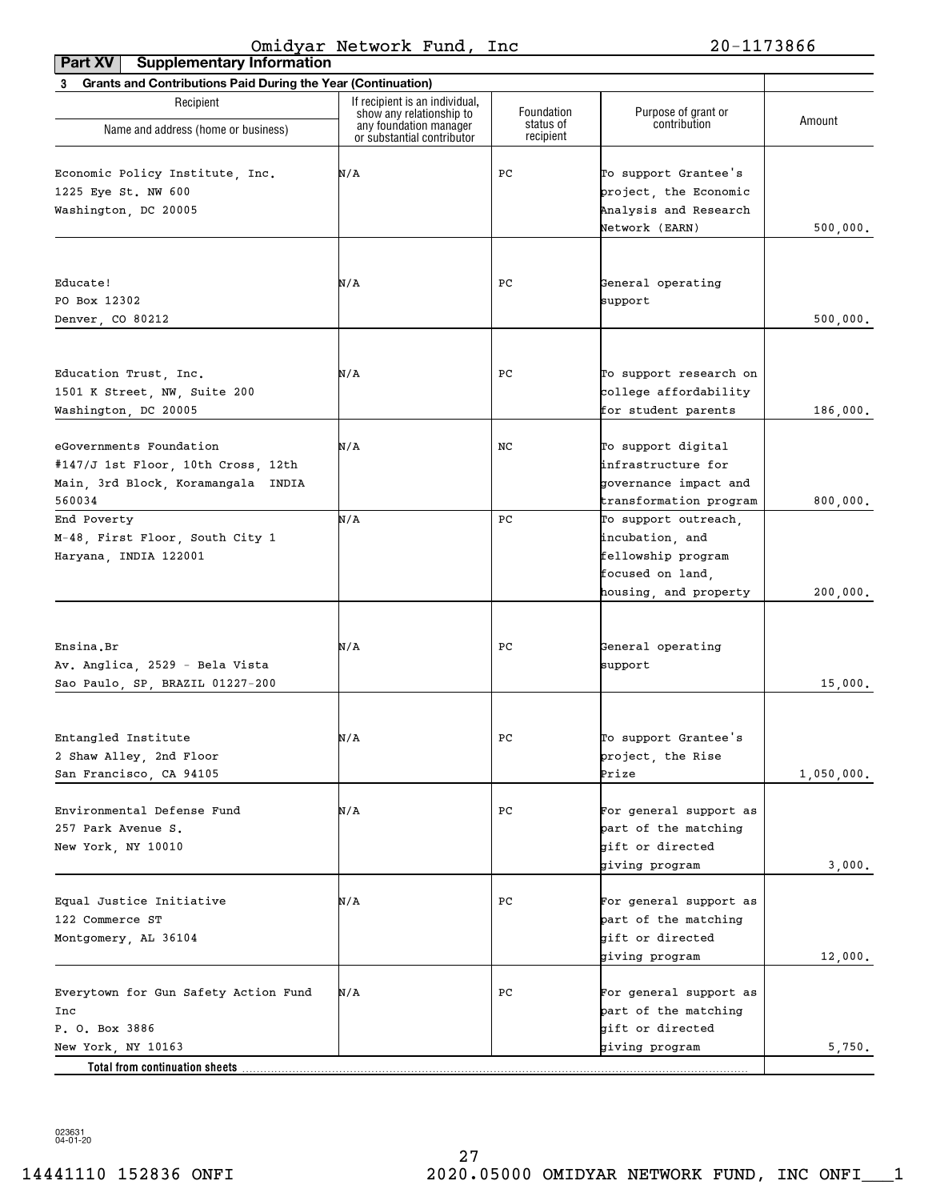Omidyar Network Fund, Inc 20-1173866

**Part XV Supplementary Information**

**3 Grants and Contributions Paid During the Year (Continuation)**

| Recipient Name and address (home or business) | If recipient is an individual, show any relationship to any foundation manager or substantial contributor | Foundation status of recipient | Purpose of grant or contribution | Amount |
|---|---|---|---|---|
| Economic Policy Institute, Inc. 1225 Eye St. NW 600 Washington, DC 20005 | N/A | PC | To support Grantee's project, the Economic Analysis and Research Network (EARN) | 500,000. |
| Educate! PO Box 12302 Denver, CO 80212 | N/A | PC | General operating support | 500,000. |
| Education Trust, Inc. 1501 K Street, NW, Suite 200 Washington, DC 20005 | N/A | PC | To support research on college affordability for student parents | 186,000. |
| eGovernments Foundation #147/J 1st Floor, 10th Cross, 12th Main, 3rd Block, Koramangala INDIA 560034 | N/A | NC | To support digital infrastructure for governance impact and transformation program | 800,000. |
| End Poverty M-48, First Floor, South City 1 Haryana, INDIA 122001 | N/A | PC | To support outreach, incubation, and fellowship program focused on land, housing, and property | 200,000. |
| Ensina.Br Av. Anglica, 2529 - Bela Vista Sao Paulo, SP, BRAZIL 01227-200 | N/A | PC | General operating support | 15,000. |
| Entangled Institute 2 Shaw Alley, 2nd Floor San Francisco, CA 94105 | N/A | PC | To support Grantee's project, the Rise Prize | 1,050,000. |
| Environmental Defense Fund 257 Park Avenue S. New York, NY 10010 | N/A | PC | For general support as part of the matching gift or directed giving program | 3,000. |
| Equal Justice Initiative 122 Commerce ST Montgomery, AL 36104 | N/A | PC | For general support as part of the matching gift or directed giving program | 12,000. |
| Everytown for Gun Safety Action Fund Inc P. O. Box 3886 New York, NY 10163 | N/A | PC | For general support as part of the matching gift or directed giving program | 5,750. |
| **Total from continuation sheets** | | | | |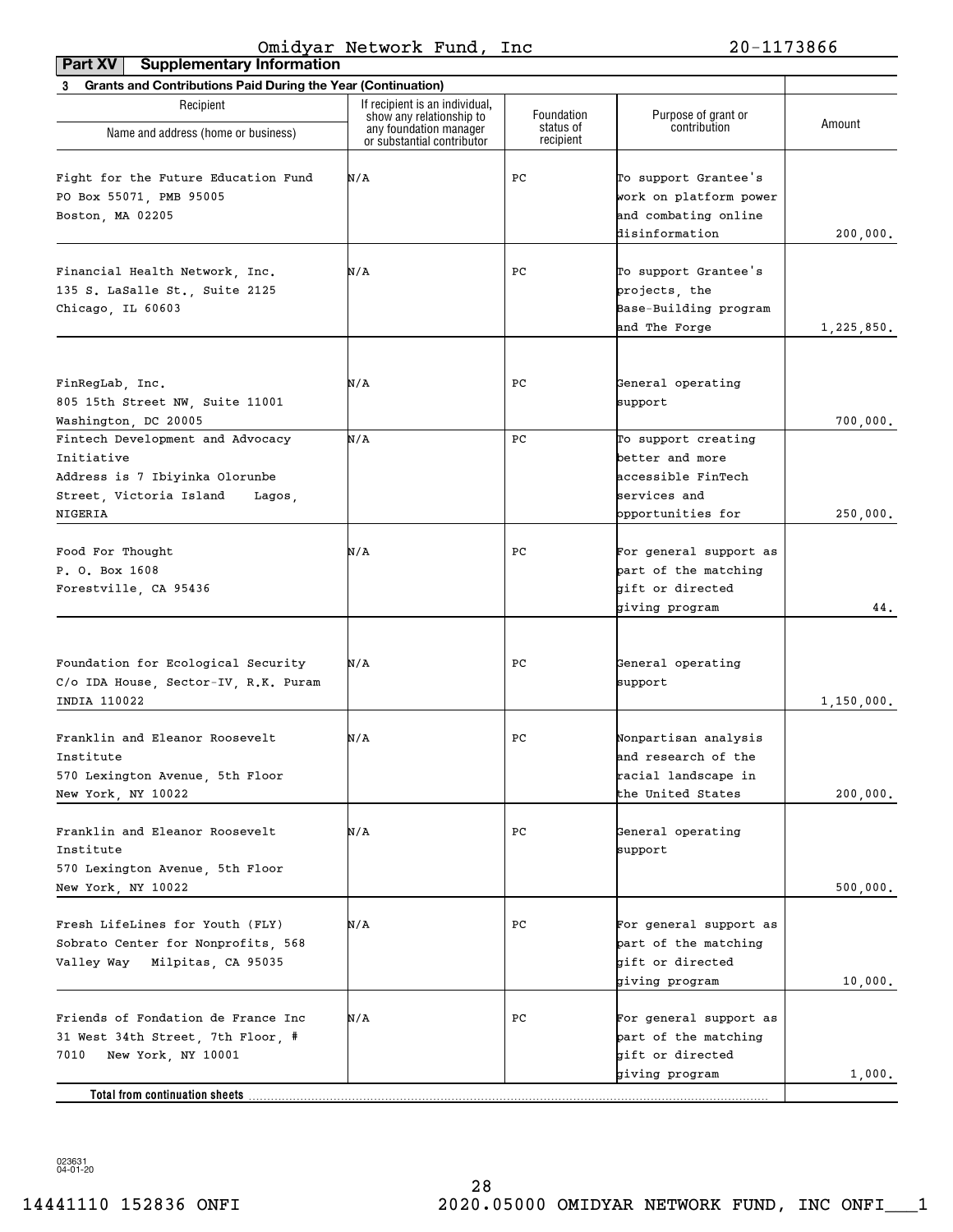Omidyar Network Fund, Inc 20-1173866

**Part XV Supplementary Information**

**3 Grants and Contributions Paid During the Year (Continuation)**

| Recipient<br>Name and address (home or business) | If recipient is an individual, show any relationship to any foundation manager or substantial contributor | Foundation status of recipient | Purpose of grant or contribution | Amount |
|---|---|---|---|---|
| Fight for the Future Education Fund<br>PO Box 55071, PMB 95005<br>Boston, MA 02205 | N/A | PC | To support Grantee's work on platform power and combating online disinformation | 200,000. |
| Financial Health Network, Inc.<br>135 S. LaSalle St., Suite 2125<br>Chicago, IL 60603 | N/A | PC | To support Grantee's projects, the Base-Building program and The Forge | 1,225,850. |
| FinRegLab, Inc.<br>805 15th Street NW, Suite 11001<br>Washington, DC 20005 | N/A | PC | General operating support | 700,000. |
| Fintech Development and Advocacy Initiative<br>Address is 7 Ibiyinka Olorunbe Street, Victoria Island Lagos, NIGERIA | N/A | PC | To support creating better and more accessible FinTech services and opportunities for | 250,000. |
| Food For Thought<br>P. O. Box 1608<br>Forestville, CA 95436 | N/A | PC | For general support as part of the matching gift or directed giving program | 44. |
| Foundation for Ecological Security<br>C/o IDA House, Sector-IV, R.K. Puram<br>INDIA 110022 | N/A | PC | General operating support | 1,150,000. |
| Franklin and Eleanor Roosevelt Institute<br>570 Lexington Avenue, 5th Floor<br>New York, NY 10022 | N/A | PC | Nonpartisan analysis and research of the racial landscape in the United States | 200,000. |
| Franklin and Eleanor Roosevelt Institute<br>570 Lexington Avenue, 5th Floor<br>New York, NY 10022 | N/A | PC | General operating support | 500,000. |
| Fresh LifeLines for Youth (FLY)<br>Sobrato Center for Nonprofits, 568 Valley Way Milpitas, CA 95035 | N/A | PC | For general support as part of the matching gift or directed giving program | 10,000. |
| Friends of Fondation de France Inc<br>31 West 34th Street, 7th Floor, # 7010 New York, NY 10001 | N/A | PC | For general support as part of the matching gift or directed giving program | 1,000. |
| **Total from continuation sheets** | | | | |

023631 04-01-20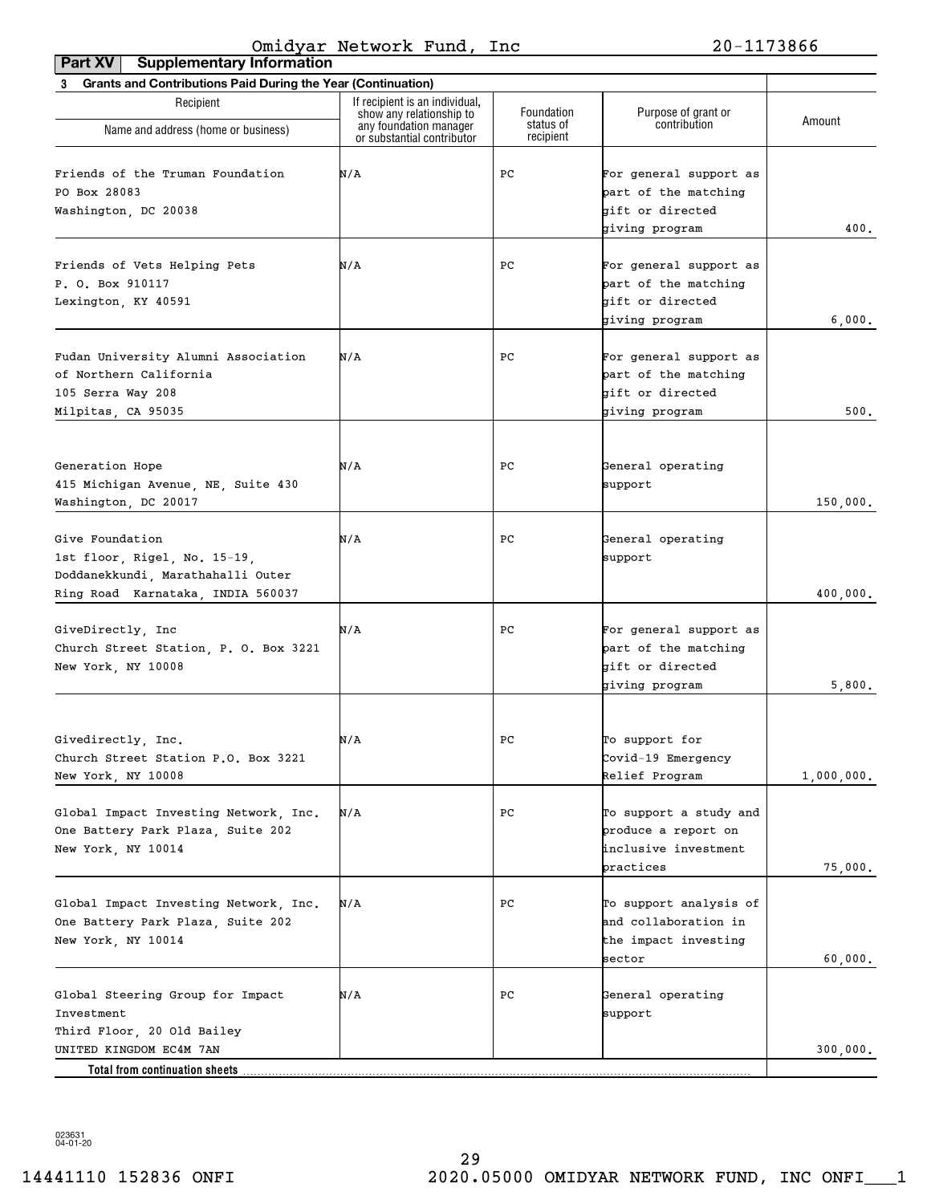Omidyar Network Fund, Inc 20-1173866

**Part XV Supplementary Information**

**3 Grants and Contributions Paid During the Year (Continuation)**

| Recipient Name and address (home or business) | If recipient is an individual, show any relationship to any foundation manager or substantial contributor | Foundation status of recipient | Purpose of grant or contribution | Amount |
|---|---|---|---|---|
| Friends of the Truman Foundation<br>PO Box 28083<br>Washington, DC 20038 | N/A | PC | For general support as part of the matching gift or directed giving program | 400. |
| Friends of Vets Helping Pets<br>P. O. Box 910117<br>Lexington, KY 40591 | N/A | PC | For general support as part of the matching gift or directed giving program | 6,000. |
| Fudan University Alumni Association of Northern California<br>105 Serra Way 208<br>Milpitas, CA 95035 | N/A | PC | For general support as part of the matching gift or directed giving program | 500. |
| Generation Hope<br>415 Michigan Avenue, NE, Suite 430<br>Washington, DC 20017 | N/A | PC | General operating support | 150,000. |
| Give Foundation<br>1st floor, Rigel, No. 15-19, Doddanekkundi, Marathahalli Outer Ring Road Karnataka, INDIA 560037 | N/A | PC | General operating support | 400,000. |
| GiveDirectly, Inc<br>Church Street Station, P. O. Box 3221<br>New York, NY 10008 | N/A | PC | For general support as part of the matching gift or directed giving program | 5,800. |
| Givedirectly, Inc.<br>Church Street Station P.O. Box 3221<br>New York, NY 10008 | N/A | PC | To support for Covid-19 Emergency Relief Program | 1,000,000. |
| Global Impact Investing Network, Inc.<br>One Battery Park Plaza, Suite 202<br>New York, NY 10014 | N/A | PC | To support a study and produce a report on inclusive investment practices | 75,000. |
| Global Impact Investing Network, Inc.<br>One Battery Park Plaza, Suite 202<br>New York, NY 10014 | N/A | PC | To support analysis of and collaboration in the impact investing sector | 60,000. |
| Global Steering Group for Impact Investment<br>Third Floor, 20 Old Bailey<br>UNITED KINGDOM EC4M 7AN | N/A | PC | General operating support | 300,000. |
| **Total from continuation sheets** | | | | |

023631 04-01-20

14441110 152836 ONFI 2020.05000 OMIDYAR NETWORK FUND, INC ONFI___1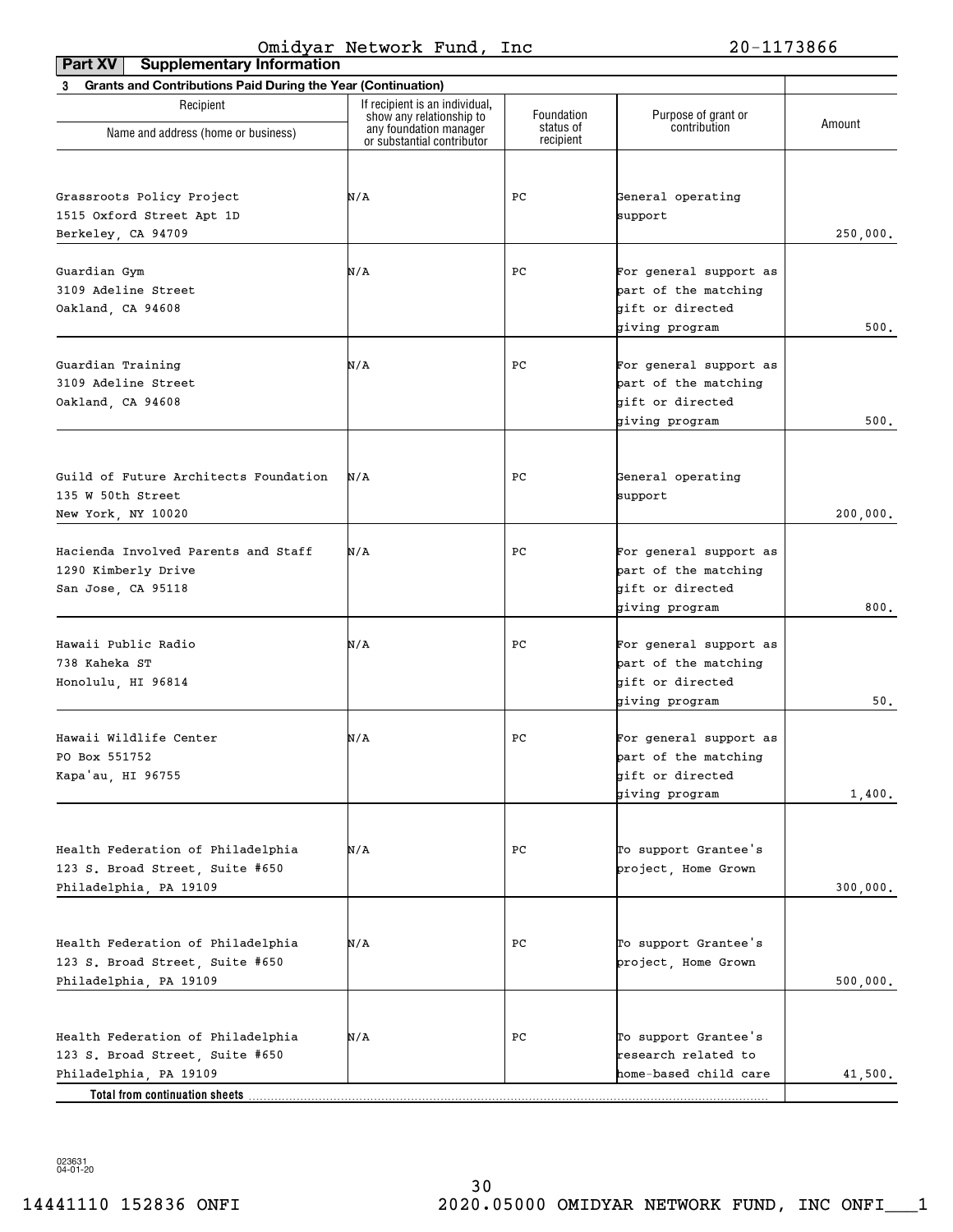Omidyar Network Fund, Inc 20-1173866

**Part XV Supplementary Information**

**3 Grants and Contributions Paid During the Year (Continuation)**

| Recipient Name and address (home or business) | If recipient is an individual, show any relationship to any foundation manager or substantial contributor | Foundation status of recipient | Purpose of grant or contribution | Amount |
|---|---|---|---|---|
| Grassroots Policy Project<br>1515 Oxford Street Apt 1D<br>Berkeley, CA 94709 | N/A | PC | General operating support | 250,000. |
| Guardian Gym<br>3109 Adeline Street<br>Oakland, CA 94608 | N/A | PC | For general support as part of the matching gift or directed giving program | 500. |
| Guardian Training<br>3109 Adeline Street<br>Oakland, CA 94608 | N/A | PC | For general support as part of the matching gift or directed giving program | 500. |
| Guild of Future Architects Foundation<br>135 W 50th Street<br>New York, NY 10020 | N/A | PC | General operating support | 200,000. |
| Hacienda Involved Parents and Staff<br>1290 Kimberly Drive<br>San Jose, CA 95118 | N/A | PC | For general support as part of the matching gift or directed giving program | 800. |
| Hawaii Public Radio<br>738 Kaheka ST<br>Honolulu, HI 96814 | N/A | PC | For general support as part of the matching gift or directed giving program | 50. |
| Hawaii Wildlife Center<br>PO Box 551752<br>Kapa'au, HI 96755 | N/A | PC | For general support as part of the matching gift or directed giving program | 1,400. |
| Health Federation of Philadelphia<br>123 S. Broad Street, Suite #650<br>Philadelphia, PA 19109 | N/A | PC | To support Grantee's project, Home Grown | 300,000. |
| Health Federation of Philadelphia<br>123 S. Broad Street, Suite #650<br>Philadelphia, PA 19109 | N/A | PC | To support Grantee's project, Home Grown | 500,000. |
| Health Federation of Philadelphia<br>123 S. Broad Street, Suite #650<br>Philadelphia, PA 19109 | N/A | PC | To support Grantee's research related to home-based child care | 41,500. |
| **Total from continuation sheets** | | | | |

023631 04-01-20

14441110 152836 ONFI 2020.05000 OMIDYAR NETWORK FUND, INC ONFI___1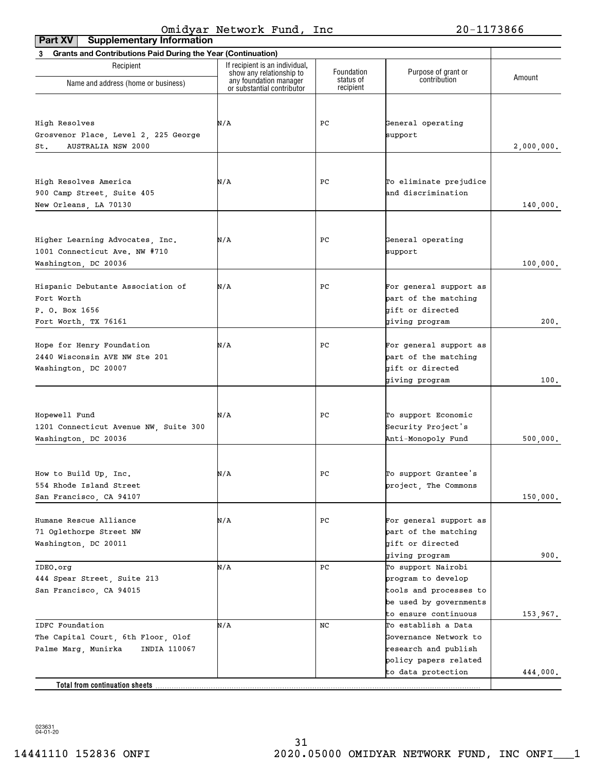Omidyar Network Fund, Inc 20-1173866

**Part XV Supplementary Information**

**3 Grants and Contributions Paid During the Year (Continuation)**

| Recipient Name and address (home or business) | If recipient is an individual, show any relationship to any foundation manager or substantial contributor | Foundation status of recipient | Purpose of grant or contribution | Amount |
|---|---|---|---|---|
| High Resolves<br>Grosvenor Place, Level 2, 225 George St. AUSTRALIA NSW 2000 | N/A | PC | General operating support | 2,000,000. |
| High Resolves America<br>900 Camp Street, Suite 405<br>New Orleans, LA 70130 | N/A | PC | To eliminate prejudice and discrimination | 140,000. |
| Higher Learning Advocates, Inc.<br>1001 Connecticut Ave. NW #710<br>Washington, DC 20036 | N/A | PC | General operating support | 100,000. |
| Hispanic Debutante Association of Fort Worth<br>P. O. Box 1656<br>Fort Worth, TX 76161 | N/A | PC | For general support as part of the matching gift or directed giving program | 200. |
| Hope for Henry Foundation<br>2440 Wisconsin AVE NW Ste 201<br>Washington, DC 20007 | N/A | PC | For general support as part of the matching gift or directed giving program | 100. |
| Hopewell Fund<br>1201 Connecticut Avenue NW, Suite 300<br>Washington, DC 20036 | N/A | PC | To support Economic Security Project's Anti-Monopoly Fund | 500,000. |
| How to Build Up, Inc.<br>554 Rhode Island Street<br>San Francisco, CA 94107 | N/A | PC | To support Grantee's project, The Commons | 150,000. |
| Humane Rescue Alliance<br>71 Oglethorpe Street NW<br>Washington, DC 20011 | N/A | PC | For general support as part of the matching gift or directed giving program | 900. |
| IDEO.org<br>444 Spear Street, Suite 213<br>San Francisco, CA 94015 | N/A | PC | To support Nairobi program to develop tools and processes to be used by governments to ensure continuous | 153,967. |
| IDFC Foundation<br>The Capital Court, 6th Floor, Olof Palme Marg, Munirka INDIA 110067 | N/A | NC | To establish a Data Governance Network to research and publish policy papers related to data protection | 444,000. |
| **Total from continuation sheets** | | | | |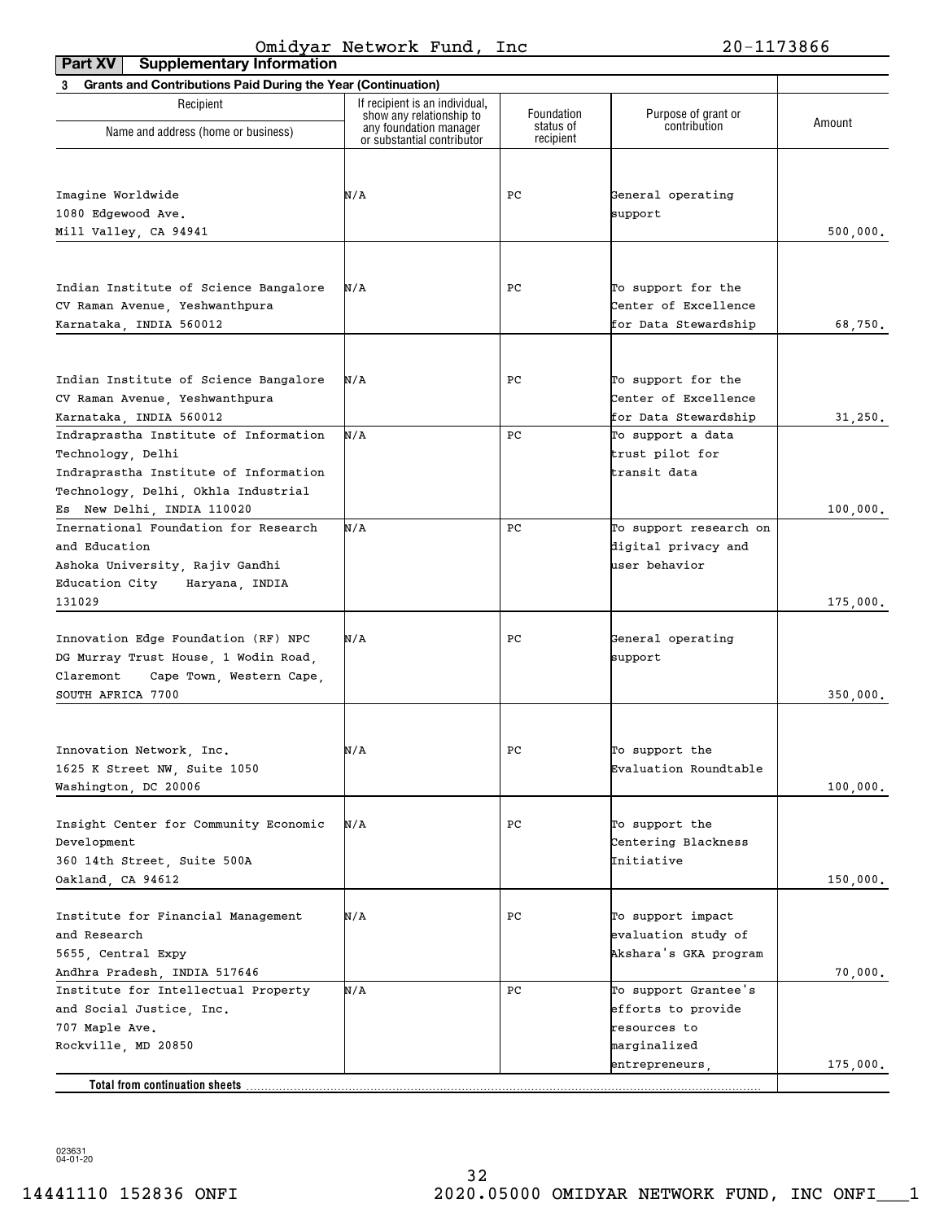Omidyar Network Fund, Inc 20-1173866

**Part XV Supplementary Information**

**3 Grants and Contributions Paid During the Year (Continuation)**

| Recipient Name and address (home or business) | If recipient is an individual, show any relationship to any foundation manager or substantial contributor | Foundation status of recipient | Purpose of grant or contribution | Amount |
|---|---|---|---|---|
| Imagine Worldwide<br>1080 Edgewood Ave.<br>Mill Valley, CA 94941 | N/A | PC | General operating support | 500,000. |
| Indian Institute of Science Bangalore<br>CV Raman Avenue, Yeshwanthpura<br>Karnataka, INDIA 560012 | N/A | PC | To support for the Center of Excellence for Data Stewardship | 68,750. |
| Indian Institute of Science Bangalore<br>CV Raman Avenue, Yeshwanthpura<br>Karnataka, INDIA 560012 | N/A | PC | To support for the Center of Excellence for Data Stewardship | 31,250. |
| Indraprastha Institute of Information Technology, Delhi<br>Indraprastha Institute of Information Technology, Delhi, Okhla Industrial Es New Delhi, INDIA 110020 | N/A | PC | To support a data trust pilot for transit data | 100,000. |
| Inernational Foundation for Research and Education<br>Ashoka University, Rajiv Gandhi Education City Haryana, INDIA 131029 | N/A | PC | To support research on digital privacy and user behavior | 175,000. |
| Innovation Edge Foundation (RF) NPC<br>DG Murray Trust House, 1 Wodin Road, Claremont Cape Town, Western Cape, SOUTH AFRICA 7700 | N/A | PC | General operating support | 350,000. |
| Innovation Network, Inc.<br>1625 K Street NW, Suite 1050<br>Washington, DC 20006 | N/A | PC | To support the Evaluation Roundtable | 100,000. |
| Insight Center for Community Economic Development<br>360 14th Street, Suite 500A<br>Oakland, CA 94612 | N/A | PC | To support the Centering Blackness Initiative | 150,000. |
| Institute for Financial Management and Research<br>5655, Central Expy<br>Andhra Pradesh, INDIA 517646 | N/A | PC | To support impact evaluation study of Akshara's GKA program | 70,000. |
| Institute for Intellectual Property and Social Justice, Inc.<br>707 Maple Ave.<br>Rockville, MD 20850 | N/A | PC | To support Grantee's efforts to provide resources to marginalized entrepreneurs, | 175,000. |
| **Total from continuation sheets** | | | | |

023631 04-01-20

14441110 152836 ONFI 2020.05000 OMIDYAR NETWORK FUND, INC ONFI___1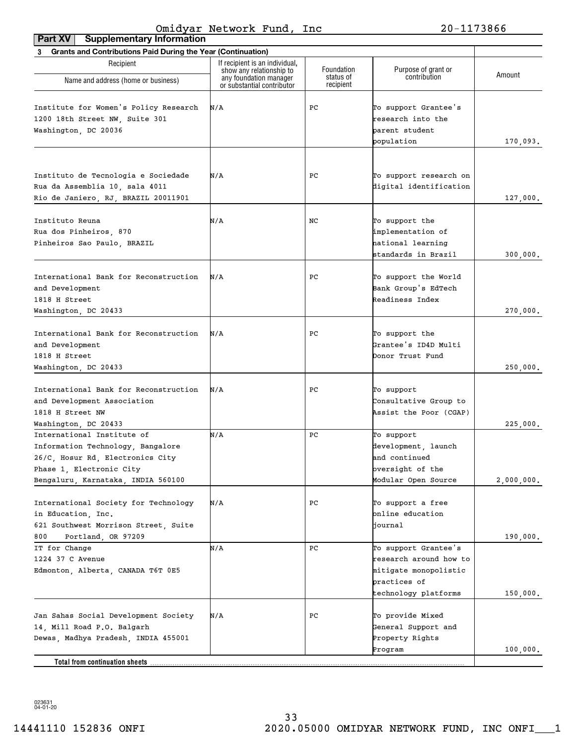Omidyar Network Fund, Inc 20-1173866

**Part XV Supplementary Information**

**3 Grants and Contributions Paid During the Year (Continuation)**

| Recipient Name and address (home or business) | If recipient is an individual, show any relationship to any foundation manager or substantial contributor | Foundation status of recipient | Purpose of grant or contribution | Amount |
|---|---|---|---|---|
| Institute for Women's Policy Research 1200 18th Street NW, Suite 301 Washington, DC 20036 | N/A | PC | To support Grantee's research into the parent student population | 170,093. |
| Instituto de Tecnologia e Sociedade Rua da Assemblia 10, sala 4011 Rio de Janiero, RJ, BRAZIL 20011901 | N/A | PC | To support research on digital identification | 127,000. |
| Instituto Reuna Rua dos Pinheiros, 870 Pinheiros Sao Paulo, BRAZIL | N/A | NC | To support the implementation of national learning standards in Brazil | 300,000. |
| International Bank for Reconstruction and Development 1818 H Street Washington, DC 20433 | N/A | PC | To support the World Bank Group's EdTech Readiness Index | 270,000. |
| International Bank for Reconstruction and Development 1818 H Street Washington, DC 20433 | N/A | PC | To support the Grantee's ID4D Multi Donor Trust Fund | 250,000. |
| International Bank for Reconstruction and Development Association 1818 H Street NW Washington, DC 20433 | N/A | PC | To support Consultative Group to Assist the Poor (CGAP) | 225,000. |
| International Institute of Information Technology, Bangalore 26/C, Hosur Rd, Electronics City Phase 1, Electronic City Bengaluru, Karnataka, INDIA 560100 | N/A | PC | To support development, launch and continued oversight of the Modular Open Source | 2,000,000. |
| International Society for Technology in Education, Inc. 621 Southwest Morrison Street, Suite 800 Portland, OR 97209 | N/A | PC | To support a free online education journal | 190,000. |
| IT for Change 1224 37 C Avenue Edmonton, Alberta, CANADA T6T 0E5 | N/A | PC | To support Grantee's research around how to mitigate monopolistic practices of technology platforms | 150,000. |
| Jan Sahas Social Development Society 14, Mill Road P.O. Balgarh Dewas, Madhya Pradesh, INDIA 455001 | N/A | PC | To provide Mixed General Support and Property Rights Program | 100,000. |
| **Total from continuation sheets** | | | | |

023631 04-01-20

14441110 152836 ONFI 2020.05000 OMIDYAR NETWORK FUND, INC ONFI___1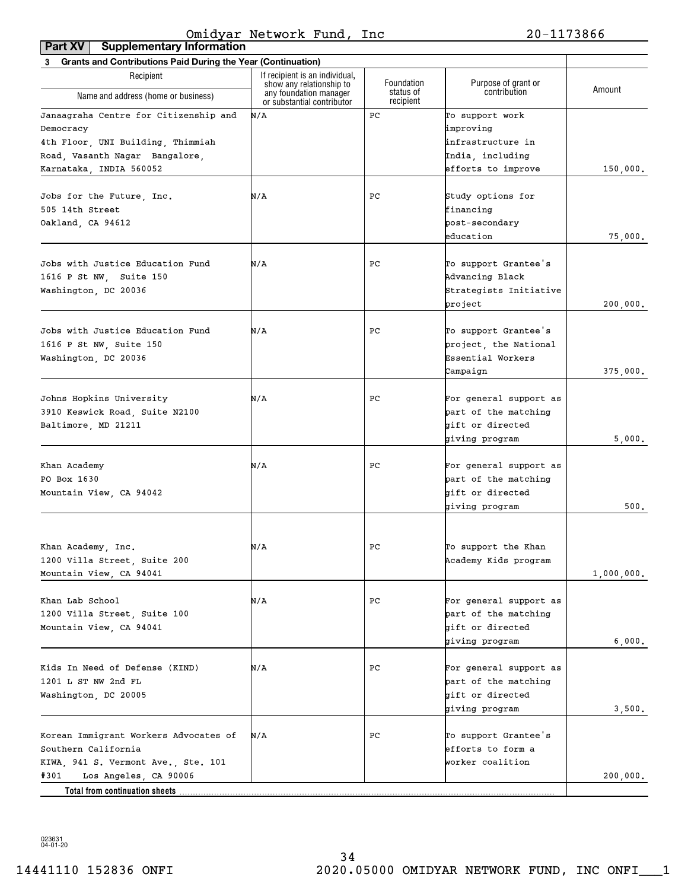Omidyar Network Fund, Inc 20-1173866

**Part XV Supplementary Information**

**3 Grants and Contributions Paid During the Year (Continuation)**

| Recipient Name and address (home or business) | If recipient is an individual, show any relationship to any foundation manager or substantial contributor | Foundation status of recipient | Purpose of grant or contribution | Amount |
|---|---|---|---|---|
| Janaagraha Centre for Citizenship and Democracy 4th Floor, UNI Building, Thimmiah Road, Vasanth Nagar Bangalore, Karnataka, INDIA 560052 | N/A | PC | To support work improving infrastructure in India, including efforts to improve | 150,000. |
| Jobs for the Future, Inc. 505 14th Street Oakland, CA 94612 | N/A | PC | Study options for financing post-secondary education | 75,000. |
| Jobs with Justice Education Fund 1616 P St NW, Suite 150 Washington, DC 20036 | N/A | PC | To support Grantee's Advancing Black Strategists Initiative project | 200,000. |
| Jobs with Justice Education Fund 1616 P St NW, Suite 150 Washington, DC 20036 | N/A | PC | To support Grantee's project, the National Essential Workers Campaign | 375,000. |
| Johns Hopkins University 3910 Keswick Road, Suite N2100 Baltimore, MD 21211 | N/A | PC | For general support as part of the matching gift or directed giving program | 5,000. |
| Khan Academy PO Box 1630 Mountain View, CA 94042 | N/A | PC | For general support as part of the matching gift or directed giving program | 500. |
| Khan Academy, Inc. 1200 Villa Street, Suite 200 Mountain View, CA 94041 | N/A | PC | To support the Khan Academy Kids program | 1,000,000. |
| Khan Lab School 1200 Villa Street, Suite 100 Mountain View, CA 94041 | N/A | PC | For general support as part of the matching gift or directed giving program | 6,000. |
| Kids In Need of Defense (KIND) 1201 L ST NW 2nd FL Washington, DC 20005 | N/A | PC | For general support as part of the matching gift or directed giving program | 3,500. |
| Korean Immigrant Workers Advocates of Southern California KIWA, 941 S. Vermont Ave., Ste. 101 #301 Los Angeles, CA 90006 | N/A | PC | To support Grantee's efforts to form a worker coalition | 200,000. |
| **Total from continuation sheets** | | | | |

023631 04-01-20

14441110 152836 ONFI 2020.05000 OMIDYAR NETWORK FUND, INC ONFI___1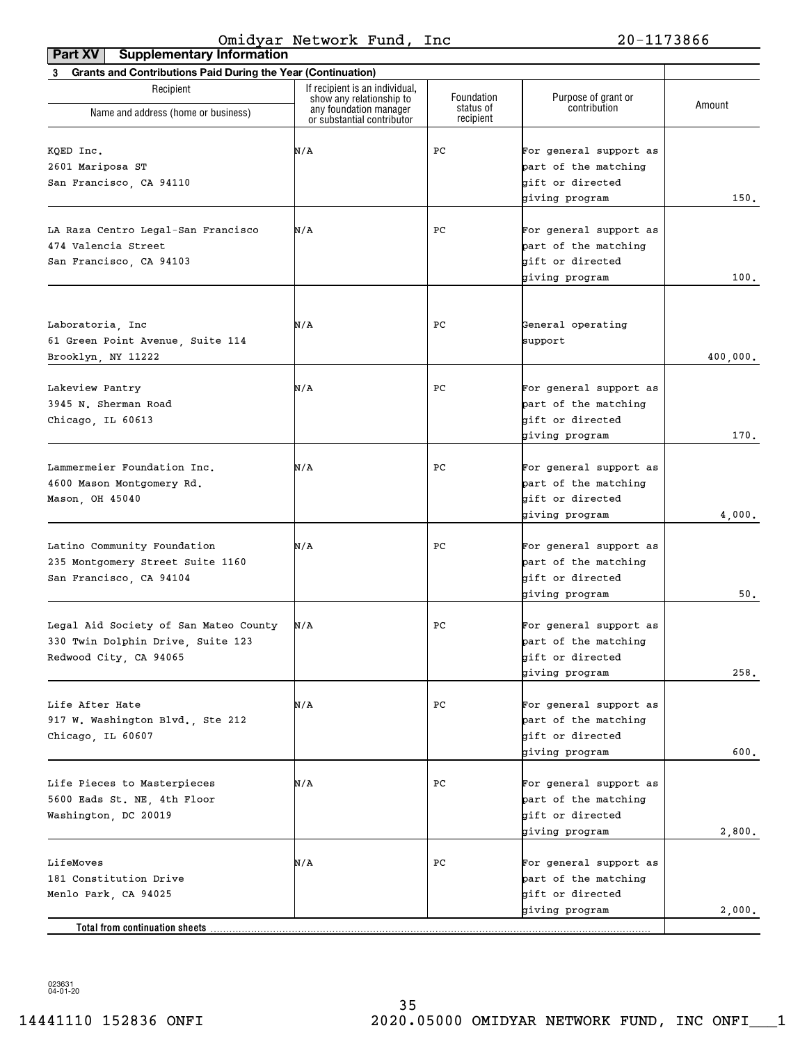Omidyar Network Fund, Inc 20-1173866

**Part XV Supplementary Information**

**3 Grants and Contributions Paid During the Year (Continuation)**

| Recipient Name and address (home or business) | If recipient is an individual, show any relationship to any foundation manager or substantial contributor | Foundation status of recipient | Purpose of grant or contribution | Amount |
|---|---|---|---|---|
| KQED Inc. 2601 Mariposa ST San Francisco, CA 94110 | N/A | PC | For general support as part of the matching gift or directed giving program | 150. |
| LA Raza Centro Legal-San Francisco 474 Valencia Street San Francisco, CA 94103 | N/A | PC | For general support as part of the matching gift or directed giving program | 100. |
| Laboratoria, Inc 61 Green Point Avenue, Suite 114 Brooklyn, NY 11222 | N/A | PC | General operating support | 400,000. |
| Lakeview Pantry 3945 N. Sherman Road Chicago, IL 60613 | N/A | PC | For general support as part of the matching gift or directed giving program | 170. |
| Lammermeier Foundation Inc. 4600 Mason Montgomery Rd. Mason, OH 45040 | N/A | PC | For general support as part of the matching gift or directed giving program | 4,000. |
| Latino Community Foundation 235 Montgomery Street Suite 1160 San Francisco, CA 94104 | N/A | PC | For general support as part of the matching gift or directed giving program | 50. |
| Legal Aid Society of San Mateo County 330 Twin Dolphin Drive, Suite 123 Redwood City, CA 94065 | N/A | PC | For general support as part of the matching gift or directed giving program | 258. |
| Life After Hate 917 W. Washington Blvd., Ste 212 Chicago, IL 60607 | N/A | PC | For general support as part of the matching gift or directed giving program | 600. |
| Life Pieces to Masterpieces 5600 Eads St. NE, 4th Floor Washington, DC 20019 | N/A | PC | For general support as part of the matching gift or directed giving program | 2,800. |
| LifeMoves 181 Constitution Drive Menlo Park, CA 94025 | N/A | PC | For general support as part of the matching gift or directed giving program | 2,000. |
| **Total from continuation sheets** | | | | |

023631 04-01-20

14441110 152836 ONFI 2020.05000 OMIDYAR NETWORK FUND, INC ONFI___1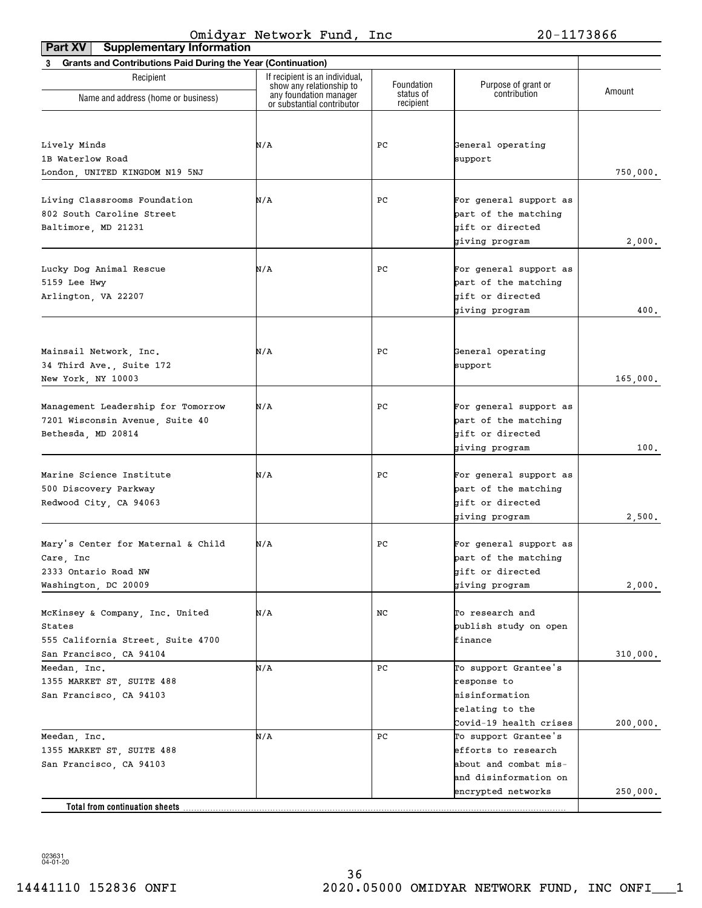Omidyar Network Fund, Inc 20-1173866

## Part XV Supplementary Information

**3 Grants and Contributions Paid During the Year (Continuation)**

| Recipient<br>Name and address (home or business) | If recipient is an individual, show any relationship to any foundation manager or substantial contributor | Foundation status of recipient | Purpose of grant or contribution | Amount |
|---|---|---|---|---|
| Lively Minds<br>1B Waterlow Road<br>London, UNITED KINGDOM N19 5NJ | N/A | PC | General operating support | 750,000. |
| Living Classrooms Foundation<br>802 South Caroline Street<br>Baltimore, MD 21231 | N/A | PC | For general support as part of the matching gift or directed giving program | 2,000. |
| Lucky Dog Animal Rescue<br>5159 Lee Hwy<br>Arlington, VA 22207 | N/A | PC | For general support as part of the matching gift or directed giving program | 400. |
| Mainsail Network, Inc.<br>34 Third Ave., Suite 172<br>New York, NY 10003 | N/A | PC | General operating support | 165,000. |
| Management Leadership for Tomorrow<br>7201 Wisconsin Avenue, Suite 40<br>Bethesda, MD 20814 | N/A | PC | For general support as part of the matching gift or directed giving program | 100. |
| Marine Science Institute<br>500 Discovery Parkway<br>Redwood City, CA 94063 | N/A | PC | For general support as part of the matching gift or directed giving program | 2,500. |
| Mary's Center for Maternal & Child Care, Inc<br>2333 Ontario Road NW<br>Washington, DC 20009 | N/A | PC | For general support as part of the matching gift or directed giving program | 2,000. |
| McKinsey & Company, Inc. United States<br>555 California Street, Suite 4700<br>San Francisco, CA 94104 | N/A | NC | To research and publish study on open finance | 310,000. |
| Meedan, Inc.<br>1355 MARKET ST, SUITE 488<br>San Francisco, CA 94103 | N/A | PC | To support Grantee's response to misinformation relating to the Covid-19 health crises | 200,000. |
| Meedan, Inc.<br>1355 MARKET ST, SUITE 488<br>San Francisco, CA 94103 | N/A | PC | To support Grantee's efforts to research about and combat mis- and disinformation on encrypted networks | 250,000. |
| **Total from continuation sheets** | | | | |

023631 04-01-20

14441110 152836 ONFI 2020.05000 OMIDYAR NETWORK FUND, INC ONFI___1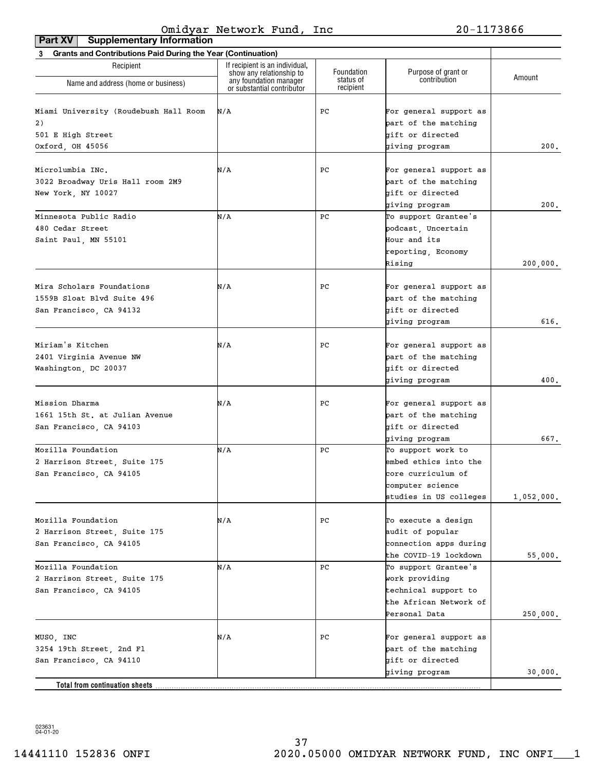Omidyar Network Fund, Inc 20-1173866

**Part XV Supplementary Information**

**3 Grants and Contributions Paid During the Year (Continuation)**

| Recipient Name and address (home or business) | If recipient is an individual, show any relationship to any foundation manager or substantial contributor | Foundation status of recipient | Purpose of grant or contribution | Amount |
|---|---|---|---|---|
| Miami University (Roudebush Hall Room 2) 501 E High Street Oxford, OH 45056 | N/A | PC | For general support as part of the matching gift or directed giving program | 200. |
| Microlumbia INc. 3022 Broadway Uris Hall room 2M9 New York, NY 10027 | N/A | PC | For general support as part of the matching gift or directed giving program | 200. |
| Minnesota Public Radio 480 Cedar Street Saint Paul, MN 55101 | N/A | PC | To support Grantee's podcast, Uncertain Hour and its reporting, Economy Rising | 200,000. |
| Mira Scholars Foundations 1559B Sloat Blvd Suite 496 San Francisco, CA 94132 | N/A | PC | For general support as part of the matching gift or directed giving program | 616. |
| Miriam's Kitchen 2401 Virginia Avenue NW Washington, DC 20037 | N/A | PC | For general support as part of the matching gift or directed giving program | 400. |
| Mission Dharma 1661 15th St. at Julian Avenue San Francisco, CA 94103 | N/A | PC | For general support as part of the matching gift or directed giving program | 667. |
| Mozilla Foundation 2 Harrison Street, Suite 175 San Francisco, CA 94105 | N/A | PC | To support work to embed ethics into the core curriculum of computer science studies in US colleges | 1,052,000. |
| Mozilla Foundation 2 Harrison Street, Suite 175 San Francisco, CA 94105 | N/A | PC | To execute a design audit of popular connection apps during the COVID-19 lockdown | 55,000. |
| Mozilla Foundation 2 Harrison Street, Suite 175 San Francisco, CA 94105 | N/A | PC | To support Grantee's work providing technical support to the African Network of Personal Data | 250,000. |
| MUSO, INC 3254 19th Street, 2nd Fl San Francisco, CA 94110 | N/A | PC | For general support as part of the matching gift or directed giving program | 30,000. |
| **Total from continuation sheets** | | | | |

023631 04-01-20

14441110 152836 ONFI 2020.05000 OMIDYAR NETWORK FUND, INC ONFI___1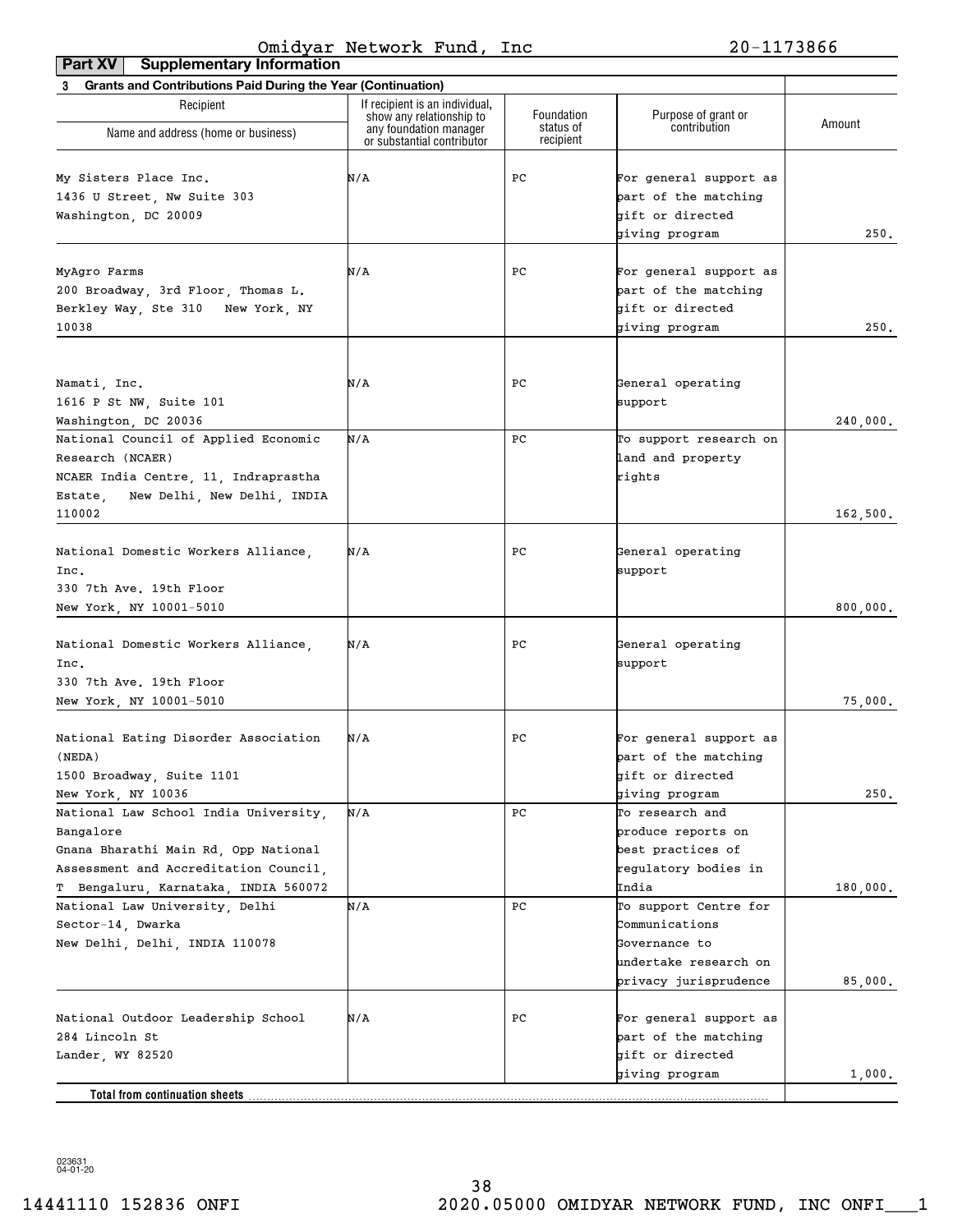Omidyar Network Fund, Inc 20-1173866

**Part XV Supplementary Information**

**3 Grants and Contributions Paid During the Year (Continuation)**

| Recipient Name and address (home or business) | If recipient is an individual, show any relationship to any foundation manager or substantial contributor | Foundation status of recipient | Purpose of grant or contribution | Amount |
|---|---|---|---|---|
| My Sisters Place Inc.<br>1436 U Street, Nw Suite 303<br>Washington, DC 20009 | N/A | PC | For general support as part of the matching gift or directed giving program | 250. |
| MyAgro Farms<br>200 Broadway, 3rd Floor, Thomas L. Berkley Way, Ste 310 New York, NY 10038 | N/A | PC | For general support as part of the matching gift or directed giving program | 250. |
| Namati, Inc.<br>1616 P St NW, Suite 101<br>Washington, DC 20036 | N/A | PC | General operating support | 240,000. |
| National Council of Applied Economic Research (NCAER)<br>NCAER India Centre, 11, Indraprastha Estate, New Delhi, New Delhi, INDIA 110002 | N/A | PC | To support research on land and property rights | 162,500. |
| National Domestic Workers Alliance, Inc.<br>330 7th Ave. 19th Floor<br>New York, NY 10001-5010 | N/A | PC | General operating support | 800,000. |
| National Domestic Workers Alliance, Inc.<br>330 7th Ave. 19th Floor<br>New York, NY 10001-5010 | N/A | PC | General operating support | 75,000. |
| National Eating Disorder Association (NEDA)<br>1500 Broadway, Suite 1101<br>New York, NY 10036 | N/A | PC | For general support as part of the matching gift or directed giving program | 250. |
| National Law School India University, Bangalore<br>Gnana Bharathi Main Rd, Opp National Assessment and Accreditation Council, T Bengaluru, Karnataka, INDIA 560072 | N/A | PC | To research and produce reports on best practices of regulatory bodies in India | 180,000. |
| National Law University, Delhi<br>Sector-14, Dwarka<br>New Delhi, Delhi, INDIA 110078 | N/A | PC | To support Centre for Communications Governance to undertake research on privacy jurisprudence | 85,000. |
| National Outdoor Leadership School<br>284 Lincoln St<br>Lander, WY 82520 | N/A | PC | For general support as part of the matching gift or directed giving program | 1,000. |
| **Total from continuation sheets** | | | | |

023631 04-01-20

14441110 152836 ONFI 2020.05000 OMIDYAR NETWORK FUND, INC ONFI___1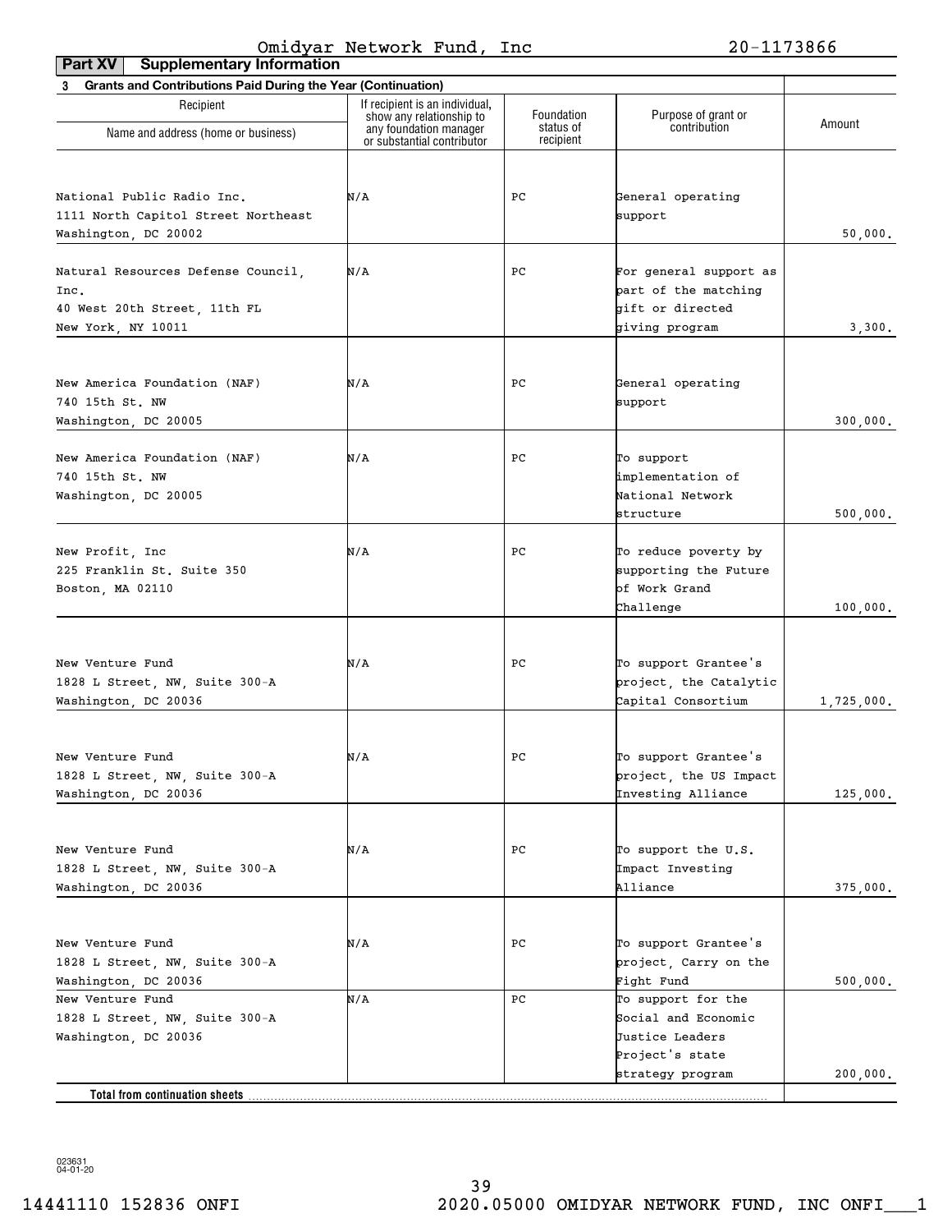Omidyar Network Fund, Inc 20-1173866

**Part XV Supplementary Information**

**3 Grants and Contributions Paid During the Year (Continuation)**

| Recipient Name and address (home or business) | If recipient is an individual, show any relationship to any foundation manager or substantial contributor | Foundation status of recipient | Purpose of grant or contribution | Amount |
|---|---|---|---|---|
| National Public Radio Inc. 1111 North Capitol Street Northeast Washington, DC 20002 | N/A | PC | General operating support | 50,000. |
| Natural Resources Defense Council, Inc. 40 West 20th Street, 11th FL New York, NY 10011 | N/A | PC | For general support as part of the matching gift or directed giving program | 3,300. |
| New America Foundation (NAF) 740 15th St. NW Washington, DC 20005 | N/A | PC | General operating support | 300,000. |
| New America Foundation (NAF) 740 15th St. NW Washington, DC 20005 | N/A | PC | To support implementation of National Network structure | 500,000. |
| New Profit, Inc 225 Franklin St. Suite 350 Boston, MA 02110 | N/A | PC | To reduce poverty by supporting the Future of Work Grand Challenge | 100,000. |
| New Venture Fund 1828 L Street, NW, Suite 300-A Washington, DC 20036 | N/A | PC | To support Grantee's project, the Catalytic Capital Consortium | 1,725,000. |
| New Venture Fund 1828 L Street, NW, Suite 300-A Washington, DC 20036 | N/A | PC | To support Grantee's project, the US Impact Investing Alliance | 125,000. |
| New Venture Fund 1828 L Street, NW, Suite 300-A Washington, DC 20036 | N/A | PC | To support the U.S. Impact Investing Alliance | 375,000. |
| New Venture Fund 1828 L Street, NW, Suite 300-A Washington, DC 20036 | N/A | PC | To support Grantee's project, Carry on the Fight Fund | 500,000. |
| New Venture Fund 1828 L Street, NW, Suite 300-A Washington, DC 20036 | N/A | PC | To support for the Social and Economic Justice Leaders Project's state strategy program | 200,000. |
| **Total from continuation sheets** | | | | |

023631 04-01-20

14441110 152836 ONFI 2020.05000 OMIDYAR NETWORK FUND, INC ONFI___1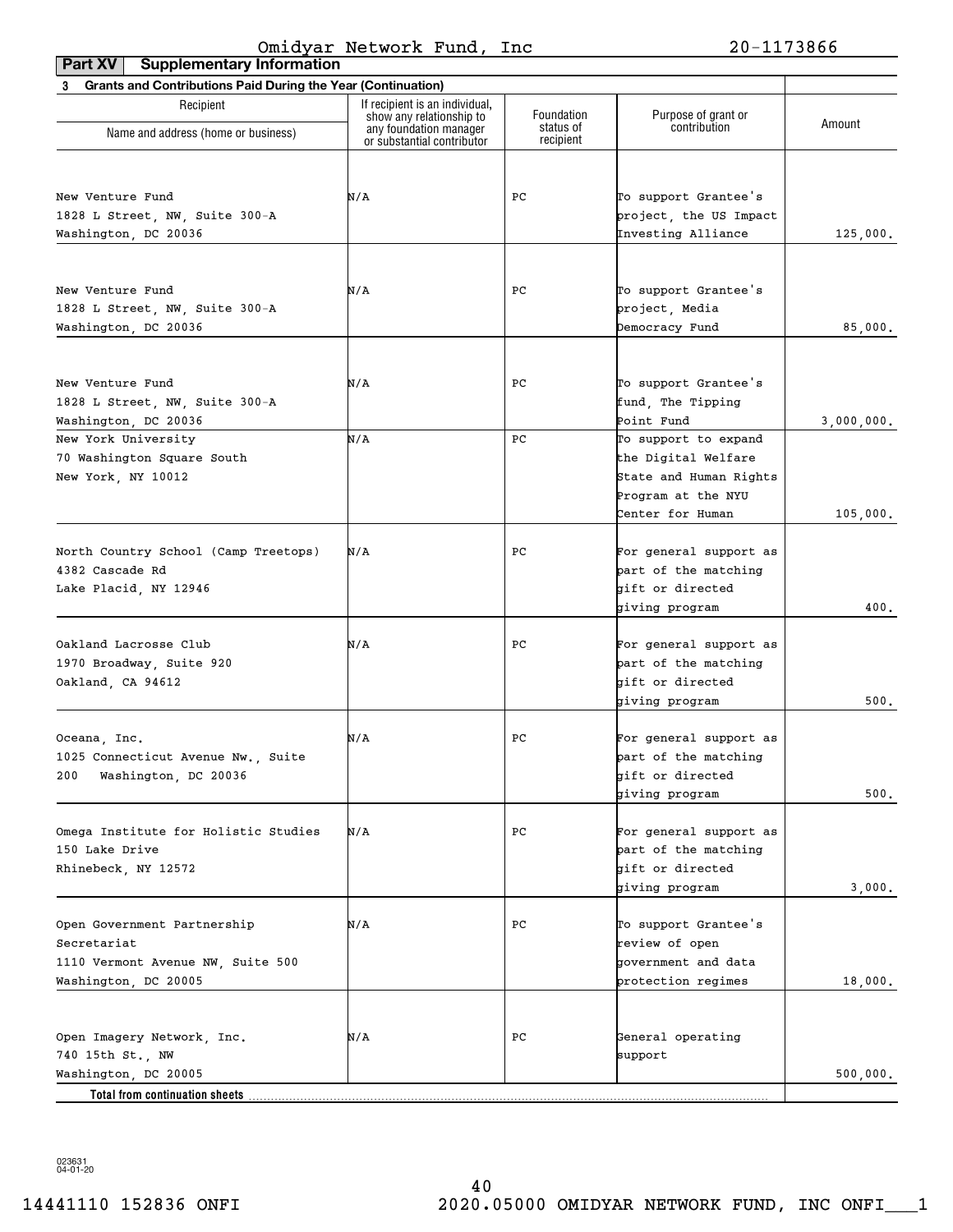Omidyar Network Fund, Inc 20-1173866

**Part XV Supplementary Information**

**3 Grants and Contributions Paid During the Year (Continuation)**

| Recipient Name and address (home or business) | If recipient is an individual, show any relationship to any foundation manager or substantial contributor | Foundation status of recipient | Purpose of grant or contribution | Amount |
|---|---|---|---|---|
| New Venture Fund 1828 L Street, NW, Suite 300-A Washington, DC 20036 | N/A | PC | To support Grantee's project, the US Impact Investing Alliance | 125,000. |
| New Venture Fund 1828 L Street, NW, Suite 300-A Washington, DC 20036 | N/A | PC | To support Grantee's project, Media Democracy Fund | 85,000. |
| New Venture Fund 1828 L Street, NW, Suite 300-A Washington, DC 20036 | N/A | PC | To support Grantee's fund, The Tipping Point Fund | 3,000,000. |
| New York University 70 Washington Square South New York, NY 10012 | N/A | PC | To support to expand the Digital Welfare State and Human Rights Program at the NYU Center for Human | 105,000. |
| North Country School (Camp Treetops) 4382 Cascade Rd Lake Placid, NY 12946 | N/A | PC | For general support as part of the matching gift or directed giving program | 400. |
| Oakland Lacrosse Club 1970 Broadway, Suite 920 Oakland, CA 94612 | N/A | PC | For general support as part of the matching gift or directed giving program | 500. |
| Oceana, Inc. 1025 Connecticut Avenue Nw., Suite 200 Washington, DC 20036 | N/A | PC | For general support as part of the matching gift or directed giving program | 500. |
| Omega Institute for Holistic Studies 150 Lake Drive Rhinebeck, NY 12572 | N/A | PC | For general support as part of the matching gift or directed giving program | 3,000. |
| Open Government Partnership Secretariat 1110 Vermont Avenue NW, Suite 500 Washington, DC 20005 | N/A | PC | To support Grantee's review of open government and data protection regimes | 18,000. |
| Open Imagery Network, Inc. 740 15th St., NW Washington, DC 20005 | N/A | PC | General operating support | 500,000. |
| **Total from continuation sheets** | | | | |

023631 04-01-20

14441110 152836 ONFI 2020.05000 OMIDYAR NETWORK FUND, INC ONFI___1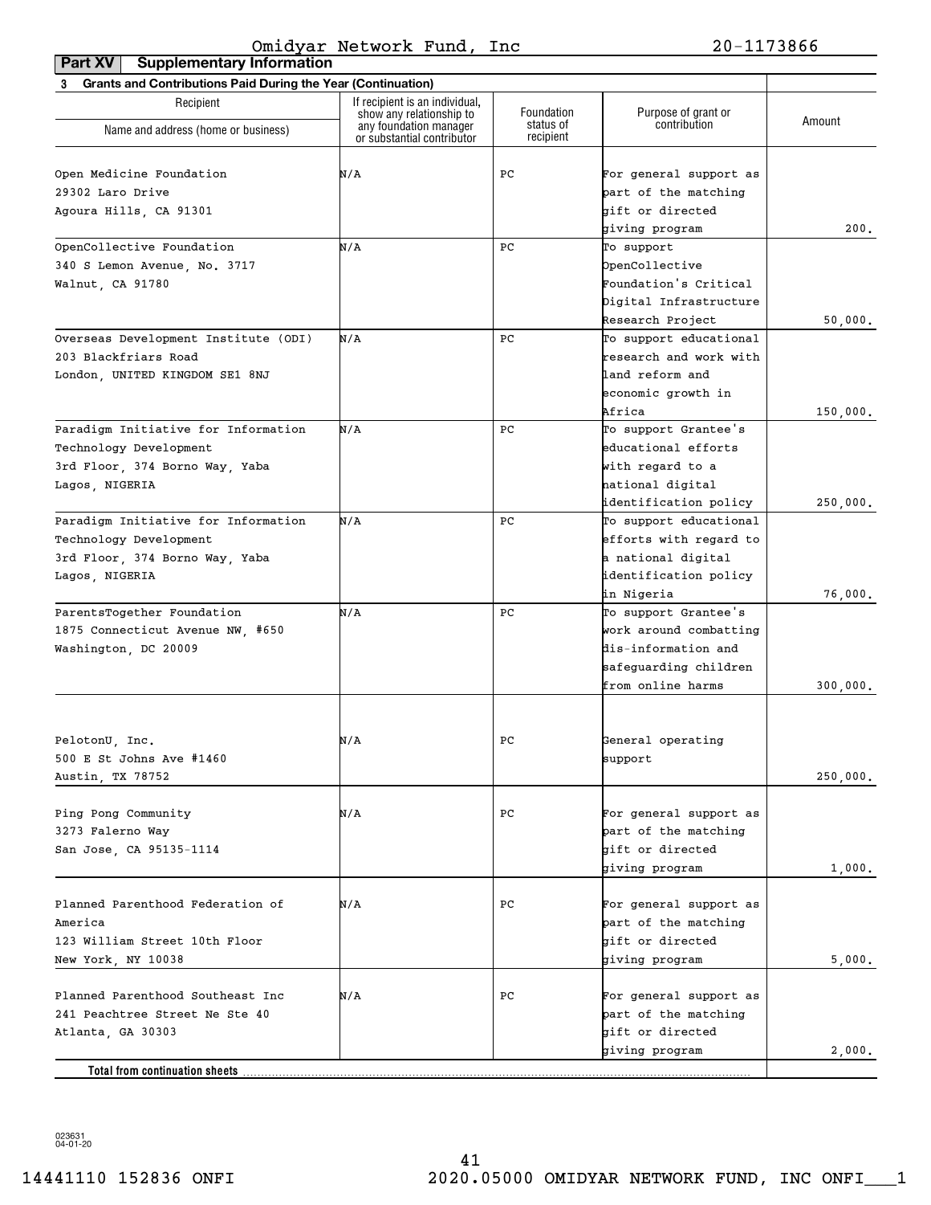Omidyar Network Fund, Inc 20-1173866

**Part XV Supplementary Information**

**3 Grants and Contributions Paid During the Year (Continuation)**

| Recipient Name and address (home or business) | If recipient is an individual, show any relationship to any foundation manager or substantial contributor | Foundation status of recipient | Purpose of grant or contribution | Amount |
|---|---|---|---|---|
| Open Medicine Foundation<br>29302 Laro Drive<br>Agoura Hills, CA 91301 | N/A | PC | For general support as part of the matching gift or directed giving program | 200. |
| OpenCollective Foundation<br>340 S Lemon Avenue, No. 3717<br>Walnut, CA 91780 | N/A | PC | To support OpenCollective Foundation's Critical Digital Infrastructure Research Project | 50,000. |
| Overseas Development Institute (ODI)<br>203 Blackfriars Road<br>London, UNITED KINGDOM SE1 8NJ | N/A | PC | To support educational research and work with land reform and economic growth in Africa | 150,000. |
| Paradigm Initiative for Information Technology Development<br>3rd Floor, 374 Borno Way, Yaba<br>Lagos, NIGERIA | N/A | PC | To support Grantee's educational efforts with regard to a national digital identification policy | 250,000. |
| Paradigm Initiative for Information Technology Development<br>3rd Floor, 374 Borno Way, Yaba<br>Lagos, NIGERIA | N/A | PC | To support educational efforts with regard to a national digital identification policy in Nigeria | 76,000. |
| ParentsTogether Foundation<br>1875 Connecticut Avenue NW, #650<br>Washington, DC 20009 | N/A | PC | To support Grantee's work around combatting dis-information and safeguarding children from online harms | 300,000. |
| PelotonU, Inc.<br>500 E St Johns Ave #1460<br>Austin, TX 78752 | N/A | PC | General operating support | 250,000. |
| Ping Pong Community<br>3273 Falerno Way<br>San Jose, CA 95135-1114 | N/A | PC | For general support as part of the matching gift or directed giving program | 1,000. |
| Planned Parenthood Federation of America<br>123 William Street 10th Floor<br>New York, NY 10038 | N/A | PC | For general support as part of the matching gift or directed giving program | 5,000. |
| Planned Parenthood Southeast Inc<br>241 Peachtree Street Ne Ste 40<br>Atlanta, GA 30303 | N/A | PC | For general support as part of the matching gift or directed giving program | 2,000. |
| **Total from continuation sheets** | | | | |

023631 04-01-20

14441110 152836 ONFI 2020.05000 OMIDYAR NETWORK FUND, INC ONFI___1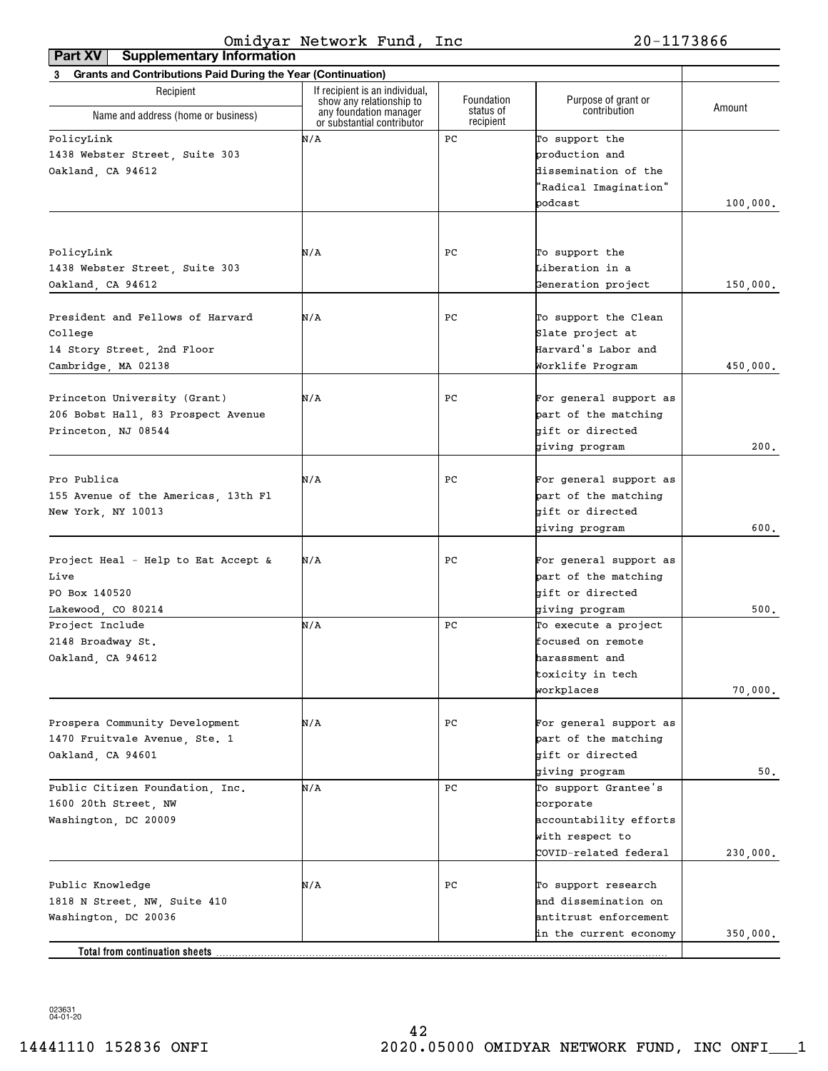Omidyar Network Fund, Inc 20-1173866

**Part XV Supplementary Information**

**3 Grants and Contributions Paid During the Year (Continuation)**

| Recipient Name and address (home or business) | If recipient is an individual, show any relationship to any foundation manager or substantial contributor | Foundation status of recipient | Purpose of grant or contribution | Amount |
|---|---|---|---|---|
| PolicyLink<br>1438 Webster Street, Suite 303<br>Oakland, CA 94612 | N/A | PC | To support the production and dissemination of the "Radical Imagination" podcast | 100,000. |
| PolicyLink<br>1438 Webster Street, Suite 303<br>Oakland, CA 94612 | N/A | PC | To support the Liberation in a Generation project | 150,000. |
| President and Fellows of Harvard College<br>14 Story Street, 2nd Floor<br>Cambridge, MA 02138 | N/A | PC | To support the Clean Slate project at Harvard's Labor and Worklife Program | 450,000. |
| Princeton University (Grant)<br>206 Bobst Hall, 83 Prospect Avenue<br>Princeton, NJ 08544 | N/A | PC | For general support as part of the matching gift or directed giving program | 200. |
| Pro Publica<br>155 Avenue of the Americas, 13th Fl<br>New York, NY 10013 | N/A | PC | For general support as part of the matching gift or directed giving program | 600. |
| Project Heal - Help to Eat Accept & Live<br>PO Box 140520<br>Lakewood, CO 80214 | N/A | PC | For general support as part of the matching gift or directed giving program | 500. |
| Project Include<br>2148 Broadway St.<br>Oakland, CA 94612 | N/A | PC | To execute a project focused on remote harassment and toxicity in tech workplaces | 70,000. |
| Prospera Community Development<br>1470 Fruitvale Avenue, Ste. 1<br>Oakland, CA 94601 | N/A | PC | For general support as part of the matching gift or directed giving program | 50. |
| Public Citizen Foundation, Inc.<br>1600 20th Street, NW<br>Washington, DC 20009 | N/A | PC | To support Grantee's corporate accountability efforts with respect to COVID-related federal | 230,000. |
| Public Knowledge<br>1818 N Street, NW, Suite 410<br>Washington, DC 20036 | N/A | PC | To support research and dissemination on antitrust enforcement in the current economy | 350,000. |
| **Total from continuation sheets** | | | | |

023631 04-01-20

14441110 152836 ONFI 2020.05000 OMIDYAR NETWORK FUND, INC ONFI___1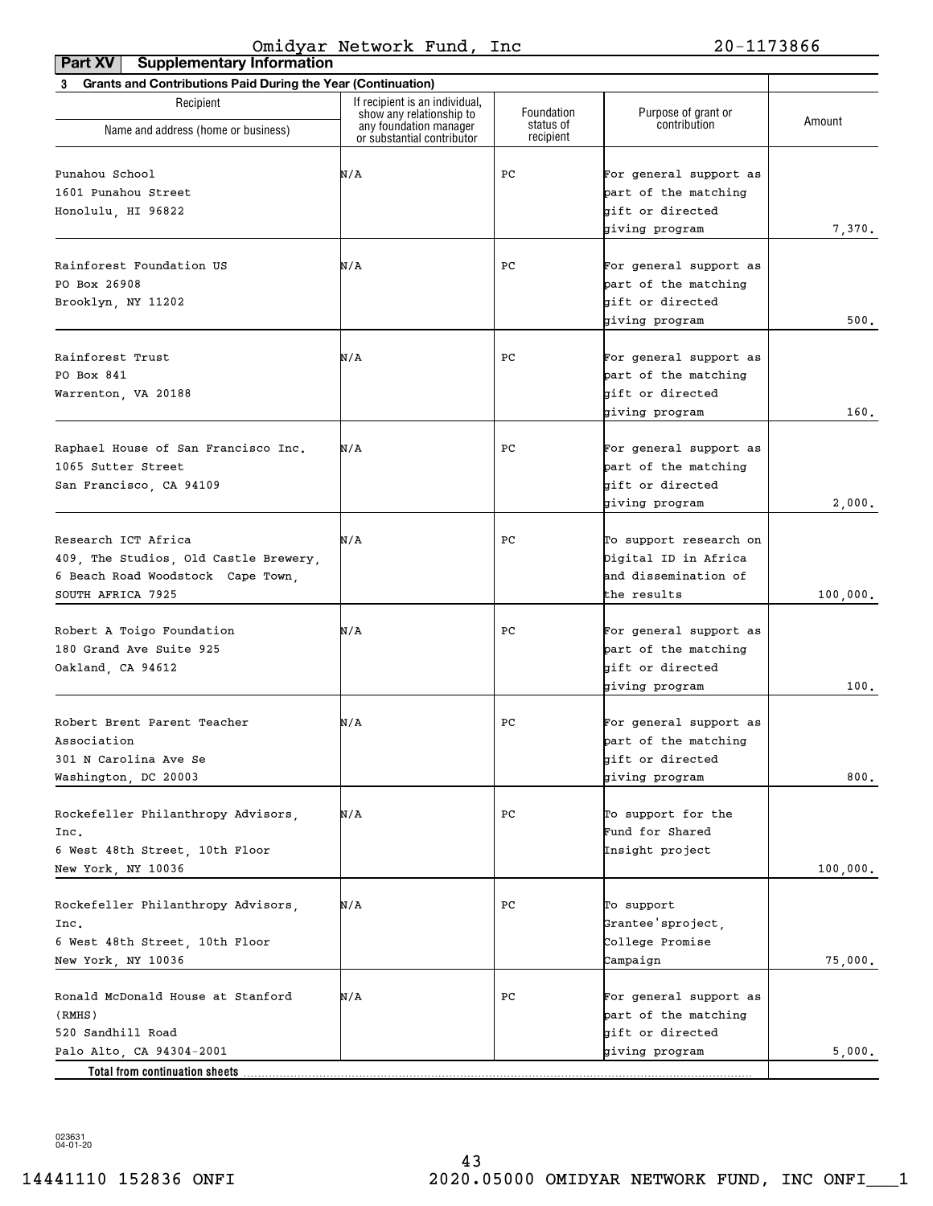Omidyar Network Fund, Inc 20-1173866

**Part XV Supplementary Information**

**3 Grants and Contributions Paid During the Year (Continuation)**

| Recipient Name and address (home or business) | If recipient is an individual, show any relationship to any foundation manager or substantial contributor | Foundation status of recipient | Purpose of grant or contribution | Amount |
|---|---|---|---|---|
| Punahou School<br>1601 Punahou Street<br>Honolulu, HI 96822 | N/A | PC | For general support as part of the matching gift or directed giving program | 7,370. |
| Rainforest Foundation US<br>PO Box 26908<br>Brooklyn, NY 11202 | N/A | PC | For general support as part of the matching gift or directed giving program | 500. |
| Rainforest Trust<br>PO Box 841<br>Warrenton, VA 20188 | N/A | PC | For general support as part of the matching gift or directed giving program | 160. |
| Raphael House of San Francisco Inc.<br>1065 Sutter Street<br>San Francisco, CA 94109 | N/A | PC | For general support as part of the matching gift or directed giving program | 2,000. |
| Research ICT Africa<br>409, The Studios, Old Castle Brewery,<br>6 Beach Road Woodstock Cape Town,<br>SOUTH AFRICA 7925 | N/A | PC | To support research on Digital ID in Africa and dissemination of the results | 100,000. |
| Robert A Toigo Foundation<br>180 Grand Ave Suite 925<br>Oakland, CA 94612 | N/A | PC | For general support as part of the matching gift or directed giving program | 100. |
| Robert Brent Parent Teacher Association<br>301 N Carolina Ave Se<br>Washington, DC 20003 | N/A | PC | For general support as part of the matching gift or directed giving program | 800. |
| Rockefeller Philanthropy Advisors, Inc.<br>6 West 48th Street, 10th Floor<br>New York, NY 10036 | N/A | PC | To support for the Fund for Shared Insight project | 100,000. |
| Rockefeller Philanthropy Advisors, Inc.<br>6 West 48th Street, 10th Floor<br>New York, NY 10036 | N/A | PC | To support Grantee'sproject, College Promise Campaign | 75,000. |
| Ronald McDonald House at Stanford (RMHS)<br>520 Sandhill Road<br>Palo Alto, CA 94304-2001 | N/A | PC | For general support as part of the matching gift or directed giving program | 5,000. |
| **Total from continuation sheets** | | | | |

023631 04-01-20

14441110 152836 ONFI 2020.05000 OMIDYAR NETWORK FUND, INC ONFI___1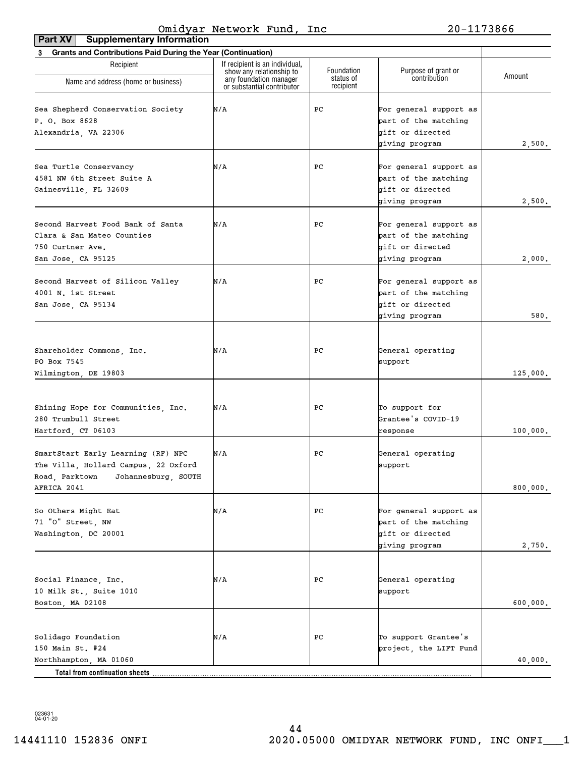Omidyar Network Fund, Inc 20-1173866

**Part XV Supplementary Information**

**3 Grants and Contributions Paid During the Year (Continuation)**

| Recipient Name and address (home or business) | If recipient is an individual, show any relationship to any foundation manager or substantial contributor | Foundation status of recipient | Purpose of grant or contribution | Amount |
|---|---|---|---|---|
| Sea Shepherd Conservation Society P. O. Box 8628 Alexandria, VA 22306 | N/A | PC | For general support as part of the matching gift or directed giving program | 2,500. |
| Sea Turtle Conservancy 4581 NW 6th Street Suite A Gainesville, FL 32609 | N/A | PC | For general support as part of the matching gift or directed giving program | 2,500. |
| Second Harvest Food Bank of Santa Clara & San Mateo Counties 750 Curtner Ave. San Jose, CA 95125 | N/A | PC | For general support as part of the matching gift or directed giving program | 2,000. |
| Second Harvest of Silicon Valley 4001 N. 1st Street San Jose, CA 95134 | N/A | PC | For general support as part of the matching gift or directed giving program | 580. |
| Shareholder Commons, Inc. PO Box 7545 Wilmington, DE 19803 | N/A | PC | General operating support | 125,000. |
| Shining Hope for Communities, Inc. 280 Trumbull Street Hartford, CT 06103 | N/A | PC | To support for Grantee's COVID-19 response | 100,000. |
| SmartStart Early Learning (RF) NPC The Villa, Hollard Campus, 22 Oxford Road, Parktown Johannesburg, SOUTH AFRICA 2041 | N/A | PC | General operating support | 800,000. |
| So Others Might Eat 71 "O" Street, NW Washington, DC 20001 | N/A | PC | For general support as part of the matching gift or directed giving program | 2,750. |
| Social Finance, Inc. 10 Milk St., Suite 1010 Boston, MA 02108 | N/A | PC | General operating support | 600,000. |
| Solidago Foundation 150 Main St. #24 Northhampton, MA 01060 | N/A | PC | To support Grantee's project, the LIFT Fund | 40,000. |
| **Total from continuation sheets** | | | | |

023631 04-01-20

14441110 152836 ONFI 2020.05000 OMIDYAR NETWORK FUND, INC ONFI___1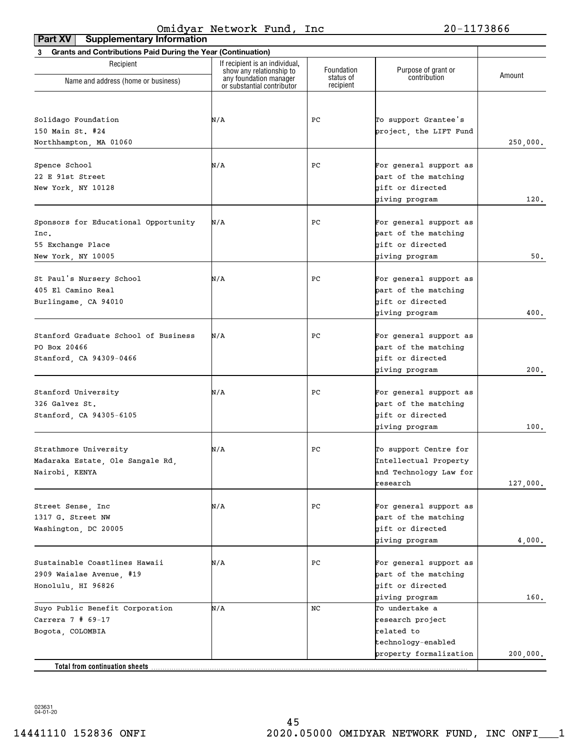Omidyar Network Fund, Inc 20-1173866

**Part XV Supplementary Information**

**3 Grants and Contributions Paid During the Year (Continuation)**

| Recipient Name and address (home or business) | If recipient is an individual, show any relationship to any foundation manager or substantial contributor | Foundation status of recipient | Purpose of grant or contribution | Amount |
|---|---|---|---|---|
| Solidago Foundation<br>150 Main St. #24<br>Northhampton, MA 01060 | N/A | PC | To support Grantee's project, the LIFT Fund | 250,000. |
| Spence School<br>22 E 91st Street<br>New York, NY 10128 | N/A | PC | For general support as part of the matching gift or directed giving program | 120. |
| Sponsors for Educational Opportunity Inc.<br>55 Exchange Place<br>New York, NY 10005 | N/A | PC | For general support as part of the matching gift or directed giving program | 50. |
| St Paul's Nursery School<br>405 El Camino Real<br>Burlingame, CA 94010 | N/A | PC | For general support as part of the matching gift or directed giving program | 400. |
| Stanford Graduate School of Business<br>PO Box 20466<br>Stanford, CA 94309-0466 | N/A | PC | For general support as part of the matching gift or directed giving program | 200. |
| Stanford University<br>326 Galvez St.<br>Stanford, CA 94305-6105 | N/A | PC | For general support as part of the matching gift or directed giving program | 100. |
| Strathmore University<br>Madaraka Estate, Ole Sangale Rd,<br>Nairobi, KENYA | N/A | PC | To support Centre for Intellectual Property and Technology Law for research | 127,000. |
| Street Sense, Inc<br>1317 G. Street NW<br>Washington, DC 20005 | N/A | PC | For general support as part of the matching gift or directed giving program | 4,000. |
| Sustainable Coastlines Hawaii<br>2909 Waialae Avenue, #19<br>Honolulu, HI 96826 | N/A | PC | For general support as part of the matching gift or directed giving program | 160. |
| Suyo Public Benefit Corporation<br>Carrera 7 # 69-17<br>Bogota, COLOMBIA | N/A | NC | To undertake a research project related to technology-enabled property formalization | 200,000. |
| **Total from continuation sheets** | | | | |

023631 04-01-20

14441110 152836 ONFI 2020.05000 OMIDYAR NETWORK FUND, INC ONFI___1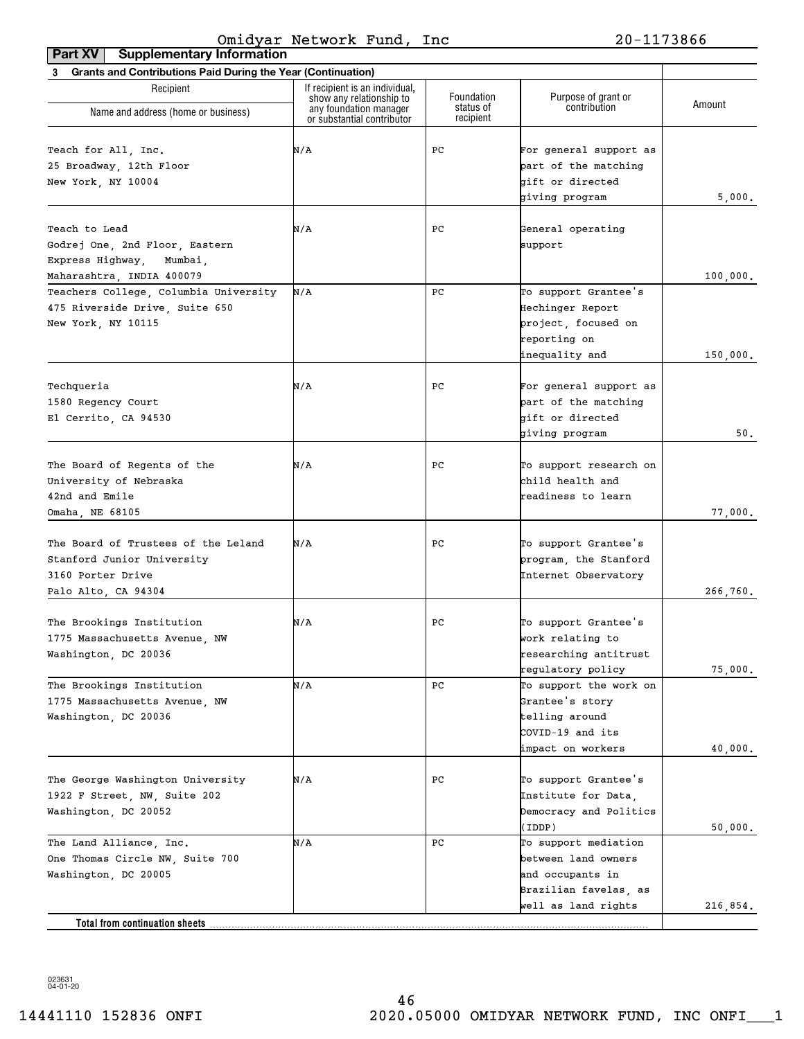Omidyar Network Fund, Inc 20-1173866

**Part XV Supplementary Information**

**3 Grants and Contributions Paid During the Year (Continuation)**

| Recipient Name and address (home or business) | If recipient is an individual, show any relationship to any foundation manager or substantial contributor | Foundation status of recipient | Purpose of grant or contribution | Amount |
|---|---|---|---|---|
| Teach for All, Inc. 25 Broadway, 12th Floor New York, NY 10004 | N/A | PC | For general support as part of the matching gift or directed giving program | 5,000. |
| Teach to Lead Godrej One, 2nd Floor, Eastern Express Highway, Mumbai, Maharashtra, INDIA 400079 | N/A | PC | General operating support | 100,000. |
| Teachers College, Columbia University 475 Riverside Drive, Suite 650 New York, NY 10115 | N/A | PC | To support Grantee's Hechinger Report project, focused on reporting on inequality and | 150,000. |
| Techqueria 1580 Regency Court El Cerrito, CA 94530 | N/A | PC | For general support as part of the matching gift or directed giving program | 50. |
| The Board of Regents of the University of Nebraska 42nd and Emile Omaha, NE 68105 | N/A | PC | To support research on child health and readiness to learn | 77,000. |
| The Board of Trustees of the Leland Stanford Junior University 3160 Porter Drive Palo Alto, CA 94304 | N/A | PC | To support Grantee's program, the Stanford Internet Observatory | 266,760. |
| The Brookings Institution 1775 Massachusetts Avenue, NW Washington, DC 20036 | N/A | PC | To support Grantee's work relating to researching antitrust regulatory policy | 75,000. |
| The Brookings Institution 1775 Massachusetts Avenue, NW Washington, DC 20036 | N/A | PC | To support the work on Grantee's story telling around COVID-19 and its impact on workers | 40,000. |
| The George Washington University 1922 F Street, NW, Suite 202 Washington, DC 20052 | N/A | PC | To support Grantee's Institute for Data, Democracy and Politics (IDDP) | 50,000. |
| The Land Alliance, Inc. One Thomas Circle NW, Suite 700 Washington, DC 20005 | N/A | PC | To support mediation between land owners and occupants in Brazilian favelas, as well as land rights | 216,854. |
| **Total from continuation sheets** | | | | |

023631 04-01-20

14441110 152836 ONFI 2020.05000 OMIDYAR NETWORK FUND, INC ONFI___1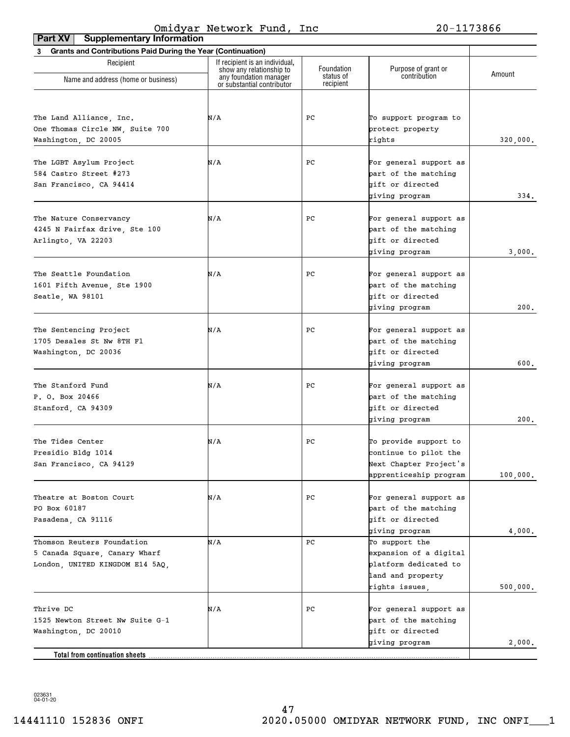Omidyar Network Fund, Inc 20-1173866

**Part XV Supplementary Information**

**3 Grants and Contributions Paid During the Year (Continuation)**

| Recipient Name and address (home or business) | If recipient is an individual, show any relationship to any foundation manager or substantial contributor | Foundation status of recipient | Purpose of grant or contribution | Amount |
|---|---|---|---|---|
| The Land Alliance, Inc.<br>One Thomas Circle NW, Suite 700<br>Washington, DC 20005 | N/A | PC | To support program to protect property rights | 320,000. |
| The LGBT Asylum Project<br>584 Castro Street #273<br>San Francisco, CA 94414 | N/A | PC | For general support as part of the matching gift or directed giving program | 334. |
| The Nature Conservancy<br>4245 N Fairfax drive, Ste 100<br>Arlingto, VA 22203 | N/A | PC | For general support as part of the matching gift or directed giving program | 3,000. |
| The Seattle Foundation<br>1601 Fifth Avenue, Ste 1900<br>Seatle, WA 98101 | N/A | PC | For general support as part of the matching gift or directed giving program | 200. |
| The Sentencing Project<br>1705 Desales St Nw 8TH Fl<br>Washington, DC 20036 | N/A | PC | For general support as part of the matching gift or directed giving program | 600. |
| The Stanford Fund<br>P. O. Box 20466<br>Stanford, CA 94309 | N/A | PC | For general support as part of the matching gift or directed giving program | 200. |
| The Tides Center<br>Presidio Bldg 1014<br>San Francisco, CA 94129 | N/A | PC | To provide support to continue to pilot the Next Chapter Project's apprenticeship program | 100,000. |
| Theatre at Boston Court<br>PO Box 60187<br>Pasadena, CA 91116 | N/A | PC | For general support as part of the matching gift or directed giving program | 4,000. |
| Thomson Reuters Foundation<br>5 Canada Square, Canary Wharf<br>London, UNITED KINGDOM E14 5AQ, | N/A | PC | To support the expansion of a digital platform dedicated to land and property rights issues, | 500,000. |
| Thrive DC<br>1525 Newton Street Nw Suite G-1<br>Washington, DC 20010 | N/A | PC | For general support as part of the matching gift or directed giving program | 2,000. |
| **Total from continuation sheets** | | | | |

023631 04-01-20

14441110 152836 ONFI 2020.05000 OMIDYAR NETWORK FUND, INC ONFI___1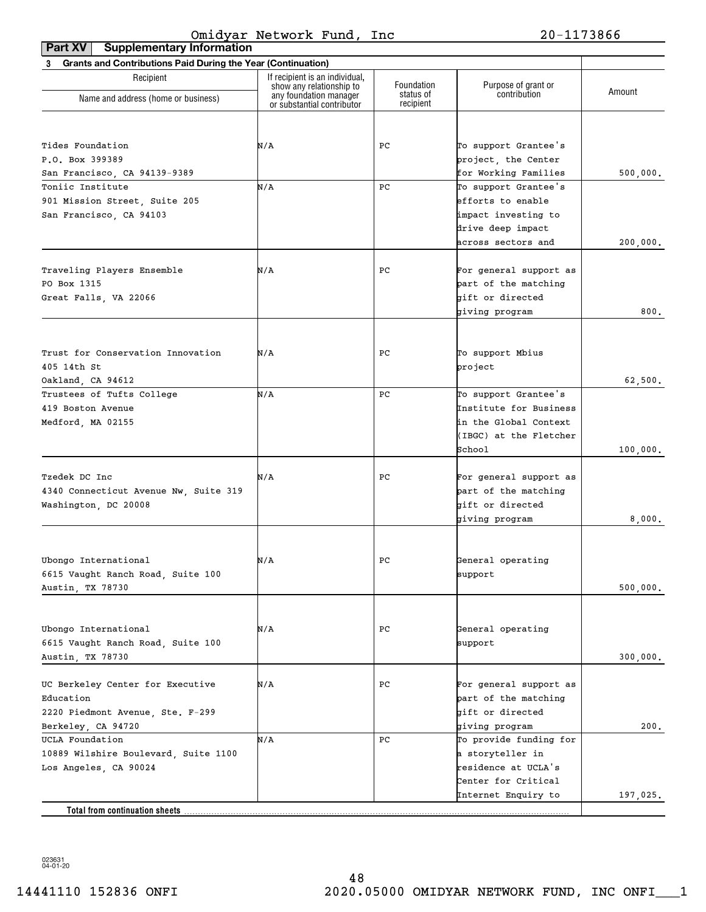Omidyar Network Fund, Inc 20-1173866

**Part XV Supplementary Information**

**3 Grants and Contributions Paid During the Year (Continuation)**

| Recipient Name and address (home or business) | If recipient is an individual, show any relationship to any foundation manager or substantial contributor | Foundation status of recipient | Purpose of grant or contribution | Amount |
|---|---|---|---|---|
| Tides Foundation<br>P.O. Box 399389<br>San Francisco, CA 94139-9389 | N/A | PC | To support Grantee's project, the Center for Working Families | 500,000. |
| Toniic Institute<br>901 Mission Street, Suite 205<br>San Francisco, CA 94103 | N/A | PC | To support Grantee's efforts to enable impact investing to drive deep impact across sectors and | 200,000. |
| Traveling Players Ensemble<br>PO Box 1315<br>Great Falls, VA 22066 | N/A | PC | For general support as part of the matching gift or directed giving program | 800. |
| Trust for Conservation Innovation<br>405 14th St<br>Oakland, CA 94612 | N/A | PC | To support Mbius project | 62,500. |
| Trustees of Tufts College<br>419 Boston Avenue<br>Medford, MA 02155 | N/A | PC | To support Grantee's Institute for Business in the Global Context (IBGC) at the Fletcher School | 100,000. |
| Tzedek DC Inc<br>4340 Connecticut Avenue Nw, Suite 319<br>Washington, DC 20008 | N/A | PC | For general support as part of the matching gift or directed giving program | 8,000. |
| Ubongo International<br>6615 Vaught Ranch Road, Suite 100<br>Austin, TX 78730 | N/A | PC | General operating support | 500,000. |
| Ubongo International<br>6615 Vaught Ranch Road, Suite 100<br>Austin, TX 78730 | N/A | PC | General operating support | 300,000. |
| UC Berkeley Center for Executive Education<br>2220 Piedmont Avenue, Ste. F-299<br>Berkeley, CA 94720 | N/A | PC | For general support as part of the matching gift or directed giving program | 200. |
| UCLA Foundation<br>10889 Wilshire Boulevard, Suite 1100<br>Los Angeles, CA 90024 | N/A | PC | To provide funding for a storyteller in residence at UCLA's Center for Critical Internet Enquiry to | 197,025. |
| **Total from continuation sheets** | | | | |

023631 04-01-20

14441110 152836 ONFI 2020.05000 OMIDYAR NETWORK FUND, INC ONFI___1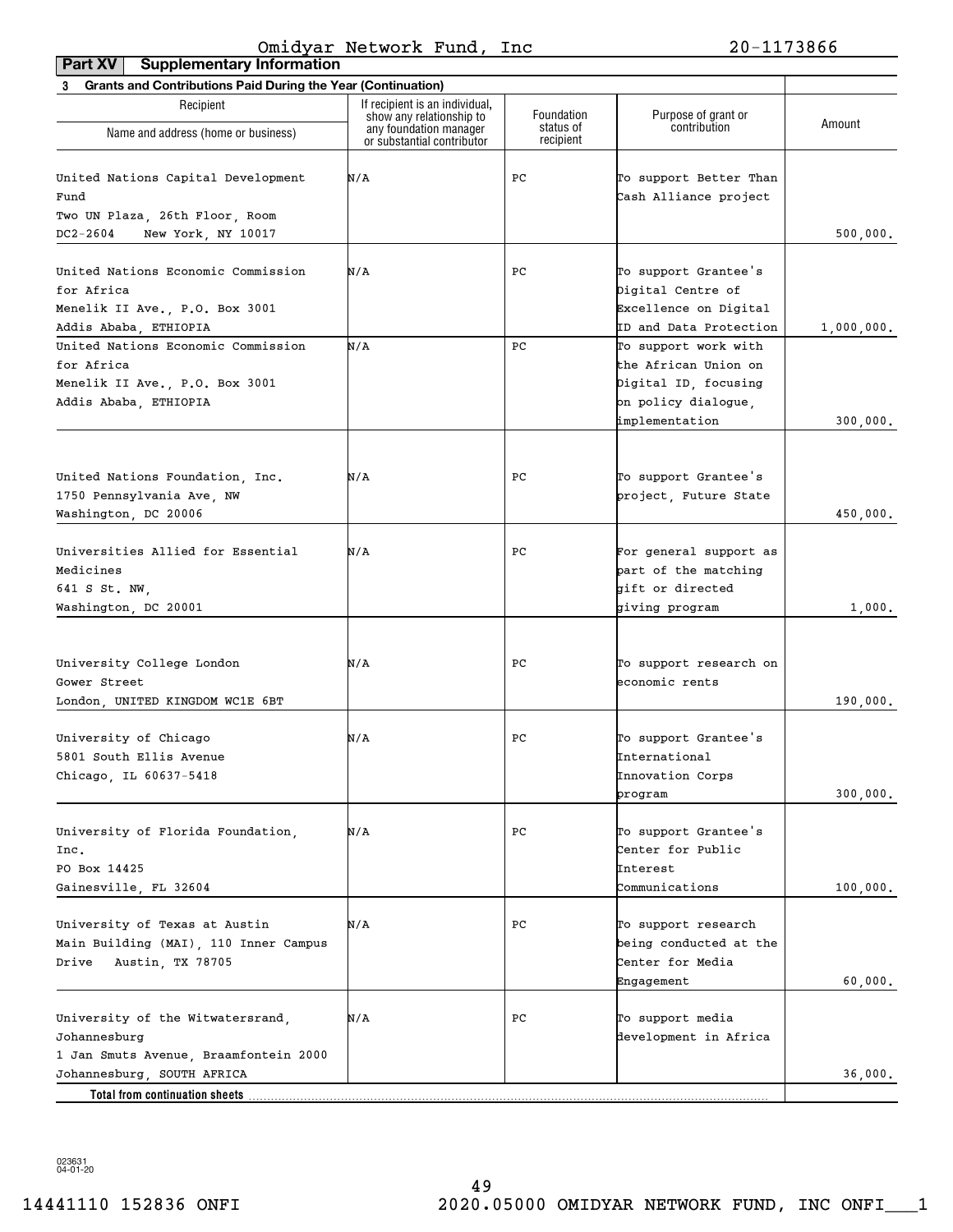Omidyar Network Fund, Inc 20-1173866

## Part XV Supplementary Information

**3 Grants and Contributions Paid During the Year (Continuation)**

| Recipient Name and address (home or business) | If recipient is an individual, show any relationship to any foundation manager or substantial contributor | Foundation status of recipient | Purpose of grant or contribution | Amount |
|---|---|---|---|---|
| United Nations Capital Development Fund Two UN Plaza, 26th Floor, Room DC2-2604 New York, NY 10017 | N/A | PC | To support Better Than Cash Alliance project | 500,000. |
| United Nations Economic Commission for Africa Menelik II Ave., P.O. Box 3001 Addis Ababa, ETHIOPIA | N/A | PC | To support Grantee's Digital Centre of Excellence on Digital ID and Data Protection | 1,000,000. |
| United Nations Economic Commission for Africa Menelik II Ave., P.O. Box 3001 Addis Ababa, ETHIOPIA | N/A | PC | To support work with the African Union on Digital ID, focusing on policy dialogue, implementation | 300,000. |
| United Nations Foundation, Inc. 1750 Pennsylvania Ave, NW Washington, DC 20006 | N/A | PC | To support Grantee's project, Future State | 450,000. |
| Universities Allied for Essential Medicines 641 S St. NW, Washington, DC 20001 | N/A | PC | For general support as part of the matching gift or directed giving program | 1,000. |
| University College London Gower Street London, UNITED KINGDOM WC1E 6BT | N/A | PC | To support research on economic rents | 190,000. |
| University of Chicago 5801 South Ellis Avenue Chicago, IL 60637-5418 | N/A | PC | To support Grantee's International Innovation Corps program | 300,000. |
| University of Florida Foundation, Inc. PO Box 14425 Gainesville, FL 32604 | N/A | PC | To support Grantee's Center for Public Interest Communications | 100,000. |
| University of Texas at Austin Main Building (MAI), 110 Inner Campus Drive Austin, TX 78705 | N/A | PC | To support research being conducted at the Center for Media Engagement | 60,000. |
| University of the Witwatersrand, Johannesburg 1 Jan Smuts Avenue, Braamfontein 2000 Johannesburg, SOUTH AFRICA | N/A | PC | To support media development in Africa | 36,000. |
| **Total from continuation sheets** | | | | |

023631 04-01-20

14441110 152836 ONFI 2020.05000 OMIDYAR NETWORK FUND, INC ONFI___1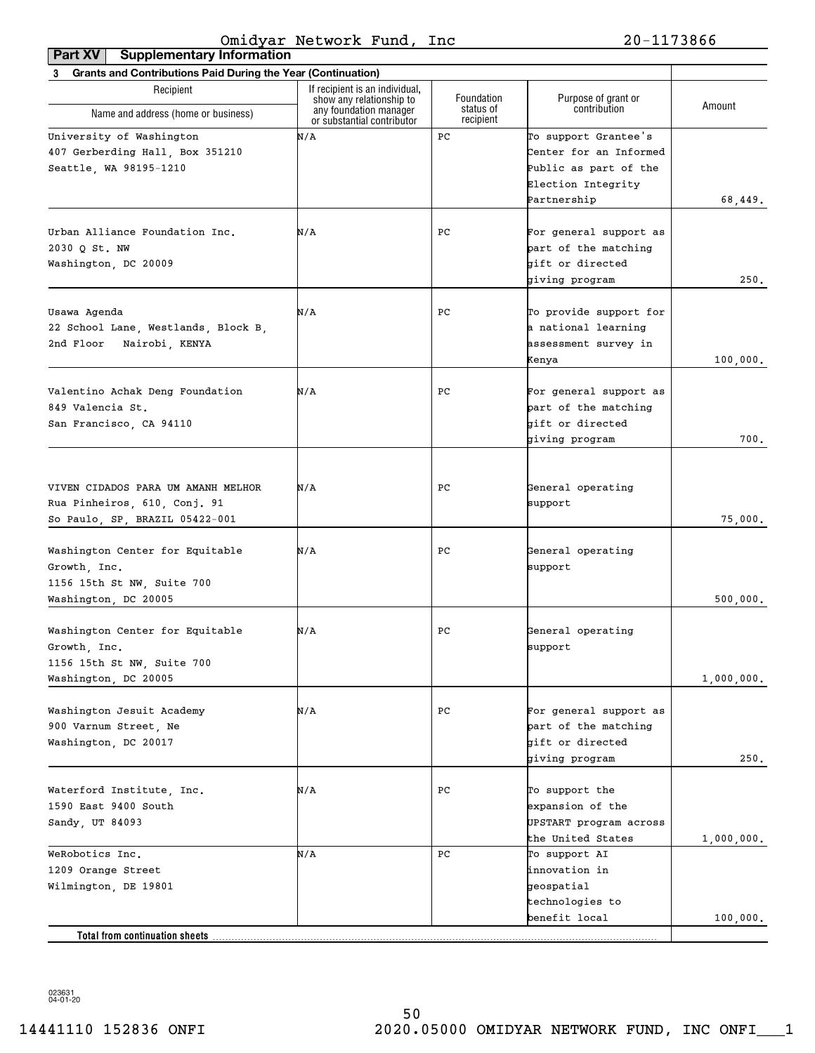Omidyar Network Fund, Inc 20-1173866

**Part XV Supplementary Information**

**3 Grants and Contributions Paid During the Year (Continuation)**

| Recipient Name and address (home or business) | If recipient is an individual, show any relationship to any foundation manager or substantial contributor | Foundation status of recipient | Purpose of grant or contribution | Amount |
|---|---|---|---|---|
| University of Washington 407 Gerberding Hall, Box 351210 Seattle, WA 98195-1210 | N/A | PC | To support Grantee's Center for an Informed Public as part of the Election Integrity Partnership | 68,449. |
| Urban Alliance Foundation Inc. 2030 Q St. NW Washington, DC 20009 | N/A | PC | For general support as part of the matching gift or directed giving program | 250. |
| Usawa Agenda 22 School Lane, Westlands, Block B, 2nd Floor Nairobi, KENYA | N/A | PC | To provide support for a national learning assessment survey in Kenya | 100,000. |
| Valentino Achak Deng Foundation 849 Valencia St. San Francisco, CA 94110 | N/A | PC | For general support as part of the matching gift or directed giving program | 700. |
| VIVEN CIDADOS PARA UM AMANH MELHOR Rua Pinheiros, 610, Conj. 91 So Paulo, SP, BRAZIL 05422-001 | N/A | PC | General operating support | 75,000. |
| Washington Center for Equitable Growth, Inc. 1156 15th St NW, Suite 700 Washington, DC 20005 | N/A | PC | General operating support | 500,000. |
| Washington Center for Equitable Growth, Inc. 1156 15th St NW, Suite 700 Washington, DC 20005 | N/A | PC | General operating support | 1,000,000. |
| Washington Jesuit Academy 900 Varnum Street, Ne Washington, DC 20017 | N/A | PC | For general support as part of the matching gift or directed giving program | 250. |
| Waterford Institute, Inc. 1590 East 9400 South Sandy, UT 84093 | N/A | PC | To support the expansion of the UPSTART program across the United States | 1,000,000. |
| WeRobotics Inc. 1209 Orange Street Wilmington, DE 19801 | N/A | PC | To support AI innovation in geospatial technologies to benefit local | 100,000. |
| **Total from continuation sheets** | | | | |

023631 04-01-20

14441110 152836 ONFI 2020.05000 OMIDYAR NETWORK FUND, INC ONFI___1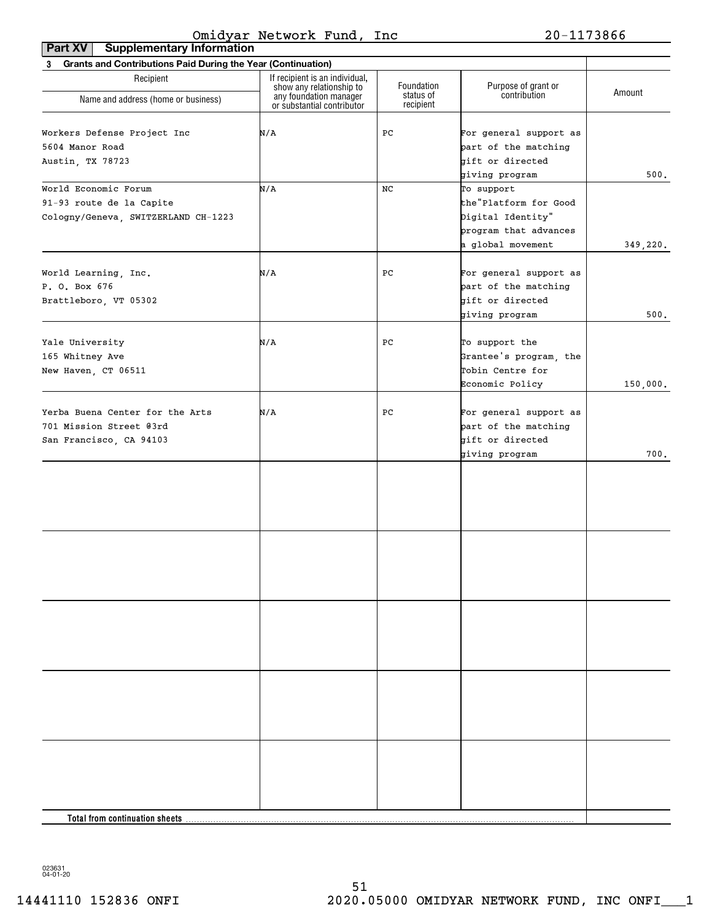Omidyar Network Fund, Inc 20-1173866

**Part XV Supplementary Information**

**3 Grants and Contributions Paid During the Year (Continuation)**

| Recipient Name and address (home or business) | If recipient is an individual, show any relationship to any foundation manager or substantial contributor | Foundation status of recipient | Purpose of grant or contribution | Amount |
|---|---|---|---|---|
| Workers Defense Project Inc<br>5604 Manor Road<br>Austin, TX 78723 | N/A | PC | For general support as part of the matching gift or directed giving program | 500. |
| World Economic Forum<br>91-93 route de la Capite<br>Cologny/Geneva, SWITZERLAND CH-1223 | N/A | NC | To support the"Platform for Good Digital Identity" program that advances a global movement | 349,220. |
| World Learning, Inc.<br>P. O. Box 676<br>Brattleboro, VT 05302 | N/A | PC | For general support as part of the matching gift or directed giving program | 500. |
| Yale University<br>165 Whitney Ave<br>New Haven, CT 06511 | N/A | PC | To support the Grantee's program, the Tobin Centre for Economic Policy | 150,000. |
| Yerba Buena Center for the Arts<br>701 Mission Street @3rd<br>San Francisco, CA 94103 | N/A | PC | For general support as part of the matching gift or directed giving program | 700. |
| | | | | |
| | | | | |
| | | | | |
| | | | | |
| | | | | |
| **Total from continuation sheets** | | | | |

023631 04-01-20

14441110 152836 ONFI 2020.05000 OMIDYAR NETWORK FUND, INC ONFI___1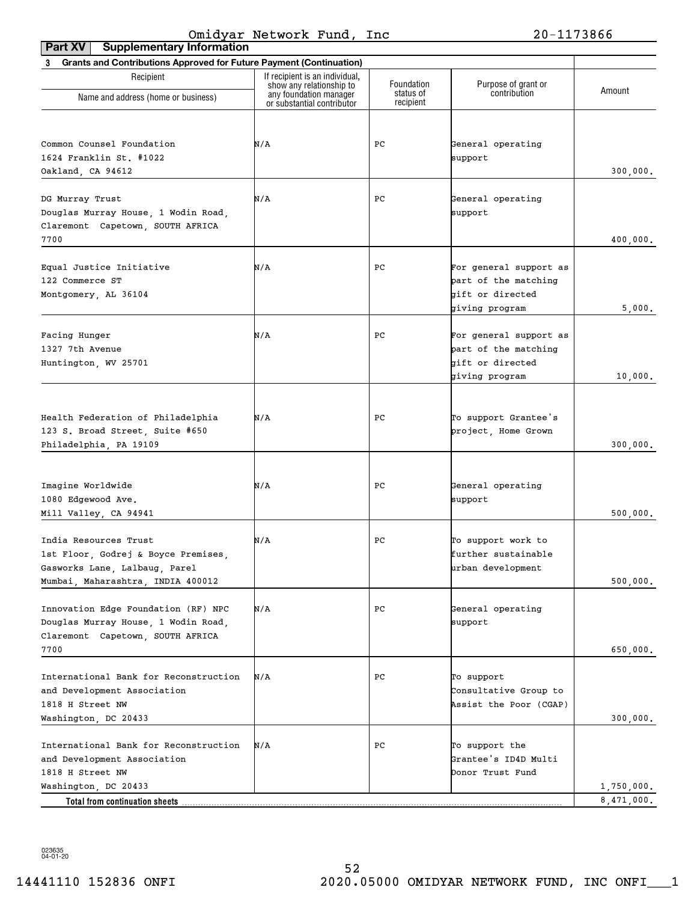Omidyar Network Fund, Inc 20-1173866

**Part XV Supplementary Information**

**3 Grants and Contributions Approved for Future Payment (Continuation)**

| Recipient Name and address (home or business) | If recipient is an individual, show any relationship to any foundation manager or substantial contributor | Foundation status of recipient | Purpose of grant or contribution | Amount |
|---|---|---|---|---|
| Common Counsel Foundation<br>1624 Franklin St. #1022<br>Oakland, CA 94612 | N/A | PC | General operating support | 300,000. |
| DG Murray Trust<br>Douglas Murray House, 1 Wodin Road,<br>Claremont Capetown, SOUTH AFRICA<br>7700 | N/A | PC | General operating support | 400,000. |
| Equal Justice Initiative<br>122 Commerce ST<br>Montgomery, AL 36104 | N/A | PC | For general support as part of the matching gift or directed giving program | 5,000. |
| Facing Hunger<br>1327 7th Avenue<br>Huntington, WV 25701 | N/A | PC | For general support as part of the matching gift or directed giving program | 10,000. |
| Health Federation of Philadelphia<br>123 S. Broad Street, Suite #650<br>Philadelphia, PA 19109 | N/A | PC | To support Grantee's project, Home Grown | 300,000. |
| Imagine Worldwide<br>1080 Edgewood Ave.<br>Mill Valley, CA 94941 | N/A | PC | General operating support | 500,000. |
| India Resources Trust<br>1st Floor, Godrej & Boyce Premises,<br>Gasworks Lane, Lalbaug, Parel<br>Mumbai, Maharashtra, INDIA 400012 | N/A | PC | To support work to further sustainable urban development | 500,000. |
| Innovation Edge Foundation (RF) NPC<br>Douglas Murray House, 1 Wodin Road,<br>Claremont Capetown, SOUTH AFRICA<br>7700 | N/A | PC | General operating support | 650,000. |
| International Bank for Reconstruction and Development Association<br>1818 H Street NW<br>Washington, DC 20433 | N/A | PC | To support Consultative Group to Assist the Poor (CGAP) | 300,000. |
| International Bank for Reconstruction and Development Association<br>1818 H Street NW<br>Washington, DC 20433 | N/A | PC | To support the Grantee's ID4D Multi Donor Trust Fund | 1,750,000. |
| **Total from continuation sheets** | | | | 8,471,000. |

023635 04-01-20

14441110 152836 ONFI 2020.05000 OMIDYAR NETWORK FUND, INC ONFI___1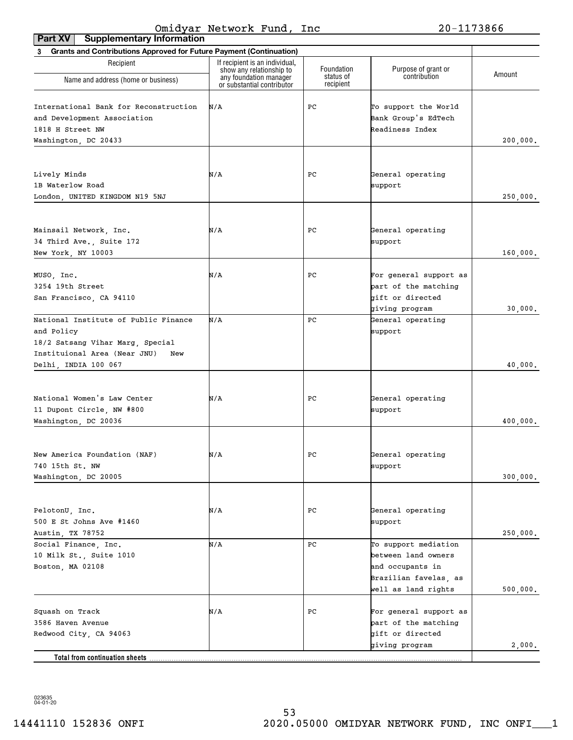Omidyar Network Fund, Inc 20-1173866

**Part XV Supplementary Information**

**3 Grants and Contributions Approved for Future Payment (Continuation)**

| Recipient Name and address (home or business) | If recipient is an individual, show any relationship to any foundation manager or substantial contributor | Foundation status of recipient | Purpose of grant or contribution | Amount |
|---|---|---|---|---|
| International Bank for Reconstruction and Development Association 1818 H Street NW Washington, DC 20433 | N/A | PC | To support the World Bank Group's EdTech Readiness Index | 200,000. |
| Lively Minds 1B Waterlow Road London, UNITED KINGDOM N19 5NJ | N/A | PC | General operating support | 250,000. |
| Mainsail Network, Inc. 34 Third Ave., Suite 172 New York, NY 10003 | N/A | PC | General operating support | 160,000. |
| MUSO, Inc. 3254 19th Street San Francisco, CA 94110 | N/A | PC | For general support as part of the matching gift or directed giving program | 30,000. |
| National Institute of Public Finance and Policy 18/2 Satsang Vihar Marg, Special Instituional Area (Near JNU) New Delhi, INDIA 100 067 | N/A | PC | General operating support | 40,000. |
| National Women's Law Center 11 Dupont Circle, NW #800 Washington, DC 20036 | N/A | PC | General operating support | 400,000. |
| New America Foundation (NAF) 740 15th St. NW Washington, DC 20005 | N/A | PC | General operating support | 300,000. |
| PelotonU, Inc. 500 E St Johns Ave #1460 Austin, TX 78752 | N/A | PC | General operating support | 250,000. |
| Social Finance, Inc. 10 Milk St., Suite 1010 Boston, MA 02108 | N/A | PC | To support mediation between land owners and occupants in Brazilian favelas, as well as land rights | 500,000. |
| Squash on Track 3586 Haven Avenue Redwood City, CA 94063 | N/A | PC | For general support as part of the matching gift or directed giving program | 2,000. |
| **Total from continuation sheets** | | | | |

023635 04-01-20

14441110 152836 ONFI 2020.05000 OMIDYAR NETWORK FUND, INC ONFI___1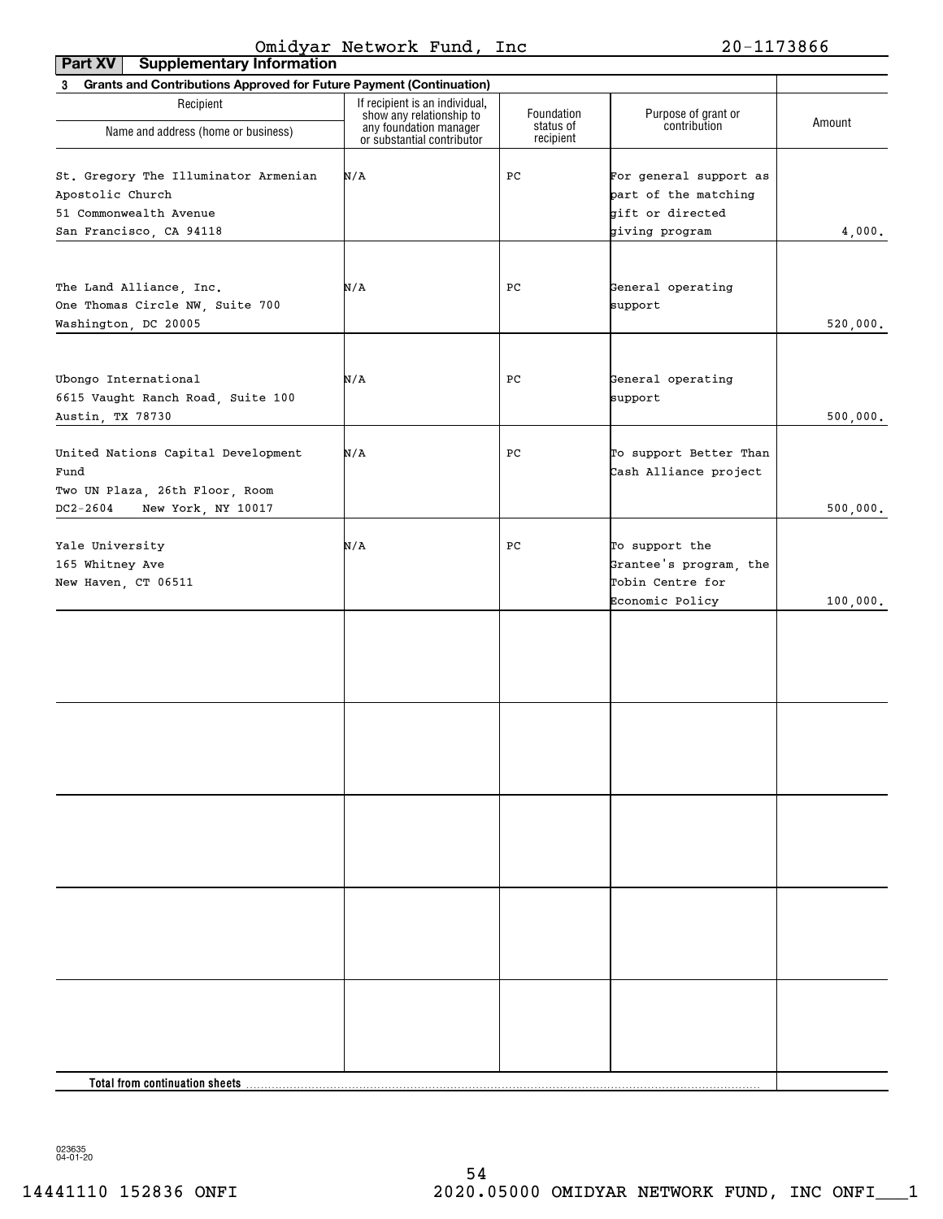Omidyar Network Fund, Inc 20-1173866

**Part XV Supplementary Information**

**3 Grants and Contributions Approved for Future Payment (Continuation)**

| Recipient<br>Name and address (home or business) | If recipient is an individual, show any relationship to any foundation manager or substantial contributor | Foundation status of recipient | Purpose of grant or contribution | Amount |
|---|---|---|---|---|
| St. Gregory The Illuminator Armenian Apostolic Church<br>51 Commonwealth Avenue<br>San Francisco, CA 94118 | N/A | PC | For general support as part of the matching gift or directed giving program | 4,000. |
| The Land Alliance, Inc.<br>One Thomas Circle NW, Suite 700<br>Washington, DC 20005 | N/A | PC | General operating support | 520,000. |
| Ubongo International<br>6615 Vaught Ranch Road, Suite 100<br>Austin, TX 78730 | N/A | PC | General operating support | 500,000. |
| United Nations Capital Development Fund<br>Two UN Plaza, 26th Floor, Room DC2-2604 New York, NY 10017 | N/A | PC | To support Better Than Cash Alliance project | 500,000. |
| Yale University<br>165 Whitney Ave<br>New Haven, CT 06511 | N/A | PC | To support the Grantee's program, the Tobin Centre for Economic Policy | 100,000. |
| | | | | |
| | | | | |
| | | | | |
| | | | | |
| | | | | |
| **Total from continuation sheets** | | | | |

023635 04-01-20

14441110 152836 ONFI 2020.05000 OMIDYAR NETWORK FUND, INC ONFI___1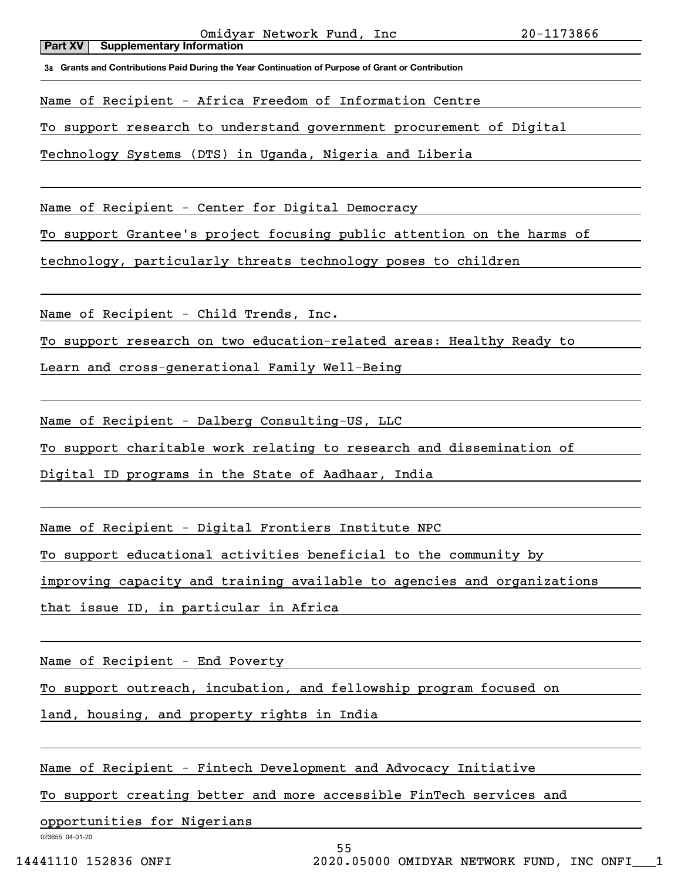Omidyar Network Fund, Inc 20-1173866

**Part XV Supplementary Information**

**3a Grants and Contributions Paid During the Year Continuation of Purpose of Grant or Contribution**

Name of Recipient - Africa Freedom of Information Centre

To support research to understand government procurement of Digital Technology Systems (DTS) in Uganda, Nigeria and Liberia

Name of Recipient - Center for Digital Democracy

To support Grantee's project focusing public attention on the harms of technology, particularly threats technology poses to children

Name of Recipient - Child Trends, Inc.

To support research on two education-related areas: Healthy Ready to Learn and cross-generational Family Well-Being

Name of Recipient - Dalberg Consulting-US, LLC

To support charitable work relating to research and dissemination of Digital ID programs in the State of Aadhaar, India

Name of Recipient - Digital Frontiers Institute NPC

To support educational activities beneficial to the community by improving capacity and training available to agencies and organizations that issue ID, in particular in Africa

Name of Recipient - End Poverty

To support outreach, incubation, and fellowship program focused on land, housing, and property rights in India

Name of Recipient - Fintech Development and Advocacy Initiative

To support creating better and more accessible FinTech services and opportunities for Nigerians

023655 04-01-20

14441110 152836 ONFI 2020.05000 OMIDYAR NETWORK FUND, INC ONFI___1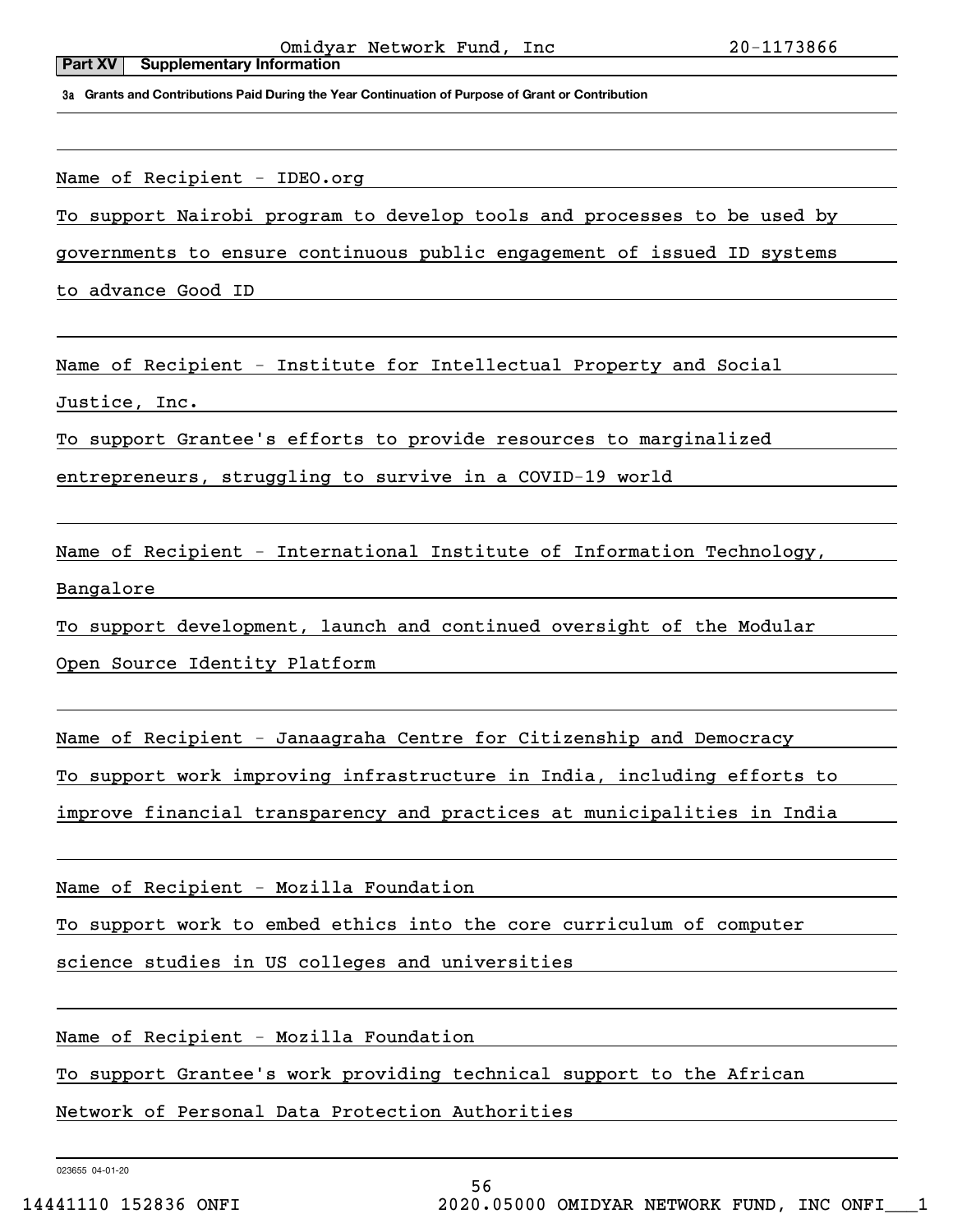## Part XV Supplementary Information

**3a Grants and Contributions Paid During the Year Continuation of Purpose of Grant or Contribution**

Name of Recipient - IDEO.org

To support Nairobi program to develop tools and processes to be used by governments to ensure continuous public engagement of issued ID systems to advance Good ID

Name of Recipient - Institute for Intellectual Property and Social Justice, Inc.

To support Grantee's efforts to provide resources to marginalized entrepreneurs, struggling to survive in a COVID-19 world

Name of Recipient - International Institute of Information Technology, Bangalore

To support development, launch and continued oversight of the Modular Open Source Identity Platform

Name of Recipient - Janaagraha Centre for Citizenship and Democracy

To support work improving infrastructure in India, including efforts to improve financial transparency and practices at municipalities in India

Name of Recipient - Mozilla Foundation

To support work to embed ethics into the core curriculum of computer science studies in US colleges and universities

Name of Recipient - Mozilla Foundation

To support Grantee's work providing technical support to the African Network of Personal Data Protection Authorities

023655 04-01-20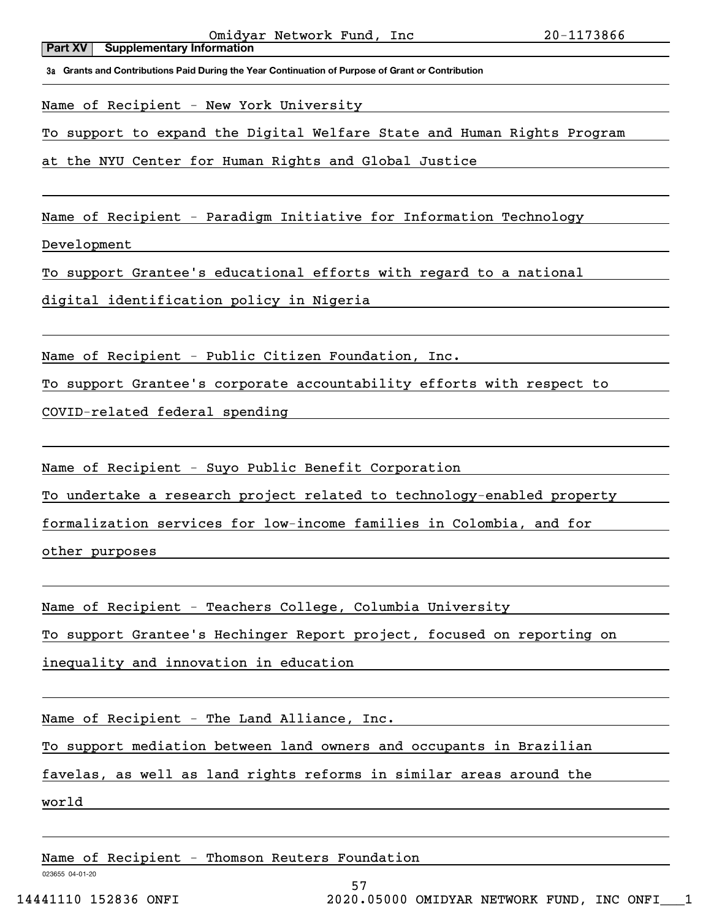Omidyar Network Fund, Inc 20-1173866

**Part XV Supplementary Information**

**3a Grants and Contributions Paid During the Year Continuation of Purpose of Grant or Contribution**

Name of Recipient - New York University

To support to expand the Digital Welfare State and Human Rights Program at the NYU Center for Human Rights and Global Justice

Name of Recipient - Paradigm Initiative for Information Technology Development

To support Grantee's educational efforts with regard to a national digital identification policy in Nigeria

Name of Recipient - Public Citizen Foundation, Inc.

To support Grantee's corporate accountability efforts with respect to COVID-related federal spending

Name of Recipient - Suyo Public Benefit Corporation

To undertake a research project related to technology-enabled property formalization services for low-income families in Colombia, and for other purposes

Name of Recipient - Teachers College, Columbia University

To support Grantee's Hechinger Report project, focused on reporting on inequality and innovation in education

Name of Recipient - The Land Alliance, Inc.

To support mediation between land owners and occupants in Brazilian favelas, as well as land rights reforms in similar areas around the world

Name of Recipient - Thomson Reuters Foundation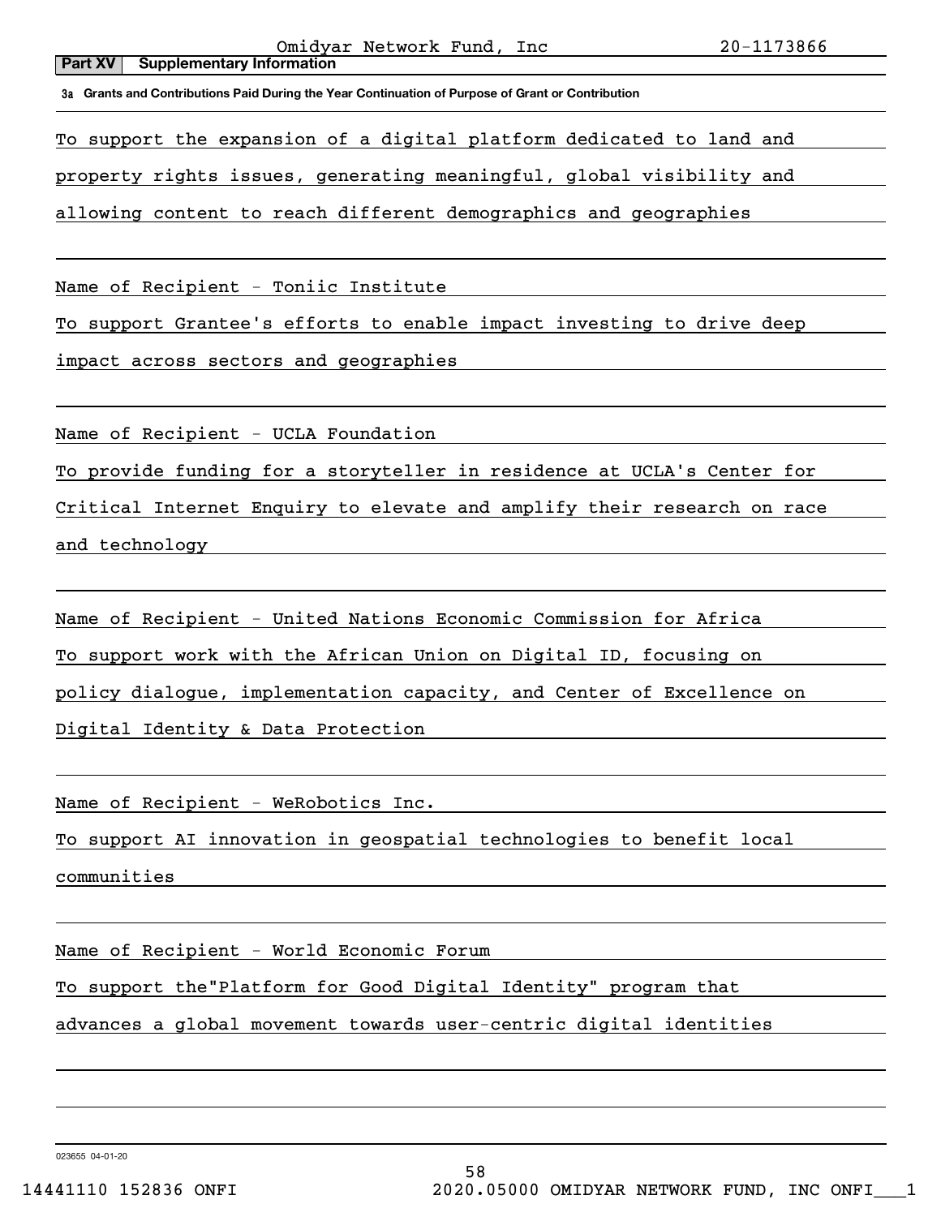## Part XV Supplementary Information

**3a Grants and Contributions Paid During the Year Continuation of Purpose of Grant or Contribution**

To support the expansion of a digital platform dedicated to land and property rights issues, generating meaningful, global visibility and allowing content to reach different demographics and geographies

Name of Recipient - Toniic Institute

To support Grantee's efforts to enable impact investing to drive deep impact across sectors and geographies

Name of Recipient - UCLA Foundation

To provide funding for a storyteller in residence at UCLA's Center for Critical Internet Enquiry to elevate and amplify their research on race and technology

Name of Recipient - United Nations Economic Commission for Africa

To support work with the African Union on Digital ID, focusing on policy dialogue, implementation capacity, and Center of Excellence on Digital Identity & Data Protection

Name of Recipient - WeRobotics Inc.

To support AI innovation in geospatial technologies to benefit local communities

Name of Recipient - World Economic Forum

To support the"Platform for Good Digital Identity" program that advances a global movement towards user-centric digital identities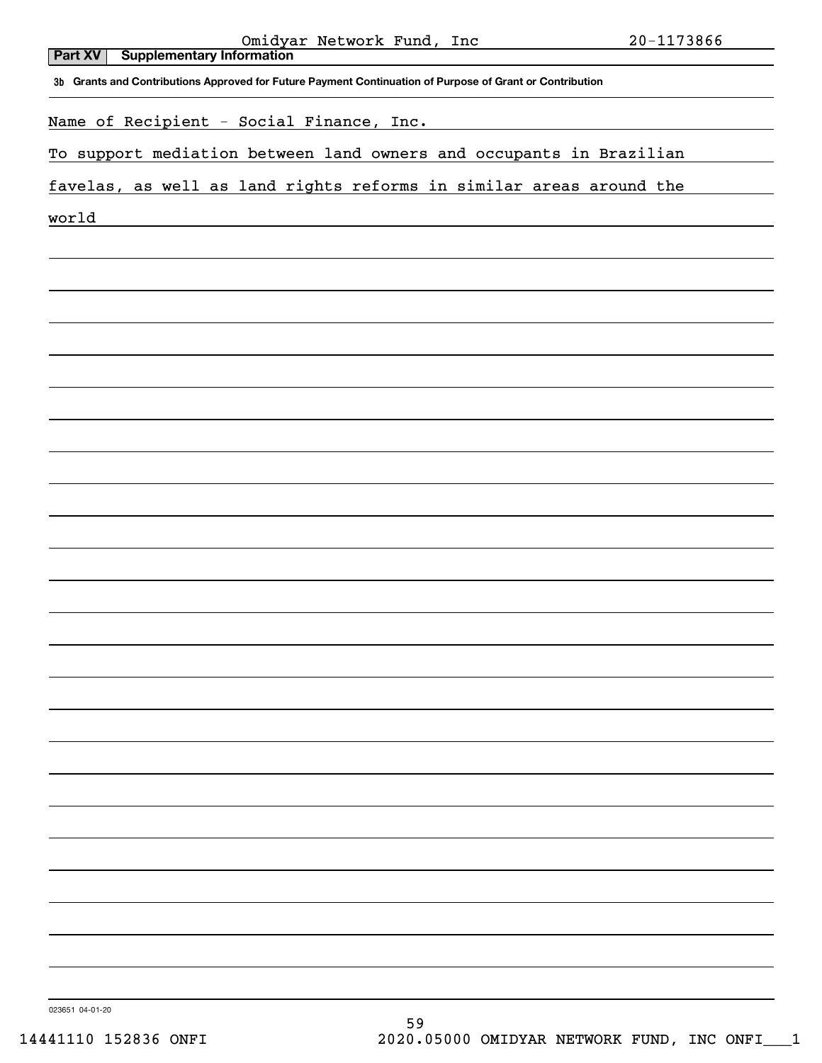Omidyar Network Fund, Inc 20-1173866

**Part XV Supplementary Information**

**3b Grants and Contributions Approved for Future Payment Continuation of Purpose of Grant or Contribution**

Name of Recipient - Social Finance, Inc.

To support mediation between land owners and occupants in Brazilian favelas, as well as land rights reforms in similar areas around the world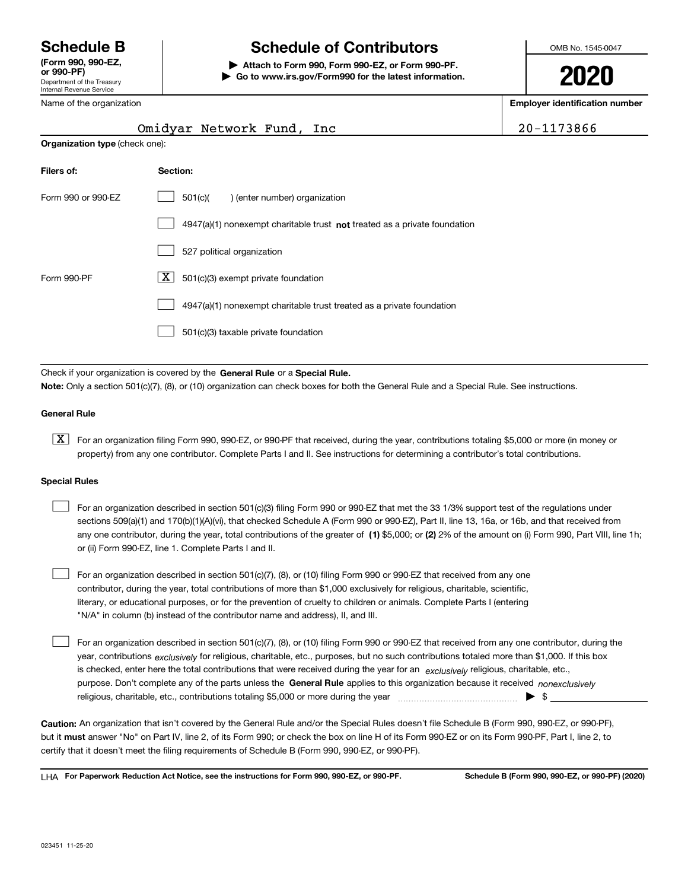# Schedule B

**(Form 990, 990-EZ, or 990-PF)**

Department of the Treasury
Internal Revenue Service

## Schedule of Contributors

▶ **Attach to Form 990, Form 990-EZ, or Form 990-PF.**

▶ **Go to www.irs.gov/Form990 for the latest information.**

OMB No. 1545-0047

**2020**

Name of the organization: Omidyar Network Fund, Inc

**Employer identification number:** 20-1173866

**Organization type** (check one):

| **Filers of:** | **Section:** |
|---|---|
| Form 990 or 990-EZ | ☐ 501(c)( ) (enter number) organization |
| | ☐ 4947(a)(1) nonexempt charitable trust **not** treated as a private foundation |
| | ☐ 527 political organization |
| Form 990-PF | ☒ 501(c)(3) exempt private foundation |
| | ☐ 4947(a)(1) nonexempt charitable trust treated as a private foundation |
| | ☐ 501(c)(3) taxable private foundation |

Check if your organization is covered by the **General Rule** or a **Special Rule.**

**Note:** Only a section 501(c)(7), (8), or (10) organization can check boxes for both the General Rule and a Special Rule. See instructions.

### General Rule

☒ For an organization filing Form 990, 990-EZ, or 990-PF that received, during the year, contributions totaling $5,000 or more (in money or property) from any one contributor. Complete Parts I and II. See instructions for determining a contributor's total contributions.

### Special Rules

☐ For an organization described in section 501(c)(3) filing Form 990 or 990-EZ that met the 33 1/3% support test of the regulations under sections 509(a)(1) and 170(b)(1)(A)(vi), that checked Schedule A (Form 990 or 990-EZ), Part II, line 13, 16a, or 16b, and that received from any one contributor, during the year, total contributions of the greater of **(1)** $5,000; or **(2)** 2% of the amount on (i) Form 990, Part VIII, line 1h; or (ii) Form 990-EZ, line 1. Complete Parts I and II.

☐ For an organization described in section 501(c)(7), (8), or (10) filing Form 990 or 990-EZ that received from any one contributor, during the year, total contributions of more than $1,000 exclusively for religious, charitable, scientific, literary, or educational purposes, or for the prevention of cruelty to children or animals. Complete Parts I (entering "N/A" in column (b) instead of the contributor name and address), II, and III.

☐ For an organization described in section 501(c)(7), (8), or (10) filing Form 990 or 990-EZ that received from any one contributor, during the year, contributions *exclusively* for religious, charitable, etc., purposes, but no such contributions totaled more than $1,000. If this box is checked, enter here the total contributions that were received during the year for an *exclusively* religious, charitable, etc., purpose. Don't complete any of the parts unless the **General Rule** applies to this organization because it received *nonexclusively* religious, charitable, etc., contributions totaling $5,000 or more during the year ▶ $ ____________

**Caution:** An organization that isn't covered by the General Rule and/or the Special Rules doesn't file Schedule B (Form 990, 990-EZ, or 990-PF), but it **must** answer "No" on Part IV, line 2, of its Form 990; or check the box on line H of its Form 990-EZ or on its Form 990-PF, Part I, line 2, to certify that it doesn't meet the filing requirements of Schedule B (Form 990, 990-EZ, or 990-PF).

LHA **For Paperwork Reduction Act Notice, see the instructions for Form 990, 990-EZ, or 990-PF.** **Schedule B (Form 990, 990-EZ, or 990-PF) (2020)**

023451 11-25-20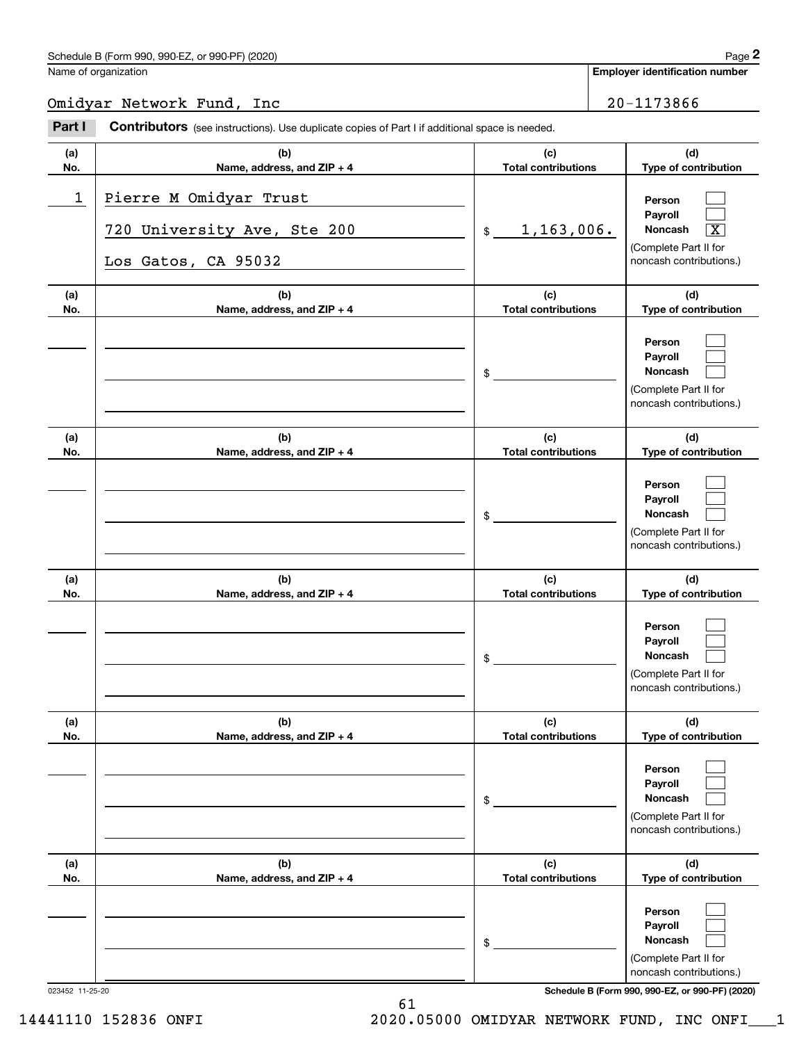Schedule B (Form 990, 990-EZ, or 990-PF) (2020)

Name of organization: Omidyar Network Fund, Inc

Employer identification number: 20-1173866

## Part I Contributors (see instructions). Use duplicate copies of Part I if additional space is needed.

| (a) No. | (b) Name, address, and ZIP + 4 | (c) Total contributions | (d) Type of contribution |
|---|---|---|---|
| 1 | Pierre M Omidyar Trust<br>720 University Ave, Ste 200<br>Los Gatos, CA 95032 | $ 1,163,006. | Person [ ]<br>Payroll [ ]<br>Noncash [X]<br>(Complete Part II for noncash contributions.) |
| | | $ | Person [ ]<br>Payroll [ ]<br>Noncash [ ]<br>(Complete Part II for noncash contributions.) |
| | | $ | Person [ ]<br>Payroll [ ]<br>Noncash [ ]<br>(Complete Part II for noncash contributions.) |
| | | $ | Person [ ]<br>Payroll [ ]<br>Noncash [ ]<br>(Complete Part II for noncash contributions.) |
| | | $ | Person [ ]<br>Payroll [ ]<br>Noncash [ ]<br>(Complete Part II for noncash contributions.) |
| | | $ | Person [ ]<br>Payroll [ ]<br>Noncash [ ]<br>(Complete Part II for noncash contributions.) |

023452 11-25-20

Schedule B (Form 990, 990-EZ, or 990-PF) (2020)

14441110 152836 ONFI 2020.05000 OMIDYAR NETWORK FUND, INC ONFI___1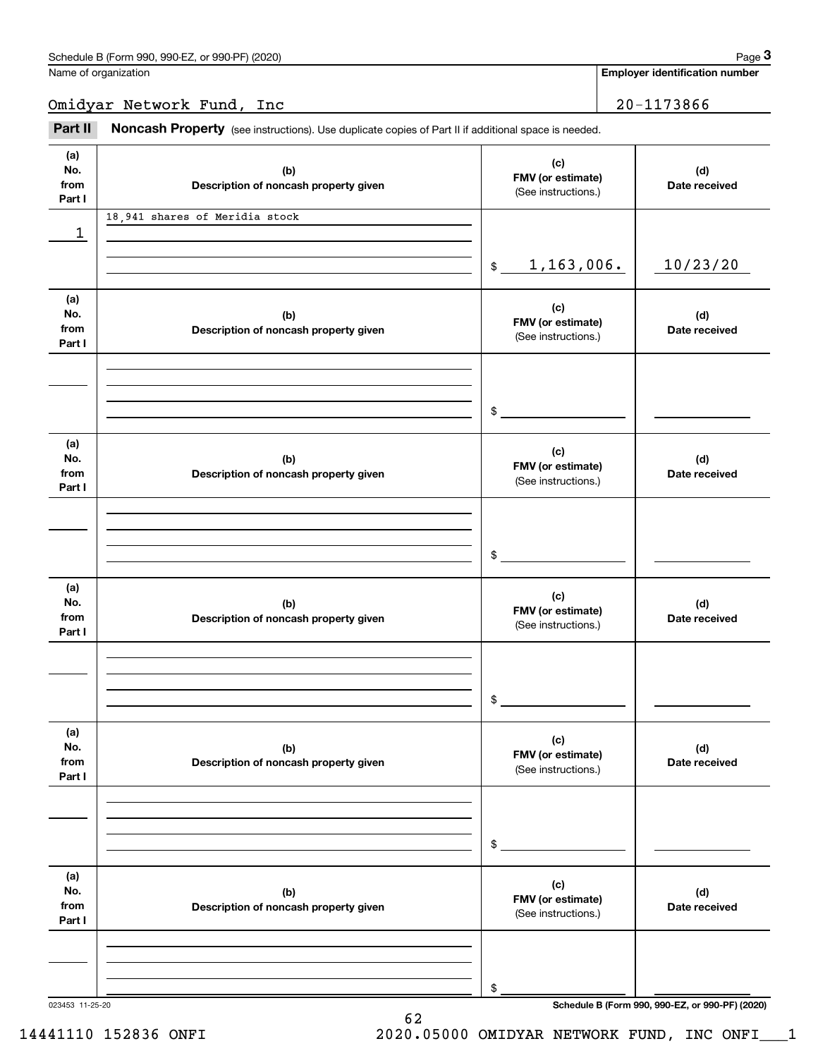Schedule B (Form 990, 990-EZ, or 990-PF) (2020)

Name of organization: Omidyar Network Fund, Inc

**Employer identification number:** 20-1173866

## Part II Noncash Property

(see instructions). Use duplicate copies of Part II if additional space is needed.

| (a) No. from Part I | (b) Description of noncash property given | (c) FMV (or estimate) (See instructions.) | (d) Date received |
|---|---|---|---|
| 1 | 18,941 shares of Meridia stock | $ 1,163,006. | 10/23/20 |
| | | $ | |
| | | $ | |
| | | $ | |
| | | $ | |
| | | $ | |

023453 11-25-20

**Schedule B (Form 990, 990-EZ, or 990-PF) (2020)**

14441110 152836 ONFI 2020.05000 OMIDYAR NETWORK FUND, INC ONFI___1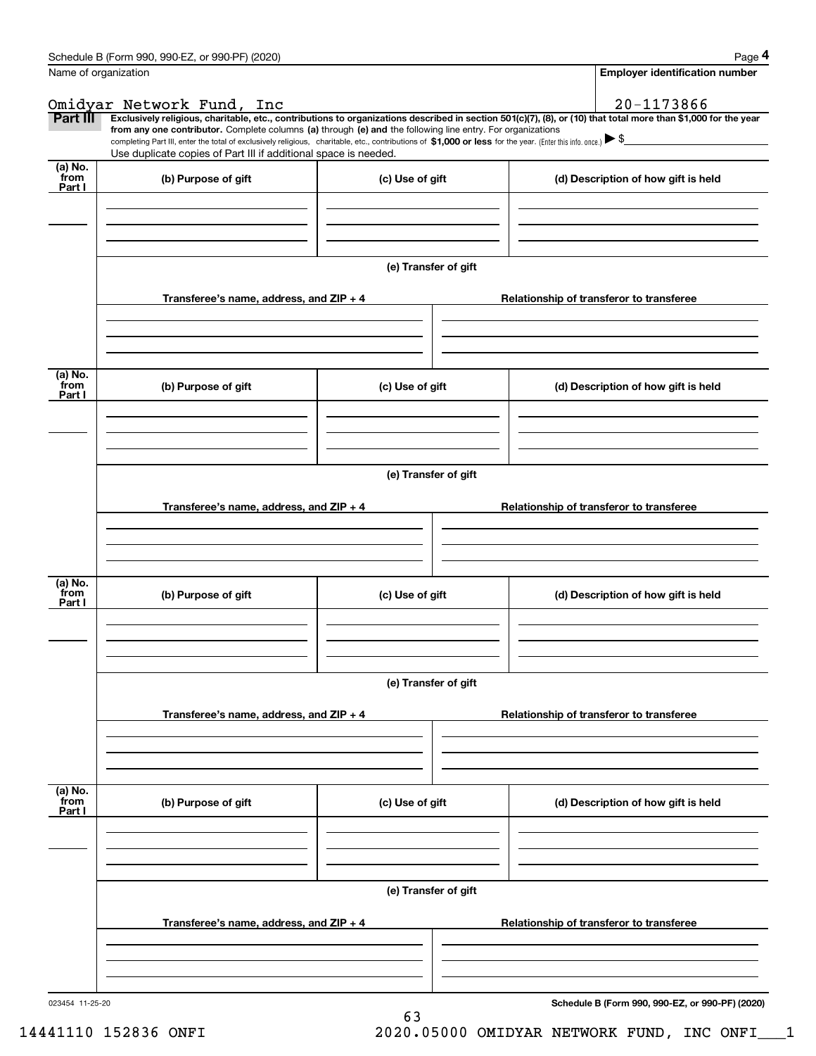Name of organization

Omidyar Network Fund, Inc

**Employer identification number**

20-1173866

**Part III** **Exclusively religious, charitable, etc., contributions to organizations described in section 501(c)(7), (8), or (10) that total more than $1,000 for the year from any one contributor.** Complete columns **(a)** through **(e) and** the following line entry. For organizations completing Part III, enter the total of exclusively religious, charitable, etc., contributions of **$1,000 or less** for the year. (Enter this info. once.) ▶ $

Use duplicate copies of Part III if additional space is needed.

| (a) No. from Part I | (b) Purpose of gift | (c) Use of gift | (d) Description of how gift is held |
|---|---|---|---|
| | | | |

(e) Transfer of gift

| Transferee's name, address, and ZIP + 4 | Relationship of transferor to transferee |
|---|---|
| | |

| (a) No. from Part I | (b) Purpose of gift | (c) Use of gift | (d) Description of how gift is held |
|---|---|---|---|
| | | | |

(e) Transfer of gift

| Transferee's name, address, and ZIP + 4 | Relationship of transferor to transferee |
|---|---|
| | |

| (a) No. from Part I | (b) Purpose of gift | (c) Use of gift | (d) Description of how gift is held |
|---|---|---|---|
| | | | |

(e) Transfer of gift

| Transferee's name, address, and ZIP + 4 | Relationship of transferor to transferee |
|---|---|
| | |

| (a) No. from Part I | (b) Purpose of gift | (c) Use of gift | (d) Description of how gift is held |
|---|---|---|---|
| | | | |

(e) Transfer of gift

| Transferee's name, address, and ZIP + 4 | Relationship of transferor to transferee |
|---|---|
| | |

023454 11-25-20

**Schedule B (Form 990, 990-EZ, or 990-PF) (2020)**

14441110 152836 ONFI 2020.05000 OMIDYAR NETWORK FUND, INC ONFI___1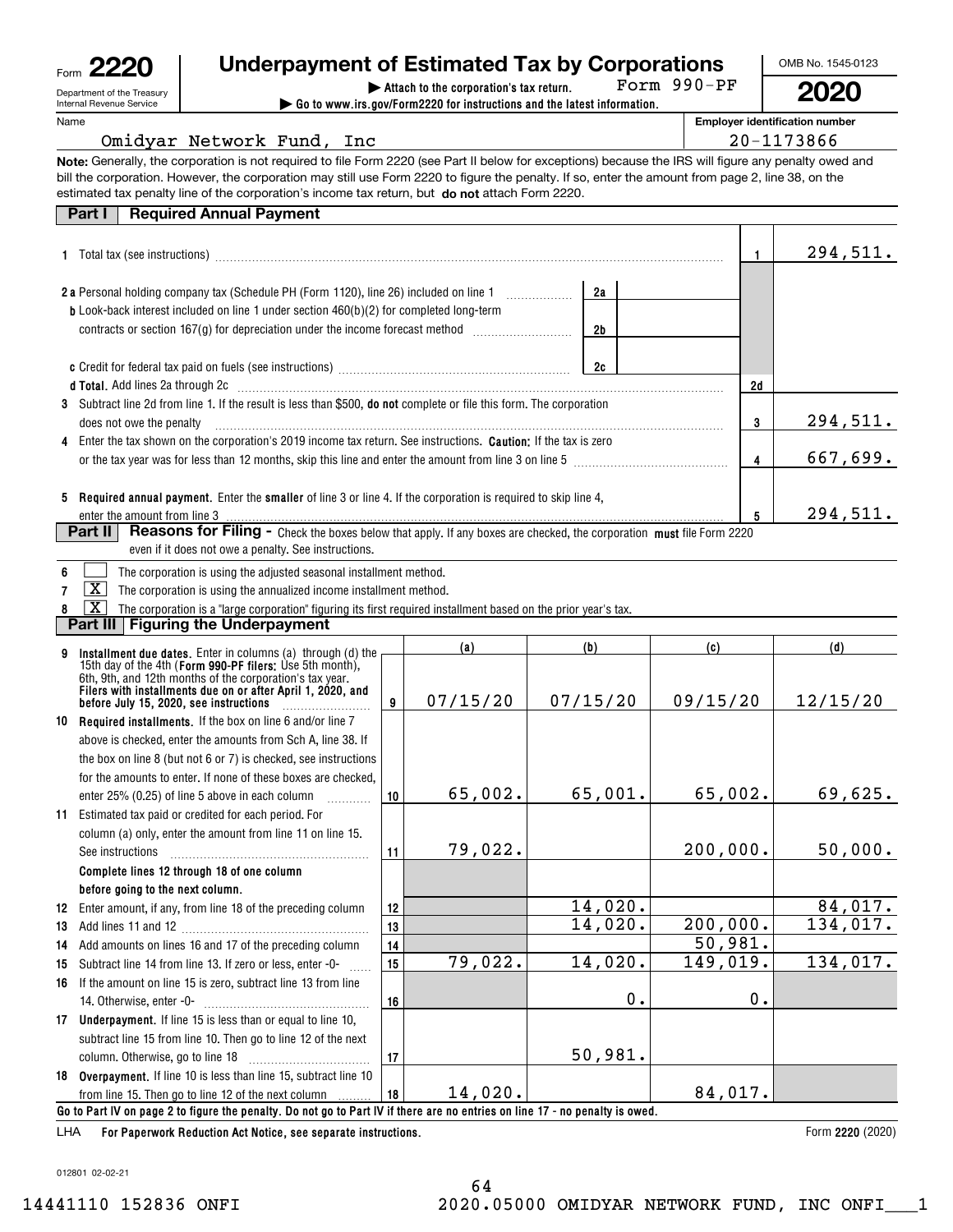Form **2220**

Department of the Treasury
Internal Revenue Service

# Underpayment of Estimated Tax by Corporations

▶ Attach to the corporation's tax return. Form 990-PF

▶ Go to www.irs.gov/Form2220 for instructions and the latest information.

OMB No. 1545-0123

**2020**

Name: Omidyar Network Fund, Inc

Employer identification number: 20-1173866

**Note:** Generally, the corporation is not required to file Form 2220 (see Part II below for exceptions) because the IRS will figure any penalty owed and bill the corporation. However, the corporation may still use Form 2220 to figure the penalty. If so, enter the amount from page 2, line 38, on the estimated tax penalty line of the corporation's income tax return, but **do not** attach Form 2220.

## Part I Required Annual Payment

| Line | Description | | | Line | Amount |
|---|---|---|---|---|---|
| 1 | Total tax (see instructions) | | | 1 | 294,511. |
| 2a | Personal holding company tax (Schedule PH (Form 1120), line 26) included on line 1 | 2a | | | |
| b | Look-back interest included on line 1 under section 460(b)(2) for completed long-term contracts or section 167(g) for depreciation under the income forecast method | 2b | | | |
| c | Credit for federal tax paid on fuels (see instructions) | 2c | | | |
| d | **Total.** Add lines 2a through 2c | | | 2d | |
| 3 | Subtract line 2d from line 1. If the result is less than $500, **do not** complete or file this form. The corporation does not owe the penalty | | | 3 | 294,511. |
| 4 | Enter the tax shown on the corporation's 2019 income tax return. See instructions. **Caution:** If the tax is zero or the tax year was for less than 12 months, skip this line and enter the amount from line 3 on line 5 | | | 4 | 667,699. |
| 5 | **Required annual payment.** Enter the **smaller** of line 3 or line 4. If the corporation is required to skip line 4, enter the amount from line 3 | | | 5 | 294,511. |

## Part II Reasons for Filing - Check the boxes below that apply. If any boxes are checked, the corporation must file Form 2220 even if it does not owe a penalty. See instructions.

- 6 [ ] The corporation is using the adjusted seasonal installment method.
- 7 [X] The corporation is using the annualized income installment method.
- 8 [X] The corporation is a "large corporation" figuring its first required installment based on the prior year's tax.

## Part III Figuring the Underpayment

| Line | Description | | (a) | (b) | (c) | (d) |
|---|---|---|---|---|---|---|
| 9 | **Installment due dates.** Enter in columns (a) through (d) the 15th day of the 4th (**Form 990-PF filers:** Use 5th month), 6th, 9th, and 12th months of the corporation's tax year. **Filers with installments due on or after April 1, 2020, and before July 15, 2020, see instructions** | 9 | 07/15/20 | 07/15/20 | 09/15/20 | 12/15/20 |
| 10 | **Required installments.** If the box on line 6 and/or line 7 above is checked, enter the amounts from Sch A, line 38. If the box on line 8 (but not 6 or 7) is checked, see instructions for the amounts to enter. If none of these boxes are checked, enter 25% (0.25) of line 5 above in each column | 10 | 65,002. | 65,001. | 65,002. | 69,625. |
| 11 | Estimated tax paid or credited for each period. For column (a) only, enter the amount from line 11 on line 15. See instructions | 11 | 79,022. | | 200,000. | 50,000. |
| | **Complete lines 12 through 18 of one column before going to the next column.** | | | | | |
| 12 | Enter amount, if any, from line 18 of the preceding column | 12 | | 14,020. | | 84,017. |
| 13 | Add lines 11 and 12 | 13 | | 14,020. | 200,000. | 134,017. |
| 14 | Add amounts on lines 16 and 17 of the preceding column | 14 | | | 50,981. | |
| 15 | Subtract line 14 from line 13. If zero or less, enter -0- | 15 | 79,022. | 14,020. | 149,019. | 134,017. |
| 16 | If the amount on line 15 is zero, subtract line 13 from line 14. Otherwise, enter -0- | 16 | | 0. | 0. | |
| 17 | **Underpayment.** If line 15 is less than or equal to line 10, subtract line 15 from line 10. Then go to line 12 of the next column. Otherwise, go to line 18 | 17 | | 50,981. | | |
| 18 | **Overpayment.** If line 10 is less than line 15, subtract line 10 from line 15. Then go to line 12 of the next column | 18 | 14,020. | | 84,017. | |

**Go to Part IV on page 2 to figure the penalty. Do not go to Part IV if there are no entries on line 17 - no penalty is owed.**

LHA **For Paperwork Reduction Act Notice, see separate instructions.** Form **2220** (2020)

012801 02-02-21

14441110 152836 ONFI 2020.05000 OMIDYAR NETWORK FUND, INC ONFI___1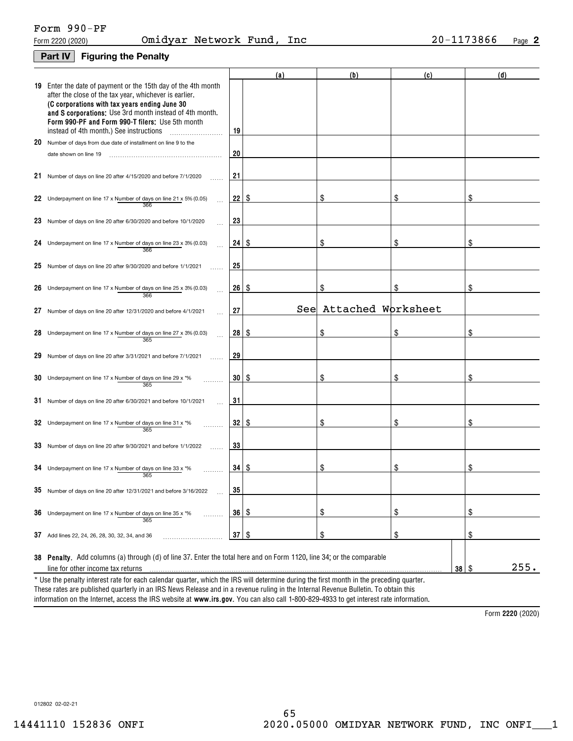Form 990-PF

Form 2220 (2020) Omidyar Network Fund, Inc 20-1173866 Page **2**

## Part IV Figuring the Penalty

| | | | (a) | (b) | (c) | (d) |
|---|---|---|---|---|---|---|
| **19** | Enter the date of payment or the 15th day of the 4th month after the close of the tax year, whichever is earlier. **(C corporations with tax years ending June 30 and S corporations:** Use 3rd month instead of 4th month. **Form 990-PF and Form 990-T filers:** Use 5th month instead of 4th month.) See instructions | 19 | | | | |
| **20** | Number of days from due date of installment on line 9 to the date shown on line 19 | 20 | | | | |
| **21** | Number of days on line 20 after 4/15/2020 and before 7/1/2020 | 21 | | | | |
| **22** | Underpayment on line 17 x (Number of days on line 21 / 366) x 5% (0.05) | 22 | $ | $ | $ | $ |
| **23** | Number of days on line 20 after 6/30/2020 and before 10/1/2020 | 23 | | | | |
| **24** | Underpayment on line 17 x (Number of days on line 23 / 366) x 3% (0.03) | 24 | $ | $ | $ | $ |
| **25** | Number of days on line 20 after 9/30/2020 and before 1/1/2021 | 25 | | | | |
| **26** | Underpayment on line 17 x (Number of days on line 25 / 366) x 3% (0.03) | 26 | $ | $ | $ | $ |
| **27** | Number of days on line 20 after 12/31/2020 and before 4/1/2021 | 27 | See | Attached Worksheet | | |
| **28** | Underpayment on line 17 x (Number of days on line 27 / 365) x 3% (0.03) | 28 | $ | $ | $ | $ |
| **29** | Number of days on line 20 after 3/31/2021 and before 7/1/2021 | 29 | | | | |
| **30** | Underpayment on line 17 x (Number of days on line 29 / 365) x *% | 30 | $ | $ | $ | $ |
| **31** | Number of days on line 20 after 6/30/2021 and before 10/1/2021 | 31 | | | | |
| **32** | Underpayment on line 17 x (Number of days on line 31 / 365) x *% | 32 | $ | $ | $ | $ |
| **33** | Number of days on line 20 after 9/30/2021 and before 1/1/2022 | 33 | | | | |
| **34** | Underpayment on line 17 x (Number of days on line 33 / 365) x *% | 34 | $ | $ | $ | $ |
| **35** | Number of days on line 20 after 12/31/2021 and before 3/16/2022 | 35 | | | | |
| **36** | Underpayment on line 17 x (Number of days on line 35 / 365) x *% | 36 | $ | $ | $ | $ |
| **37** | Add lines 22, 24, 26, 28, 30, 32, 34, and 36 | 37 | $ | $ | $ | $ |

**38 Penalty.** Add columns (a) through (d) of line 37. Enter the total here and on Form 1120, line 34; or the comparable line for other income tax returns ........ **38** $ 255.

\* Use the penalty interest rate for each calendar quarter, which the IRS will determine during the first month in the preceding quarter. These rates are published quarterly in an IRS News Release and in a revenue ruling in the Internal Revenue Bulletin. To obtain this information on the Internet, access the IRS website at **www.irs.gov**. You can also call 1-800-829-4933 to get interest rate information.

Form **2220** (2020)

012802 02-02-21

14441110 152836 ONFI 2020.05000 OMIDYAR NETWORK FUND, INC ONFI___1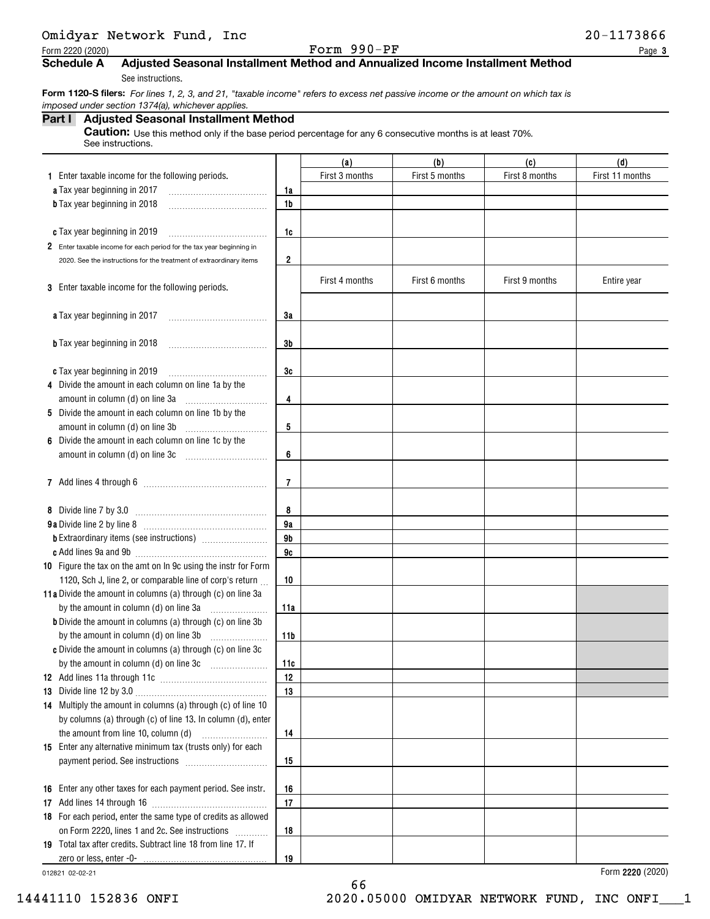Omidyar Network Fund, Inc 20-1173866

Form 2220 (2020) Form 990-PF

## Schedule A Adjusted Seasonal Installment Method and Annualized Income Installment Method

See instructions.

**Form 1120-S filers:** *For lines 1, 2, 3, and 21, "taxable income" refers to excess net passive income or the amount on which tax is imposed under section 1374(a), whichever applies.*

### Part I Adjusted Seasonal Installment Method

**Caution:** Use this method only if the base period percentage for any 6 consecutive months is at least 70%. See instructions.

| | | (a) | (b) | (c) | (d) |
|---|---|---|---|---|---|
| **1** Enter taxable income for the following periods. | | First 3 months | First 5 months | First 8 months | First 11 months |
| **a** Tax year beginning in 2017 | 1a | | | | |
| **b** Tax year beginning in 2018 | 1b | | | | |
| **c** Tax year beginning in 2019 | 1c | | | | |
| **2** Enter taxable income for each period for the tax year beginning in 2020. See the instructions for the treatment of extraordinary items | 2 | | | | |
| **3** Enter taxable income for the following periods. | | First 4 months | First 6 months | First 9 months | Entire year |
| **a** Tax year beginning in 2017 | 3a | | | | |
| **b** Tax year beginning in 2018 | 3b | | | | |
| **c** Tax year beginning in 2019 | 3c | | | | |
| **4** Divide the amount in each column on line 1a by the amount in column (d) on line 3a | 4 | | | | |
| **5** Divide the amount in each column on line 1b by the amount in column (d) on line 3b | 5 | | | | |
| **6** Divide the amount in each column on line 1c by the amount in column (d) on line 3c | 6 | | | | |
| **7** Add lines 4 through 6 | 7 | | | | |
| **8** Divide line 7 by 3.0 | 8 | | | | |
| **9a** Divide line 2 by line 8 | 9a | | | | |
| **b** Extraordinary items (see instructions) | 9b | | | | |
| **c** Add lines 9a and 9b | 9c | | | | |
| **10** Figure the tax on the amt on ln 9c using the instr for Form 1120, Sch J, line 2, or comparable line of corp's return | 10 | | | | |
| **11a** Divide the amount in columns (a) through (c) on line 3a by the amount in column (d) on line 3a | 11a | | | | |
| **b** Divide the amount in columns (a) through (c) on line 3b by the amount in column (d) on line 3b | 11b | | | | |
| **c** Divide the amount in columns (a) through (c) on line 3c by the amount in column (d) on line 3c | 11c | | | | |
| **12** Add lines 11a through 11c | 12 | | | | |
| **13** Divide line 12 by 3.0 | 13 | | | | |
| **14** Multiply the amount in columns (a) through (c) of line 10 by columns (a) through (c) of line 13. In column (d), enter the amount from line 10, column (d) | 14 | | | | |
| **15** Enter any alternative minimum tax (trusts only) for each payment period. See instructions | 15 | | | | |
| **16** Enter any other taxes for each payment period. See instr. | 16 | | | | |
| **17** Add lines 14 through 16 | 17 | | | | |
| **18** For each period, enter the same type of credits as allowed on Form 2220, lines 1 and 2c. See instructions | 18 | | | | |
| **19** Total tax after credits. Subtract line 18 from line 17. If zero or less, enter -0- | 19 | | | | |

012821 02-02-21

Form **2220** (2020)

14441110 152836 ONFI 2020.05000 OMIDYAR NETWORK FUND, INC ONFI___1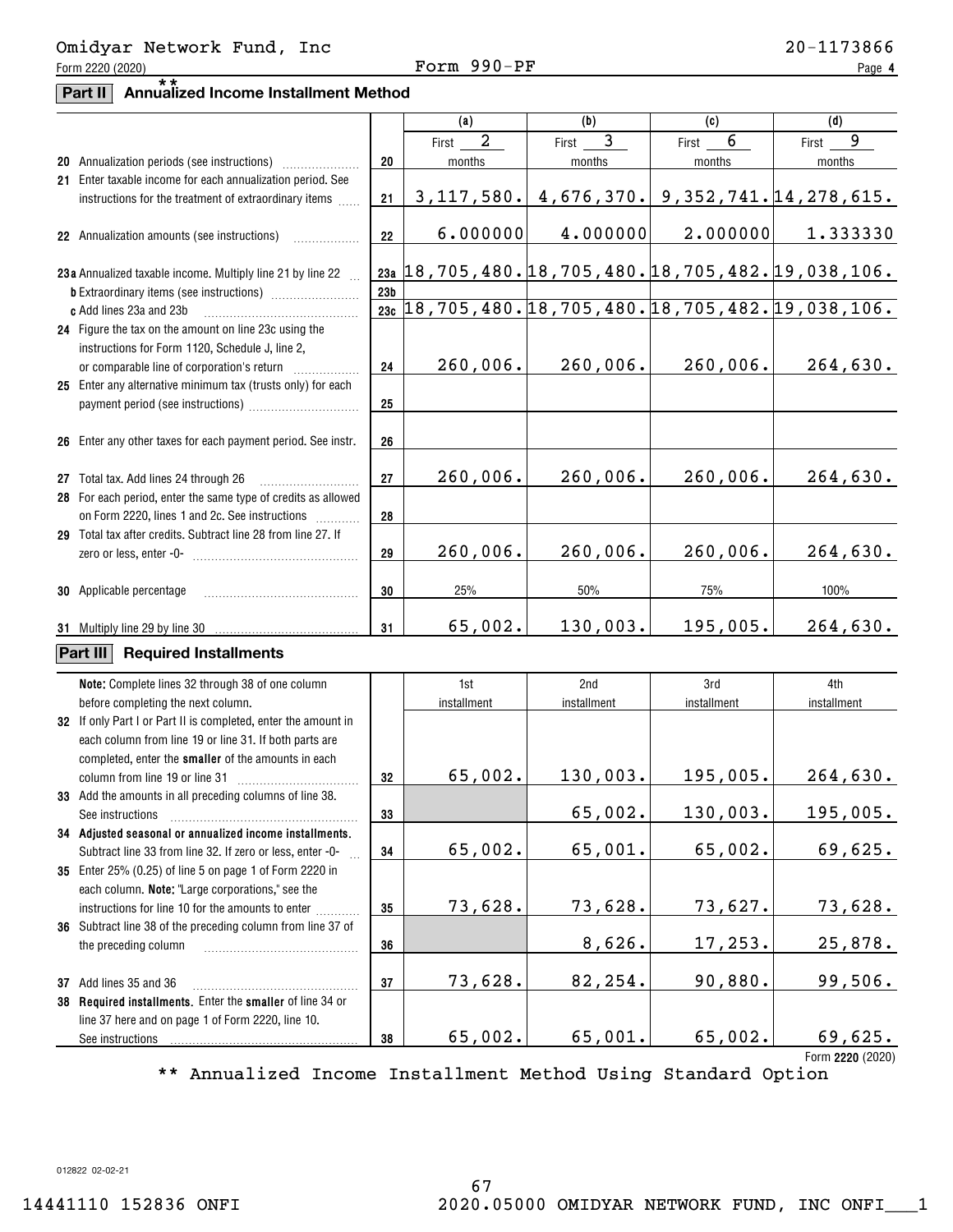Omidyar Network Fund, Inc 20-1173866

Form 2220 (2020) Form 990-PF

## Part II ** Annualized Income Installment Method

| | | | (a) | (b) | (c) | (d) |
|---|---|---|---|---|---|---|
| 20 | Annualization periods (see instructions) | 20 | First 2 months | First 3 months | First 6 months | First 9 months |
| 21 | Enter taxable income for each annualization period. See instructions for the treatment of extraordinary items | 21 | 3,117,580. | 4,676,370. | 9,352,741. | 14,278,615. |
| 22 | Annualization amounts (see instructions) | 22 | 6.000000 | 4.000000 | 2.000000 | 1.333330 |
| 23a | Annualized taxable income. Multiply line 21 by line 22 | 23a | 18,705,480. | 18,705,480. | 18,705,482. | 19,038,106. |
| b | Extraordinary items (see instructions) | 23b | | | | |
| c | Add lines 23a and 23b | 23c | 18,705,480. | 18,705,480. | 18,705,482. | 19,038,106. |
| 24 | Figure the tax on the amount on line 23c using the instructions for Form 1120, Schedule J, line 2, or comparable line of corporation's return | 24 | 260,006. | 260,006. | 260,006. | 264,630. |
| 25 | Enter any alternative minimum tax (trusts only) for each payment period (see instructions) | 25 | | | | |
| 26 | Enter any other taxes for each payment period. See instr. | 26 | | | | |
| 27 | Total tax. Add lines 24 through 26 | 27 | 260,006. | 260,006. | 260,006. | 264,630. |
| 28 | For each period, enter the same type of credits as allowed on Form 2220, lines 1 and 2c. See instructions | 28 | | | | |
| 29 | Total tax after credits. Subtract line 28 from line 27. If zero or less, enter -0- | 29 | 260,006. | 260,006. | 260,006. | 264,630. |
| 30 | Applicable percentage | 30 | 25% | 50% | 75% | 100% |
| 31 | Multiply line 29 by line 30 | 31 | 65,002. | 130,003. | 195,005. | 264,630. |

## Part III Required Installments

| | **Note:** Complete lines 32 through 38 of one column before completing the next column. | | 1st installment | 2nd installment | 3rd installment | 4th installment |
|---|---|---|---|---|---|---|
| 32 | If only Part I or Part II is completed, enter the amount in each column from line 19 or line 31. If both parts are completed, enter the **smaller** of the amounts in each column from line 19 or line 31 | 32 | 65,002. | 130,003. | 195,005. | 264,630. |
| 33 | Add the amounts in all preceding columns of line 38. See instructions | 33 | | 65,002. | 130,003. | 195,005. |
| 34 | **Adjusted seasonal or annualized income installments.** Subtract line 33 from line 32. If zero or less, enter -0- | 34 | 65,002. | 65,001. | 65,002. | 69,625. |
| 35 | Enter 25% (0.25) of line 5 on page 1 of Form 2220 in each column. **Note:** "Large corporations," see the instructions for line 10 for the amounts to enter | 35 | 73,628. | 73,628. | 73,627. | 73,628. |
| 36 | Subtract line 38 of the preceding column from line 37 of the preceding column | 36 | | 8,626. | 17,253. | 25,878. |
| 37 | Add lines 35 and 36 | 37 | 73,628. | 82,254. | 90,880. | 99,506. |
| 38 | **Required installments.** Enter the **smaller** of line 34 or line 37 here and on page 1 of Form 2220, line 10. See instructions | 38 | 65,002. | 65,001. | 65,002. | 69,625. |

Form **2220** (2020)

** Annualized Income Installment Method Using Standard Option

012822 02-02-21

14441110 152836 ONFI 2020.05000 OMIDYAR NETWORK FUND, INC ONFI___1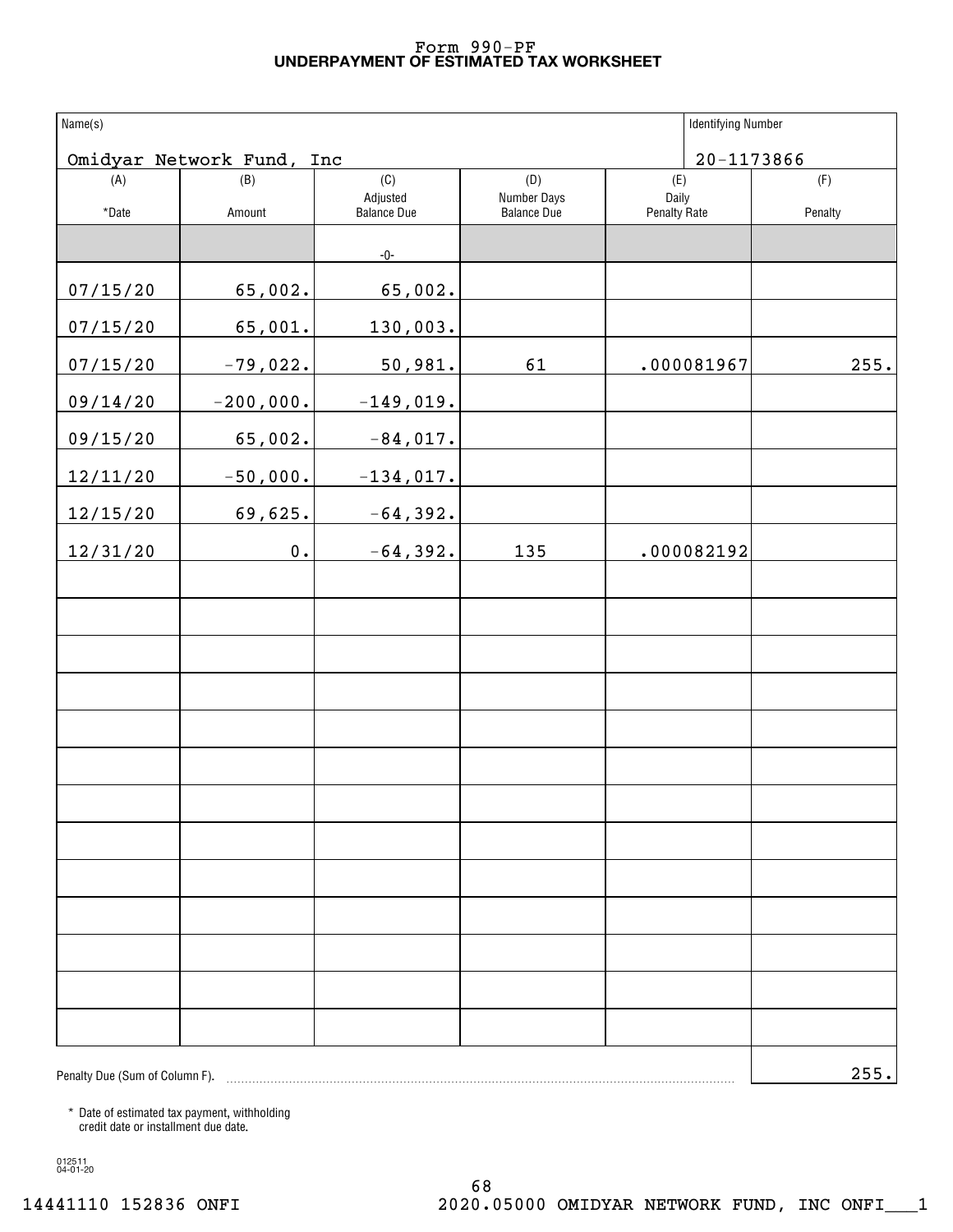# Form 990-PF
## UNDERPAYMENT OF ESTIMATED TAX WORKSHEET

| Name(s) | Identifying Number |
|---|---|
| Omidyar Network Fund, Inc | 20-1173866 |

| (A) *Date | (B) Amount | (C) Adjusted Balance Due | (D) Number Days Balance Due | (E) Daily Penalty Rate | (F) Penalty |
|---|---|---|---|---|---|
| | | -0- | | | |
| 07/15/20 | 65,002. | 65,002. | | | |
| 07/15/20 | 65,001. | 130,003. | | | |
| 07/15/20 | -79,022. | 50,981. | 61 | .000081967 | 255. |
| 09/14/20 | -200,000. | -149,019. | | | |
| 09/15/20 | 65,002. | -84,017. | | | |
| 12/11/20 | -50,000. | -134,017. | | | |
| 12/15/20 | 69,625. | -64,392. | | | |
| 12/31/20 | 0. | -64,392. | 135 | .000082192 | |

Penalty Due (Sum of Column F). ........ 255.

\* Date of estimated tax payment, withholding credit date or installment due date.

012511
04-01-20

14441110 152836 ONFI 2020.05000 OMIDYAR NETWORK FUND, INC ONFI___1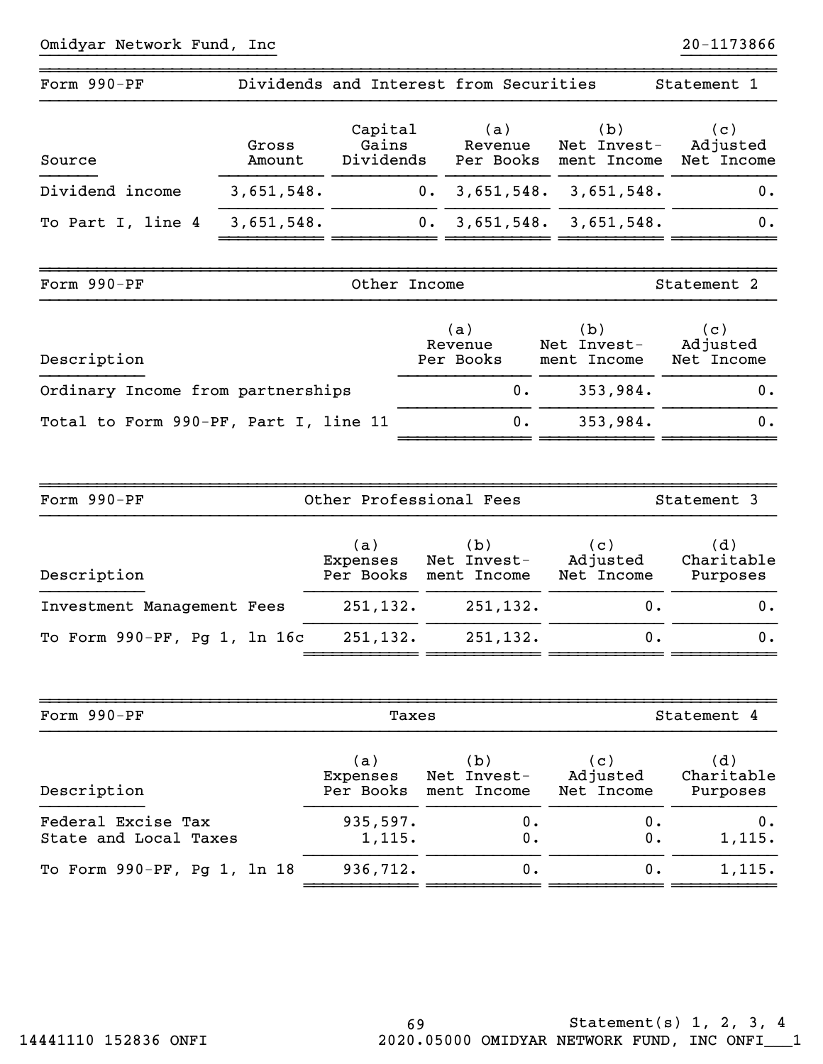Omidyar Network Fund, Inc 20-1173866

## Form 990-PF — Dividends and Interest from Securities — Statement 1

| Source | Gross Amount | Capital Gains Dividends | (a) Revenue Per Books | (b) Net Investment Income | (c) Adjusted Net Income |
|---|---|---|---|---|---|
| Dividend income | 3,651,548. | 0. | 3,651,548. | 3,651,548. | 0. |
| To Part I, line 4 | 3,651,548. | 0. | 3,651,548. | 3,651,548. | 0. |

## Form 990-PF — Other Income — Statement 2

| Description | (a) Revenue Per Books | (b) Net Investment Income | (c) Adjusted Net Income |
|---|---|---|---|
| Ordinary Income from partnerships | 0. | 353,984. | 0. |
| Total to Form 990-PF, Part I, line 11 | 0. | 353,984. | 0. |

## Form 990-PF — Other Professional Fees — Statement 3

| Description | (a) Expenses Per Books | (b) Net Investment Income | (c) Adjusted Net Income | (d) Charitable Purposes |
|---|---|---|---|---|
| Investment Management Fees | 251,132. | 251,132. | 0. | 0. |
| To Form 990-PF, Pg 1, ln 16c | 251,132. | 251,132. | 0. | 0. |

## Form 990-PF — Taxes — Statement 4

| Description | (a) Expenses Per Books | (b) Net Investment Income | (c) Adjusted Net Income | (d) Charitable Purposes |
|---|---|---|---|---|
| Federal Excise Tax | 935,597. | 0. | 0. | 0. |
| State and Local Taxes | 1,115. | 0. | 0. | 1,115. |
| To Form 990-PF, Pg 1, ln 18 | 936,712. | 0. | 0. | 1,115. |

Statement(s) 1, 2, 3, 4

14441110 152836 ONFI 2020.05000 OMIDYAR NETWORK FUND, INC ONFI___1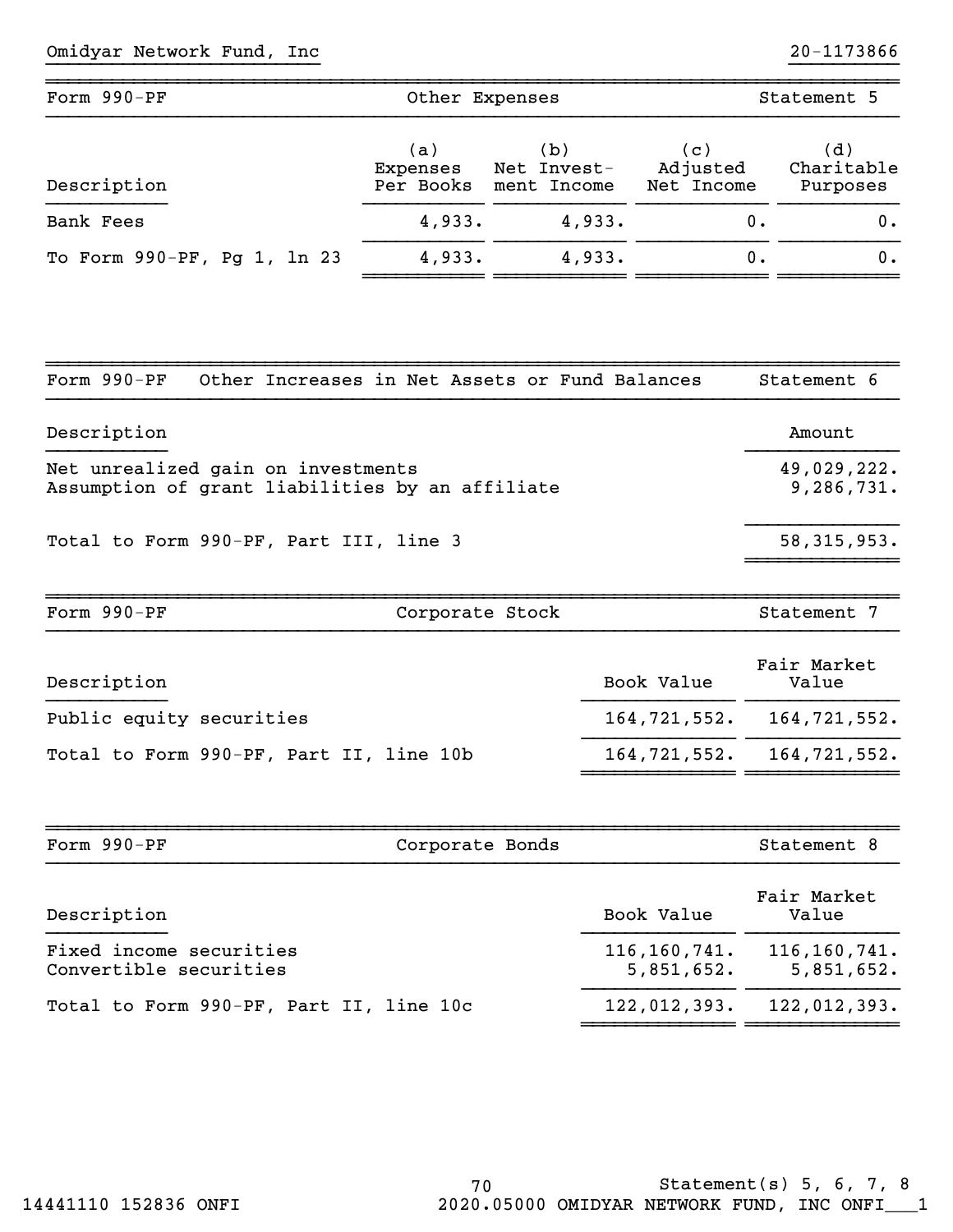Omidyar Network Fund, Inc 20-1173866

## Form 990-PF — Other Expenses — Statement 5

| Description | (a) Expenses Per Books | (b) Net Invest-ment Income | (c) Adjusted Net Income | (d) Charitable Purposes |
|---|---|---|---|---|
| Bank Fees | 4,933. | 4,933. | 0. | 0. |
| To Form 990-PF, Pg 1, ln 23 | 4,933. | 4,933. | 0. | 0. |

## Form 990-PF — Other Increases in Net Assets or Fund Balances — Statement 6

| Description | Amount |
|---|---|
| Net unrealized gain on investments | 49,029,222. |
| Assumption of grant liabilities by an affiliate | 9,286,731. |
| Total to Form 990-PF, Part III, line 3 | 58,315,953. |

## Form 990-PF — Corporate Stock — Statement 7

| Description | Book Value | Fair Market Value |
|---|---|---|
| Public equity securities | 164,721,552. | 164,721,552. |
| Total to Form 990-PF, Part II, line 10b | 164,721,552. | 164,721,552. |

## Form 990-PF — Corporate Bonds — Statement 8

| Description | Book Value | Fair Market Value |
|---|---|---|
| Fixed income securities | 116,160,741. | 116,160,741. |
| Convertible securities | 5,851,652. | 5,851,652. |
| Total to Form 990-PF, Part II, line 10c | 122,012,393. | 122,012,393. |

Statement(s) 5, 6, 7, 8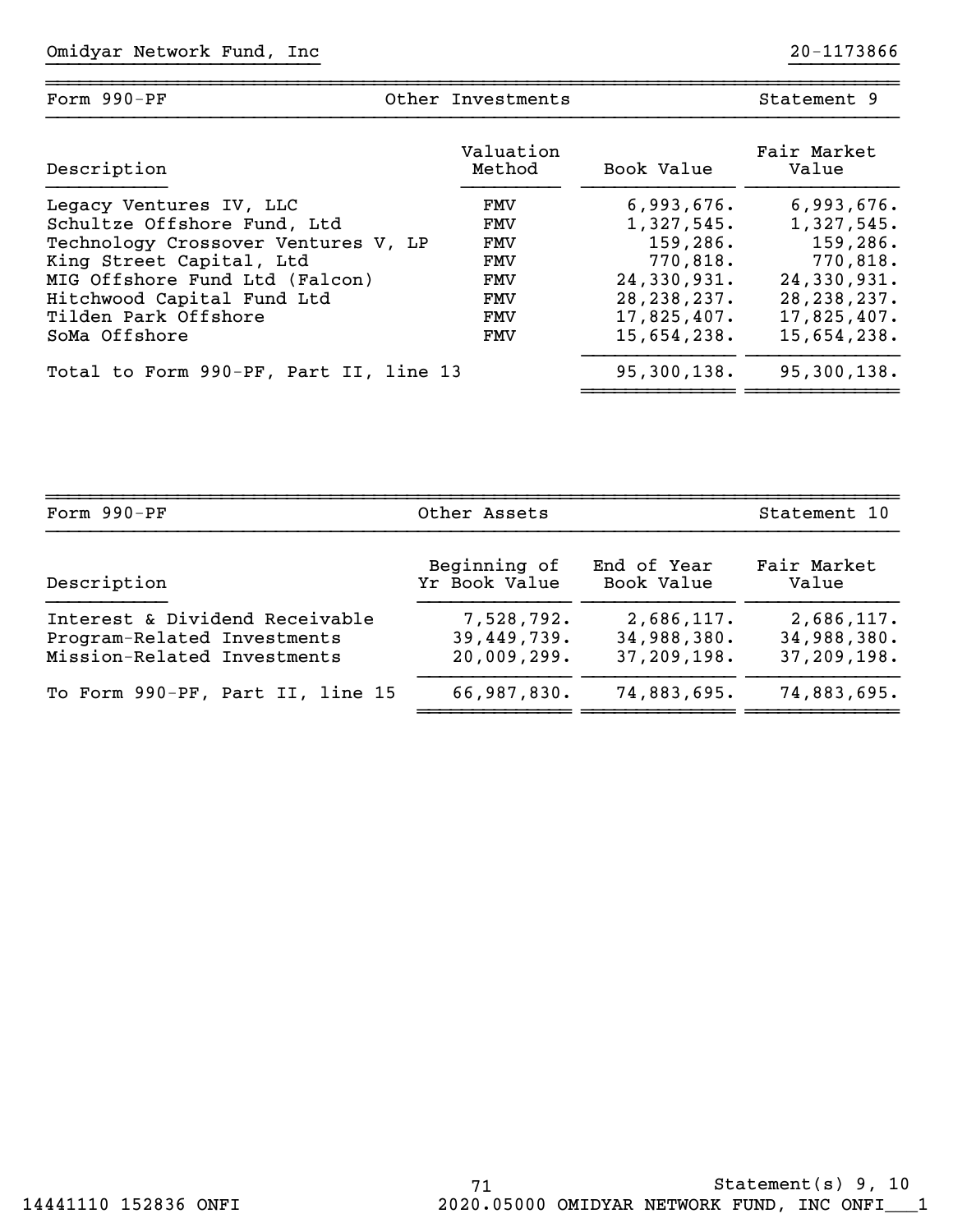Omidyar Network Fund, Inc 20-1173866

## Form 990-PF — Other Investments — Statement 9

| Description | Valuation Method | Book Value | Fair Market Value |
|---|---|---|---|
| Legacy Ventures IV, LLC | FMV | 6,993,676. | 6,993,676. |
| Schultze Offshore Fund, Ltd | FMV | 1,327,545. | 1,327,545. |
| Technology Crossover Ventures V, LP | FMV | 159,286. | 159,286. |
| King Street Capital, Ltd | FMV | 770,818. | 770,818. |
| MIG Offshore Fund Ltd (Falcon) | FMV | 24,330,931. | 24,330,931. |
| Hitchwood Capital Fund Ltd | FMV | 28,238,237. | 28,238,237. |
| Tilden Park Offshore | FMV | 17,825,407. | 17,825,407. |
| SoMa Offshore | FMV | 15,654,238. | 15,654,238. |
| Total to Form 990-PF, Part II, line 13 | | 95,300,138. | 95,300,138. |

## Form 990-PF — Other Assets — Statement 10

| Description | Beginning of Yr Book Value | End of Year Book Value | Fair Market Value |
|---|---|---|---|
| Interest & Dividend Receivable | 7,528,792. | 2,686,117. | 2,686,117. |
| Program-Related Investments | 39,449,739. | 34,988,380. | 34,988,380. |
| Mission-Related Investments | 20,009,299. | 37,209,198. | 37,209,198. |
| To Form 990-PF, Part II, line 15 | 66,987,830. | 74,883,695. | 74,883,695. |

Statement(s) 9, 10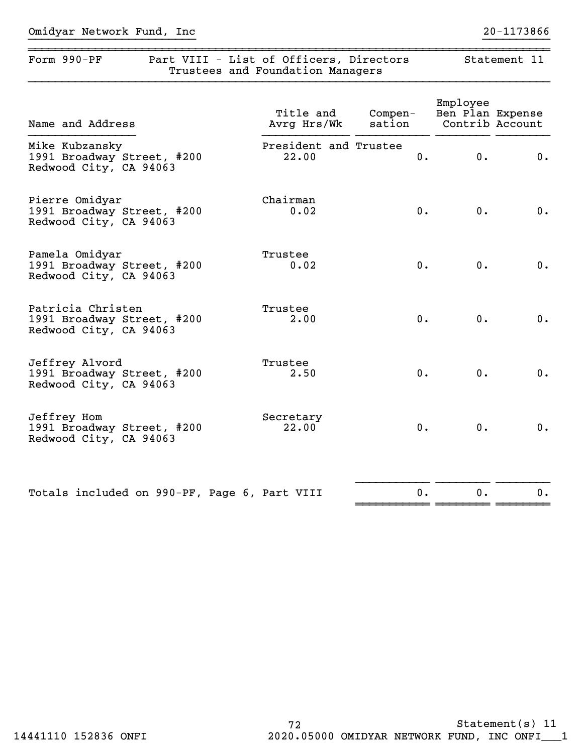Omidyar Network Fund, Inc 20-1173866

## Form 990-PF Part VIII - List of Officers, Directors Trustees and Foundation Managers Statement 11

| Name and Address | Title and Avrg Hrs/Wk | Compen-sation | Employee Ben Plan Contrib | Expense Account |
|---|---|---|---|---|
| Mike Kubzansky<br>1991 Broadway Street, #200<br>Redwood City, CA 94063 | President and Trustee<br>22.00 | 0. | 0. | 0. |
| Pierre Omidyar<br>1991 Broadway Street, #200<br>Redwood City, CA 94063 | Chairman<br>0.02 | 0. | 0. | 0. |
| Pamela Omidyar<br>1991 Broadway Street, #200<br>Redwood City, CA 94063 | Trustee<br>0.02 | 0. | 0. | 0. |
| Patricia Christen<br>1991 Broadway Street, #200<br>Redwood City, CA 94063 | Trustee<br>2.00 | 0. | 0. | 0. |
| Jeffrey Alvord<br>1991 Broadway Street, #200<br>Redwood City, CA 94063 | Trustee<br>2.50 | 0. | 0. | 0. |
| Jeffrey Hom<br>1991 Broadway Street, #200<br>Redwood City, CA 94063 | Secretary<br>22.00 | 0. | 0. | 0. |
| Totals included on 990-PF, Page 6, Part VIII | | 0. | 0. | 0. |

Statement(s) 11

14441110 152836 ONFI 2020.05000 OMIDYAR NETWORK FUND, INC ONFI___1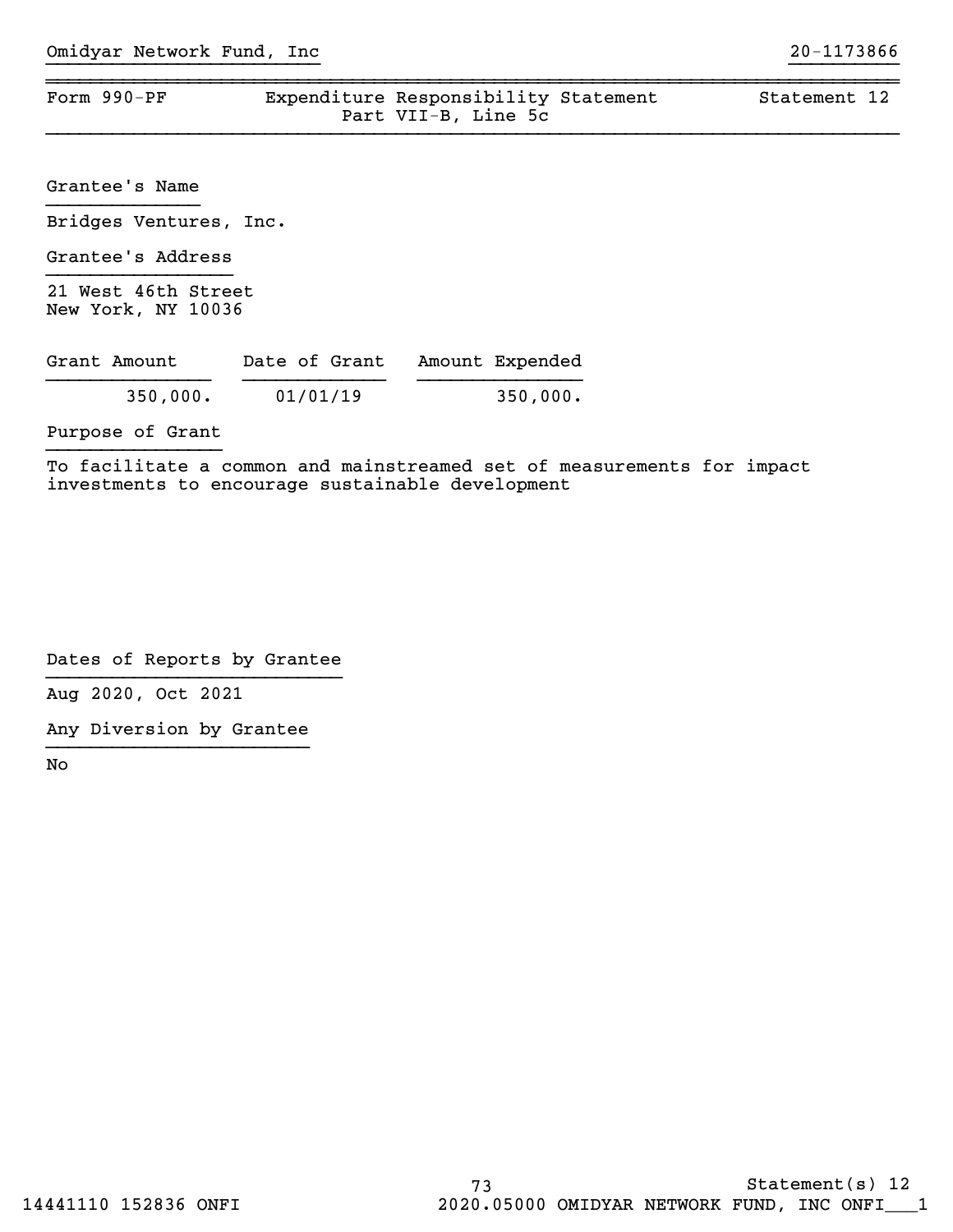Omidyar Network Fund, Inc 20-1173866

Form 990-PF — Expenditure Responsibility Statement — Part VII-B, Line 5c — Statement 12

**Grantee's Name**

Bridges Ventures, Inc.

**Grantee's Address**

21 West 46th Street
New York, NY 10036

| Grant Amount | Date of Grant | Amount Expended |
|---|---|---|
| 350,000. | 01/01/19 | 350,000. |

**Purpose of Grant**

To facilitate a common and mainstreamed set of measurements for impact investments to encourage sustainable development

**Dates of Reports by Grantee**

Aug 2020, Oct 2021

**Any Diversion by Grantee**

No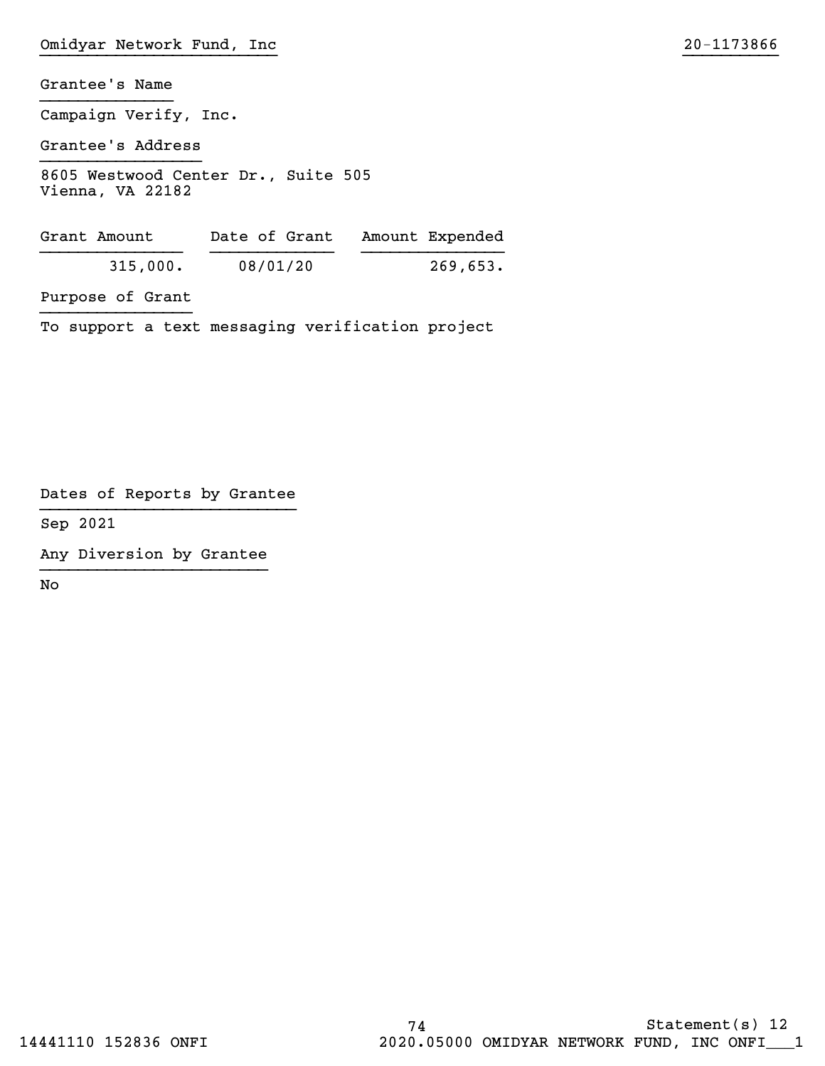Omidyar Network Fund, Inc 20-1173866

Grantee's Name

Campaign Verify, Inc.

Grantee's Address

8605 Westwood Center Dr., Suite 505
Vienna, VA 22182

| Grant Amount | Date of Grant | Amount Expended |
| --- | --- | --- |
| 315,000. | 08/01/20 | 269,653. |

Purpose of Grant

To support a text messaging verification project

Dates of Reports by Grantee

Sep 2021

Any Diversion by Grantee

No

Statement(s) 12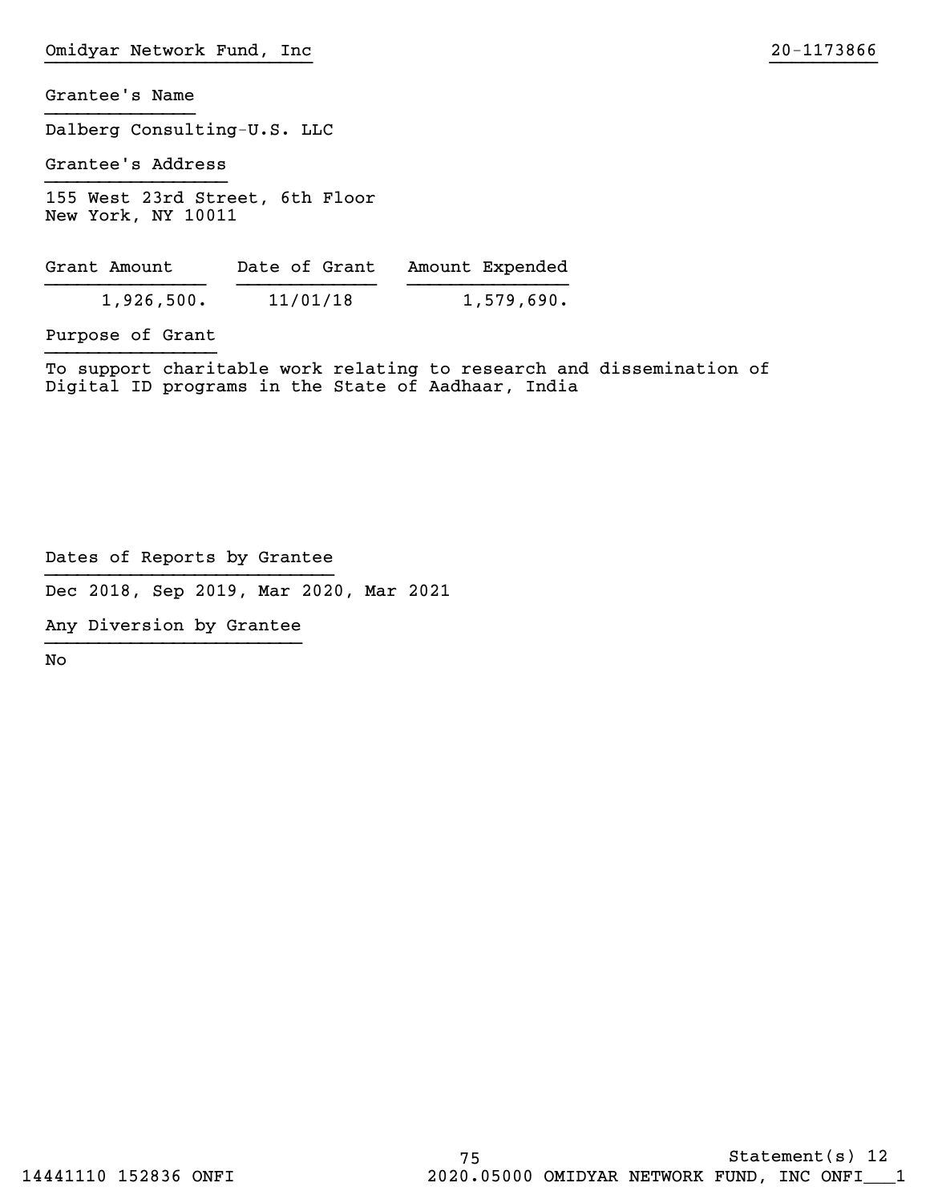Omidyar Network Fund, Inc 20-1173866

**Grantee's Name**

Dalberg Consulting-U.S. LLC

**Grantee's Address**

155 West 23rd Street, 6th Floor
New York, NY 10011

| Grant Amount | Date of Grant | Amount Expended |
|---|---|---|
| 1,926,500. | 11/01/18 | 1,579,690. |

**Purpose of Grant**

To support charitable work relating to research and dissemination of Digital ID programs in the State of Aadhaar, India

**Dates of Reports by Grantee**

Dec 2018, Sep 2019, Mar 2020, Mar 2021

**Any Diversion by Grantee**

No

Statement(s) 12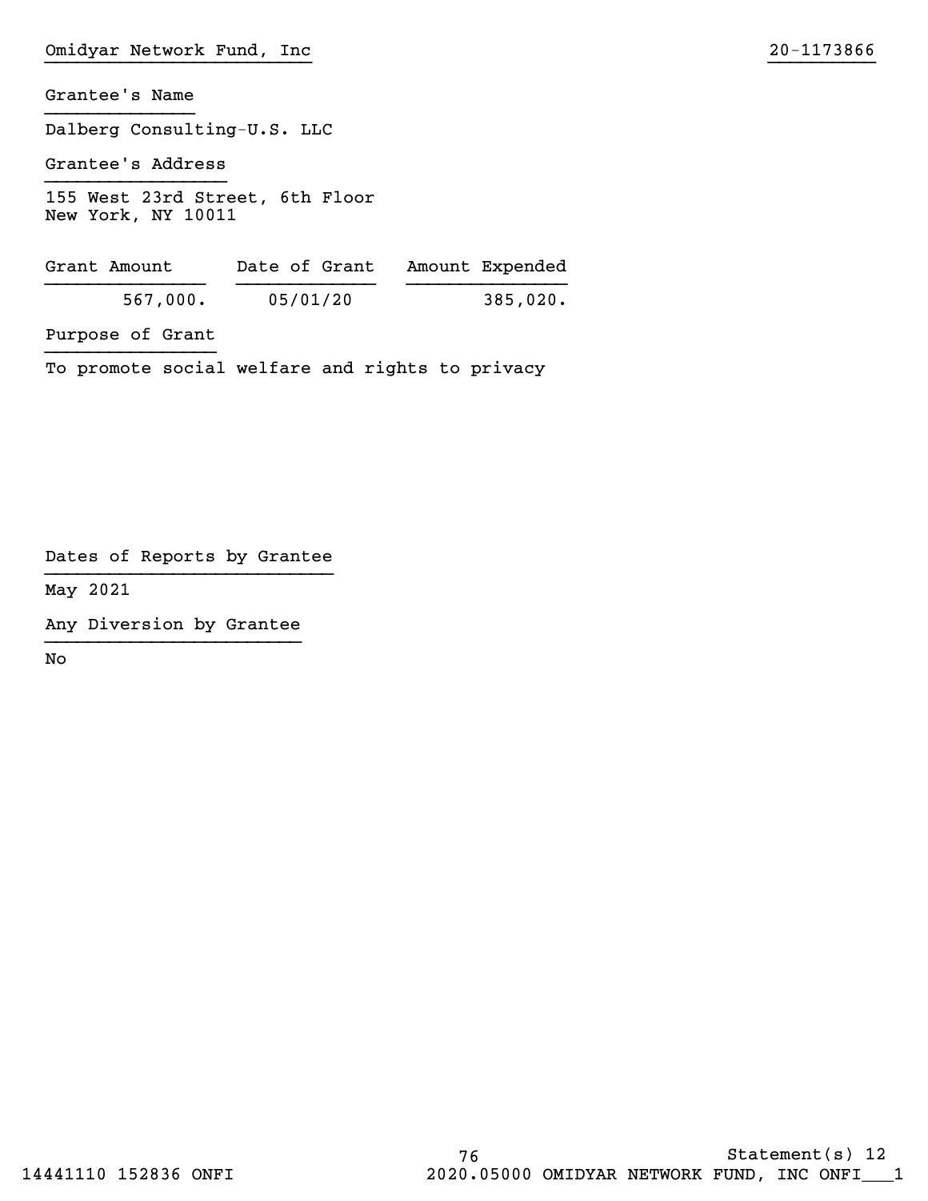Grantee's Name

Dalberg Consulting-U.S. LLC

Grantee's Address

155 West 23rd Street, 6th Floor
New York, NY 10011

| Grant Amount | Date of Grant | Amount Expended |
|---|---|---|
| 567,000. | 05/01/20 | 385,020. |

Purpose of Grant

To promote social welfare and rights to privacy

Dates of Reports by Grantee

May 2021

Any Diversion by Grantee

No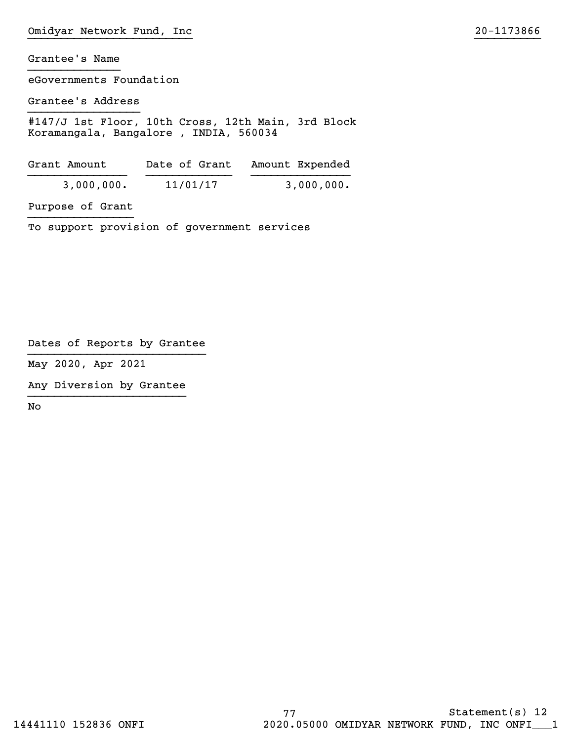Omidyar Network Fund, Inc 20-1173866

Grantee's Name

eGovernments Foundation

Grantee's Address

#147/J 1st Floor, 10th Cross, 12th Main, 3rd Block
Koramangala, Bangalore , INDIA, 560034

| Grant Amount | Date of Grant | Amount Expended |
|---|---|---|
| 3,000,000. | 11/01/17 | 3,000,000. |

Purpose of Grant

To support provision of government services

Dates of Reports by Grantee

May 2020, Apr 2021

Any Diversion by Grantee

No

Statement(s) 12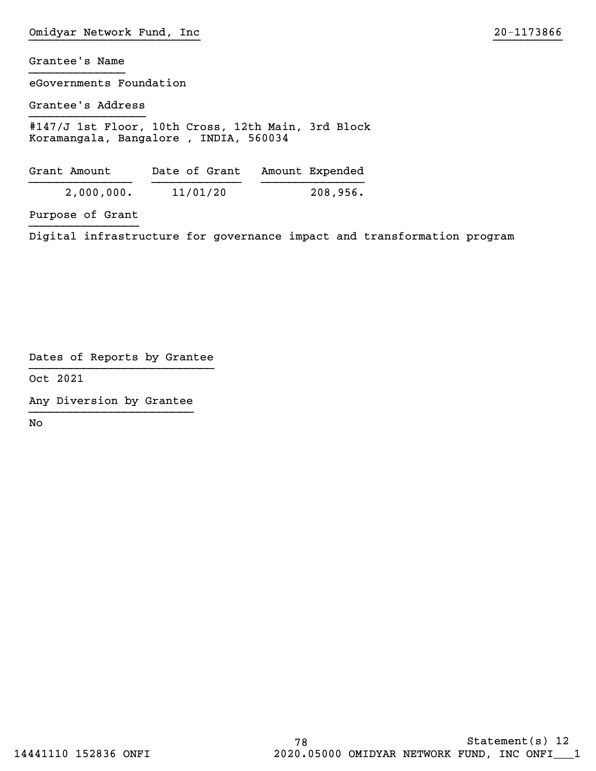Omidyar Network Fund, Inc 20-1173866

Grantee's Name

eGovernments Foundation

Grantee's Address

#147/J 1st Floor, 10th Cross, 12th Main, 3rd Block
Koramangala, Bangalore , INDIA, 560034

| Grant Amount | Date of Grant | Amount Expended |
|---|---|---|
| 2,000,000. | 11/01/20 | 208,956. |

Purpose of Grant

Digital infrastructure for governance impact and transformation program

Dates of Reports by Grantee

Oct 2021

Any Diversion by Grantee

No

Statement(s) 12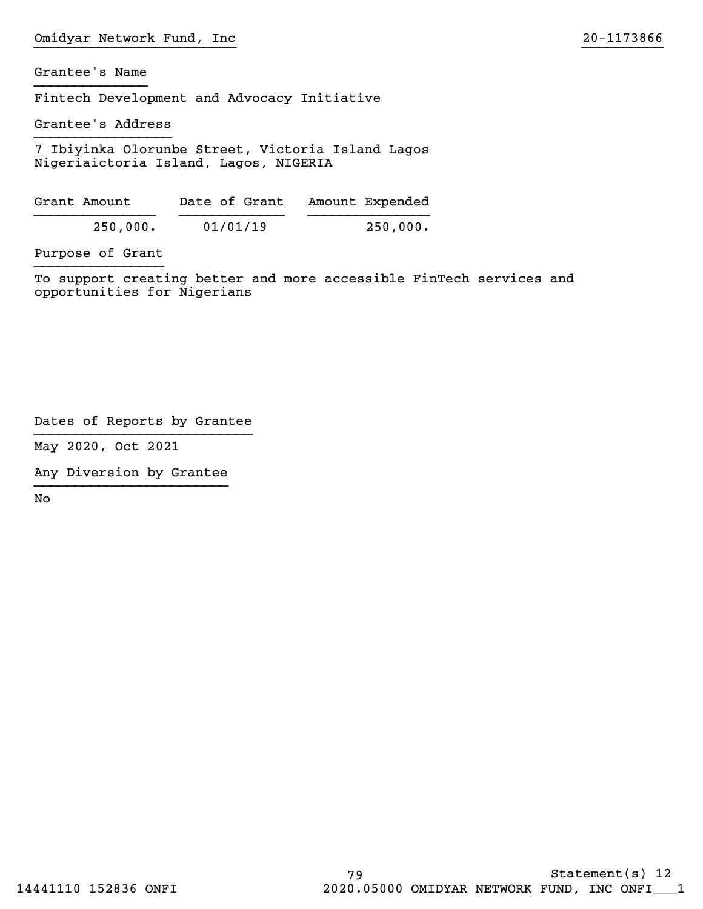Grantee's Name

Fintech Development and Advocacy Initiative

Grantee's Address

7 Ibiyinka Olorunbe Street, Victoria Island Lagos
Nigeriaictoria Island, Lagos, NIGERIA

| Grant Amount | Date of Grant | Amount Expended |
|---|---|---|
| 250,000. | 01/01/19 | 250,000. |

Purpose of Grant

To support creating better and more accessible FinTech services and opportunities for Nigerians

Dates of Reports by Grantee

May 2020, Oct 2021

Any Diversion by Grantee

No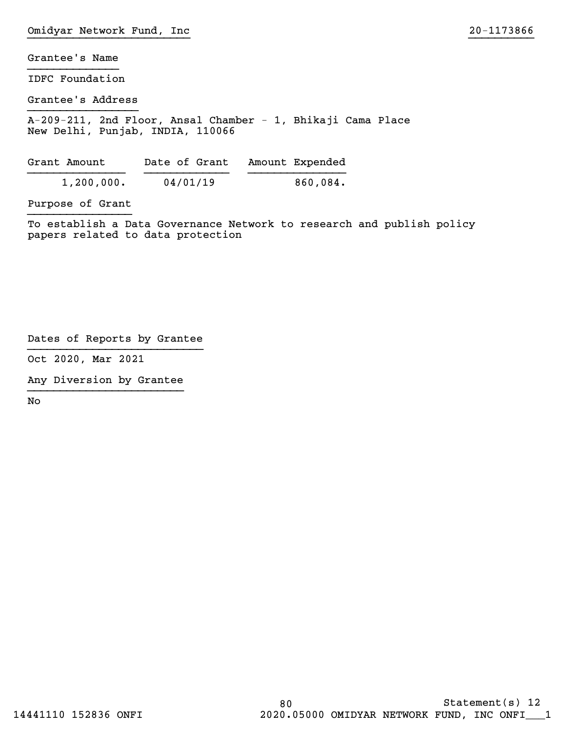Grantee's Name

IDFC Foundation

Grantee's Address

A-209-211, 2nd Floor, Ansal Chamber - 1, Bhikaji Cama Place
New Delhi, Punjab, INDIA, 110066

| Grant Amount | Date of Grant | Amount Expended |
|---|---|---|
| 1,200,000. | 04/01/19 | 860,084. |

Purpose of Grant

To establish a Data Governance Network to research and publish policy papers related to data protection

Dates of Reports by Grantee

Oct 2020, Mar 2021

Any Diversion by Grantee

No

Statement(s) 12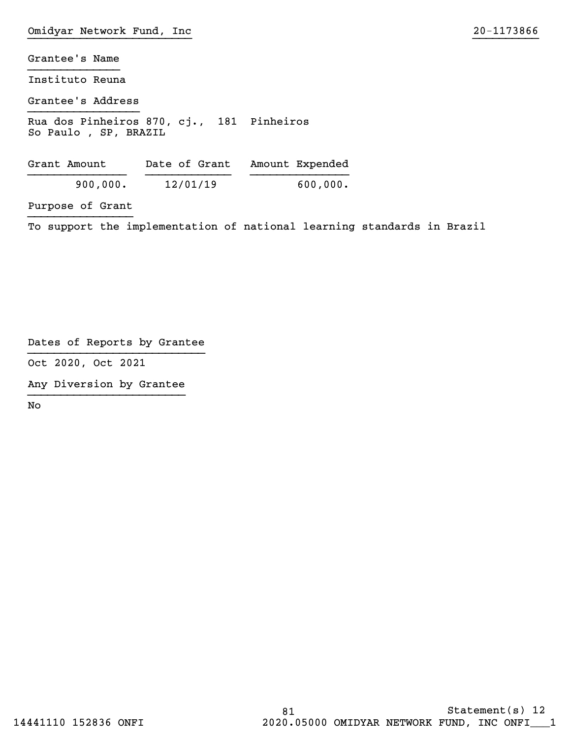Omidyar Network Fund, Inc 20-1173866

Grantee's Name

Instituto Reuna

Grantee's Address

Rua dos Pinheiros 870, cj., 181 Pinheiros
So Paulo , SP, BRAZIL

| Grant Amount | Date of Grant | Amount Expended |
|---|---|---|
| 900,000. | 12/01/19 | 600,000. |

Purpose of Grant

To support the implementation of national learning standards in Brazil

Dates of Reports by Grantee

Oct 2020, Oct 2021

Any Diversion by Grantee

No

Statement(s) 12

14441110 152836 ONFI 2020.05000 OMIDYAR NETWORK FUND, INC ONFI___1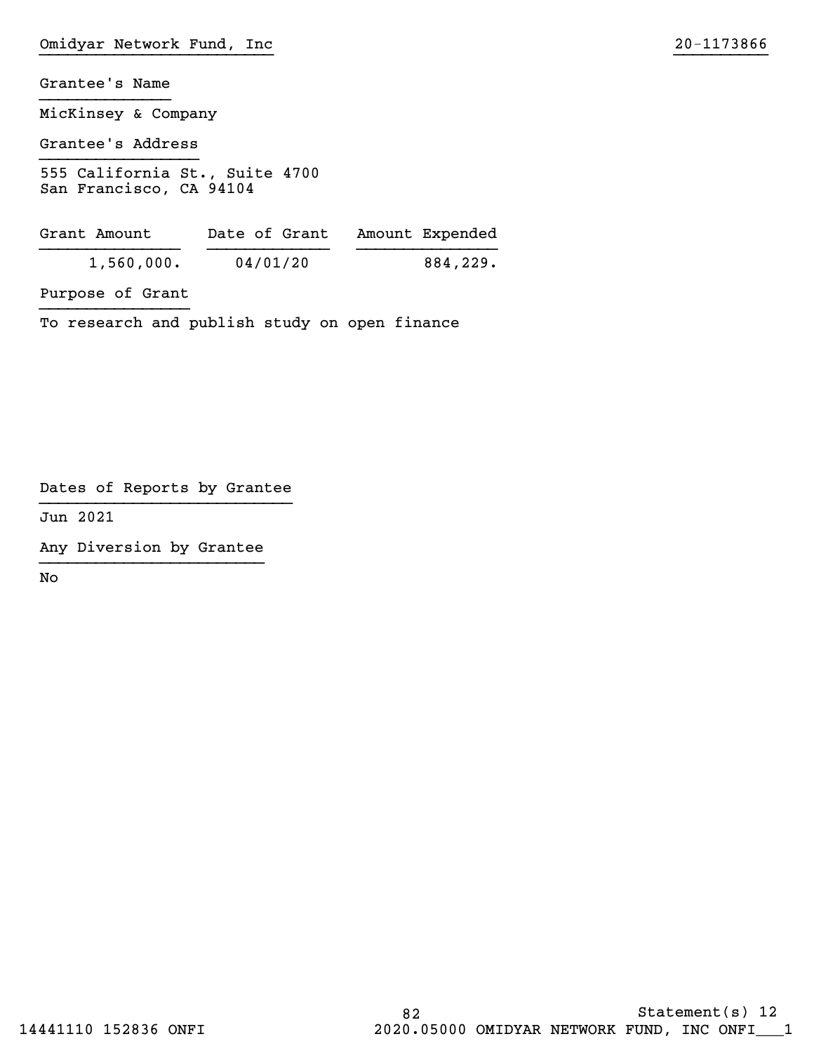Omidyar Network Fund, Inc 20-1173866

**Grantee's Name**

MicKinsey & Company

**Grantee's Address**

555 California St., Suite 4700
San Francisco, CA 94104

| Grant Amount | Date of Grant | Amount Expended |
|---|---|---|
| 1,560,000. | 04/01/20 | 884,229. |

**Purpose of Grant**

To research and publish study on open finance

**Dates of Reports by Grantee**

Jun 2021

**Any Diversion by Grantee**

No

Statement(s) 12

14441110 152836 ONFI 2020.05000 OMIDYAR NETWORK FUND, INC ONFI___1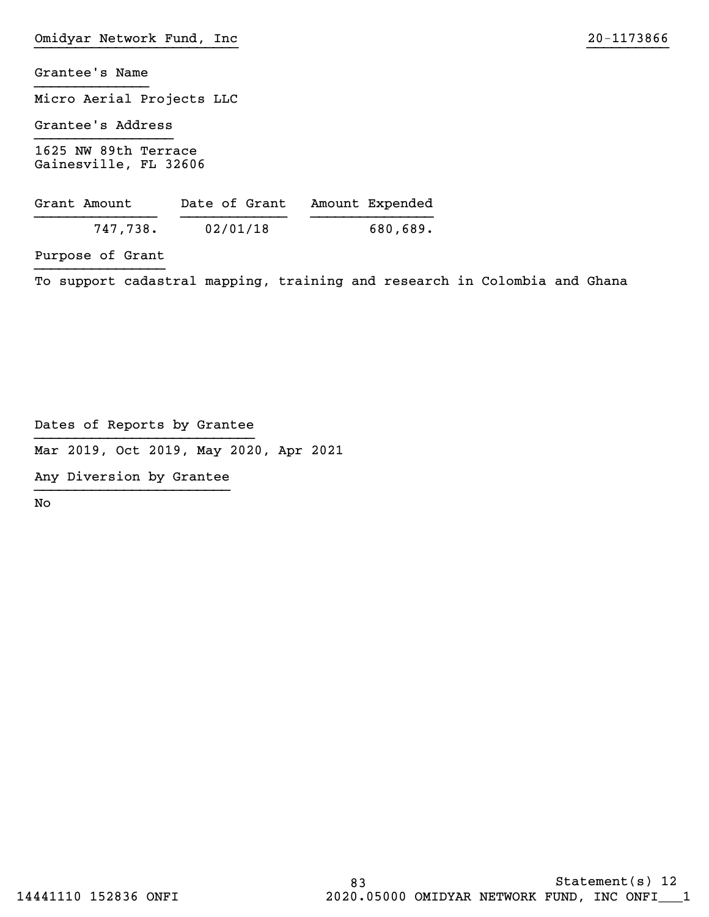Omidyar Network Fund, Inc 20-1173866

Grantee's Name

Micro Aerial Projects LLC

Grantee's Address

1625 NW 89th Terrace
Gainesville, FL 32606

| Grant Amount | Date of Grant | Amount Expended |
|---|---|---|
| 747,738. | 02/01/18 | 680,689. |

Purpose of Grant

To support cadastral mapping, training and research in Colombia and Ghana

Dates of Reports by Grantee

Mar 2019, Oct 2019, May 2020, Apr 2021

Any Diversion by Grantee

No

Statement(s) 12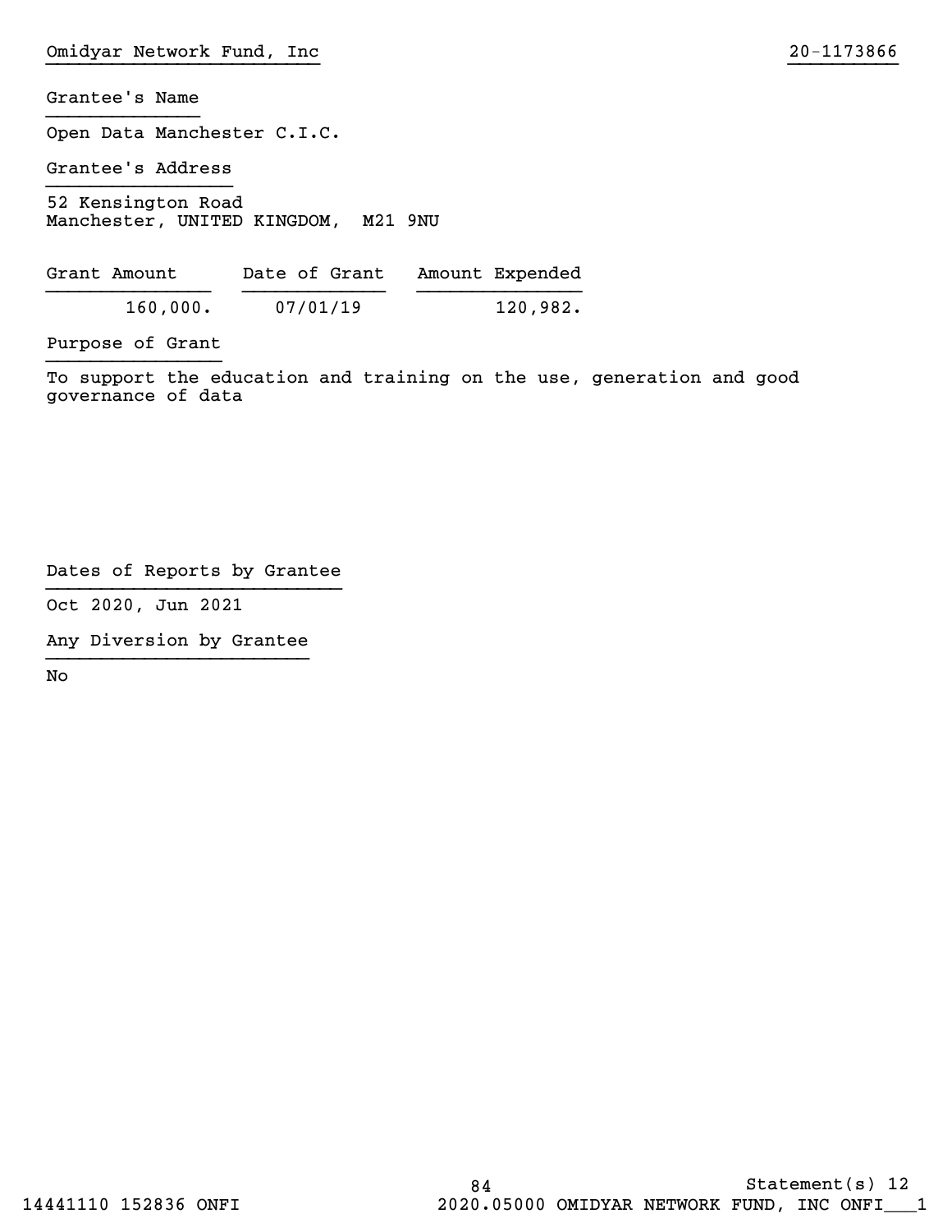Omidyar Network Fund, Inc 20-1173866

Grantee's Name

Open Data Manchester C.I.C.

Grantee's Address

52 Kensington Road
Manchester, UNITED KINGDOM, M21 9NU

| Grant Amount | Date of Grant | Amount Expended |
|---|---|---|
| 160,000. | 07/01/19 | 120,982. |

Purpose of Grant

To support the education and training on the use, generation and good governance of data

Dates of Reports by Grantee

Oct 2020, Jun 2021

Any Diversion by Grantee

No

Statement(s) 12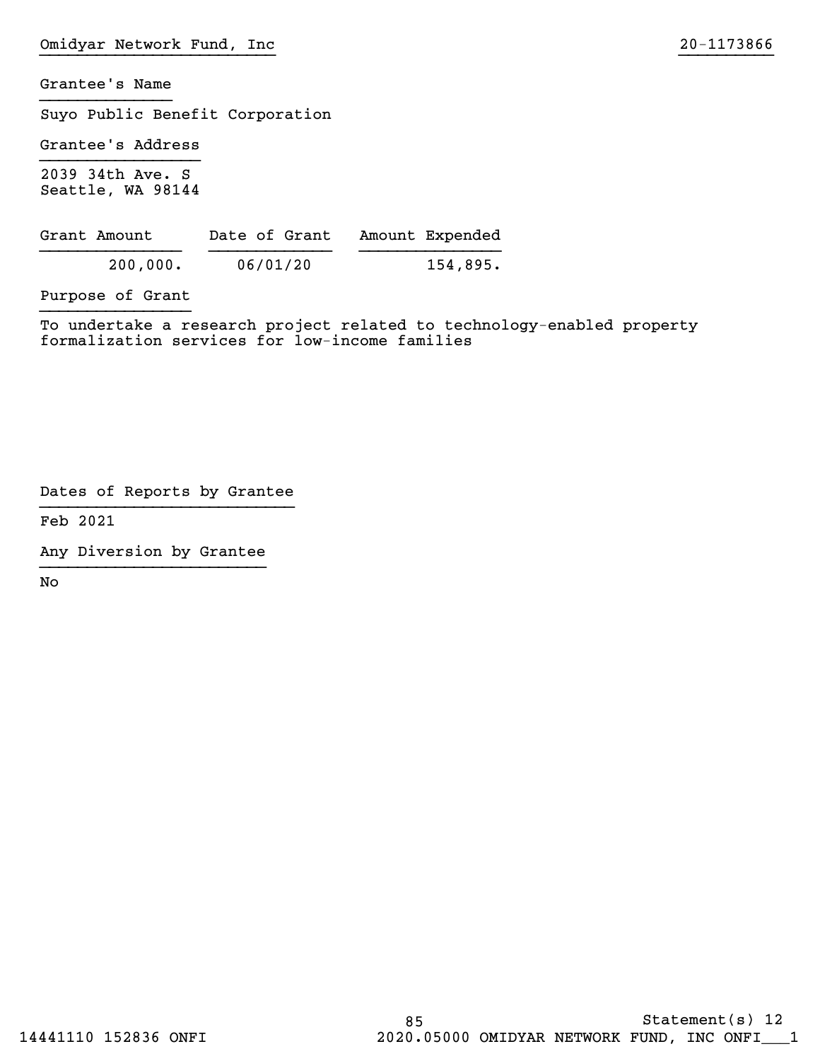Omidyar Network Fund, Inc 20-1173866

**Grantee's Name**

Suyo Public Benefit Corporation

**Grantee's Address**

2039 34th Ave. S
Seattle, WA 98144

| Grant Amount | Date of Grant | Amount Expended |
|---|---|---|
| 200,000. | 06/01/20 | 154,895. |

**Purpose of Grant**

To undertake a research project related to technology-enabled property formalization services for low-income families

**Dates of Reports by Grantee**

Feb 2021

**Any Diversion by Grantee**

No

Statement(s) 12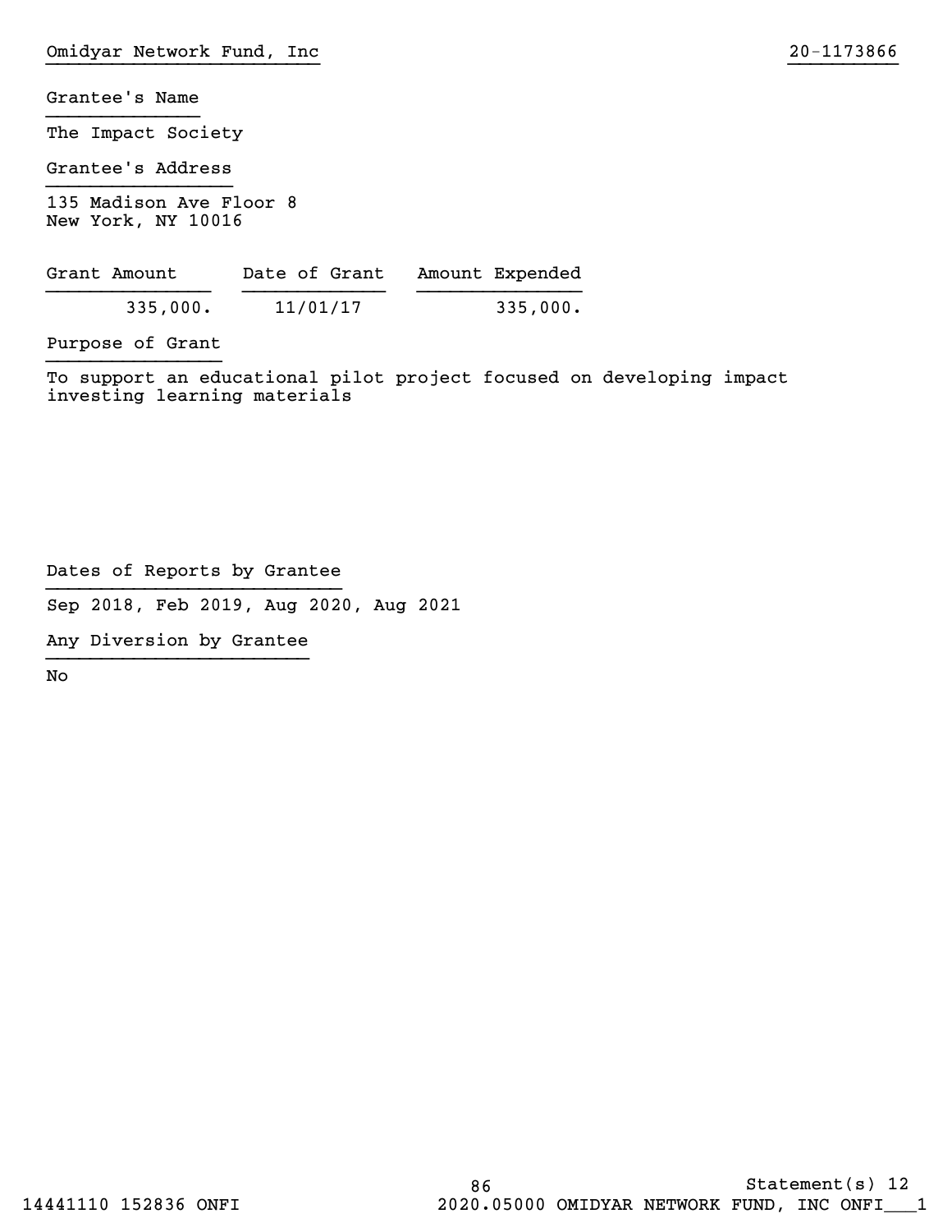Omidyar Network Fund, Inc 20-1173866

Grantee's Name

The Impact Society

Grantee's Address

135 Madison Ave Floor 8
New York, NY 10016

| Grant Amount | Date of Grant | Amount Expended |
|---|---|---|
| 335,000. | 11/01/17 | 335,000. |

Purpose of Grant

To support an educational pilot project focused on developing impact investing learning materials

Dates of Reports by Grantee

Sep 2018, Feb 2019, Aug 2020, Aug 2021

Any Diversion by Grantee

No

Statement(s) 12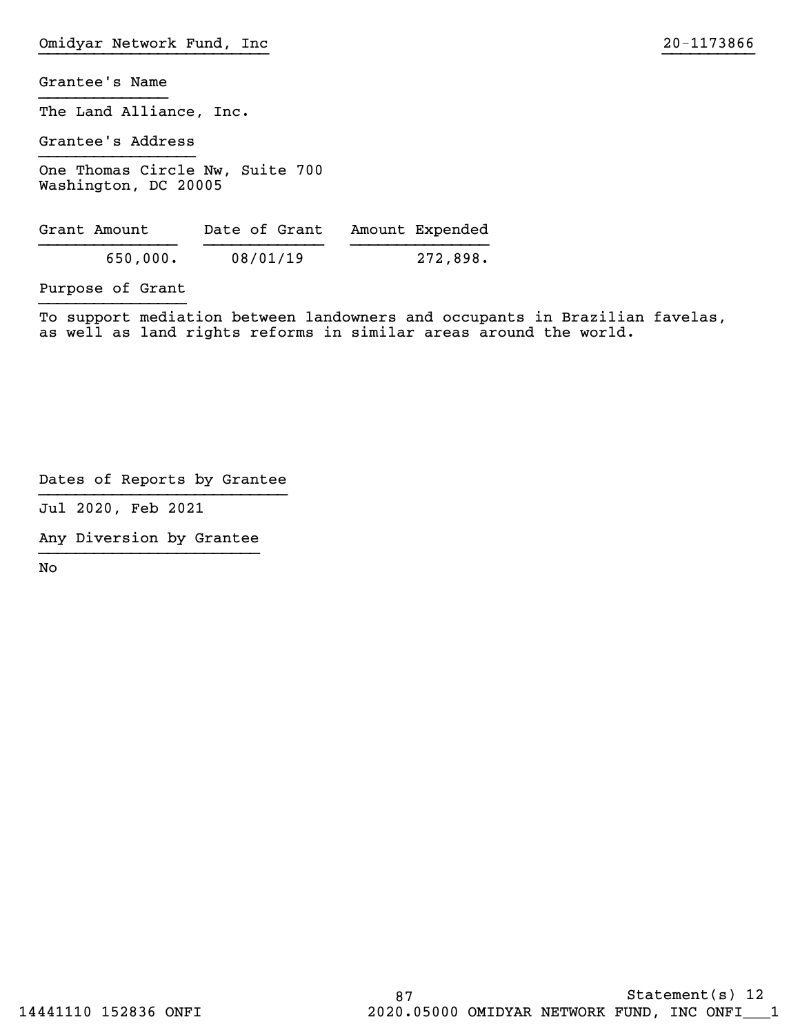Grantee's Name

The Land Alliance, Inc.

Grantee's Address

One Thomas Circle Nw, Suite 700
Washington, DC 20005

| Grant Amount | Date of Grant | Amount Expended |
|---|---|---|
| 650,000. | 08/01/19 | 272,898. |

Purpose of Grant

To support mediation between landowners and occupants in Brazilian favelas, as well as land rights reforms in similar areas around the world.

Dates of Reports by Grantee

Jul 2020, Feb 2021

Any Diversion by Grantee

No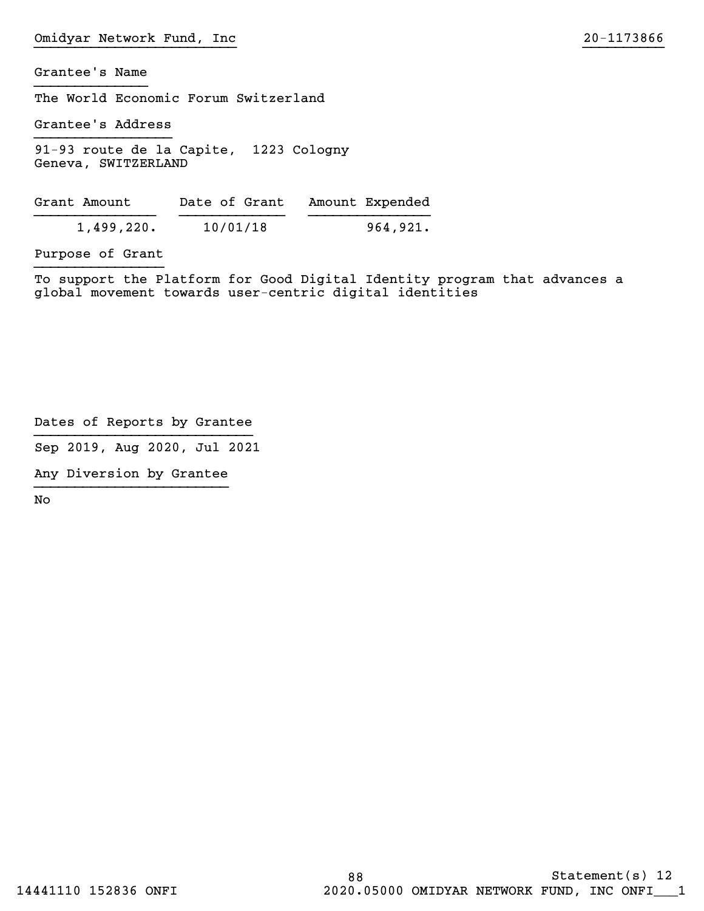Omidyar Network Fund, Inc 20-1173866

Grantee's Name

The World Economic Forum Switzerland

Grantee's Address

91-93 route de la Capite, 1223 Cologny
Geneva, SWITZERLAND

| Grant Amount | Date of Grant | Amount Expended |
|---|---|---|
| 1,499,220. | 10/01/18 | 964,921. |

Purpose of Grant

To support the Platform for Good Digital Identity program that advances a global movement towards user-centric digital identities

Dates of Reports by Grantee

Sep 2019, Aug 2020, Jul 2021

Any Diversion by Grantee

No

Statement(s) 12

14441110 152836 ONFI 2020.05000 OMIDYAR NETWORK FUND, INC ONFI___1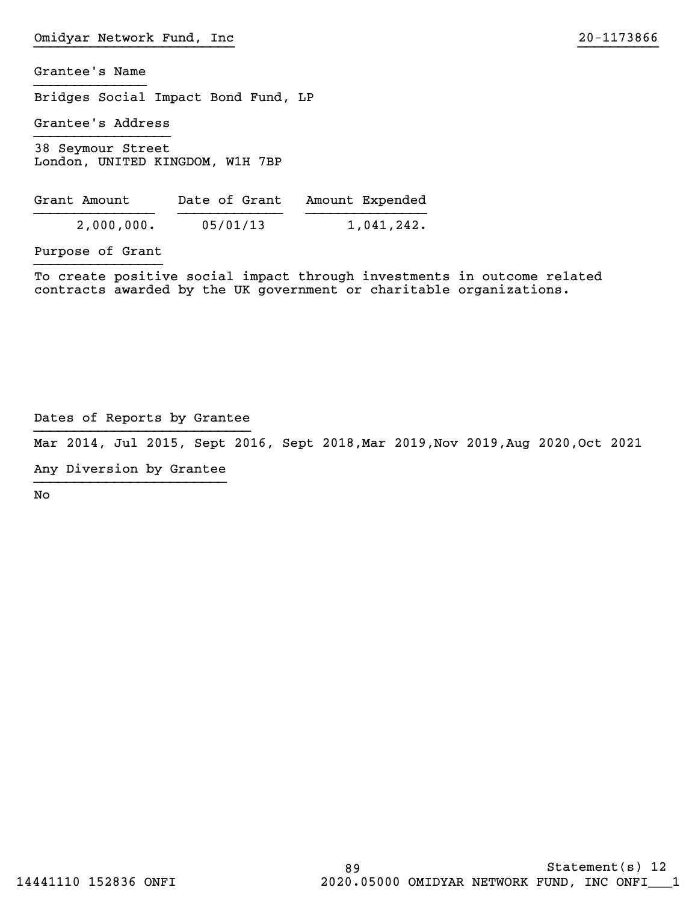Omidyar Network Fund, Inc 20-1173866

Grantee's Name

Bridges Social Impact Bond Fund, LP

Grantee's Address

38 Seymour Street
London, UNITED KINGDOM, W1H 7BP

| Grant Amount | Date of Grant | Amount Expended |
| --- | --- | --- |
| 2,000,000. | 05/01/13 | 1,041,242. |

Purpose of Grant

To create positive social impact through investments in outcome related contracts awarded by the UK government or charitable organizations.

Dates of Reports by Grantee

Mar 2014, Jul 2015, Sept 2016, Sept 2018,Mar 2019,Nov 2019,Aug 2020,Oct 2021

Any Diversion by Grantee

No

Statement(s) 12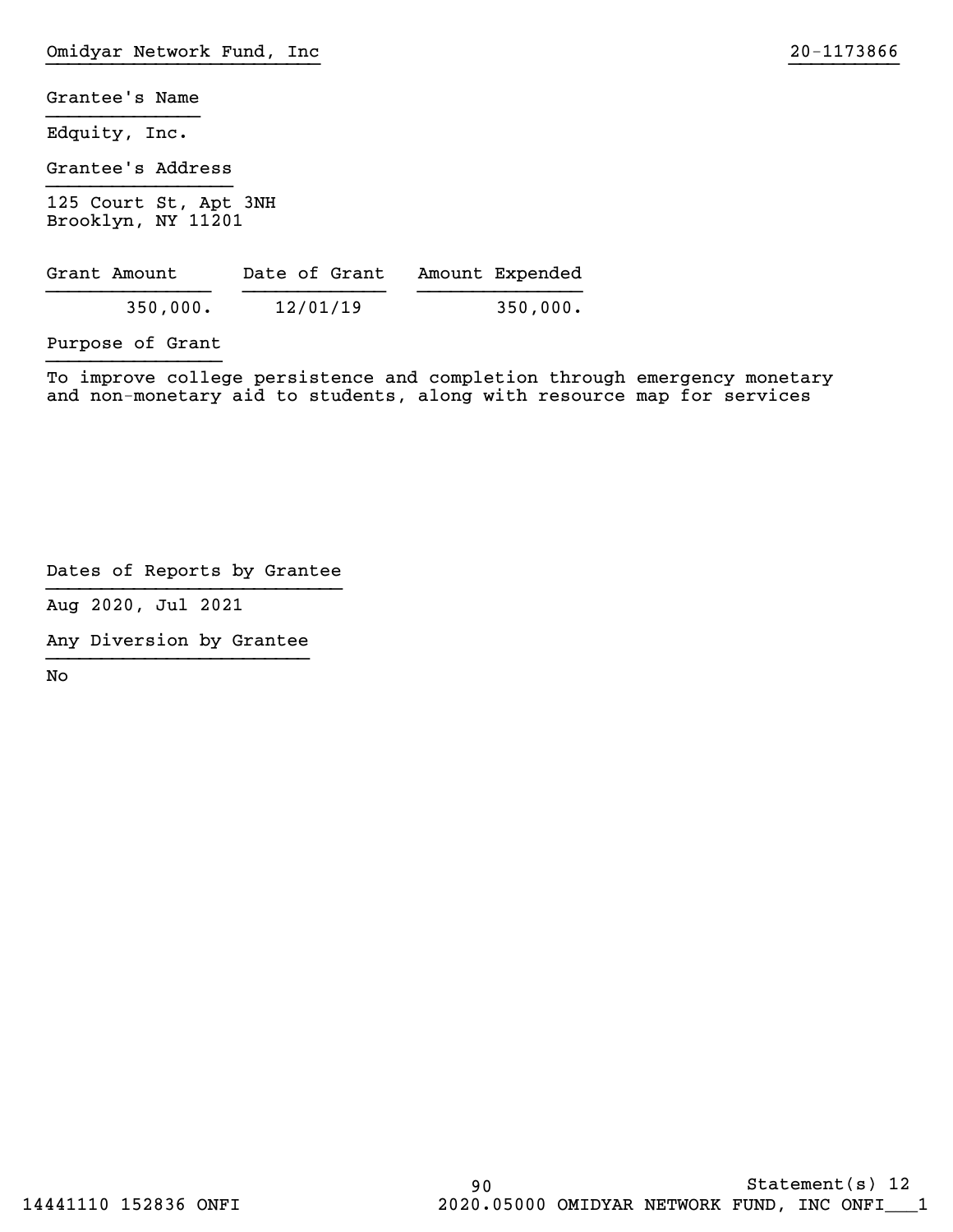Grantee's Name

Edquity, Inc.

Grantee's Address

125 Court St, Apt 3NH
Brooklyn, NY 11201

| Grant Amount | Date of Grant | Amount Expended |
|---|---|---|
| 350,000. | 12/01/19 | 350,000. |

Purpose of Grant

To improve college persistence and completion through emergency monetary and non-monetary aid to students, along with resource map for services

Dates of Reports by Grantee

Aug 2020, Jul 2021

Any Diversion by Grantee

No

Statement(s) 12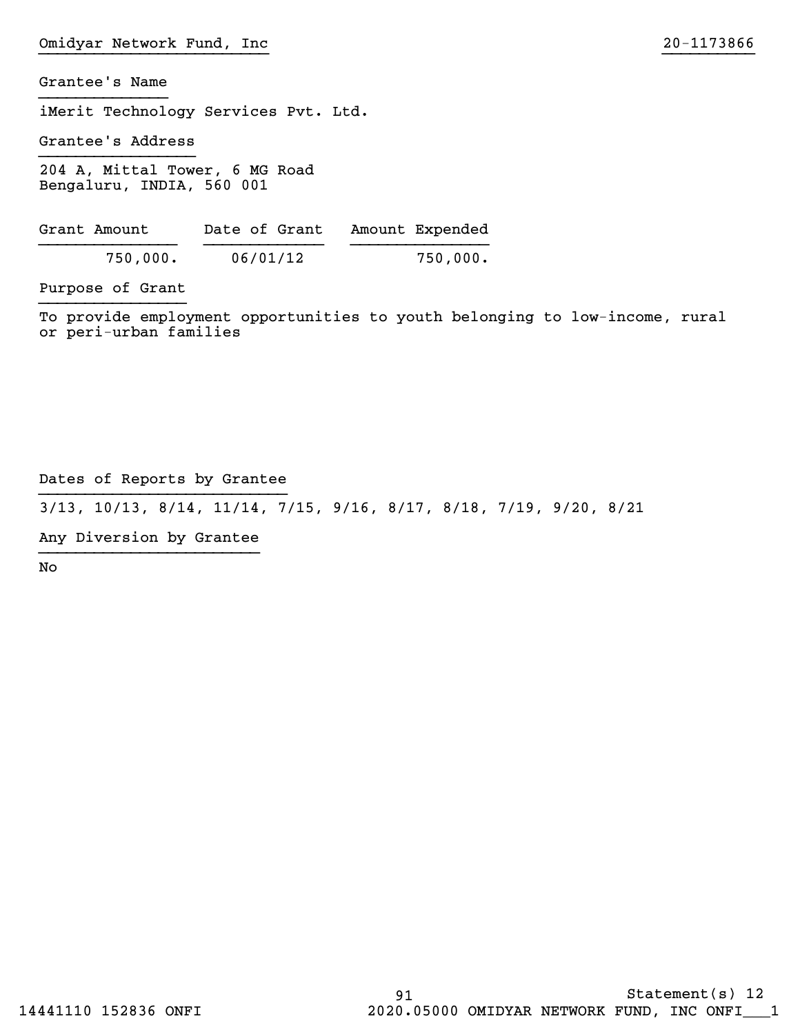Omidyar Network Fund, Inc 20-1173866

Grantee's Name

iMerit Technology Services Pvt. Ltd.

Grantee's Address

204 A, Mittal Tower, 6 MG Road
Bengaluru, INDIA, 560 001

| Grant Amount | Date of Grant | Amount Expended |
|---|---|---|
| 750,000. | 06/01/12 | 750,000. |

Purpose of Grant

To provide employment opportunities to youth belonging to low-income, rural or peri-urban families

Dates of Reports by Grantee

3/13, 10/13, 8/14, 11/14, 7/15, 9/16, 8/17, 8/18, 7/19, 9/20, 8/21

Any Diversion by Grantee

No

Statement(s) 12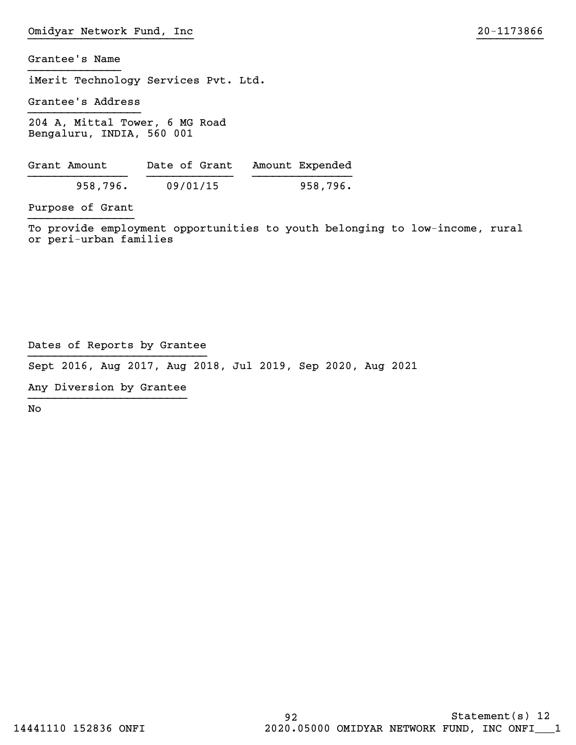Omidyar Network Fund, Inc 20-1173866

Grantee's Name

iMerit Technology Services Pvt. Ltd.

Grantee's Address

204 A, Mittal Tower, 6 MG Road
Bengaluru, INDIA, 560 001

| Grant Amount | Date of Grant | Amount Expended |
|---|---|---|
| 958,796. | 09/01/15 | 958,796. |

Purpose of Grant

To provide employment opportunities to youth belonging to low-income, rural or peri-urban families

Dates of Reports by Grantee

Sept 2016, Aug 2017, Aug 2018, Jul 2019, Sep 2020, Aug 2021

Any Diversion by Grantee

No

Statement(s) 12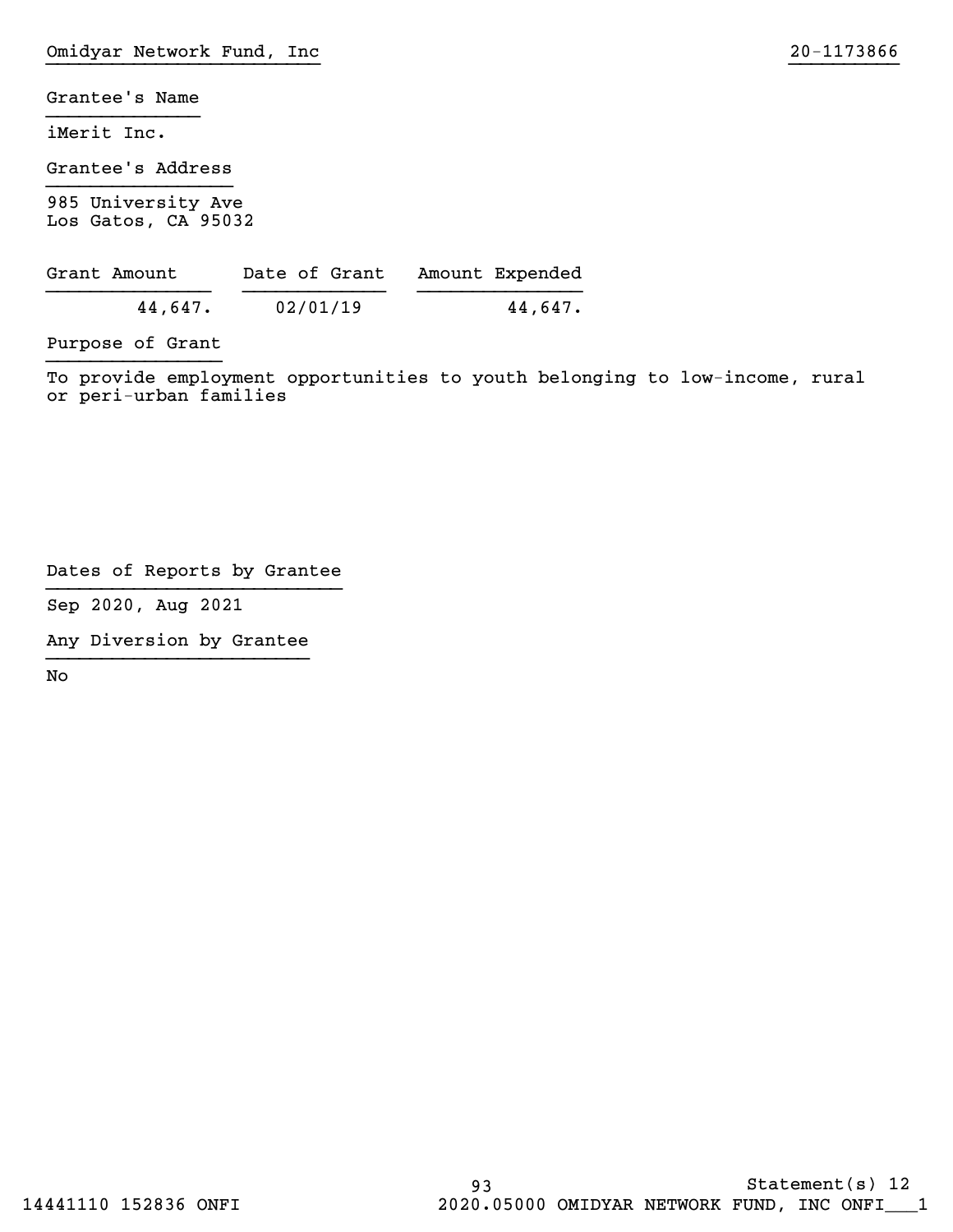Omidyar Network Fund, Inc 20-1173866

Grantee's Name

iMerit Inc.

Grantee's Address

985 University Ave
Los Gatos, CA 95032

| Grant Amount | Date of Grant | Amount Expended |
|---|---|---|
| 44,647. | 02/01/19 | 44,647. |

Purpose of Grant

To provide employment opportunities to youth belonging to low-income, rural or peri-urban families

Dates of Reports by Grantee

Sep 2020, Aug 2021

Any Diversion by Grantee

No

Statement(s) 12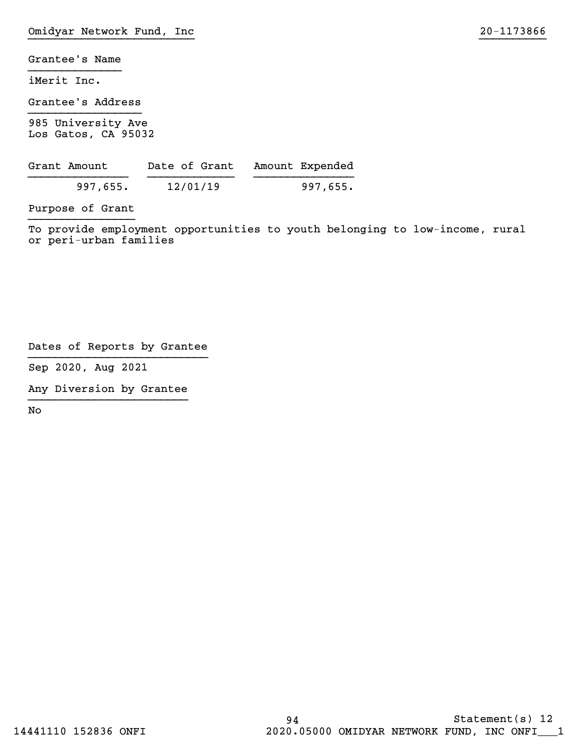Grantee's Name

iMerit Inc.

Grantee's Address

985 University Ave
Los Gatos, CA 95032

| Grant Amount | Date of Grant | Amount Expended |
|---|---|---|
| 997,655. | 12/01/19 | 997,655. |

Purpose of Grant

To provide employment opportunities to youth belonging to low-income, rural or peri-urban families

Dates of Reports by Grantee

Sep 2020, Aug 2021

Any Diversion by Grantee

No

Statement(s) 12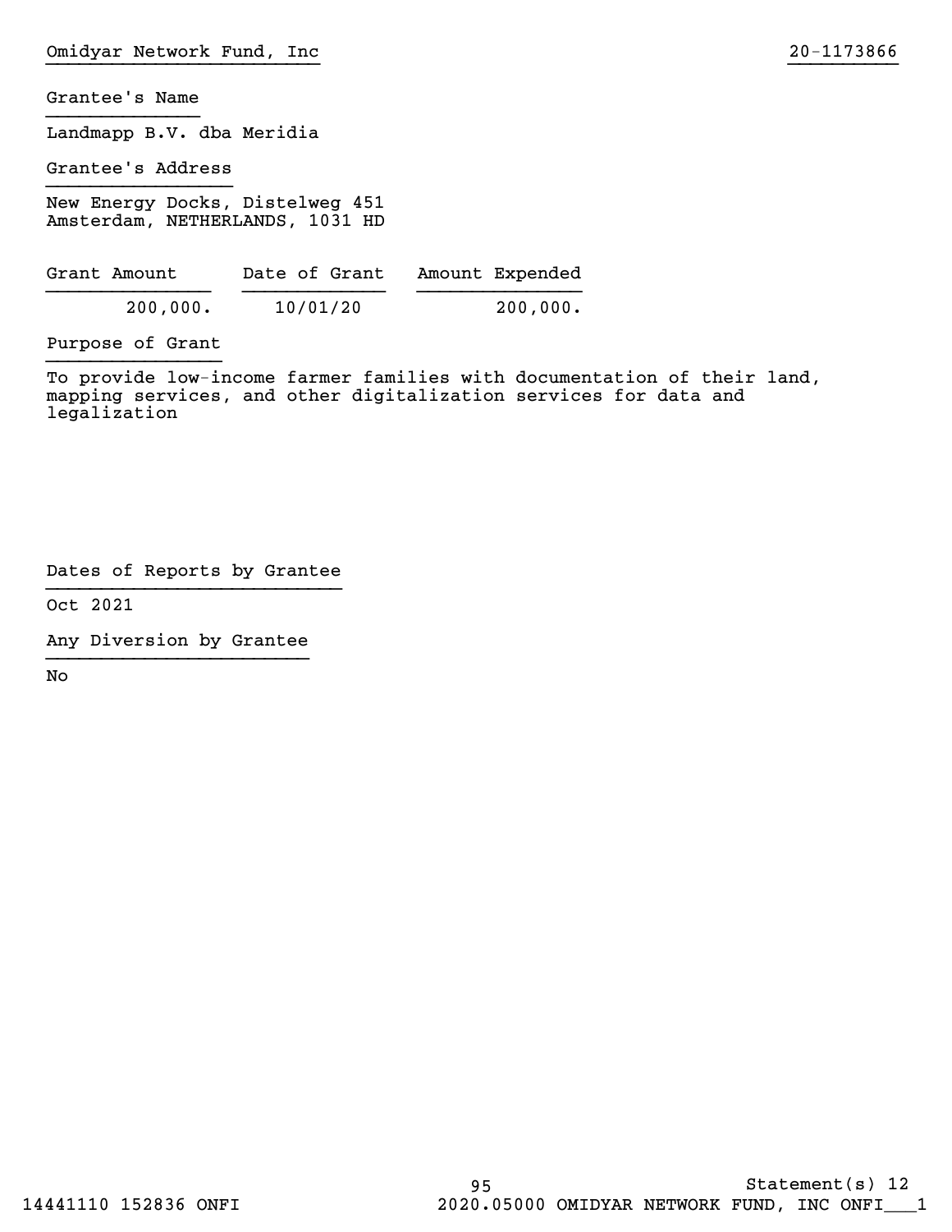Grantee's Name

Landmapp B.V. dba Meridia

Grantee's Address

New Energy Docks, Distelweg 451
Amsterdam, NETHERLANDS, 1031 HD

| Grant Amount | Date of Grant | Amount Expended |
|---|---|---|
| 200,000. | 10/01/20 | 200,000. |

Purpose of Grant

To provide low-income farmer families with documentation of their land, mapping services, and other digitalization services for data and legalization

Dates of Reports by Grantee

Oct 2021

Any Diversion by Grantee

No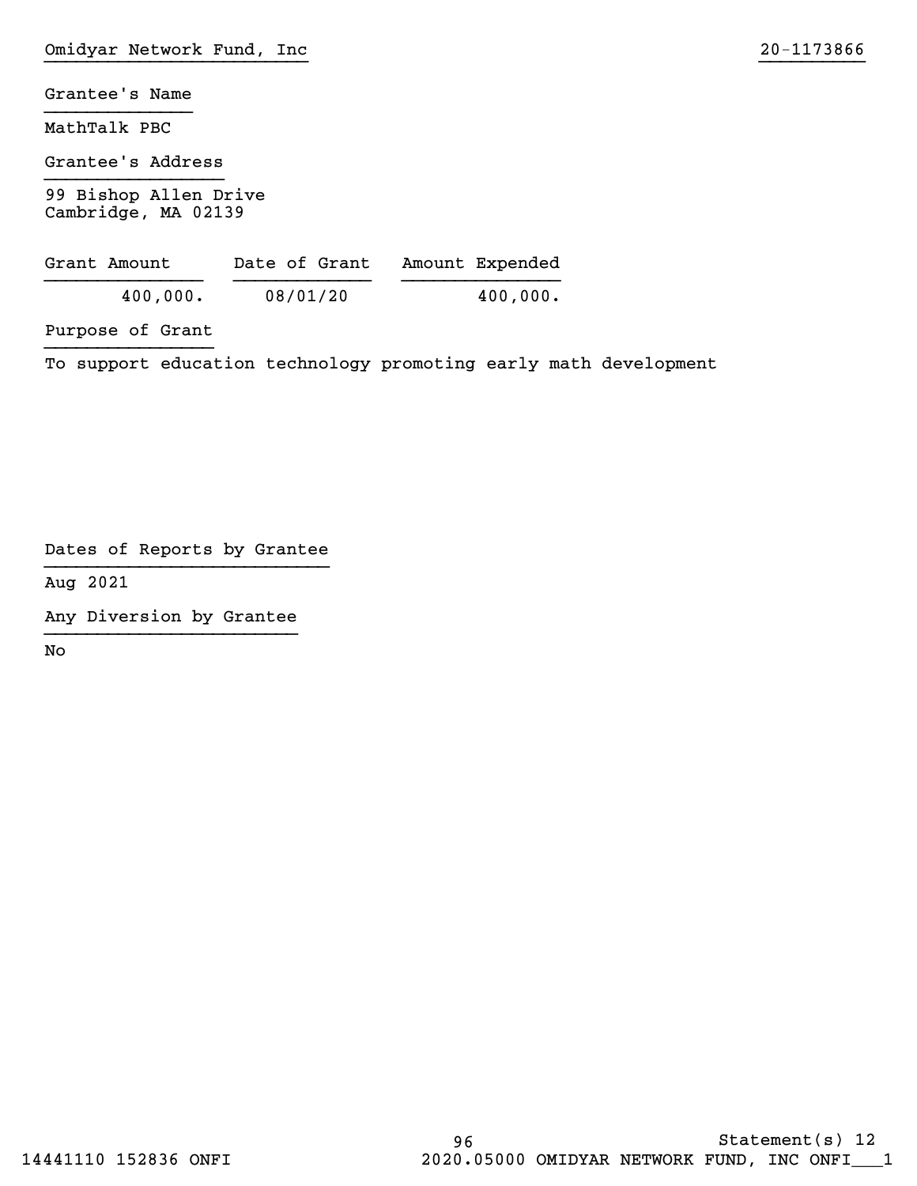Grantee's Name

MathTalk PBC

Grantee's Address

99 Bishop Allen Drive
Cambridge, MA 02139

| Grant Amount | Date of Grant | Amount Expended |
|---|---|---|
| 400,000. | 08/01/20 | 400,000. |

Purpose of Grant

To support education technology promoting early math development

Dates of Reports by Grantee

Aug 2021

Any Diversion by Grantee

No

Statement(s) 12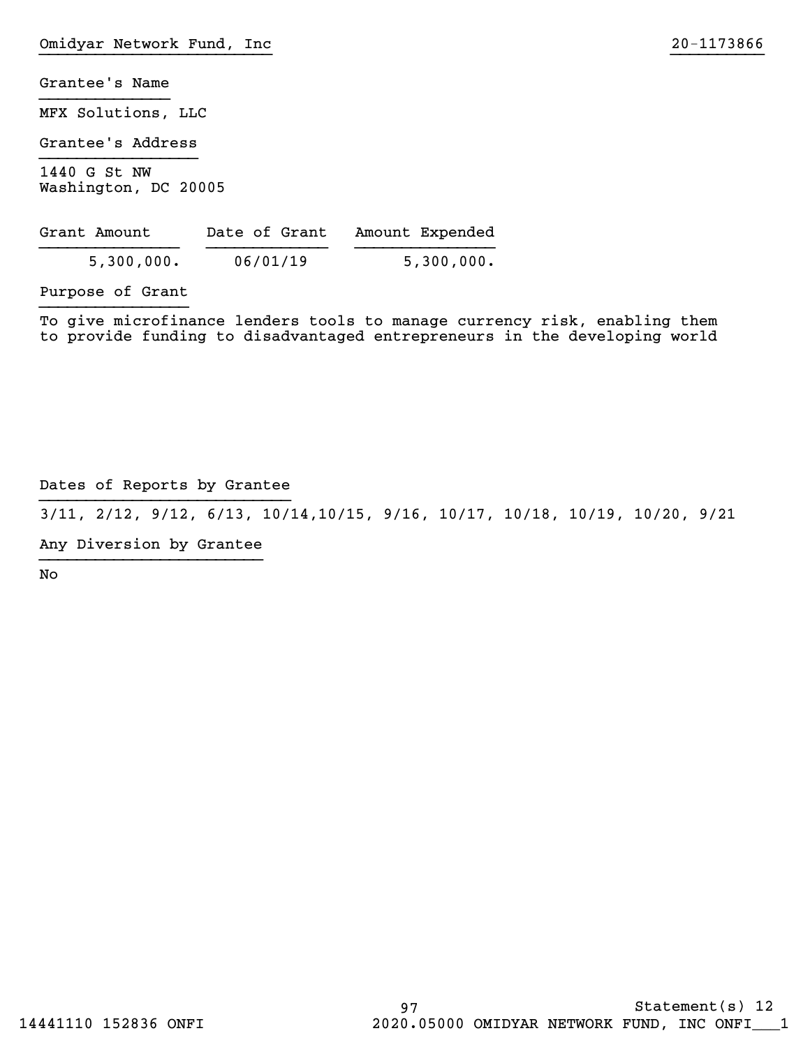Omidyar Network Fund, Inc 20-1173866

Grantee's Name

MFX Solutions, LLC

Grantee's Address

1440 G St NW
Washington, DC 20005

| Grant Amount | Date of Grant | Amount Expended |
|---|---|---|
| 5,300,000. | 06/01/19 | 5,300,000. |

Purpose of Grant

To give microfinance lenders tools to manage currency risk, enabling them to provide funding to disadvantaged entrepreneurs in the developing world

Dates of Reports by Grantee

3/11, 2/12, 9/12, 6/13, 10/14,10/15, 9/16, 10/17, 10/18, 10/19, 10/20, 9/21

Any Diversion by Grantee

No

Statement(s) 12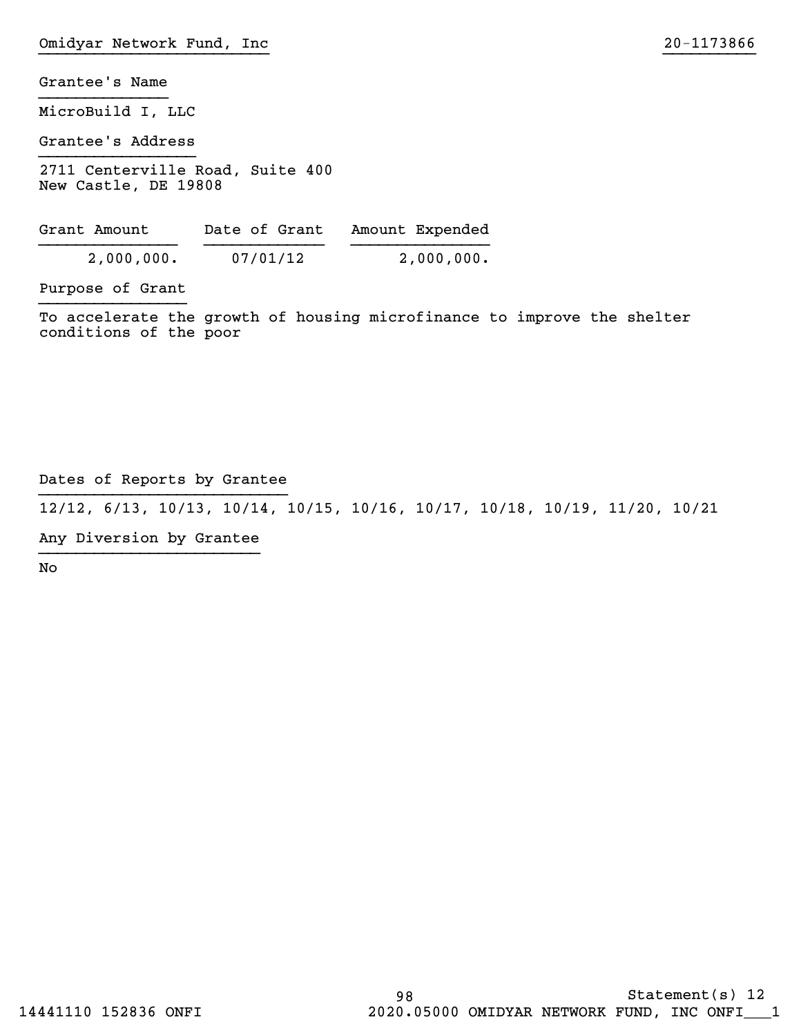Grantee's Name

MicroBuild I, LLC

Grantee's Address

2711 Centerville Road, Suite 400
New Castle, DE 19808

| Grant Amount | Date of Grant | Amount Expended |
| --- | --- | --- |
| 2,000,000. | 07/01/12 | 2,000,000. |

Purpose of Grant

To accelerate the growth of housing microfinance to improve the shelter conditions of the poor

Dates of Reports by Grantee

12/12, 6/13, 10/13, 10/14, 10/15, 10/16, 10/17, 10/18, 10/19, 11/20, 10/21

Any Diversion by Grantee

No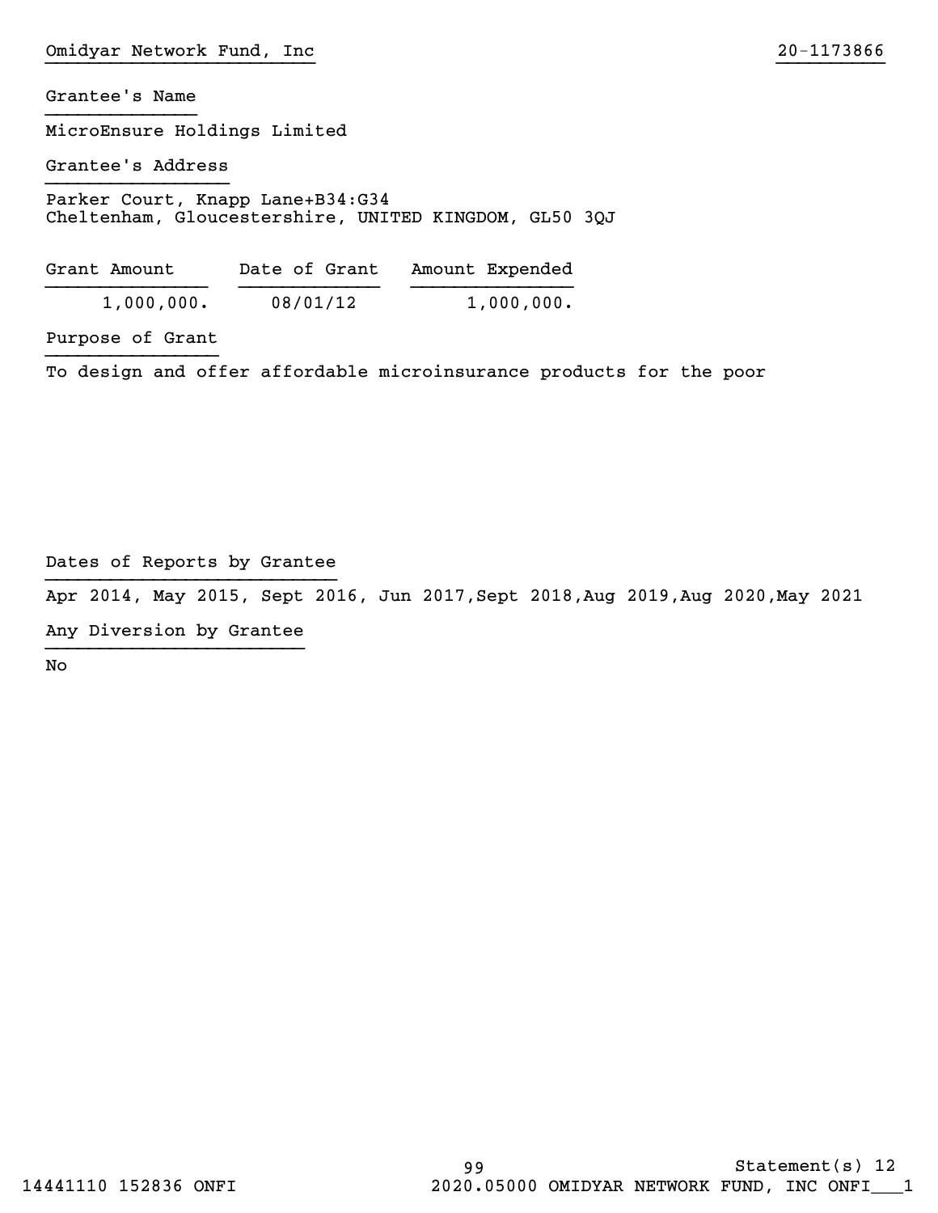Grantee's Name

MicroEnsure Holdings Limited

Grantee's Address

Parker Court, Knapp Lane+B34:G34
Cheltenham, Gloucestershire, UNITED KINGDOM, GL50 3QJ

| Grant Amount | Date of Grant | Amount Expended |
| --- | --- | --- |
| 1,000,000. | 08/01/12 | 1,000,000. |

Purpose of Grant

To design and offer affordable microinsurance products for the poor

Dates of Reports by Grantee

Apr 2014, May 2015, Sept 2016, Jun 2017,Sept 2018,Aug 2019,Aug 2020,May 2021

Any Diversion by Grantee

No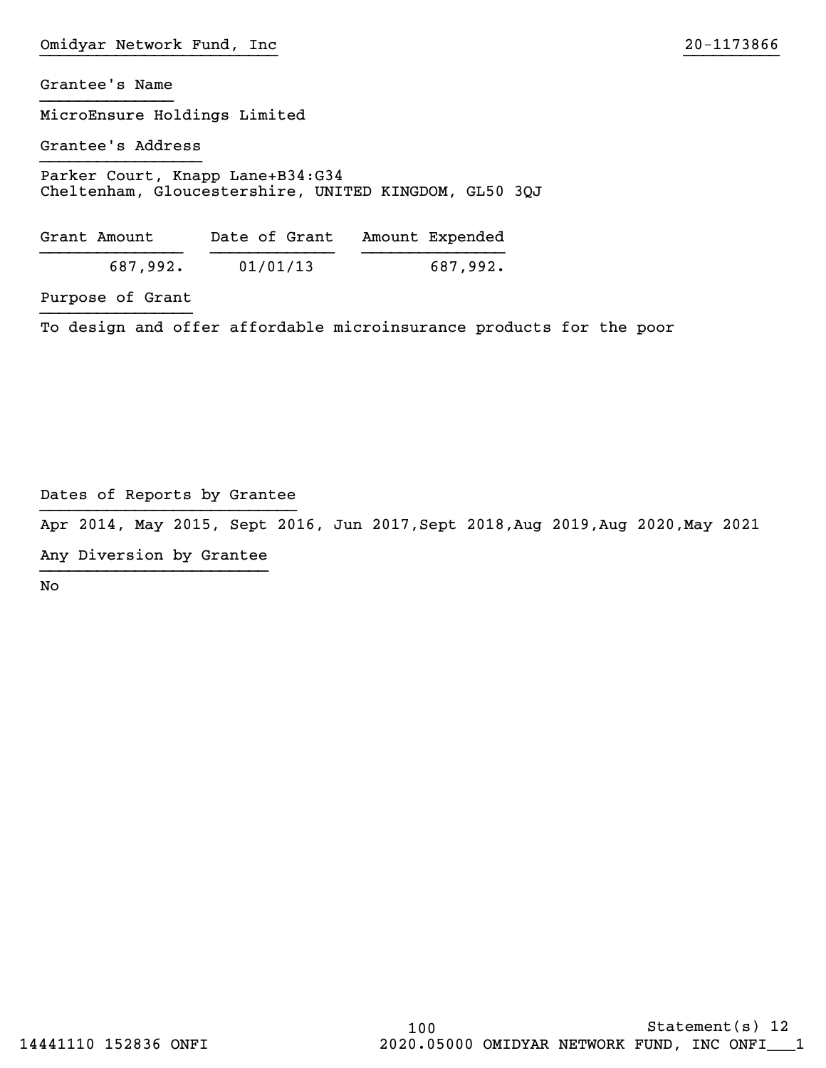Omidyar Network Fund, Inc 20-1173866

Grantee's Name

MicroEnsure Holdings Limited

Grantee's Address

Parker Court, Knapp Lane+B34:G34
Cheltenham, Gloucestershire, UNITED KINGDOM, GL50 3QJ

| Grant Amount | Date of Grant | Amount Expended |
|---|---|---|
| 687,992. | 01/01/13 | 687,992. |

Purpose of Grant

To design and offer affordable microinsurance products for the poor

Dates of Reports by Grantee

Apr 2014, May 2015, Sept 2016, Jun 2017,Sept 2018,Aug 2019,Aug 2020,May 2021

Any Diversion by Grantee

No

Statement(s) 12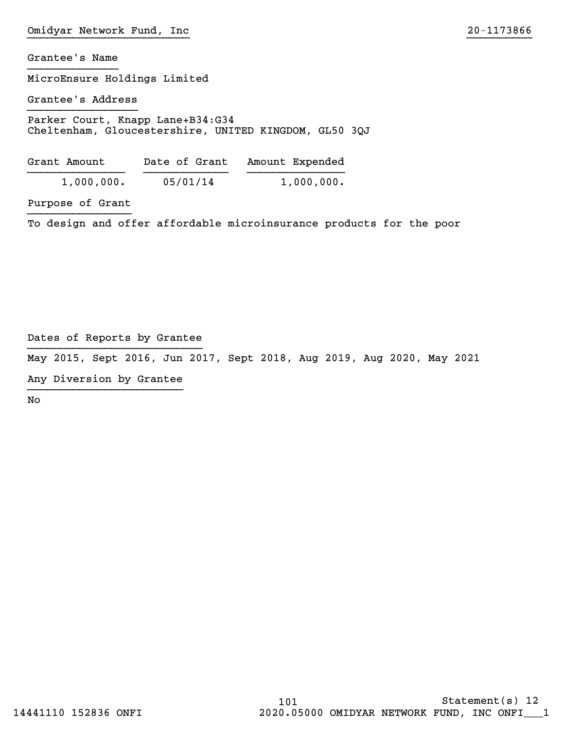Omidyar Network Fund, Inc 20-1173866

Grantee's Name

MicroEnsure Holdings Limited

Grantee's Address

Parker Court, Knapp Lane+B34:G34
Cheltenham, Gloucestershire, UNITED KINGDOM, GL50 3QJ

| Grant Amount | Date of Grant | Amount Expended |
|---|---|---|
| 1,000,000. | 05/01/14 | 1,000,000. |

Purpose of Grant

To design and offer affordable microinsurance products for the poor

Dates of Reports by Grantee

May 2015, Sept 2016, Jun 2017, Sept 2018, Aug 2019, Aug 2020, May 2021

Any Diversion by Grantee

No

Statement(s) 12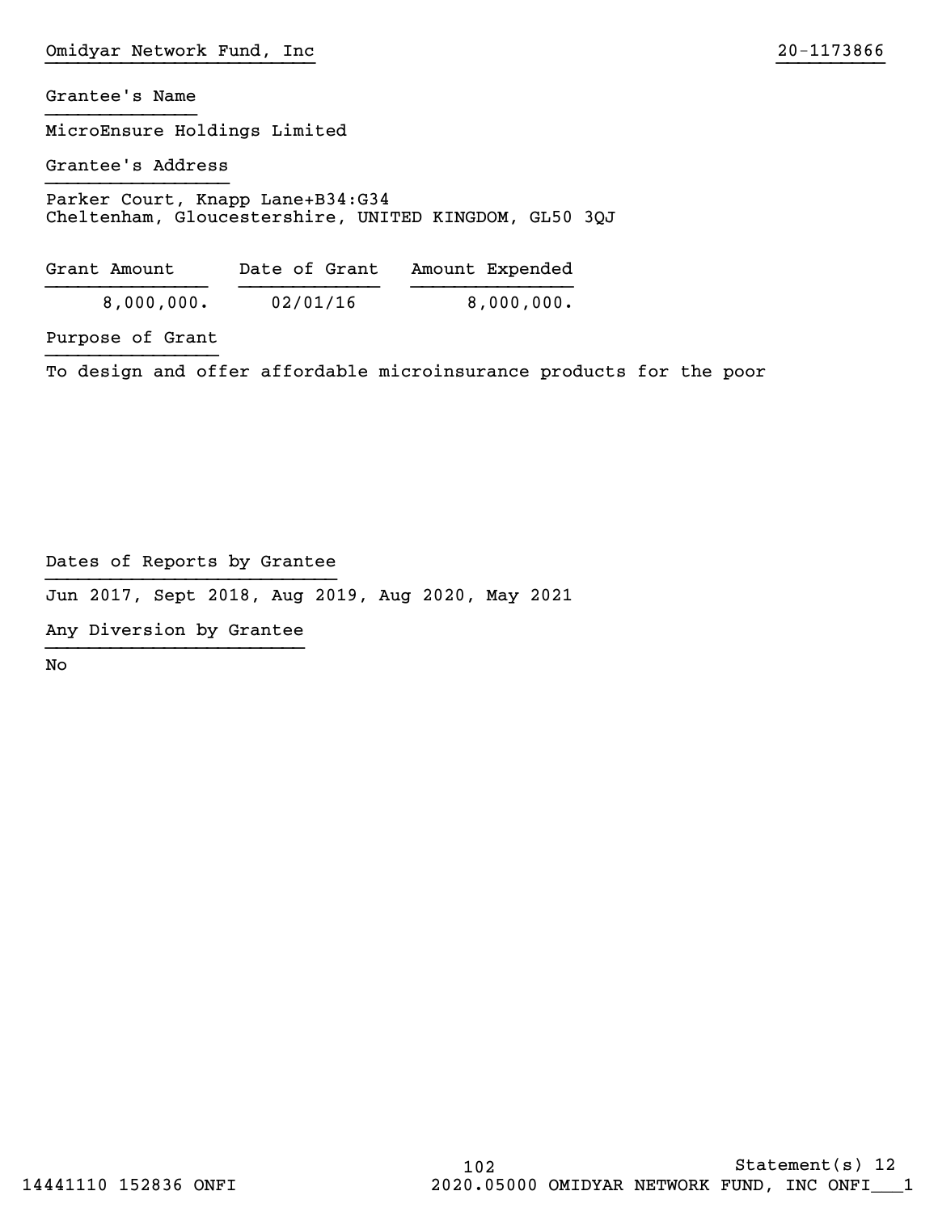Omidyar Network Fund, Inc 20-1173866

Grantee's Name

MicroEnsure Holdings Limited

Grantee's Address

Parker Court, Knapp Lane+B34:G34
Cheltenham, Gloucestershire, UNITED KINGDOM, GL50 3QJ

| Grant Amount | Date of Grant | Amount Expended |
|---|---|---|
| 8,000,000. | 02/01/16 | 8,000,000. |

Purpose of Grant

To design and offer affordable microinsurance products for the poor

Dates of Reports by Grantee

Jun 2017, Sept 2018, Aug 2019, Aug 2020, May 2021

Any Diversion by Grantee

No

Statement(s) 12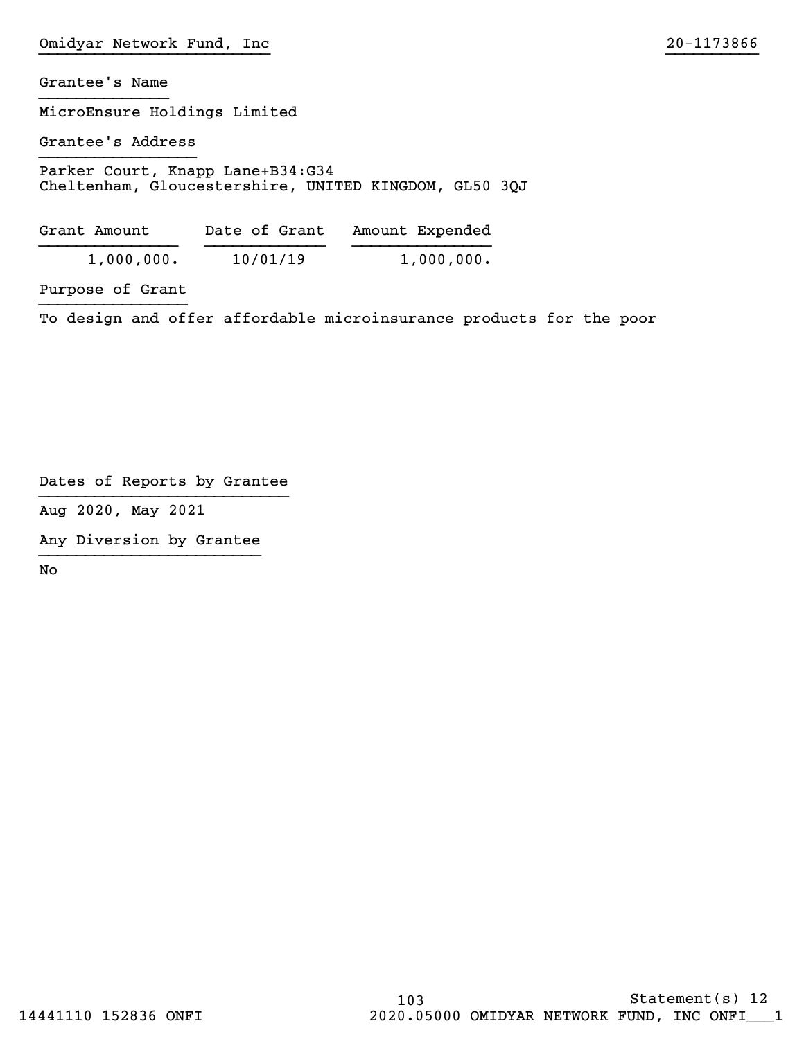Omidyar Network Fund, Inc 20-1173866

**Grantee's Name**

MicroEnsure Holdings Limited

**Grantee's Address**

Parker Court, Knapp Lane+B34:G34
Cheltenham, Gloucestershire, UNITED KINGDOM, GL50 3QJ

| Grant Amount | Date of Grant | Amount Expended |
|---|---|---|
| 1,000,000. | 10/01/19 | 1,000,000. |

**Purpose of Grant**

To design and offer affordable microinsurance products for the poor

**Dates of Reports by Grantee**

Aug 2020, May 2021

**Any Diversion by Grantee**

No

Statement(s) 12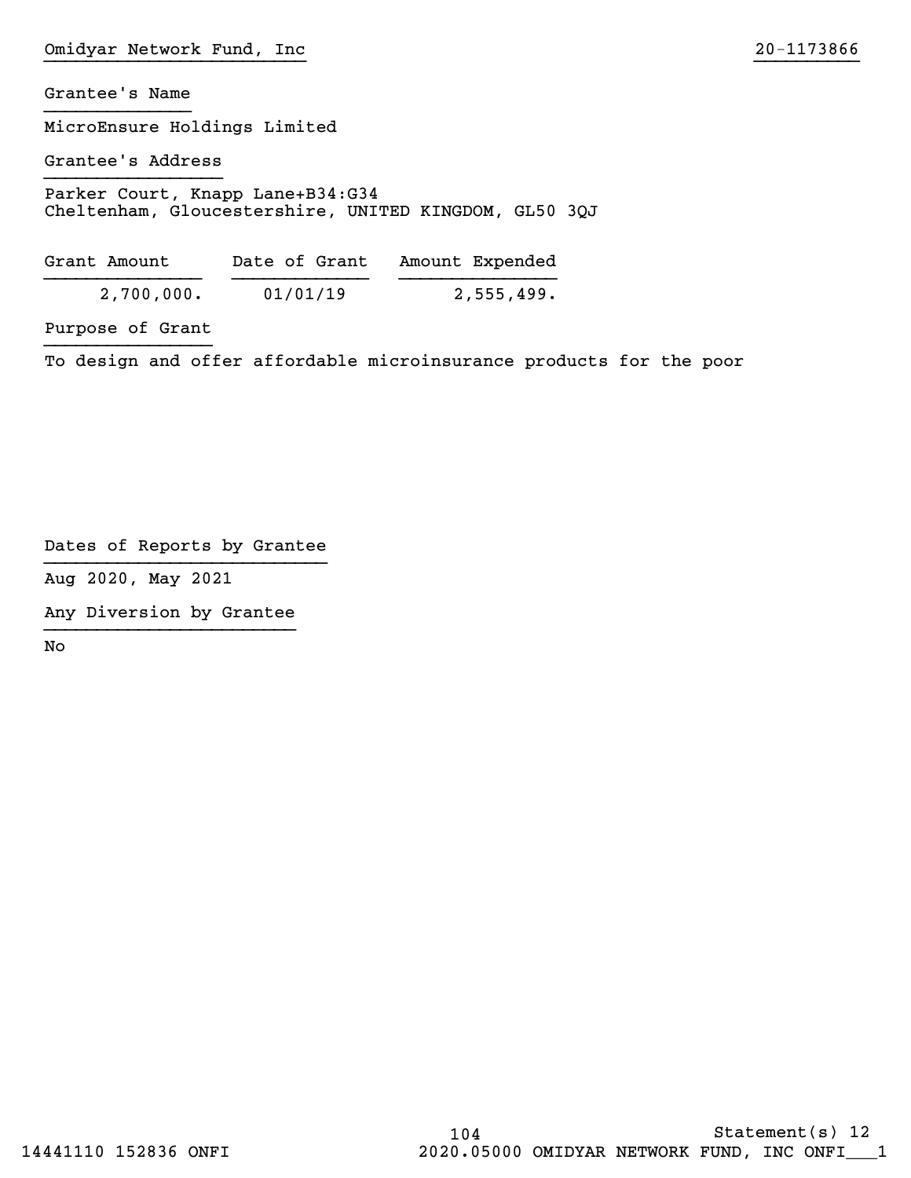Omidyar Network Fund, Inc 20-1173866

Grantee's Name

MicroEnsure Holdings Limited

Grantee's Address

Parker Court, Knapp Lane+B34:G34
Cheltenham, Gloucestershire, UNITED KINGDOM, GL50 3QJ

| Grant Amount | Date of Grant | Amount Expended |
|---|---|---|
| 2,700,000. | 01/01/19 | 2,555,499. |

Purpose of Grant

To design and offer affordable microinsurance products for the poor

Dates of Reports by Grantee

Aug 2020, May 2021

Any Diversion by Grantee

No

Statement(s) 12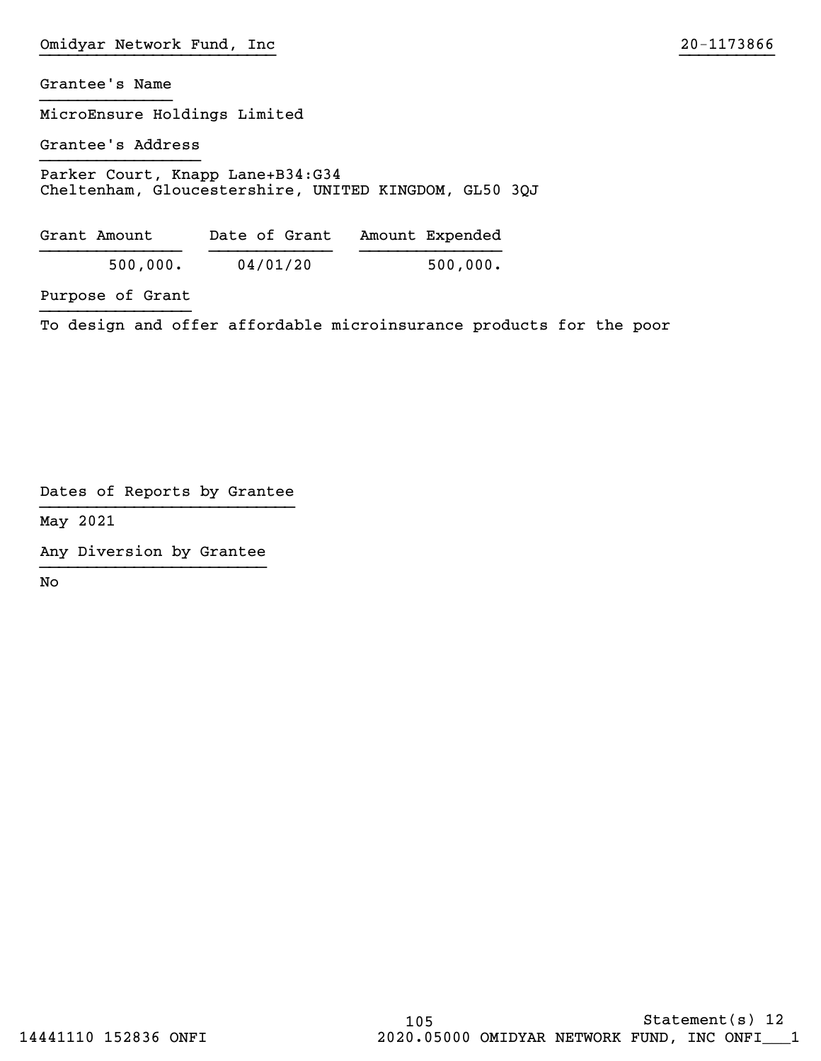Omidyar Network Fund, Inc 20-1173866

Grantee's Name

MicroEnsure Holdings Limited

Grantee's Address

Parker Court, Knapp Lane+B34:G34
Cheltenham, Gloucestershire, UNITED KINGDOM, GL50 3QJ

| Grant Amount | Date of Grant | Amount Expended |
|---|---|---|
| 500,000. | 04/01/20 | 500,000. |

Purpose of Grant

To design and offer affordable microinsurance products for the poor

Dates of Reports by Grantee

May 2021

Any Diversion by Grantee

No

Statement(s) 12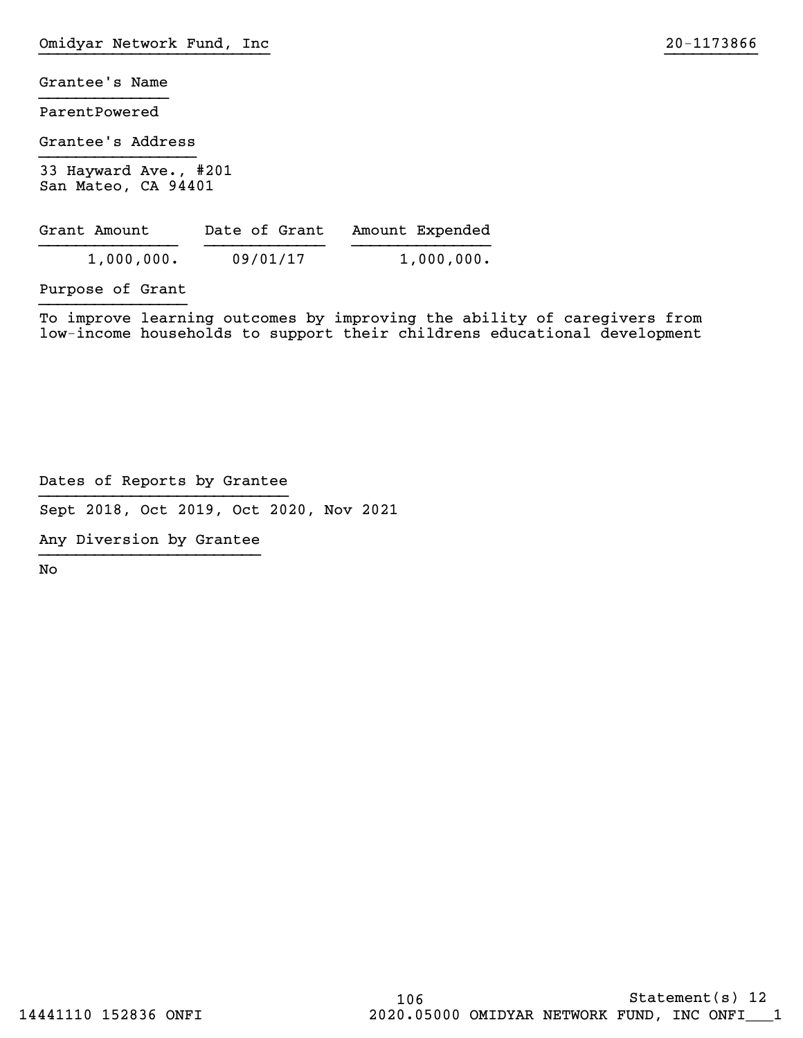Omidyar Network Fund, Inc 20-1173866

**Grantee's Name**

ParentPowered

**Grantee's Address**

33 Hayward Ave., #201
San Mateo, CA 94401

| Grant Amount | Date of Grant | Amount Expended |
|---|---|---|
| 1,000,000. | 09/01/17 | 1,000,000. |

**Purpose of Grant**

To improve learning outcomes by improving the ability of caregivers from low-income households to support their childrens educational development

**Dates of Reports by Grantee**

Sept 2018, Oct 2019, Oct 2020, Nov 2021

**Any Diversion by Grantee**

No

Statement(s) 12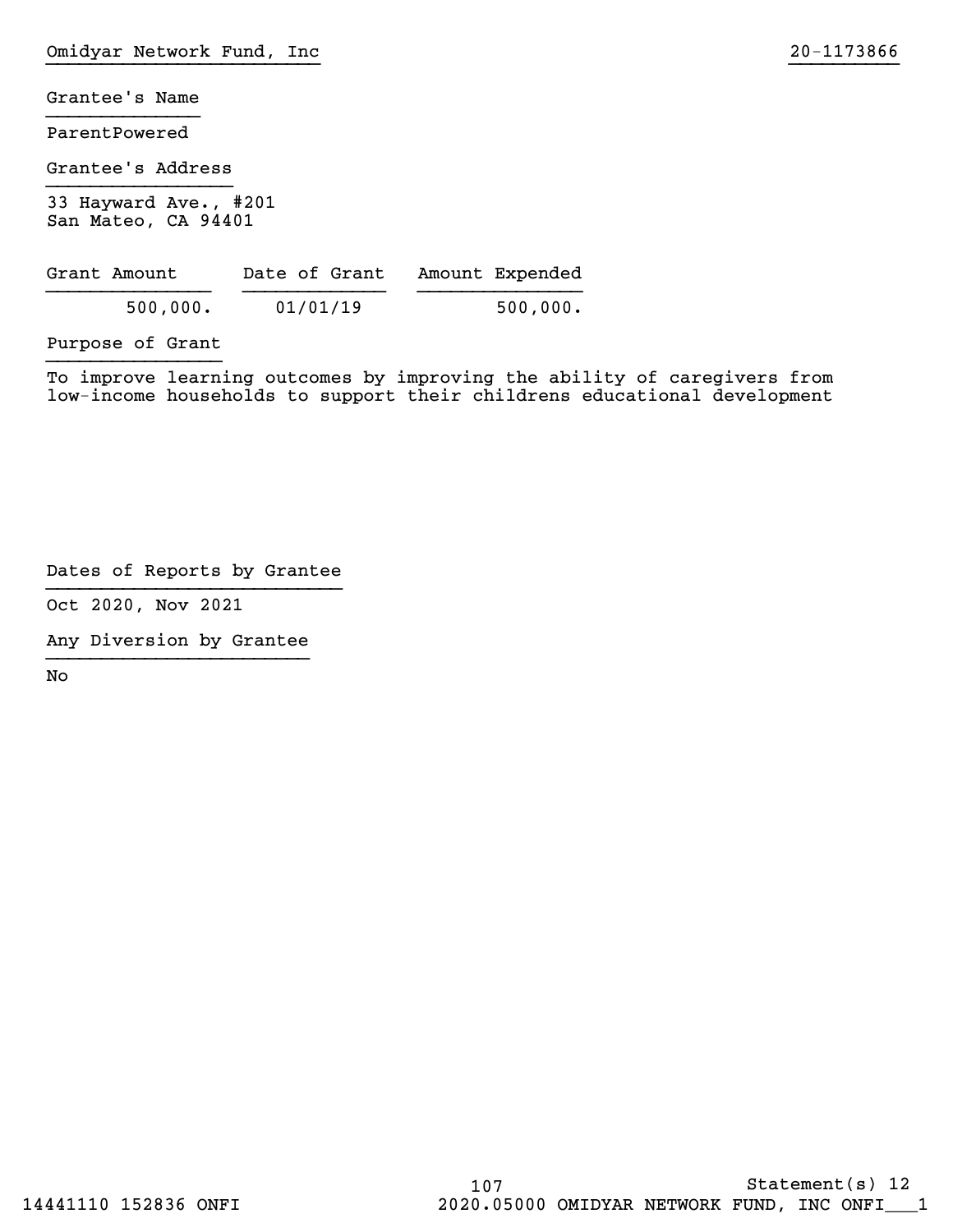Omidyar Network Fund, Inc 20-1173866

Grantee's Name

ParentPowered

Grantee's Address

33 Hayward Ave., #201
San Mateo, CA 94401

| Grant Amount | Date of Grant | Amount Expended |
| --- | --- | --- |
| 500,000. | 01/01/19 | 500,000. |

Purpose of Grant

To improve learning outcomes by improving the ability of caregivers from low-income households to support their childrens educational development

Dates of Reports by Grantee

Oct 2020, Nov 2021

Any Diversion by Grantee

No

Statement(s) 12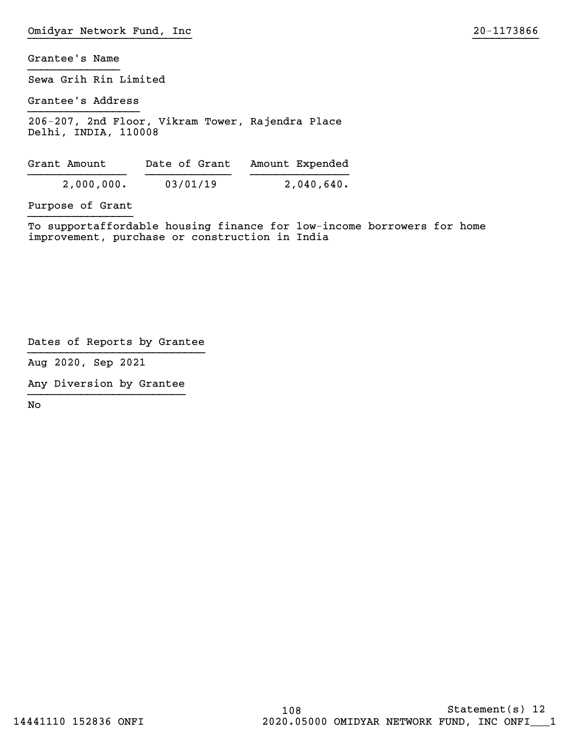Grantee's Name

Sewa Grih Rin Limited

Grantee's Address

206-207, 2nd Floor, Vikram Tower, Rajendra Place
Delhi, INDIA, 110008

| Grant Amount | Date of Grant | Amount Expended |
| --- | --- | --- |
| 2,000,000. | 03/01/19 | 2,040,640. |

Purpose of Grant

To supportaffordable housing finance for low-income borrowers for home improvement, purchase or construction in India

Dates of Reports by Grantee

Aug 2020, Sep 2021

Any Diversion by Grantee

No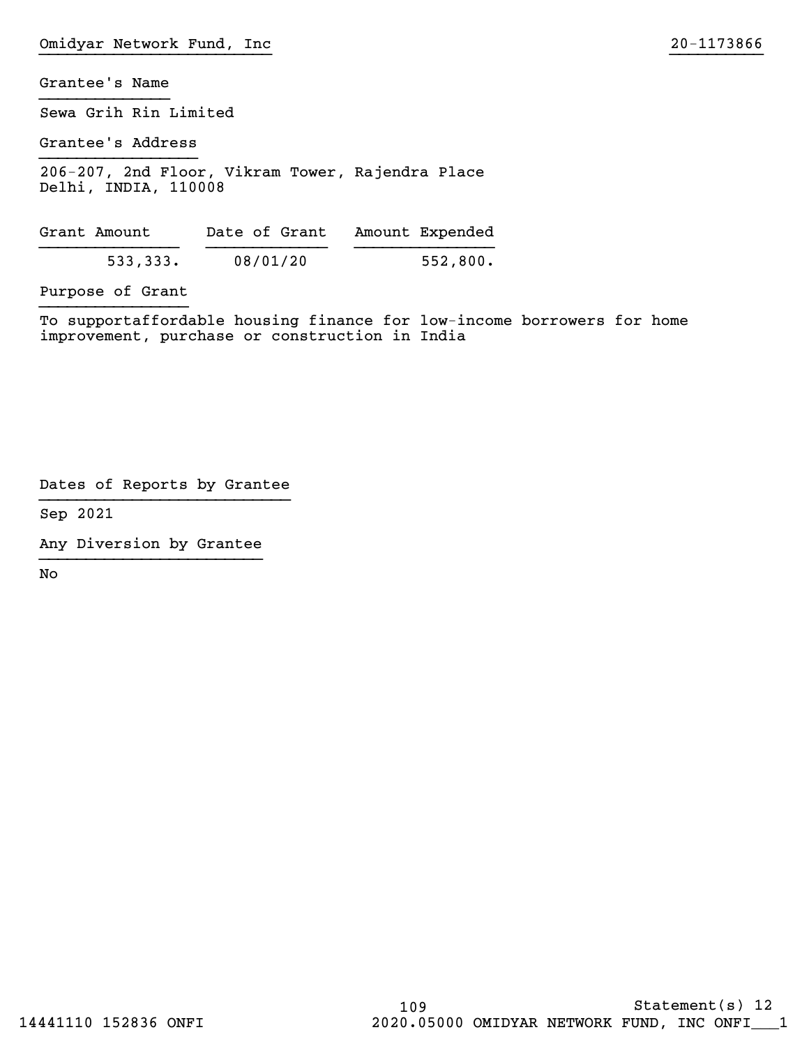Grantee's Name

Sewa Grih Rin Limited

Grantee's Address

206-207, 2nd Floor, Vikram Tower, Rajendra Place
Delhi, INDIA, 110008

| Grant Amount | Date of Grant | Amount Expended |
| --- | --- | --- |
| 533,333. | 08/01/20 | 552,800. |

Purpose of Grant

To supportaffordable housing finance for low-income borrowers for home improvement, purchase or construction in India

Dates of Reports by Grantee

Sep 2021

Any Diversion by Grantee

No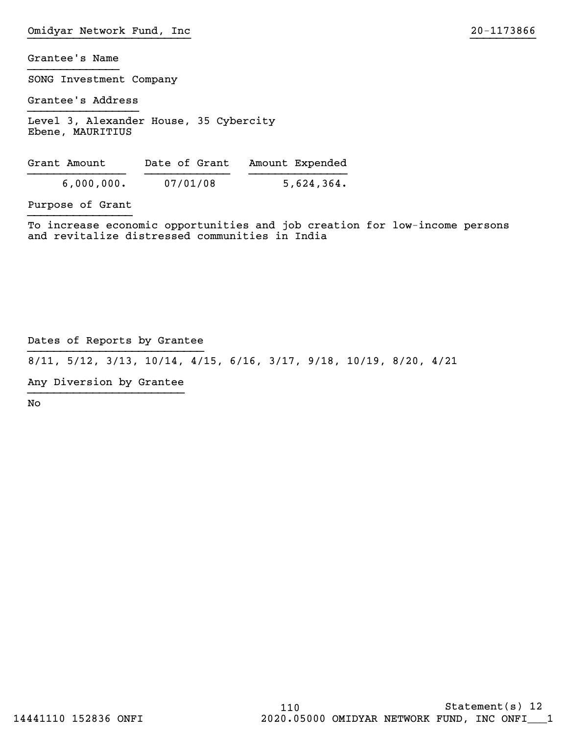Omidyar Network Fund, Inc 20-1173866

Grantee's Name

SONG Investment Company

Grantee's Address

Level 3, Alexander House, 35 Cybercity
Ebene, MAURITIUS

| Grant Amount | Date of Grant | Amount Expended |
|---|---|---|
| 6,000,000. | 07/01/08 | 5,624,364. |

Purpose of Grant

To increase economic opportunities and job creation for low-income persons and revitalize distressed communities in India

Dates of Reports by Grantee

8/11, 5/12, 3/13, 10/14, 4/15, 6/16, 3/17, 9/18, 10/19, 8/20, 4/21

Any Diversion by Grantee

No

Statement(s) 12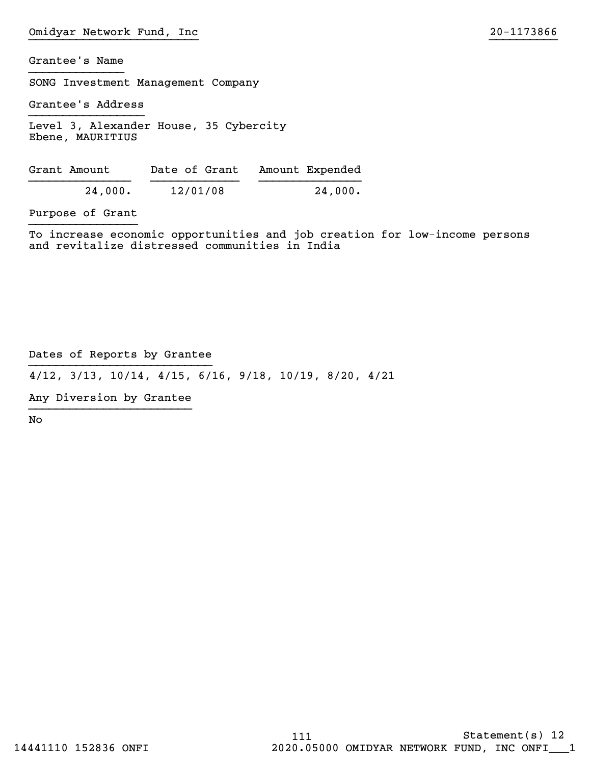Grantee's Name

SONG Investment Management Company

Grantee's Address

Level 3, Alexander House, 35 Cybercity
Ebene, MAURITIUS

| Grant Amount | Date of Grant | Amount Expended |
| --- | --- | --- |
| 24,000. | 12/01/08 | 24,000. |

Purpose of Grant

To increase economic opportunities and job creation for low-income persons and revitalize distressed communities in India

Dates of Reports by Grantee

4/12, 3/13, 10/14, 4/15, 6/16, 9/18, 10/19, 8/20, 4/21

Any Diversion by Grantee

No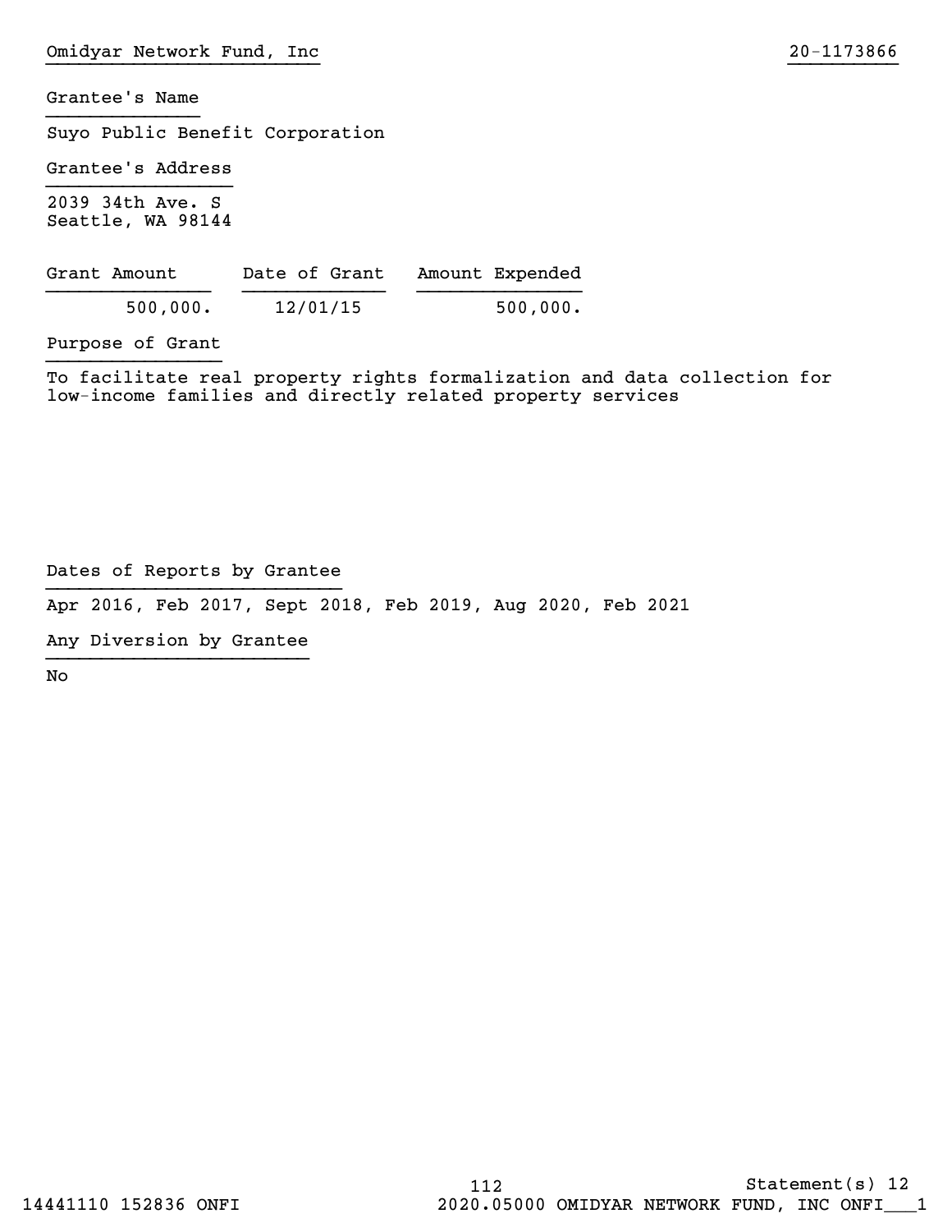Omidyar Network Fund, Inc 20-1173866

Grantee's Name

Suyo Public Benefit Corporation

Grantee's Address

2039 34th Ave. S
Seattle, WA 98144

| Grant Amount | Date of Grant | Amount Expended |
|---|---|---|
| 500,000. | 12/01/15 | 500,000. |

Purpose of Grant

To facilitate real property rights formalization and data collection for low-income families and directly related property services

Dates of Reports by Grantee

Apr 2016, Feb 2017, Sept 2018, Feb 2019, Aug 2020, Feb 2021

Any Diversion by Grantee

No

Statement(s) 12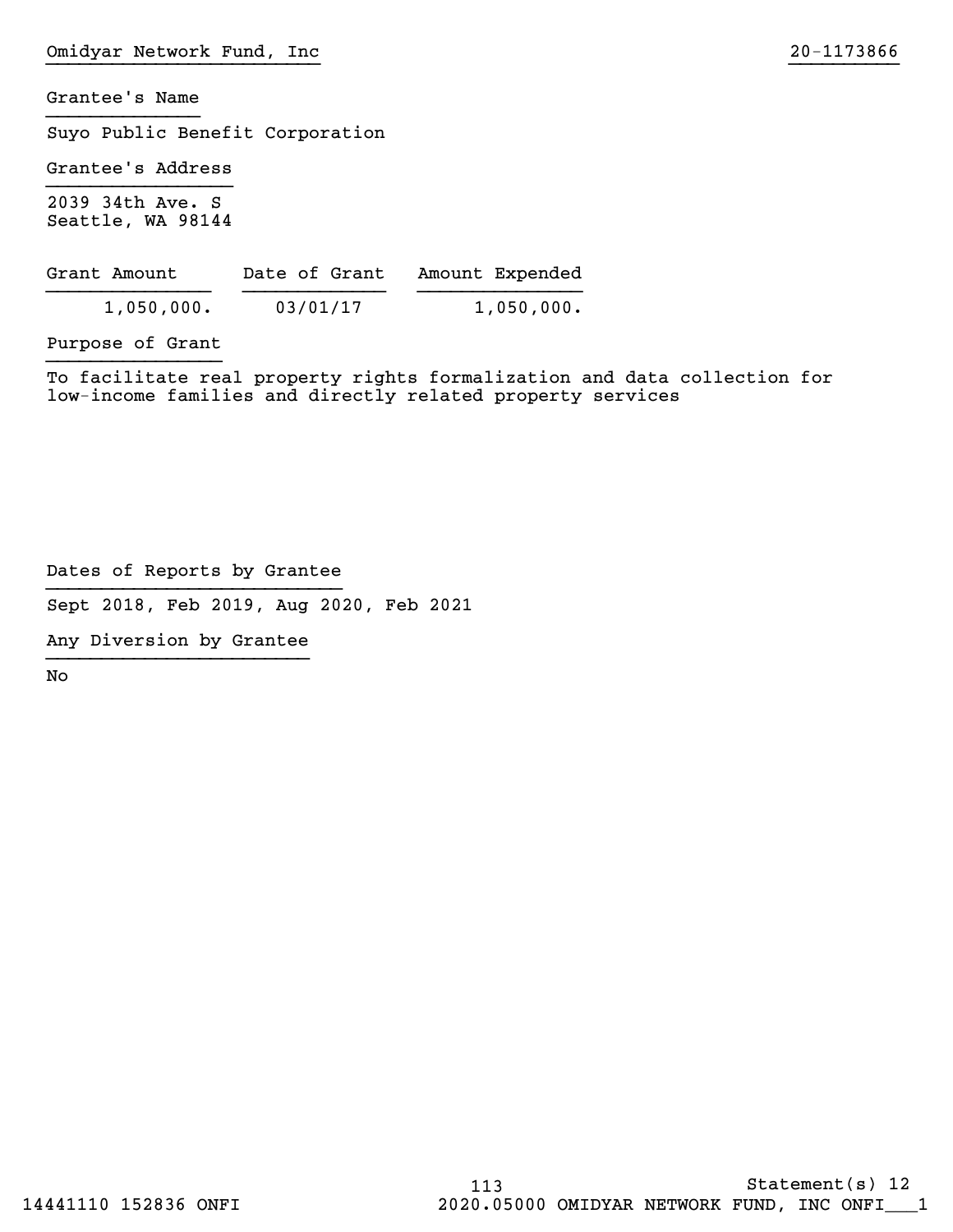Omidyar Network Fund, Inc 20-1173866

**Grantee's Name**

Suyo Public Benefit Corporation

**Grantee's Address**

2039 34th Ave. S
Seattle, WA 98144

| Grant Amount | Date of Grant | Amount Expended |
|---|---|---|
| 1,050,000. | 03/01/17 | 1,050,000. |

**Purpose of Grant**

To facilitate real property rights formalization and data collection for low-income families and directly related property services

**Dates of Reports by Grantee**

Sept 2018, Feb 2019, Aug 2020, Feb 2021

**Any Diversion by Grantee**

No

Statement(s) 12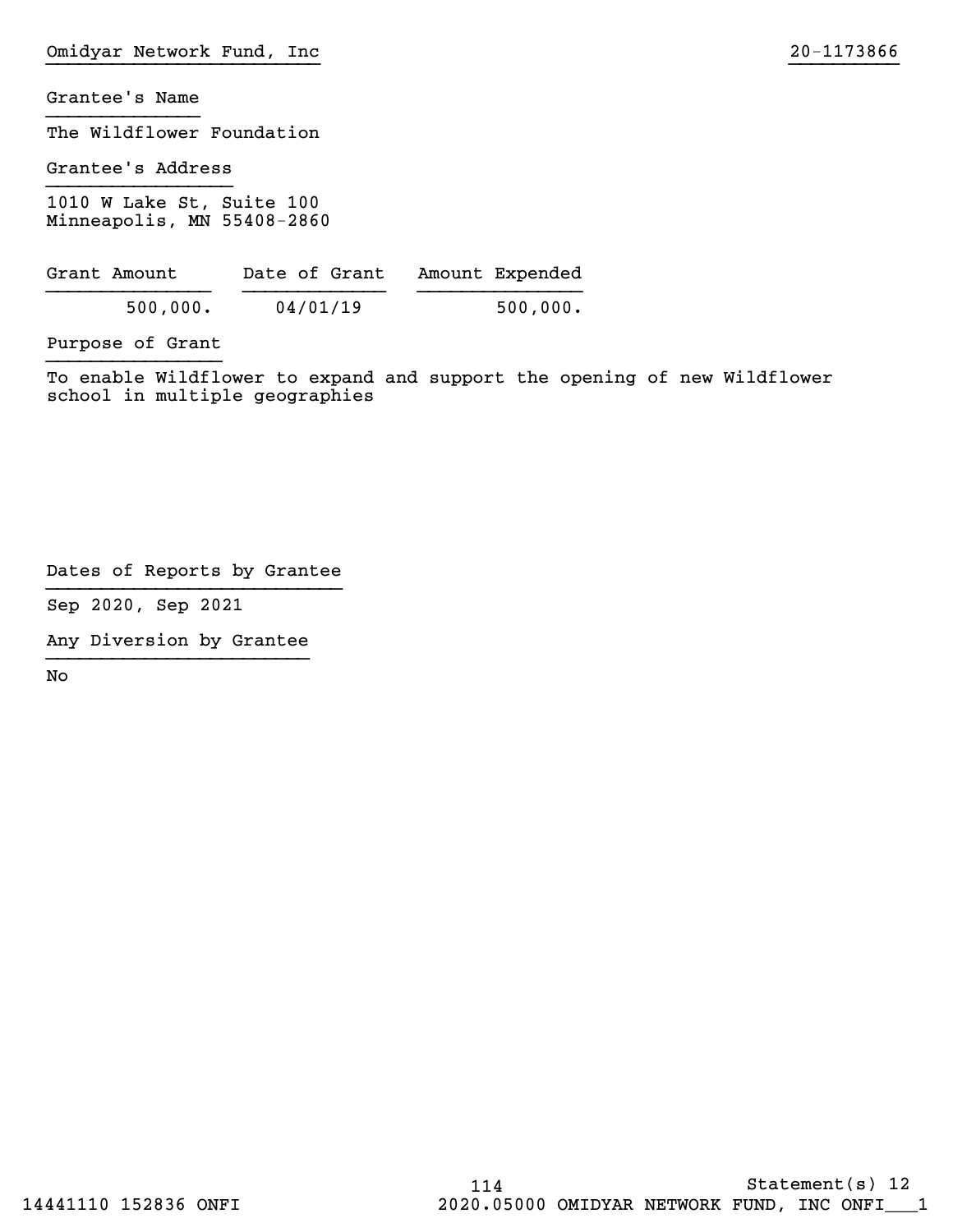Grantee's Name

The Wildflower Foundation

Grantee's Address

1010 W Lake St, Suite 100
Minneapolis, MN 55408-2860

| Grant Amount | Date of Grant | Amount Expended |
|---|---|---|
| 500,000. | 04/01/19 | 500,000. |

Purpose of Grant

To enable Wildflower to expand and support the opening of new Wildflower school in multiple geographies

Dates of Reports by Grantee

Sep 2020, Sep 2021

Any Diversion by Grantee

No

Statement(s) 12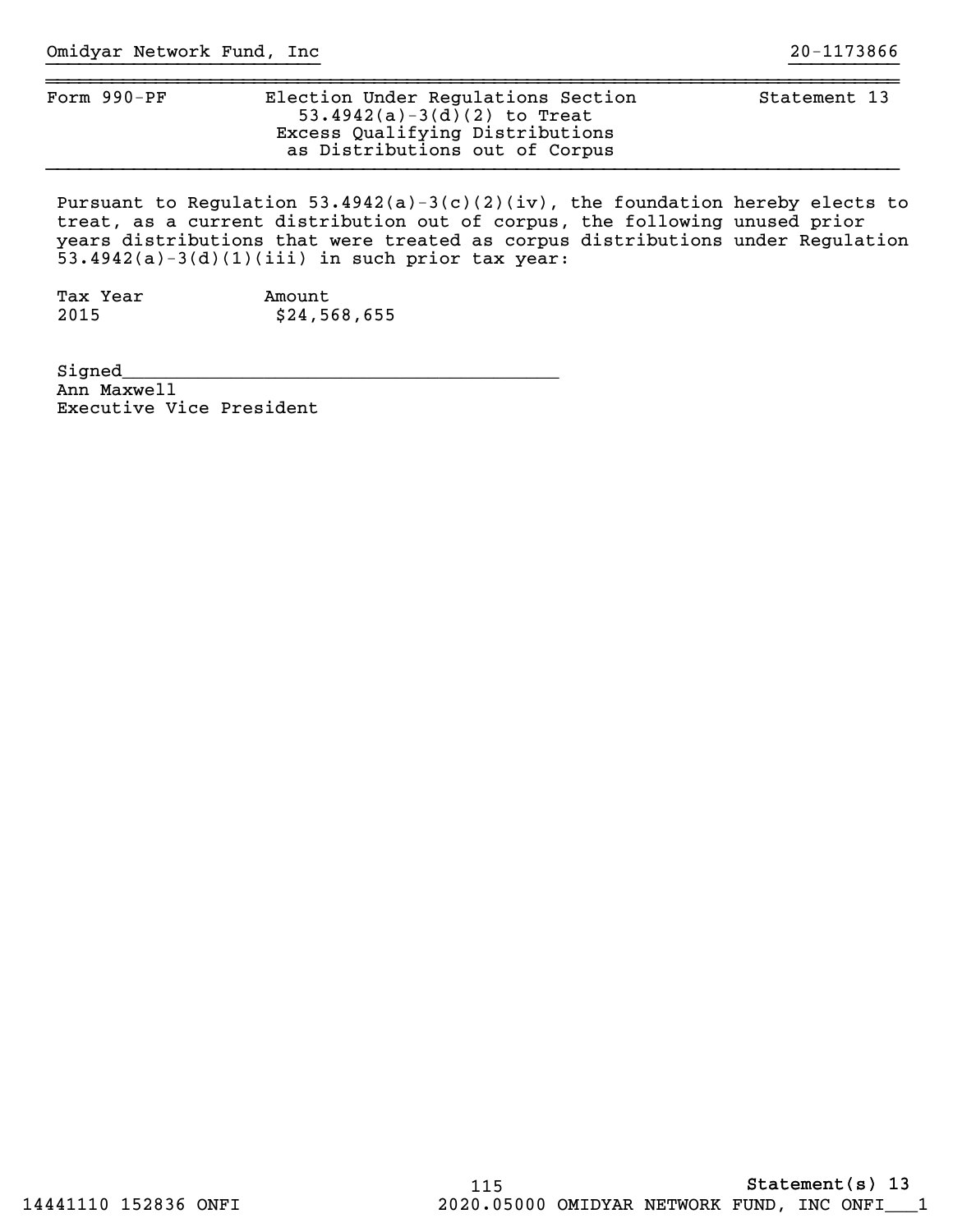Omidyar Network Fund, Inc 20-1173866

| Form 990-PF | Election Under Regulations Section 53.4942(a)-3(d)(2) to Treat Excess Qualifying Distributions as Distributions out of Corpus | Statement 13 |
|---|---|---|

Pursuant to Regulation 53.4942(a)-3(c)(2)(iv), the foundation hereby elects to treat, as a current distribution out of corpus, the following unused prior years distributions that were treated as corpus distributions under Regulation 53.4942(a)-3(d)(1)(iii) in such prior tax year:

| Tax Year | Amount |
|---|---|
| 2015 | $24,568,655 |

Signed_______________________________________

Ann Maxwell

Executive Vice President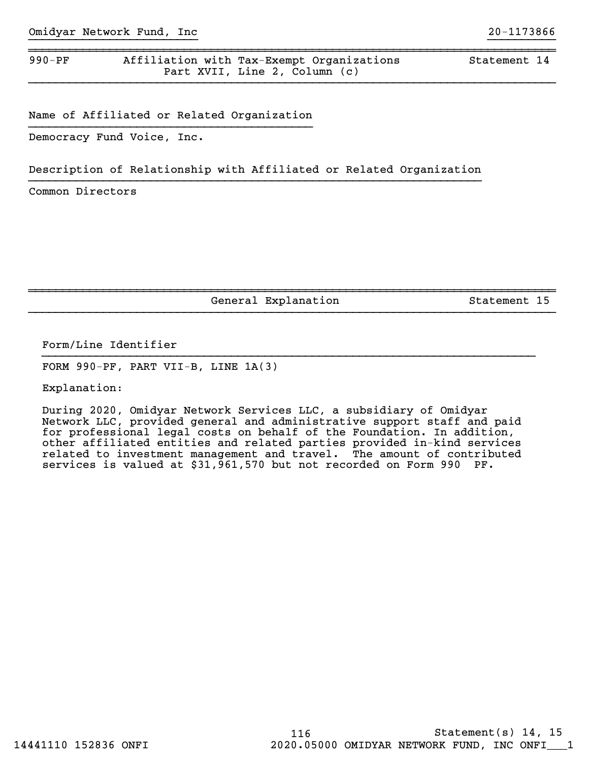990-PF | Affiliation with Tax-Exempt Organizations Part XVII, Line 2, Column (c) | Statement 14

**Name of Affiliated or Related Organization**

Democracy Fund Voice, Inc.

**Description of Relationship with Affiliated or Related Organization**

Common Directors

General Explanation | Statement 15

**Form/Line Identifier**

FORM 990-PF, PART VII-B, LINE 1A(3)

Explanation:

During 2020, Omidyar Network Services LLC, a subsidiary of Omidyar Network LLC, provided general and administrative support staff and paid for professional legal costs on behalf of the Foundation. In addition, other affiliated entities and related parties provided in-kind services related to investment management and travel. The amount of contributed services is valued at $31,961,570 but not recorded on Form 990 PF.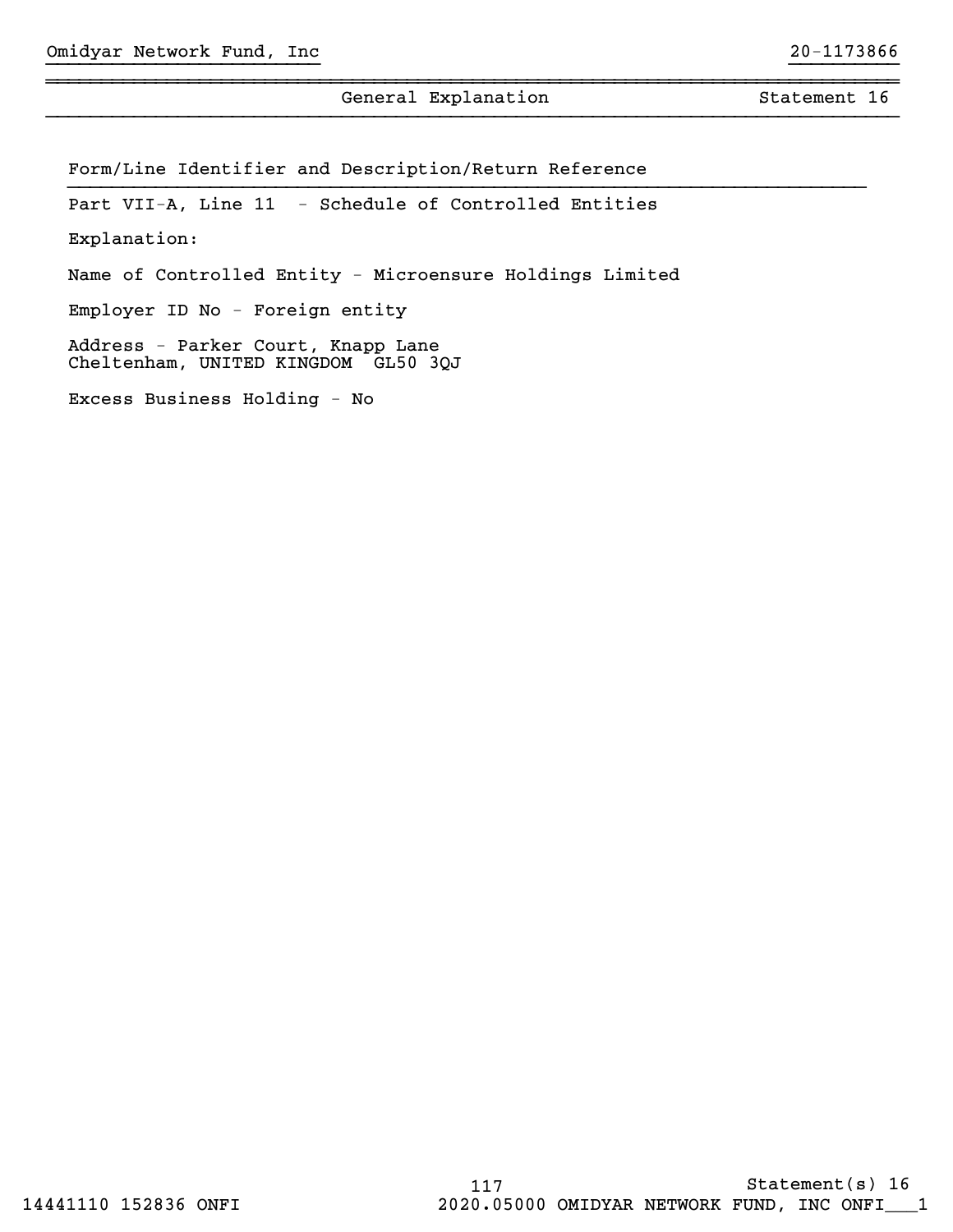## General Explanation — Statement 16

Form/Line Identifier and Description/Return Reference

Part VII-A, Line 11 - Schedule of Controlled Entities

Explanation:

Name of Controlled Entity - Microensure Holdings Limited

Employer ID No - Foreign entity

Address - Parker Court, Knapp Lane
Cheltenham, UNITED KINGDOM GL50 3QJ

Excess Business Holding - No